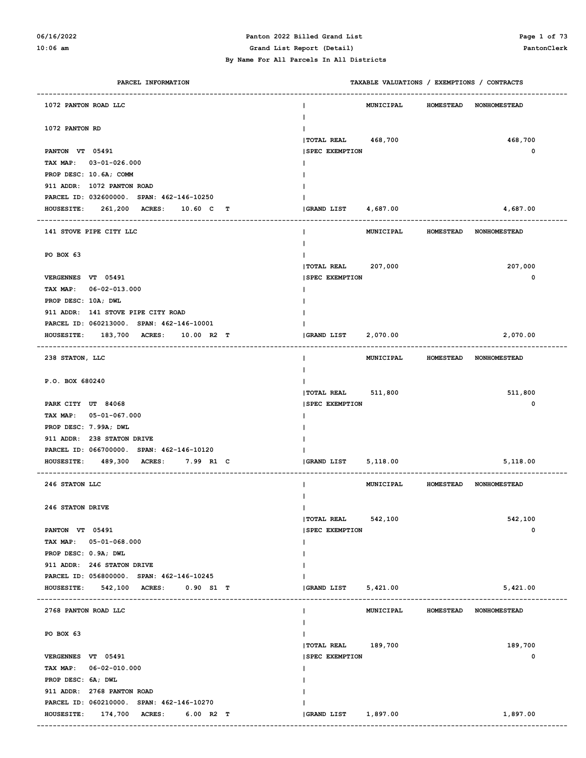Panton 2022 Billed Grand List

Grand List Report (Detail)

By Name For All Parcels In All Districts

| PARCEL INFORMATION | TAXABLE VALUATIONS / EXEMPTIONS / CONTRACTS | MUNICIPAL | HOMESTEAD | NONHOMESTEAD |
|---|---|---|---|---|
| **1072 PANTON ROAD LLC** | | | | |
| 1072 PANTON RD | | | | |
| PANTON VT 05491 | TOTAL REAL | 468,700 | | 468,700 |
| TAX MAP: 03-01-026.000 | SPEC EXEMPTION | | | 0 |
| PROP DESC: 10.6A; COMM | | | | |
| 911 ADDR: 1072 PANTON ROAD | | | | |
| PARCEL ID: 032600000. SPAN: 462-146-10250 | | | | |
| HOUSESITE: 261,200 ACRES: 10.60 C T | GRAND LIST | 4,687.00 | | 4,687.00 |
| **141 STOVE PIPE CITY LLC** | | | | |
| PO BOX 63 | | | | |
| VERGENNES VT 05491 | TOTAL REAL | 207,000 | | 207,000 |
| TAX MAP: 06-02-013.000 | SPEC EXEMPTION | | | 0 |
| PROP DESC: 10A; DWL | | | | |
| 911 ADDR: 141 STOVE PIPE CITY ROAD | | | | |
| PARCEL ID: 060213000. SPAN: 462-146-10001 | | | | |
| HOUSESITE: 183,700 ACRES: 10.00 R2 T | GRAND LIST | 2,070.00 | | 2,070.00 |
| **238 STATON, LLC** | | | | |
| P.O. BOX 680240 | | | | |
| PARK CITY UT 84068 | TOTAL REAL | 511,800 | | 511,800 |
| TAX MAP: 05-01-067.000 | SPEC EXEMPTION | | | 0 |
| PROP DESC: 7.99A; DWL | | | | |
| 911 ADDR: 238 STATON DRIVE | | | | |
| PARCEL ID: 066700000. SPAN: 462-146-10120 | | | | |
| HOUSESITE: 489,300 ACRES: 7.99 R1 C | GRAND LIST | 5,118.00 | | 5,118.00 |
| **246 STATON LLC** | | | | |
| 246 STATON DRIVE | | | | |
| PANTON VT 05491 | TOTAL REAL | 542,100 | | 542,100 |
| TAX MAP: 05-01-068.000 | SPEC EXEMPTION | | | 0 |
| PROP DESC: 0.9A; DWL | | | | |
| 911 ADDR: 246 STATON DRIVE | | | | |
| PARCEL ID: 056800000. SPAN: 462-146-10245 | | | | |
| HOUSESITE: 542,100 ACRES: 0.90 S1 T | GRAND LIST | 5,421.00 | | 5,421.00 |
| **2768 PANTON ROAD LLC** | | | | |
| PO BOX 63 | | | | |
| VERGENNES VT 05491 | TOTAL REAL | 189,700 | | 189,700 |
| TAX MAP: 06-02-010.000 | SPEC EXEMPTION | | | 0 |
| PROP DESC: 6A; DWL | | | | |
| 911 ADDR: 2768 PANTON ROAD | | | | |
| PARCEL ID: 060210000. SPAN: 462-146-10270 | | | | |
| HOUSESITE: 174,700 ACRES: 6.00 R2 T | GRAND LIST | 1,897.00 | | 1,897.00 |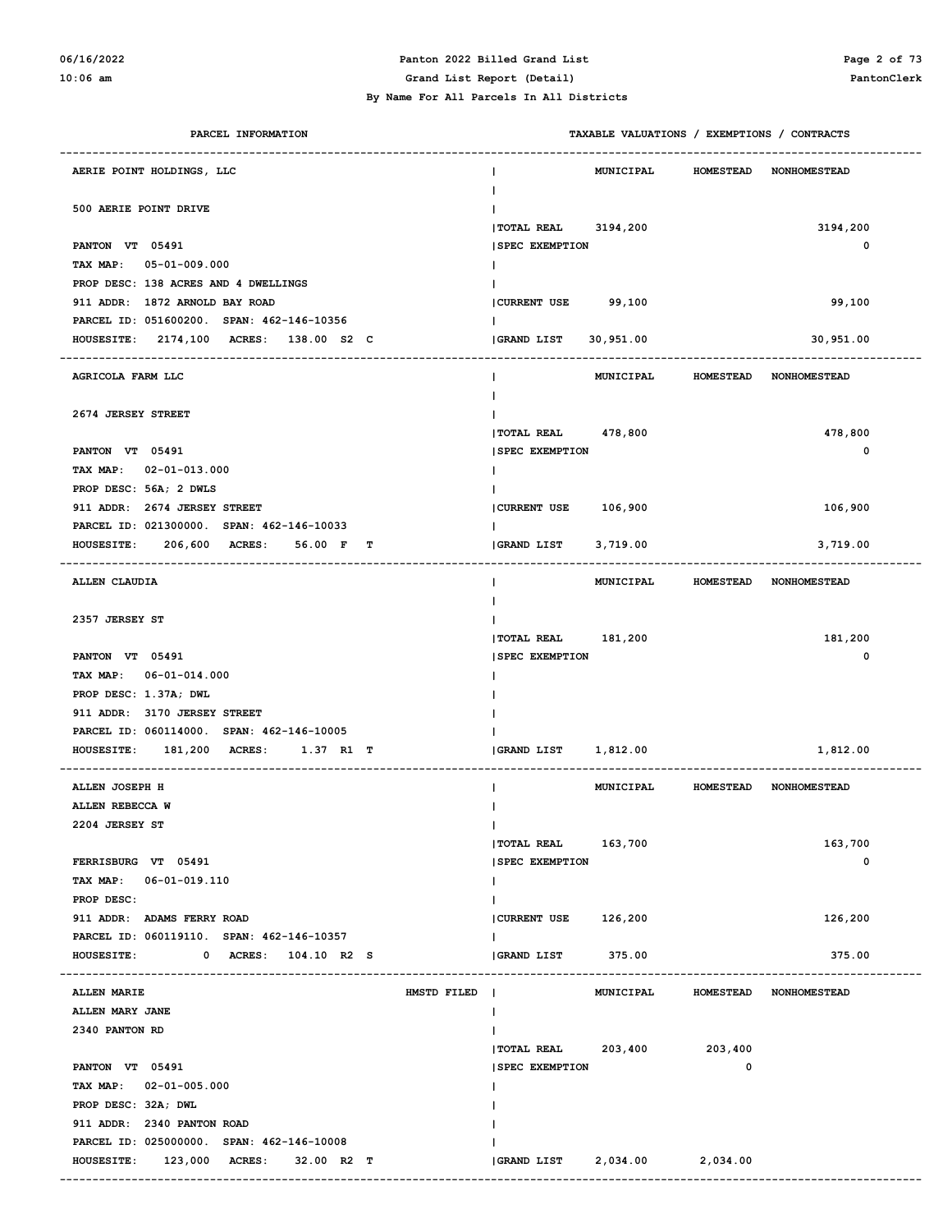**Panton 2022 Billed Grand List**

**Grand List Report (Detail)**

**By Name For All Parcels In All Districts**

| PARCEL INFORMATION | | TAXABLE VALUATIONS / EXEMPTIONS / CONTRACTS | MUNICIPAL | HOMESTEAD | NONHOMESTEAD |
|---|---|---|---|---|---|
| AERIE POINT HOLDINGS, LLC | | | | | |
| 500 AERIE POINT DRIVE | | | | | |
| | | TOTAL REAL | 3194,200 | | 3194,200 |
| PANTON VT 05491 | | SPEC EXEMPTION | | | 0 |
| TAX MAP: 05-01-009.000 | | | | | |
| PROP DESC: 138 ACRES AND 4 DWELLINGS | | | | | |
| 911 ADDR: 1872 ARNOLD BAY ROAD | | CURRENT USE | 99,100 | | 99,100 |
| PARCEL ID: 051600200. SPAN: 462-146-10356 | | | | | |
| HOUSESITE: 2174,100 ACRES: 138.00 S2 C | | GRAND LIST | 30,951.00 | | 30,951.00 |
| AGRICOLA FARM LLC | | | | | |
| 2674 JERSEY STREET | | | | | |
| | | TOTAL REAL | 478,800 | | 478,800 |
| PANTON VT 05491 | | SPEC EXEMPTION | | | 0 |
| TAX MAP: 02-01-013.000 | | | | | |
| PROP DESC: 56A; 2 DWLS | | | | | |
| 911 ADDR: 2674 JERSEY STREET | | CURRENT USE | 106,900 | | 106,900 |
| PARCEL ID: 021300000. SPAN: 462-146-10033 | | | | | |
| HOUSESITE: 206,600 ACRES: 56.00 F T | | GRAND LIST | 3,719.00 | | 3,719.00 |
| ALLEN CLAUDIA | | | | | |
| 2357 JERSEY ST | | | | | |
| | | TOTAL REAL | 181,200 | | 181,200 |
| PANTON VT 05491 | | SPEC EXEMPTION | | | 0 |
| TAX MAP: 06-01-014.000 | | | | | |
| PROP DESC: 1.37A; DWL | | | | | |
| 911 ADDR: 3170 JERSEY STREET | | | | | |
| PARCEL ID: 060114000. SPAN: 462-146-10005 | | | | | |
| HOUSESITE: 181,200 ACRES: 1.37 R1 T | | GRAND LIST | 1,812.00 | | 1,812.00 |
| ALLEN JOSEPH H | | | | | |
| ALLEN REBECCA W | | | | | |
| 2204 JERSEY ST | | | | | |
| | | TOTAL REAL | 163,700 | | 163,700 |
| FERRISBURG VT 05491 | | SPEC EXEMPTION | | | 0 |
| TAX MAP: 06-01-019.110 | | | | | |
| PROP DESC: | | | | | |
| 911 ADDR: ADAMS FERRY ROAD | | CURRENT USE | 126,200 | | 126,200 |
| PARCEL ID: 060119110. SPAN: 462-146-10357 | | | | | |
| HOUSESITE: 0 ACRES: 104.10 R2 S | | GRAND LIST | 375.00 | | 375.00 |
| ALLEN MARIE | HMSTD FILED | | | | |
| ALLEN MARY JANE | | | | | |
| 2340 PANTON RD | | | | | |
| | | TOTAL REAL | 203,400 | 203,400 | |
| PANTON VT 05491 | | SPEC EXEMPTION | | 0 | |
| TAX MAP: 02-01-005.000 | | | | | |
| PROP DESC: 32A; DWL | | | | | |
| 911 ADDR: 2340 PANTON ROAD | | | | | |
| PARCEL ID: 025000000. SPAN: 462-146-10008 | | | | | |
| HOUSESITE: 123,000 ACRES: 32.00 R2 T | | GRAND LIST | 2,034.00 | 2,034.00 | |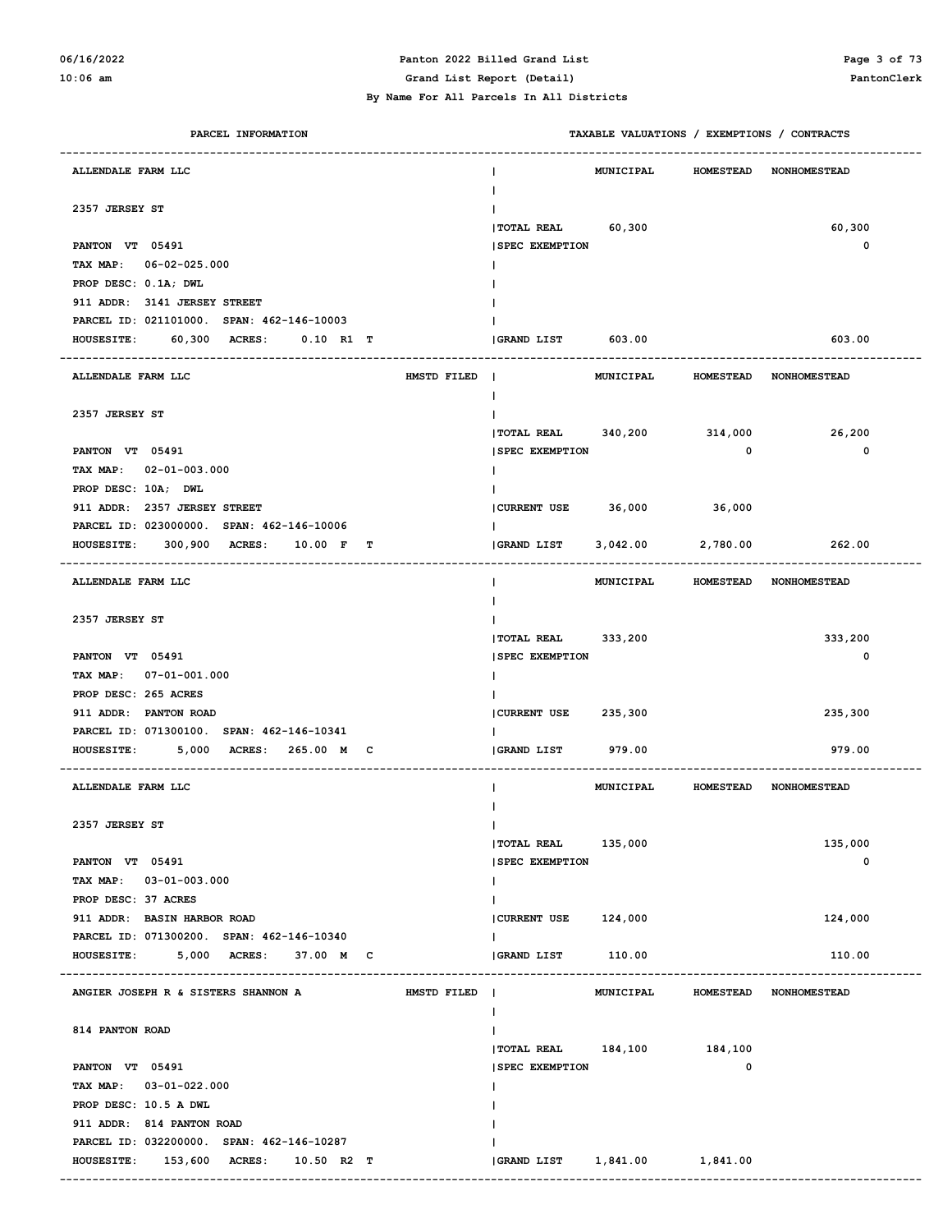**Panton 2022 Billed Grand List**

**Grand List Report (Detail)**

**By Name For All Parcels In All Districts**

| PARCEL INFORMATION | TAXABLE VALUATIONS / EXEMPTIONS / CONTRACTS | MUNICIPAL | HOMESTEAD | NONHOMESTEAD |
|---|---|---|---|---|
| ALLENDALE FARM LLC | | | | |
| 2357 JERSEY ST | | | | |
| | TOTAL REAL | 60,300 | | 60,300 |
| PANTON VT 05491 | SPEC EXEMPTION | | | 0 |
| TAX MAP: 06-02-025.000 | | | | |
| PROP DESC: 0.1A; DWL | | | | |
| 911 ADDR: 3141 JERSEY STREET | | | | |
| PARCEL ID: 021101000. SPAN: 462-146-10003 | | | | |
| HOUSESITE: 60,300 ACRES: 0.10 R1 T | GRAND LIST | 603.00 | | 603.00 |
| ALLENDALE FARM LLC — HMSTD FILED | | | | |
| 2357 JERSEY ST | | | | |
| | TOTAL REAL | 340,200 | 314,000 | 26,200 |
| PANTON VT 05491 | SPEC EXEMPTION | | 0 | 0 |
| TAX MAP: 02-01-003.000 | | | | |
| PROP DESC: 10A; DWL | | | | |
| 911 ADDR: 2357 JERSEY STREET | CURRENT USE | 36,000 | 36,000 | |
| PARCEL ID: 023000000. SPAN: 462-146-10006 | | | | |
| HOUSESITE: 300,900 ACRES: 10.00 F T | GRAND LIST | 3,042.00 | 2,780.00 | 262.00 |
| ALLENDALE FARM LLC | | | | |
| 2357 JERSEY ST | | | | |
| | TOTAL REAL | 333,200 | | 333,200 |
| PANTON VT 05491 | SPEC EXEMPTION | | | 0 |
| TAX MAP: 07-01-001.000 | | | | |
| PROP DESC: 265 ACRES | | | | |
| 911 ADDR: PANTON ROAD | CURRENT USE | 235,300 | | 235,300 |
| PARCEL ID: 071300100. SPAN: 462-146-10341 | | | | |
| HOUSESITE: 5,000 ACRES: 265.00 M C | GRAND LIST | 979.00 | | 979.00 |
| ALLENDALE FARM LLC | | | | |
| 2357 JERSEY ST | | | | |
| | TOTAL REAL | 135,000 | | 135,000 |
| PANTON VT 05491 | SPEC EXEMPTION | | | 0 |
| TAX MAP: 03-01-003.000 | | | | |
| PROP DESC: 37 ACRES | | | | |
| 911 ADDR: BASIN HARBOR ROAD | CURRENT USE | 124,000 | | 124,000 |
| PARCEL ID: 071300200. SPAN: 462-146-10340 | | | | |
| HOUSESITE: 5,000 ACRES: 37.00 M C | GRAND LIST | 110.00 | | 110.00 |
| ANGIER JOSEPH R & SISTERS SHANNON A — HMSTD FILED | | | | |
| 814 PANTON ROAD | | | | |
| | TOTAL REAL | 184,100 | 184,100 | |
| PANTON VT 05491 | SPEC EXEMPTION | | 0 | |
| TAX MAP: 03-01-022.000 | | | | |
| PROP DESC: 10.5 A DWL | | | | |
| 911 ADDR: 814 PANTON ROAD | | | | |
| PARCEL ID: 032200000. SPAN: 462-146-10287 | | | | |
| HOUSESITE: 153,600 ACRES: 10.50 R2 T | GRAND LIST | 1,841.00 | 1,841.00 | |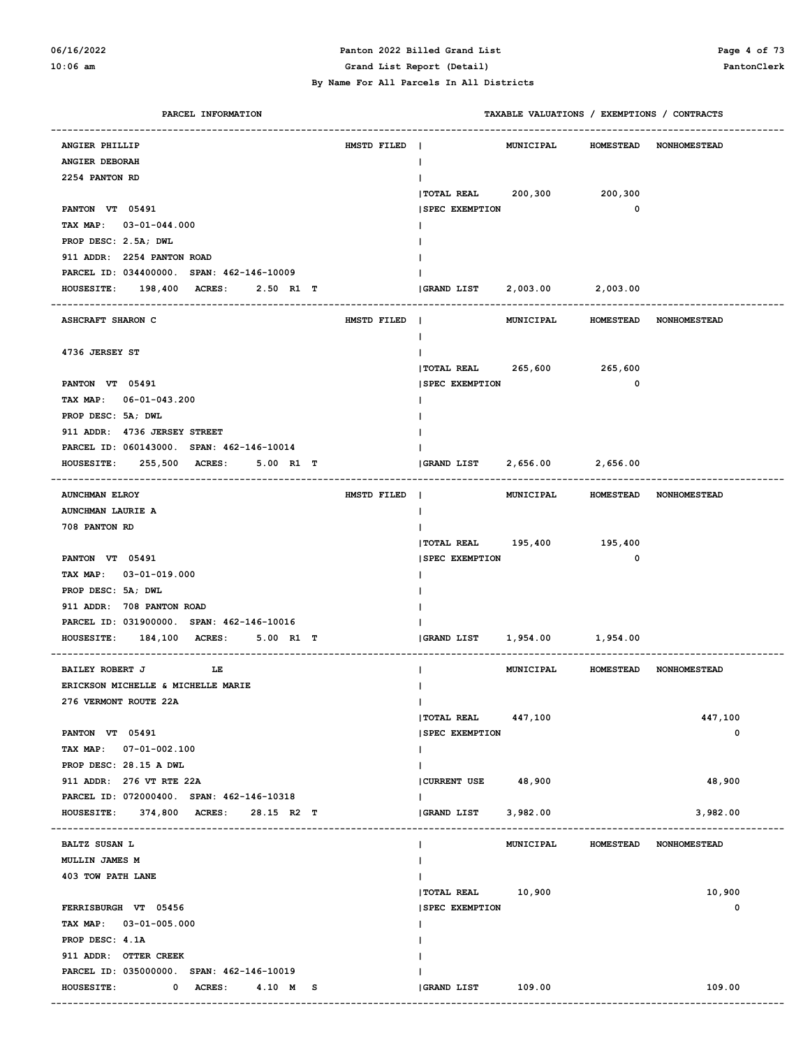Panton 2022 Billed Grand List

Grand List Report (Detail)

By Name For All Parcels In All Districts

| PARCEL INFORMATION | | TAXABLE VALUATIONS / EXEMPTIONS / CONTRACTS | MUNICIPAL | HOMESTEAD | NONHOMESTEAD |
|---|---|---|---|---|---|
| ANGIER PHILLIP | HMSTD FILED | | MUNICIPAL | HOMESTEAD | NONHOMESTEAD |
| ANGIER DEBORAH | | | | | |
| 2254 PANTON RD | | | | | |
| | | TOTAL REAL | 200,300 | 200,300 | |
| PANTON VT 05491 | | SPEC EXEMPTION | | 0 | |
| TAX MAP: 03-01-044.000 | | | | | |
| PROP DESC: 2.5A; DWL | | | | | |
| 911 ADDR: 2254 PANTON ROAD | | | | | |
| PARCEL ID: 034400000. SPAN: 462-146-10009 | | | | | |
| HOUSESITE: 198,400 ACRES: 2.50 R1 T | | GRAND LIST | 2,003.00 | 2,003.00 | |
| ASHCRAFT SHARON C | HMSTD FILED | | MUNICIPAL | HOMESTEAD | NONHOMESTEAD |
| 4736 JERSEY ST | | | | | |
| | | TOTAL REAL | 265,600 | 265,600 | |
| PANTON VT 05491 | | SPEC EXEMPTION | | 0 | |
| TAX MAP: 06-01-043.200 | | | | | |
| PROP DESC: 5A; DWL | | | | | |
| 911 ADDR: 4736 JERSEY STREET | | | | | |
| PARCEL ID: 060143000. SPAN: 462-146-10014 | | | | | |
| HOUSESITE: 255,500 ACRES: 5.00 R1 T | | GRAND LIST | 2,656.00 | 2,656.00 | |
| AUNCHMAN ELROY | HMSTD FILED | | MUNICIPAL | HOMESTEAD | NONHOMESTEAD |
| AUNCHMAN LAURIE A | | | | | |
| 708 PANTON RD | | | | | |
| | | TOTAL REAL | 195,400 | 195,400 | |
| PANTON VT 05491 | | SPEC EXEMPTION | | 0 | |
| TAX MAP: 03-01-019.000 | | | | | |
| PROP DESC: 5A; DWL | | | | | |
| 911 ADDR: 708 PANTON ROAD | | | | | |
| PARCEL ID: 031900000. SPAN: 462-146-10016 | | | | | |
| HOUSESITE: 184,100 ACRES: 5.00 R1 T | | GRAND LIST | 1,954.00 | 1,954.00 | |
| BAILEY ROBERT J LE | | | MUNICIPAL | HOMESTEAD | NONHOMESTEAD |
| ERICKSON MICHELLE & MICHELLE MARIE | | | | | |
| 276 VERMONT ROUTE 22A | | | | | |
| | | TOTAL REAL | 447,100 | | 447,100 |
| PANTON VT 05491 | | SPEC EXEMPTION | | | 0 |
| TAX MAP: 07-01-002.100 | | | | | |
| PROP DESC: 28.15 A DWL | | | | | |
| 911 ADDR: 276 VT RTE 22A | | CURRENT USE | 48,900 | | 48,900 |
| PARCEL ID: 072000400. SPAN: 462-146-10318 | | | | | |
| HOUSESITE: 374,800 ACRES: 28.15 R2 T | | GRAND LIST | 3,982.00 | | 3,982.00 |
| BALTZ SUSAN L | | | MUNICIPAL | HOMESTEAD | NONHOMESTEAD |
| MULLIN JAMES M | | | | | |
| 403 TOW PATH LANE | | | | | |
| | | TOTAL REAL | 10,900 | | 10,900 |
| FERRISBURGH VT 05456 | | SPEC EXEMPTION | | | 0 |
| TAX MAP: 03-01-005.000 | | | | | |
| PROP DESC: 4.1A | | | | | |
| 911 ADDR: OTTER CREEK | | | | | |
| PARCEL ID: 035000000. SPAN: 462-146-10019 | | | | | |
| HOUSESITE: 0 ACRES: 4.10 M S | | GRAND LIST | 109.00 | | 109.00 |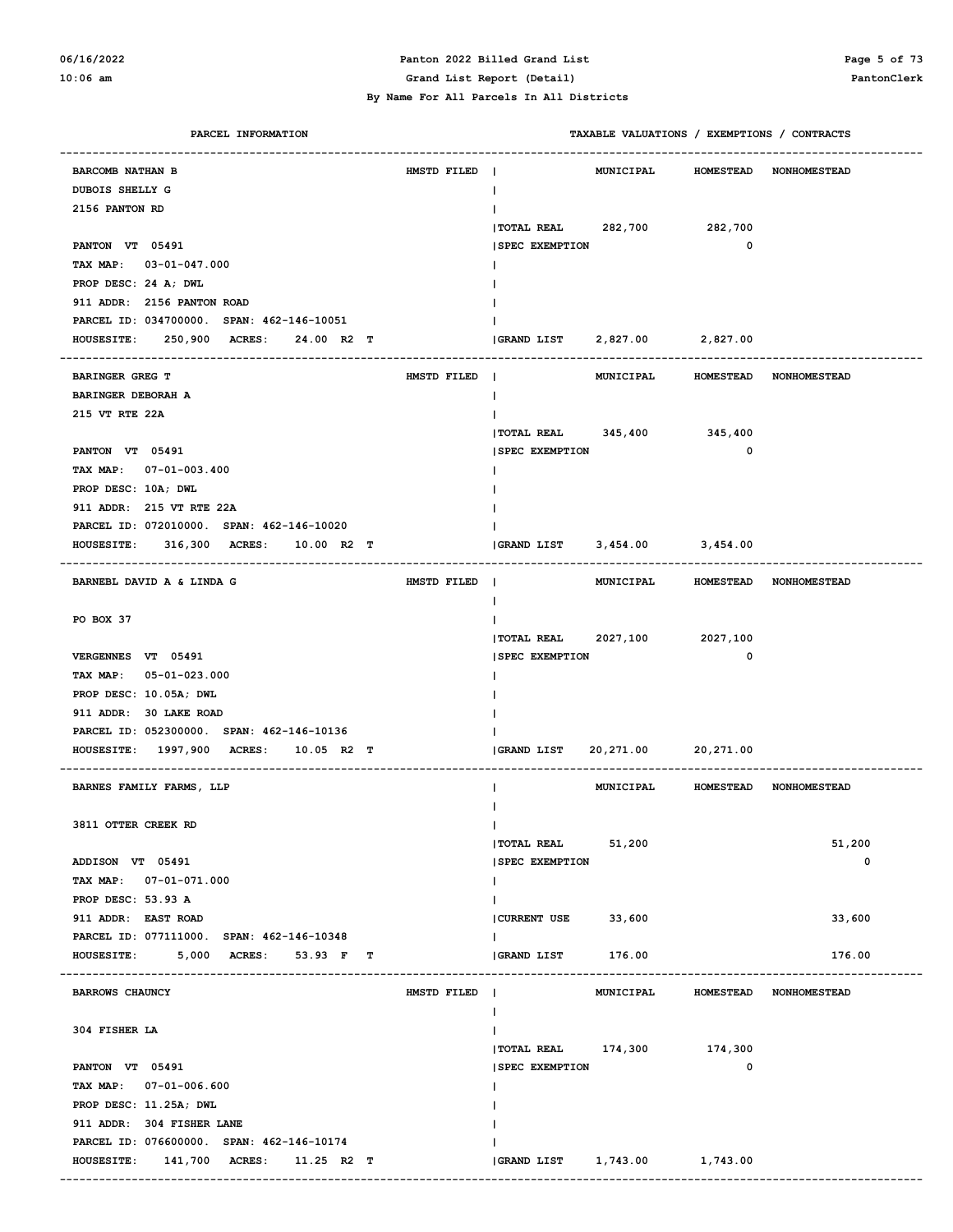**PARCEL INFORMATION** | **TAXABLE VALUATIONS / EXEMPTIONS / CONTRACTS**

---

| PARCEL INFORMATION | | | MUNICIPAL | HOMESTEAD | NONHOMESTEAD |
|---|---|---|---|---|---|
| BARCOMB NATHAN B | HMSTD FILED | | MUNICIPAL | HOMESTEAD | NONHOMESTEAD |
| DUBOIS SHELLY G | | | | | |
| 2156 PANTON RD | | | | | |
| | | TOTAL REAL | 282,700 | 282,700 | |
| PANTON VT 05491 | | SPEC EXEMPTION | | 0 | |
| TAX MAP: 03-01-047.000 | | | | | |
| PROP DESC: 24 A; DWL | | | | | |
| 911 ADDR: 2156 PANTON ROAD | | | | | |
| PARCEL ID: 034700000. SPAN: 462-146-10051 | | | | | |
| HOUSESITE: 250,900 ACRES: 24.00 R2 T | | GRAND LIST | 2,827.00 | 2,827.00 | |

| PARCEL INFORMATION | | | MUNICIPAL | HOMESTEAD | NONHOMESTEAD |
|---|---|---|---|---|---|
| BARINGER GREG T | HMSTD FILED | | MUNICIPAL | HOMESTEAD | NONHOMESTEAD |
| BARINGER DEBORAH A | | | | | |
| 215 VT RTE 22A | | | | | |
| | | TOTAL REAL | 345,400 | 345,400 | |
| PANTON VT 05491 | | SPEC EXEMPTION | | 0 | |
| TAX MAP: 07-01-003.400 | | | | | |
| PROP DESC: 10A; DWL | | | | | |
| 911 ADDR: 215 VT RTE 22A | | | | | |
| PARCEL ID: 072010000. SPAN: 462-146-10020 | | | | | |
| HOUSESITE: 316,300 ACRES: 10.00 R2 T | | GRAND LIST | 3,454.00 | 3,454.00 | |

| PARCEL INFORMATION | | | MUNICIPAL | HOMESTEAD | NONHOMESTEAD |
|---|---|---|---|---|---|
| BARNEBL DAVID A & LINDA G | HMSTD FILED | | MUNICIPAL | HOMESTEAD | NONHOMESTEAD |
| PO BOX 37 | | | | | |
| | | TOTAL REAL | 2027,100 | 2027,100 | |
| VERGENNES VT 05491 | | SPEC EXEMPTION | | 0 | |
| TAX MAP: 05-01-023.000 | | | | | |
| PROP DESC: 10.05A; DWL | | | | | |
| 911 ADDR: 30 LAKE ROAD | | | | | |
| PARCEL ID: 052300000. SPAN: 462-146-10136 | | | | | |
| HOUSESITE: 1997,900 ACRES: 10.05 R2 T | | GRAND LIST | 20,271.00 | 20,271.00 | |

| PARCEL INFORMATION | | | MUNICIPAL | HOMESTEAD | NONHOMESTEAD |
|---|---|---|---|---|---|
| BARNES FAMILY FARMS, LLP | | | MUNICIPAL | HOMESTEAD | NONHOMESTEAD |
| 3811 OTTER CREEK RD | | | | | |
| | | TOTAL REAL | 51,200 | | 51,200 |
| ADDISON VT 05491 | | SPEC EXEMPTION | | | 0 |
| TAX MAP: 07-01-071.000 | | | | | |
| PROP DESC: 53.93 A | | | | | |
| 911 ADDR: EAST ROAD | | CURRENT USE | 33,600 | | 33,600 |
| PARCEL ID: 077111000. SPAN: 462-146-10348 | | | | | |
| HOUSESITE: 5,000 ACRES: 53.93 F T | | GRAND LIST | 176.00 | | 176.00 |

| PARCEL INFORMATION | | | MUNICIPAL | HOMESTEAD | NONHOMESTEAD |
|---|---|---|---|---|---|
| BARROWS CHAUNCY | HMSTD FILED | | MUNICIPAL | HOMESTEAD | NONHOMESTEAD |
| 304 FISHER LA | | | | | |
| | | TOTAL REAL | 174,300 | 174,300 | |
| PANTON VT 05491 | | SPEC EXEMPTION | | 0 | |
| TAX MAP: 07-01-006.600 | | | | | |
| PROP DESC: 11.25A; DWL | | | | | |
| 911 ADDR: 304 FISHER LANE | | | | | |
| PARCEL ID: 076600000. SPAN: 462-146-10174 | | | | | |
| HOUSESITE: 141,700 ACRES: 11.25 R2 T | | GRAND LIST | 1,743.00 | 1,743.00 | |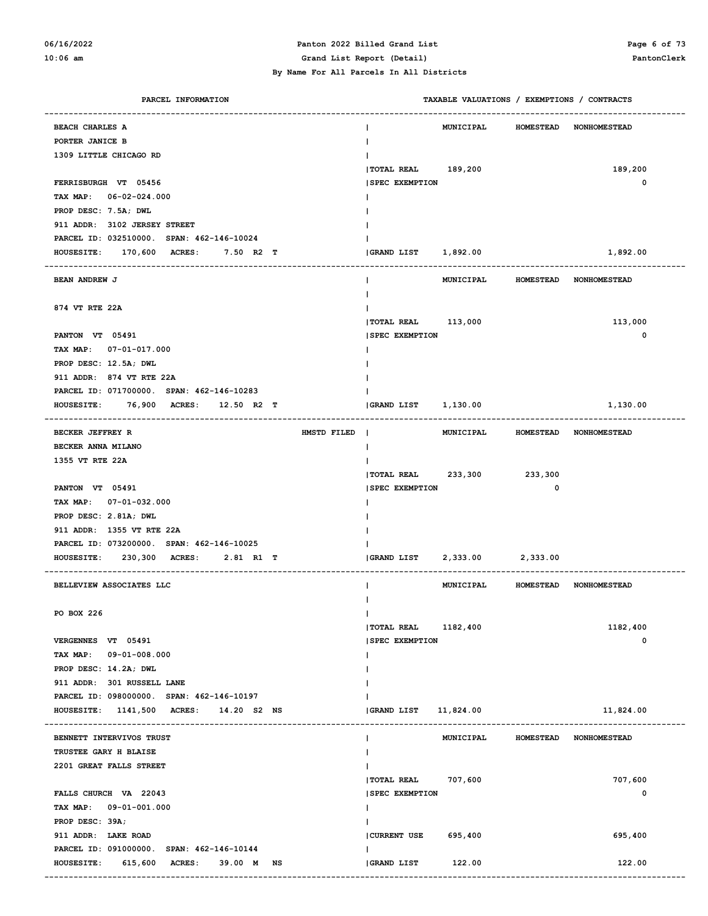| PARCEL INFORMATION | | TAXABLE VALUATIONS / EXEMPTIONS / CONTRACTS | MUNICIPAL | HOMESTEAD | NONHOMESTEAD |
|---|---|---|---|---|---|
| BEACH CHARLES A<br>PORTER JANICE B<br>1309 LITTLE CHICAGO RD<br><br>FERRISBURGH VT 05456<br>TAX MAP: 06-02-024.000<br>PROP DESC: 7.5A; DWL<br>911 ADDR: 3102 JERSEY STREET<br>PARCEL ID: 032510000. SPAN: 462-146-10024<br>HOUSESITE: 170,600 ACRES: 7.50 R2 T | | TOTAL REAL | 189,200 | | 189,200 |
| | | SPEC EXEMPTION | | | 0 |
| | | GRAND LIST | 1,892.00 | | 1,892.00 |
| BEAN ANDREW J<br><br>874 VT RTE 22A<br><br>PANTON VT 05491<br>TAX MAP: 07-01-017.000<br>PROP DESC: 12.5A; DWL<br>911 ADDR: 874 VT RTE 22A<br>PARCEL ID: 071700000. SPAN: 462-146-10283<br>HOUSESITE: 76,900 ACRES: 12.50 R2 T | | TOTAL REAL | 113,000 | | 113,000 |
| | | SPEC EXEMPTION | | | 0 |
| | | GRAND LIST | 1,130.00 | | 1,130.00 |
| BECKER JEFFREY R<br>BECKER ANNA MILANO<br>1355 VT RTE 22A<br><br>PANTON VT 05491<br>TAX MAP: 07-01-032.000<br>PROP DESC: 2.81A; DWL<br>911 ADDR: 1355 VT RTE 22A<br>PARCEL ID: 073200000. SPAN: 462-146-10025<br>HOUSESITE: 230,300 ACRES: 2.81 R1 T | HMSTD FILED | TOTAL REAL | 233,300 | 233,300 | |
| | | SPEC EXEMPTION | | 0 | |
| | | GRAND LIST | 2,333.00 | 2,333.00 | |
| BELLEVIEW ASSOCIATES LLC<br><br>PO BOX 226<br><br>VERGENNES VT 05491<br>TAX MAP: 09-01-008.000<br>PROP DESC: 14.2A; DWL<br>911 ADDR: 301 RUSSELL LANE<br>PARCEL ID: 098000000. SPAN: 462-146-10197<br>HOUSESITE: 1141,500 ACRES: 14.20 S2 NS | | TOTAL REAL | 1182,400 | | 1182,400 |
| | | SPEC EXEMPTION | | | 0 |
| | | GRAND LIST | 11,824.00 | | 11,824.00 |
| BENNETT INTERVIVOS TRUST<br>TRUSTEE GARY H BLAISE<br>2201 GREAT FALLS STREET<br><br>FALLS CHURCH VA 22043<br>TAX MAP: 09-01-001.000<br>PROP DESC: 39A;<br>911 ADDR: LAKE ROAD<br>PARCEL ID: 091000000. SPAN: 462-146-10144<br>HOUSESITE: 615,600 ACRES: 39.00 M NS | | TOTAL REAL | 707,600 | | 707,600 |
| | | SPEC EXEMPTION | | | 0 |
| | | CURRENT USE | 695,400 | | 695,400 |
| | | GRAND LIST | 122.00 | | 122.00 |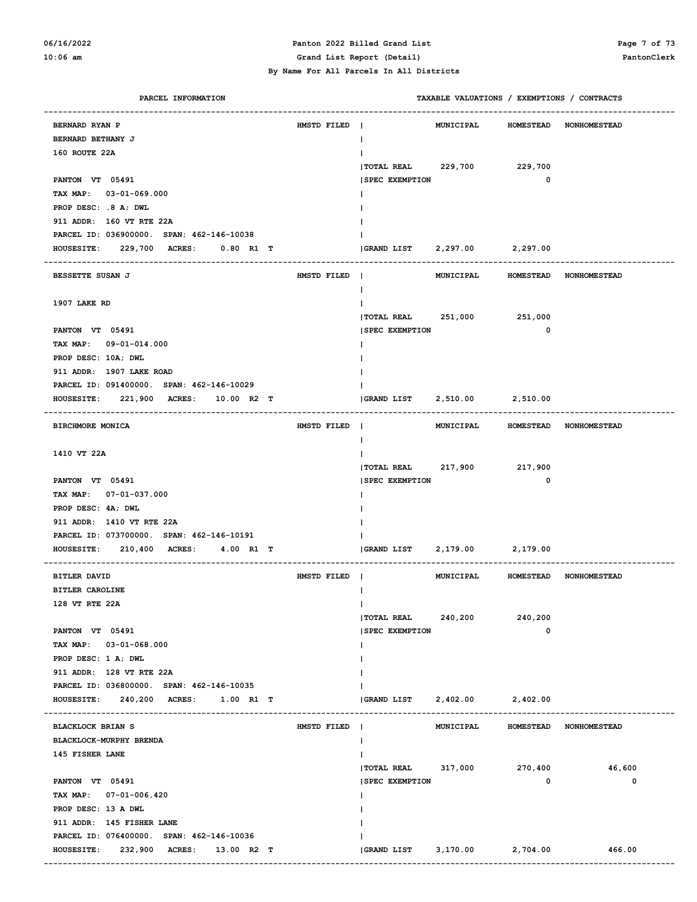# Panton 2022 Billed Grand List

## Grand List Report (Detail)

### By Name For All Parcels In All Districts

| PARCEL INFORMATION | | TAXABLE VALUATIONS / EXEMPTIONS / CONTRACTS | MUNICIPAL | HOMESTEAD | NONHOMESTEAD |
|---|---|---|---|---|---|
| BERNARD RYAN P<br>BERNARD BETHANY J<br>160 ROUTE 22A<br><br>PANTON VT 05491<br>TAX MAP: 03-01-069.000<br>PROP DESC: .8 A; DWL<br>911 ADDR: 160 VT RTE 22A<br>PARCEL ID: 036900000. SPAN: 462-146-10038<br>HOUSESITE: 229,700 ACRES: 0.80 R1 T | HMSTD FILED | TOTAL REAL<br>SPEC EXEMPTION<br>GRAND LIST | 229,700<br><br>2,297.00 | 229,700<br>0<br>2,297.00 | |
| BESSETTE SUSAN J<br><br>1907 LAKE RD<br><br>PANTON VT 05491<br>TAX MAP: 09-01-014.000<br>PROP DESC: 10A; DWL<br>911 ADDR: 1907 LAKE ROAD<br>PARCEL ID: 091400000. SPAN: 462-146-10029<br>HOUSESITE: 221,900 ACRES: 10.00 R2 T | HMSTD FILED | TOTAL REAL<br>SPEC EXEMPTION<br>GRAND LIST | 251,000<br><br>2,510.00 | 251,000<br>0<br>2,510.00 | |
| BIRCHMORE MONICA<br><br>1410 VT 22A<br><br>PANTON VT 05491<br>TAX MAP: 07-01-037.000<br>PROP DESC: 4A; DWL<br>911 ADDR: 1410 VT RTE 22A<br>PARCEL ID: 073700000. SPAN: 462-146-10191<br>HOUSESITE: 210,400 ACRES: 4.00 R1 T | HMSTD FILED | TOTAL REAL<br>SPEC EXEMPTION<br>GRAND LIST | 217,900<br><br>2,179.00 | 217,900<br>0<br>2,179.00 | |
| BITLER DAVID<br>BITLER CAROLINE<br>128 VT RTE 22A<br><br>PANTON VT 05491<br>TAX MAP: 03-01-068.000<br>PROP DESC: 1 A; DWL<br>911 ADDR: 128 VT RTE 22A<br>PARCEL ID: 036800000. SPAN: 462-146-10035<br>HOUSESITE: 240,200 ACRES: 1.00 R1 T | HMSTD FILED | TOTAL REAL<br>SPEC EXEMPTION<br>GRAND LIST | 240,200<br><br>2,402.00 | 240,200<br>0<br>2,402.00 | |
| BLACKLOCK BRIAN S<br>BLACKLOCK-MURPHY BRENDA<br>145 FISHER LANE<br><br>PANTON VT 05491<br>TAX MAP: 07-01-006.420<br>PROP DESC: 13 A DWL<br>911 ADDR: 145 FISHER LANE<br>PARCEL ID: 076400000. SPAN: 462-146-10036<br>HOUSESITE: 232,900 ACRES: 13.00 R2 T | HMSTD FILED | TOTAL REAL<br>SPEC EXEMPTION<br>GRAND LIST | 317,000<br><br>3,170.00 | 270,400<br>0<br>2,704.00 | 46,600<br>0<br>466.00 |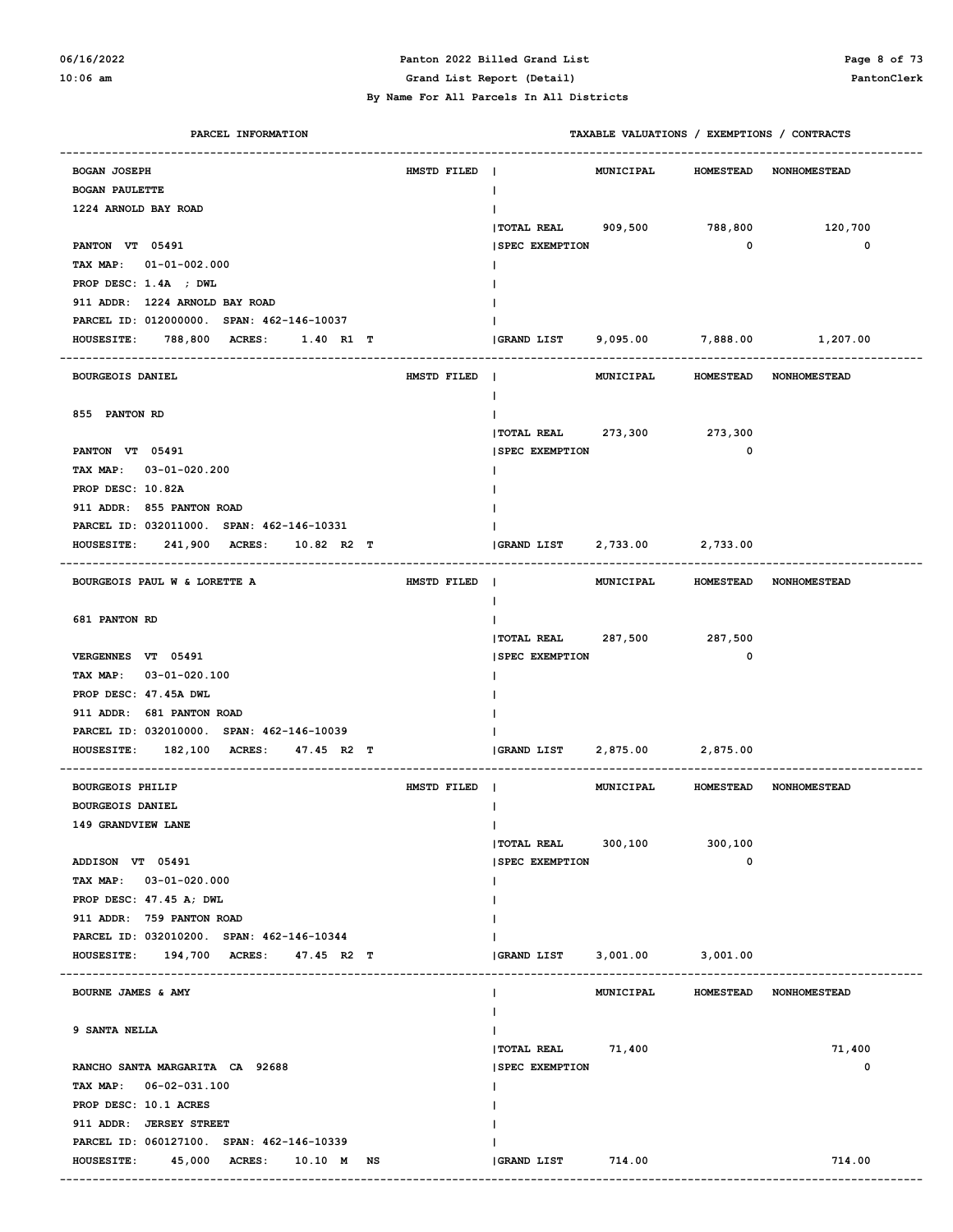By Name For All Parcels In All Districts

| PARCEL INFORMATION | | TAXABLE VALUATIONS / EXEMPTIONS / CONTRACTS | | | |
|---|---|---|---|---|---|
| | | | **MUNICIPAL** | **HOMESTEAD** | **NONHOMESTEAD** |
| BOGAN JOSEPH<br>BOGAN PAULETTE<br>1224 ARNOLD BAY ROAD<br><br>PANTON VT 05491<br>TAX MAP: 01-01-002.000<br>PROP DESC: 1.4A ; DWL<br>911 ADDR: 1224 ARNOLD BAY ROAD<br>PARCEL ID: 012000000. SPAN: 462-146-10037<br>HOUSESITE: 788,800 ACRES: 1.40 R1 T | HMSTD FILED | TOTAL REAL | 909,500 | 788,800 | 120,700 |
| | | SPEC EXEMPTION | | 0 | 0 |
| | | GRAND LIST | 9,095.00 | 7,888.00 | 1,207.00 |
| BOURGEOIS DANIEL<br><br>855 PANTON RD<br><br>PANTON VT 05491<br>TAX MAP: 03-01-020.200<br>PROP DESC: 10.82A<br>911 ADDR: 855 PANTON ROAD<br>PARCEL ID: 032011000. SPAN: 462-146-10331<br>HOUSESITE: 241,900 ACRES: 10.82 R2 T | HMSTD FILED | TOTAL REAL | 273,300 | 273,300 | |
| | | SPEC EXEMPTION | | 0 | |
| | | GRAND LIST | 2,733.00 | 2,733.00 | |
| BOURGEOIS PAUL W & LORETTE A<br><br>681 PANTON RD<br><br>VERGENNES VT 05491<br>TAX MAP: 03-01-020.100<br>PROP DESC: 47.45A DWL<br>911 ADDR: 681 PANTON ROAD<br>PARCEL ID: 032010000. SPAN: 462-146-10039<br>HOUSESITE: 182,100 ACRES: 47.45 R2 T | HMSTD FILED | TOTAL REAL | 287,500 | 287,500 | |
| | | SPEC EXEMPTION | | 0 | |
| | | GRAND LIST | 2,875.00 | 2,875.00 | |
| BOURGEOIS PHILIP<br>BOURGEOIS DANIEL<br>149 GRANDVIEW LANE<br><br>ADDISON VT 05491<br>TAX MAP: 03-01-020.000<br>PROP DESC: 47.45 A; DWL<br>911 ADDR: 759 PANTON ROAD<br>PARCEL ID: 032010200. SPAN: 462-146-10344<br>HOUSESITE: 194,700 ACRES: 47.45 R2 T | HMSTD FILED | TOTAL REAL | 300,100 | 300,100 | |
| | | SPEC EXEMPTION | | 0 | |
| | | GRAND LIST | 3,001.00 | 3,001.00 | |
| BOURNE JAMES & AMY<br><br>9 SANTA NELLA<br><br>RANCHO SANTA MARGARITA CA 92688<br>TAX MAP: 06-02-031.100<br>PROP DESC: 10.1 ACRES<br>911 ADDR: JERSEY STREET<br>PARCEL ID: 060127100. SPAN: 462-146-10339<br>HOUSESITE: 45,000 ACRES: 10.10 M NS | | TOTAL REAL | 71,400 | | 71,400 |
| | | SPEC EXEMPTION | | | 0 |
| | | GRAND LIST | 714.00 | | 714.00 |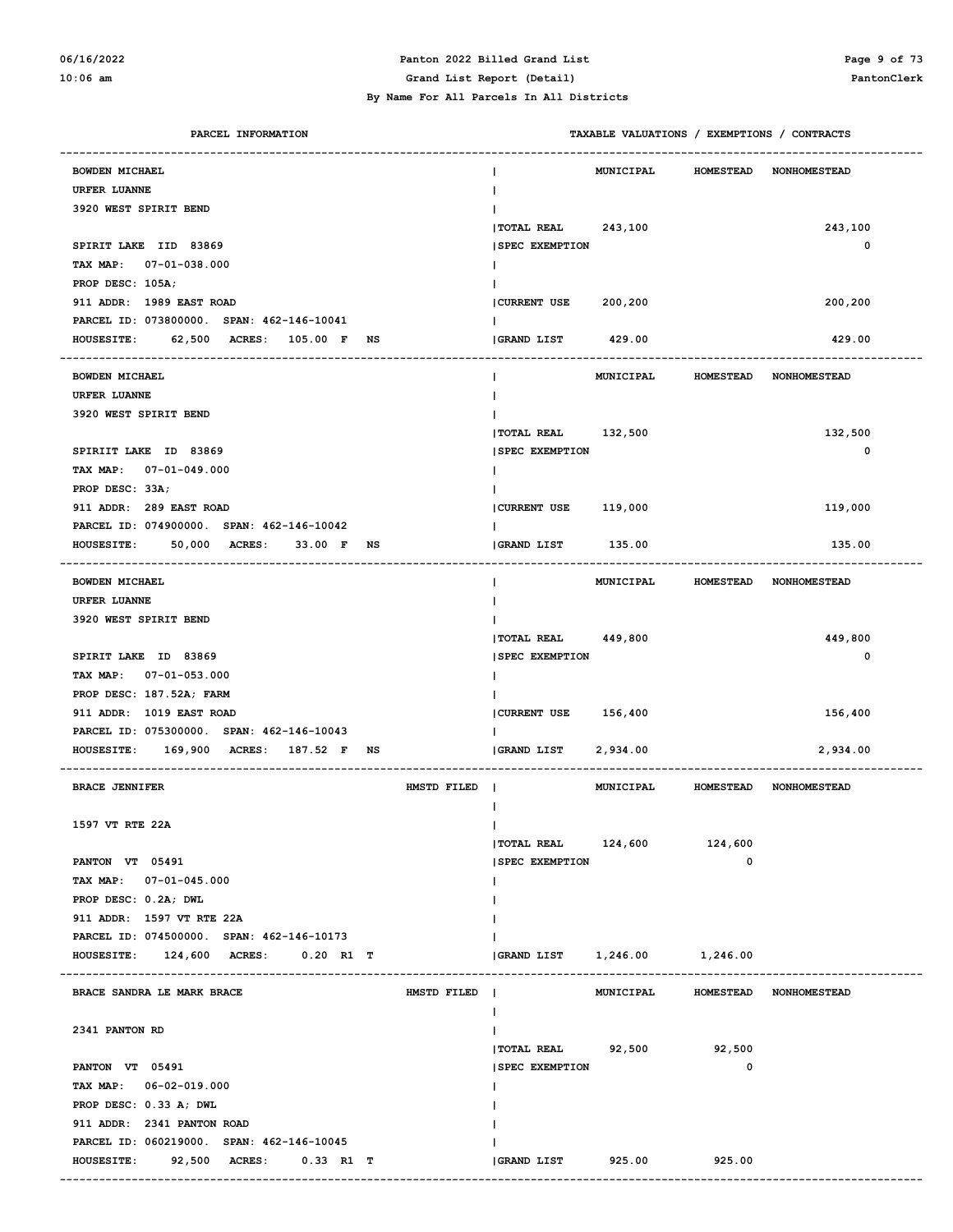# Panton 2022 Billed Grand List
## Grand List Report (Detail)
### By Name For All Parcels In All Districts

| PARCEL INFORMATION | | TAXABLE VALUATIONS / EXEMPTIONS / CONTRACTS | MUNICIPAL | HOMESTEAD | NONHOMESTEAD |
|---|---|---|---|---|---|
| BOWDEN MICHAEL | | | | | |
| URFER LUANNE | | | | | |
| 3920 WEST SPIRIT BEND | | | | | |
| | | TOTAL REAL | 243,100 | | 243,100 |
| SPIRIT LAKE IID 83869 | | SPEC EXEMPTION | | | 0 |
| TAX MAP: 07-01-038.000 | | | | | |
| PROP DESC: 105A; | | | | | |
| 911 ADDR: 1989 EAST ROAD | | CURRENT USE | 200,200 | | 200,200 |
| PARCEL ID: 073800000. SPAN: 462-146-10041 | | | | | |
| HOUSESITE: 62,500 ACRES: 105.00 F NS | | GRAND LIST | 429.00 | | 429.00 |
| BOWDEN MICHAEL | | | | | |
| URFER LUANNE | | | | | |
| 3920 WEST SPIRIT BEND | | | | | |
| | | TOTAL REAL | 132,500 | | 132,500 |
| SPIRIIT LAKE ID 83869 | | SPEC EXEMPTION | | | 0 |
| TAX MAP: 07-01-049.000 | | | | | |
| PROP DESC: 33A; | | | | | |
| 911 ADDR: 289 EAST ROAD | | CURRENT USE | 119,000 | | 119,000 |
| PARCEL ID: 074900000. SPAN: 462-146-10042 | | | | | |
| HOUSESITE: 50,000 ACRES: 33.00 F NS | | GRAND LIST | 135.00 | | 135.00 |
| BOWDEN MICHAEL | | | | | |
| URFER LUANNE | | | | | |
| 3920 WEST SPIRIT BEND | | | | | |
| | | TOTAL REAL | 449,800 | | 449,800 |
| SPIRIT LAKE ID 83869 | | SPEC EXEMPTION | | | 0 |
| TAX MAP: 07-01-053.000 | | | | | |
| PROP DESC: 187.52A; FARM | | | | | |
| 911 ADDR: 1019 EAST ROAD | | CURRENT USE | 156,400 | | 156,400 |
| PARCEL ID: 075300000. SPAN: 462-146-10043 | | | | | |
| HOUSESITE: 169,900 ACRES: 187.52 F NS | | GRAND LIST | 2,934.00 | | 2,934.00 |
| BRACE JENNIFER | HMSTD FILED | | | | |
| 1597 VT RTE 22A | | | | | |
| | | TOTAL REAL | 124,600 | 124,600 | |
| PANTON VT 05491 | | SPEC EXEMPTION | | 0 | |
| TAX MAP: 07-01-045.000 | | | | | |
| PROP DESC: 0.2A; DWL | | | | | |
| 911 ADDR: 1597 VT RTE 22A | | | | | |
| PARCEL ID: 074500000. SPAN: 462-146-10173 | | | | | |
| HOUSESITE: 124,600 ACRES: 0.20 R1 T | | GRAND LIST | 1,246.00 | 1,246.00 | |
| BRACE SANDRA LE MARK BRACE | HMSTD FILED | | | | |
| 2341 PANTON RD | | | | | |
| | | TOTAL REAL | 92,500 | 92,500 | |
| PANTON VT 05491 | | SPEC EXEMPTION | | 0 | |
| TAX MAP: 06-02-019.000 | | | | | |
| PROP DESC: 0.33 A; DWL | | | | | |
| 911 ADDR: 2341 PANTON ROAD | | | | | |
| PARCEL ID: 060219000. SPAN: 462-146-10045 | | | | | |
| HOUSESITE: 92,500 ACRES: 0.33 R1 T | | GRAND LIST | 925.00 | 925.00 | |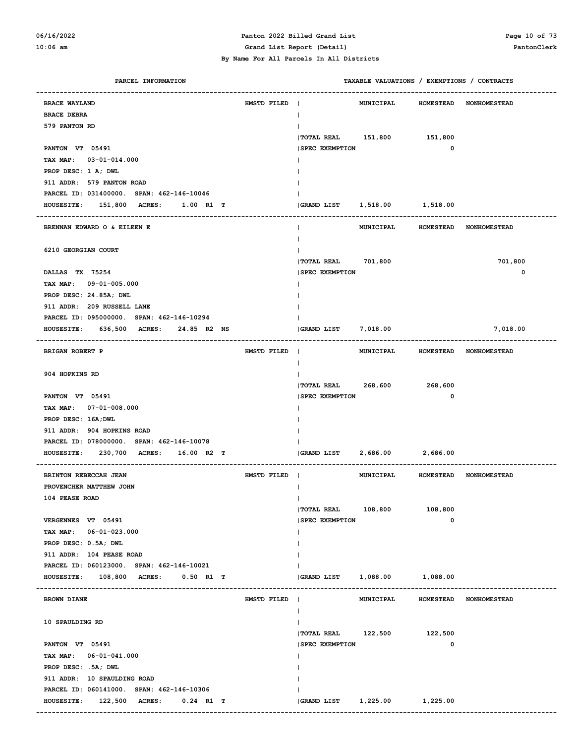**Panton 2022 Billed Grand List**

**Grand List Report (Detail)**

**By Name For All Parcels In All Districts**

| PARCEL INFORMATION | | | TAXABLE VALUATIONS / EXEMPTIONS / CONTRACTS | | | |
|---|---|---|---|---|---|---|
| BRACE WAYLAND<br>BRACE DEBRA<br>579 PANTON RD<br><br>PANTON VT 05491<br>TAX MAP: 03-01-014.000<br>PROP DESC: 1 A; DWL<br>911 ADDR: 579 PANTON ROAD<br>PARCEL ID: 031400000. SPAN: 462-146-10046<br>HOUSESITE: 151,800 ACRES: 1.00 R1 T | HMSTD FILED | | | MUNICIPAL | HOMESTEAD | NONHOMESTEAD |
| | | | TOTAL REAL | 151,800 | 151,800 | |
| | | | SPEC EXEMPTION | | 0 | |
| | | | GRAND LIST | 1,518.00 | 1,518.00 | |
| BRENNAN EDWARD O & EILEEN E<br><br>6210 GEORGIAN COURT<br><br>DALLAS TX 75254<br>TAX MAP: 09-01-005.000<br>PROP DESC: 24.85A; DWL<br>911 ADDR: 209 RUSSELL LANE<br>PARCEL ID: 095000000. SPAN: 462-146-10294<br>HOUSESITE: 636,500 ACRES: 24.85 R2 NS | | | | MUNICIPAL | HOMESTEAD | NONHOMESTEAD |
| | | | TOTAL REAL | 701,800 | | 701,800 |
| | | | SPEC EXEMPTION | | | 0 |
| | | | GRAND LIST | 7,018.00 | | 7,018.00 |
| BRIGAN ROBERT P<br><br>904 HOPKINS RD<br><br>PANTON VT 05491<br>TAX MAP: 07-01-008.000<br>PROP DESC: 16A;DWL<br>911 ADDR: 904 HOPKINS ROAD<br>PARCEL ID: 078000000. SPAN: 462-146-10078<br>HOUSESITE: 230,700 ACRES: 16.00 R2 T | HMSTD FILED | | | MUNICIPAL | HOMESTEAD | NONHOMESTEAD |
| | | | TOTAL REAL | 268,600 | 268,600 | |
| | | | SPEC EXEMPTION | | 0 | |
| | | | GRAND LIST | 2,686.00 | 2,686.00 | |
| BRINTON REBECCAH JEAN<br>PROVENCHER MATTHEW JOHN<br>104 PEASE ROAD<br><br>VERGENNES VT 05491<br>TAX MAP: 06-01-023.000<br>PROP DESC: 0.5A; DWL<br>911 ADDR: 104 PEASE ROAD<br>PARCEL ID: 060123000. SPAN: 462-146-10021<br>HOUSESITE: 108,800 ACRES: 0.50 R1 T | HMSTD FILED | | | MUNICIPAL | HOMESTEAD | NONHOMESTEAD |
| | | | TOTAL REAL | 108,800 | 108,800 | |
| | | | SPEC EXEMPTION | | 0 | |
| | | | GRAND LIST | 1,088.00 | 1,088.00 | |
| BROWN DIANE<br><br>10 SPAULDING RD<br><br>PANTON VT 05491<br>TAX MAP: 06-01-041.000<br>PROP DESC: .5A; DWL<br>911 ADDR: 10 SPAULDING ROAD<br>PARCEL ID: 060141000. SPAN: 462-146-10306<br>HOUSESITE: 122,500 ACRES: 0.24 R1 T | HMSTD FILED | | | MUNICIPAL | HOMESTEAD | NONHOMESTEAD |
| | | | TOTAL REAL | 122,500 | 122,500 | |
| | | | SPEC EXEMPTION | | 0 | |
| | | | GRAND LIST | 1,225.00 | 1,225.00 | |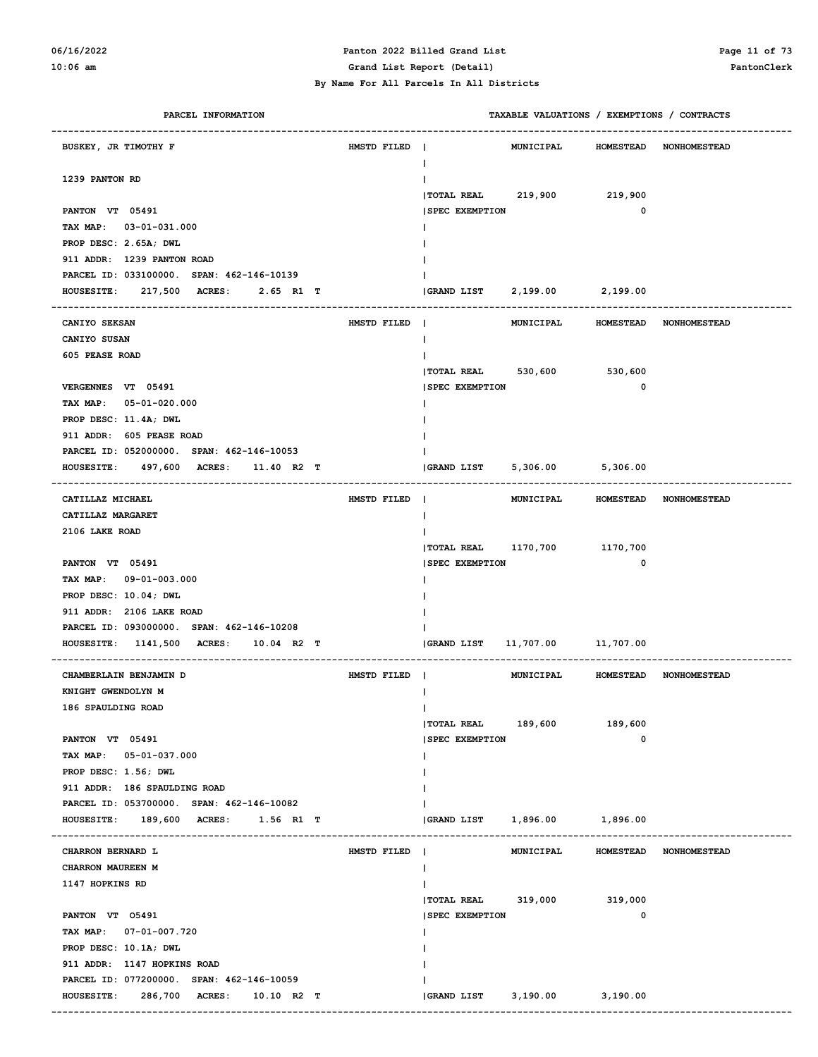By Name For All Parcels In All Districts

| PARCEL INFORMATION | | TAXABLE VALUATIONS / EXEMPTIONS / CONTRACTS | | | |
|---|---|---|---|---|---|
| BUSKEY, JR TIMOTHY F | HMSTD FILED | | MUNICIPAL | HOMESTEAD | NONHOMESTEAD |
| 1239 PANTON RD | | | | | |
| | | TOTAL REAL | 219,900 | 219,900 | |
| PANTON VT 05491 | | SPEC EXEMPTION | | 0 | |
| TAX MAP: 03-01-031.000 | | | | | |
| PROP DESC: 2.65A; DWL | | | | | |
| 911 ADDR: 1239 PANTON ROAD | | | | | |
| PARCEL ID: 033100000. SPAN: 462-146-10139 | | | | | |
| HOUSESITE: 217,500 ACRES: 2.65 R1 T | | GRAND LIST | 2,199.00 | 2,199.00 | |
| CANIYO SEKSAN | HMSTD FILED | | MUNICIPAL | HOMESTEAD | NONHOMESTEAD |
| CANIYO SUSAN | | | | | |
| 605 PEASE ROAD | | | | | |
| | | TOTAL REAL | 530,600 | 530,600 | |
| VERGENNES VT 05491 | | SPEC EXEMPTION | | 0 | |
| TAX MAP: 05-01-020.000 | | | | | |
| PROP DESC: 11.4A; DWL | | | | | |
| 911 ADDR: 605 PEASE ROAD | | | | | |
| PARCEL ID: 052000000. SPAN: 462-146-10053 | | | | | |
| HOUSESITE: 497,600 ACRES: 11.40 R2 T | | GRAND LIST | 5,306.00 | 5,306.00 | |
| CATILLAZ MICHAEL | HMSTD FILED | | MUNICIPAL | HOMESTEAD | NONHOMESTEAD |
| CATILLAZ MARGARET | | | | | |
| 2106 LAKE ROAD | | | | | |
| | | TOTAL REAL | 1170,700 | 1170,700 | |
| PANTON VT 05491 | | SPEC EXEMPTION | | 0 | |
| TAX MAP: 09-01-003.000 | | | | | |
| PROP DESC: 10.04; DWL | | | | | |
| 911 ADDR: 2106 LAKE ROAD | | | | | |
| PARCEL ID: 093000000. SPAN: 462-146-10208 | | | | | |
| HOUSESITE: 1141,500 ACRES: 10.04 R2 T | | GRAND LIST | 11,707.00 | 11,707.00 | |
| CHAMBERLAIN BENJAMIN D | HMSTD FILED | | MUNICIPAL | HOMESTEAD | NONHOMESTEAD |
| KNIGHT GWENDOLYN M | | | | | |
| 186 SPAULDING ROAD | | | | | |
| | | TOTAL REAL | 189,600 | 189,600 | |
| PANTON VT 05491 | | SPEC EXEMPTION | | 0 | |
| TAX MAP: 05-01-037.000 | | | | | |
| PROP DESC: 1.56; DWL | | | | | |
| 911 ADDR: 186 SPAULDING ROAD | | | | | |
| PARCEL ID: 053700000. SPAN: 462-146-10082 | | | | | |
| HOUSESITE: 189,600 ACRES: 1.56 R1 T | | GRAND LIST | 1,896.00 | 1,896.00 | |
| CHARRON BERNARD L | HMSTD FILED | | MUNICIPAL | HOMESTEAD | NONHOMESTEAD |
| CHARRON MAUREEN M | | | | | |
| 1147 HOPKINS RD | | | | | |
| | | TOTAL REAL | 319,000 | 319,000 | |
| PANTON VT 05491 | | SPEC EXEMPTION | | 0 | |
| TAX MAP: 07-01-007.720 | | | | | |
| PROP DESC: 10.1A; DWL | | | | | |
| 911 ADDR: 1147 HOPKINS ROAD | | | | | |
| PARCEL ID: 077200000. SPAN: 462-146-10059 | | | | | |
| HOUSESITE: 286,700 ACRES: 10.10 R2 T | | GRAND LIST | 3,190.00 | 3,190.00 | |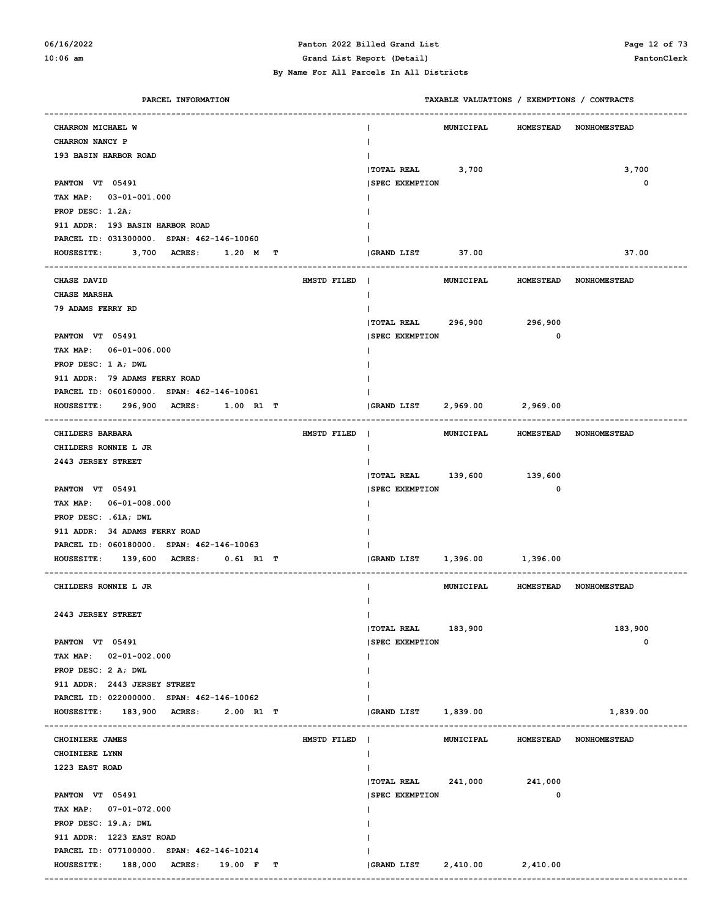**Panton 2022 Billed Grand List**
**Grand List Report (Detail)**
**By Name For All Parcels In All Districts**

| PARCEL INFORMATION | | TAXABLE VALUATIONS / EXEMPTIONS / CONTRACTS | MUNICIPAL | HOMESTEAD | NONHOMESTEAD |
|---|---|---|---|---|---|
| CHARRON MICHAEL W | | | | | |
| CHARRON NANCY P | | | | | |
| 193 BASIN HARBOR ROAD | | | | | |
| | | TOTAL REAL | 3,700 | | 3,700 |
| PANTON VT 05491 | | SPEC EXEMPTION | | | 0 |
| TAX MAP: 03-01-001.000 | | | | | |
| PROP DESC: 1.2A; | | | | | |
| 911 ADDR: 193 BASIN HARBOR ROAD | | | | | |
| PARCEL ID: 031300000. SPAN: 462-146-10060 | | | | | |
| HOUSESITE: 3,700 ACRES: 1.20 M T | | GRAND LIST | 37.00 | | 37.00 |
| CHASE DAVID | HMSTD FILED | | | | |
| CHASE MARSHA | | | | | |
| 79 ADAMS FERRY RD | | | | | |
| | | TOTAL REAL | 296,900 | 296,900 | |
| PANTON VT 05491 | | SPEC EXEMPTION | | 0 | |
| TAX MAP: 06-01-006.000 | | | | | |
| PROP DESC: 1 A; DWL | | | | | |
| 911 ADDR: 79 ADAMS FERRY ROAD | | | | | |
| PARCEL ID: 060160000. SPAN: 462-146-10061 | | | | | |
| HOUSESITE: 296,900 ACRES: 1.00 R1 T | | GRAND LIST | 2,969.00 | 2,969.00 | |
| CHILDERS BARBARA | HMSTD FILED | | | | |
| CHILDERS RONNIE L JR | | | | | |
| 2443 JERSEY STREET | | | | | |
| | | TOTAL REAL | 139,600 | 139,600 | |
| PANTON VT 05491 | | SPEC EXEMPTION | | 0 | |
| TAX MAP: 06-01-008.000 | | | | | |
| PROP DESC: .61A; DWL | | | | | |
| 911 ADDR: 34 ADAMS FERRY ROAD | | | | | |
| PARCEL ID: 060180000. SPAN: 462-146-10063 | | | | | |
| HOUSESITE: 139,600 ACRES: 0.61 R1 T | | GRAND LIST | 1,396.00 | 1,396.00 | |
| CHILDERS RONNIE L JR | | | | | |
| 2443 JERSEY STREET | | | | | |
| | | TOTAL REAL | 183,900 | | 183,900 |
| PANTON VT 05491 | | SPEC EXEMPTION | | | 0 |
| TAX MAP: 02-01-002.000 | | | | | |
| PROP DESC: 2 A; DWL | | | | | |
| 911 ADDR: 2443 JERSEY STREET | | | | | |
| PARCEL ID: 022000000. SPAN: 462-146-10062 | | | | | |
| HOUSESITE: 183,900 ACRES: 2.00 R1 T | | GRAND LIST | 1,839.00 | | 1,839.00 |
| CHOINIERE JAMES | HMSTD FILED | | | | |
| CHOINIERE LYNN | | | | | |
| 1223 EAST ROAD | | | | | |
| | | TOTAL REAL | 241,000 | 241,000 | |
| PANTON VT 05491 | | SPEC EXEMPTION | | 0 | |
| TAX MAP: 07-01-072.000 | | | | | |
| PROP DESC: 19.A; DWL | | | | | |
| 911 ADDR: 1223 EAST ROAD | | | | | |
| PARCEL ID: 077100000. SPAN: 462-146-10214 | | | | | |
| HOUSESITE: 188,000 ACRES: 19.00 F T | | GRAND LIST | 2,410.00 | 2,410.00 | |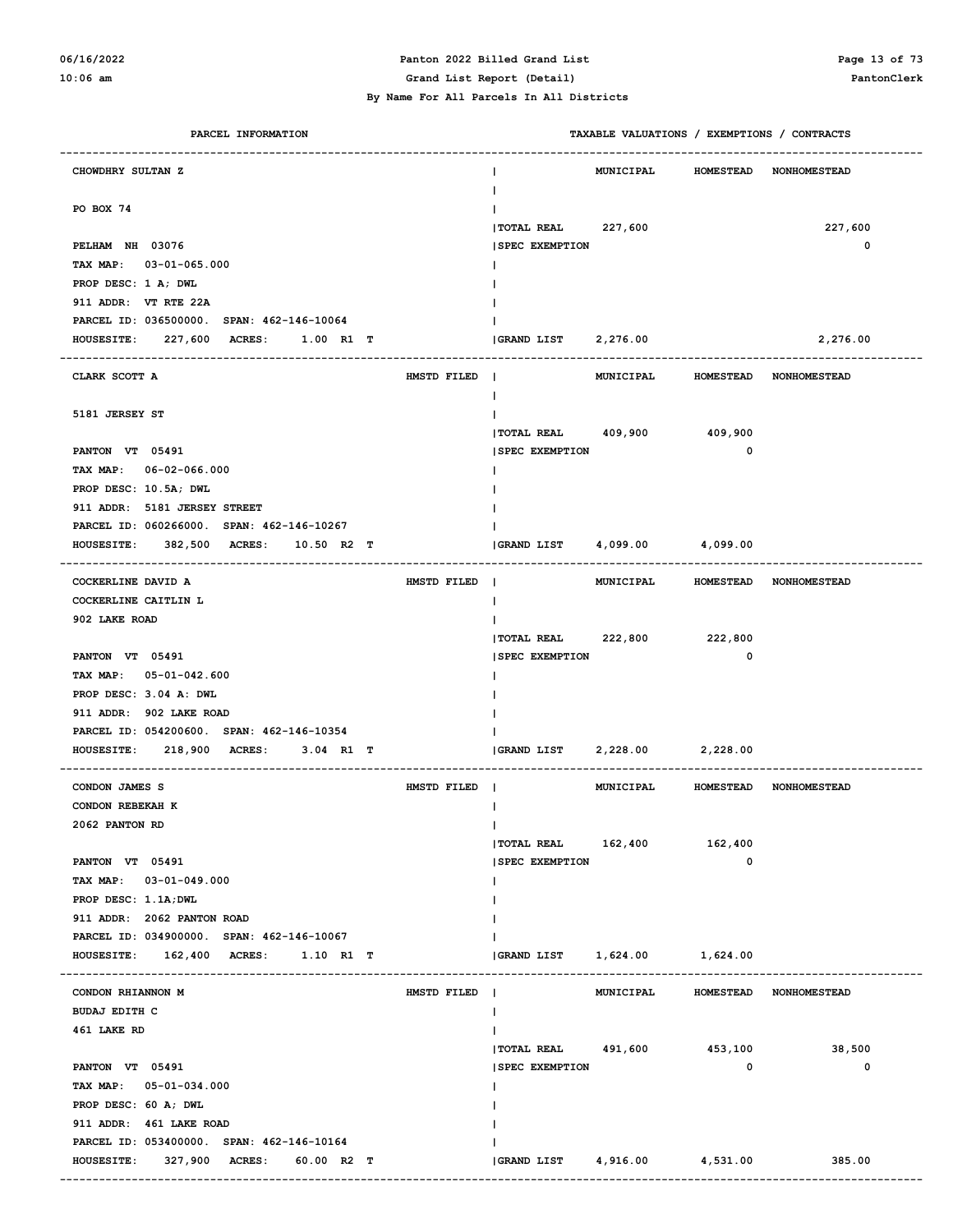**Panton 2022 Billed Grand List**

**Grand List Report (Detail)**

**By Name For All Parcels In All Districts**

| PARCEL INFORMATION | | TAXABLE VALUATIONS / EXEMPTIONS / CONTRACTS | MUNICIPAL | HOMESTEAD | NONHOMESTEAD |
|---|---|---|---|---|---|
| CHOWDHRY SULTAN Z | | | | | |
| PO BOX 74 | | TOTAL REAL | 227,600 | | 227,600 |
| PELHAM NH 03076 | | SPEC EXEMPTION | | | 0 |
| TAX MAP: 03-01-065.000 | | | | | |
| PROP DESC: 1 A; DWL | | | | | |
| 911 ADDR: VT RTE 22A | | | | | |
| PARCEL ID: 036500000. SPAN: 462-146-10064 | | | | | |
| HOUSESITE: 227,600 ACRES: 1.00 R1 T | | GRAND LIST | 2,276.00 | | 2,276.00 |
| CLARK SCOTT A | HMSTD FILED | | | | |
| 5181 JERSEY ST | | TOTAL REAL | 409,900 | 409,900 | |
| PANTON VT 05491 | | SPEC EXEMPTION | | 0 | |
| TAX MAP: 06-02-066.000 | | | | | |
| PROP DESC: 10.5A; DWL | | | | | |
| 911 ADDR: 5181 JERSEY STREET | | | | | |
| PARCEL ID: 060266000. SPAN: 462-146-10267 | | | | | |
| HOUSESITE: 382,500 ACRES: 10.50 R2 T | | GRAND LIST | 4,099.00 | 4,099.00 | |
| COCKERLINE DAVID A | HMSTD FILED | | | | |
| COCKERLINE CAITLIN L | | | | | |
| 902 LAKE ROAD | | TOTAL REAL | 222,800 | 222,800 | |
| PANTON VT 05491 | | SPEC EXEMPTION | | 0 | |
| TAX MAP: 05-01-042.600 | | | | | |
| PROP DESC: 3.04 A: DWL | | | | | |
| 911 ADDR: 902 LAKE ROAD | | | | | |
| PARCEL ID: 054200600. SPAN: 462-146-10354 | | | | | |
| HOUSESITE: 218,900 ACRES: 3.04 R1 T | | GRAND LIST | 2,228.00 | 2,228.00 | |
| CONDON JAMES S | HMSTD FILED | | | | |
| CONDON REBEKAH K | | | | | |
| 2062 PANTON RD | | TOTAL REAL | 162,400 | 162,400 | |
| PANTON VT 05491 | | SPEC EXEMPTION | | 0 | |
| TAX MAP: 03-01-049.000 | | | | | |
| PROP DESC: 1.1A;DWL | | | | | |
| 911 ADDR: 2062 PANTON ROAD | | | | | |
| PARCEL ID: 034900000. SPAN: 462-146-10067 | | | | | |
| HOUSESITE: 162,400 ACRES: 1.10 R1 T | | GRAND LIST | 1,624.00 | 1,624.00 | |
| CONDON RHIANNON M | HMSTD FILED | | | | |
| BUDAJ EDITH C | | | | | |
| 461 LAKE RD | | TOTAL REAL | 491,600 | 453,100 | 38,500 |
| PANTON VT 05491 | | SPEC EXEMPTION | | 0 | 0 |
| TAX MAP: 05-01-034.000 | | | | | |
| PROP DESC: 60 A; DWL | | | | | |
| 911 ADDR: 461 LAKE ROAD | | | | | |
| PARCEL ID: 053400000. SPAN: 462-146-10164 | | | | | |
| HOUSESITE: 327,900 ACRES: 60.00 R2 T | | GRAND LIST | 4,916.00 | 4,531.00 | 385.00 |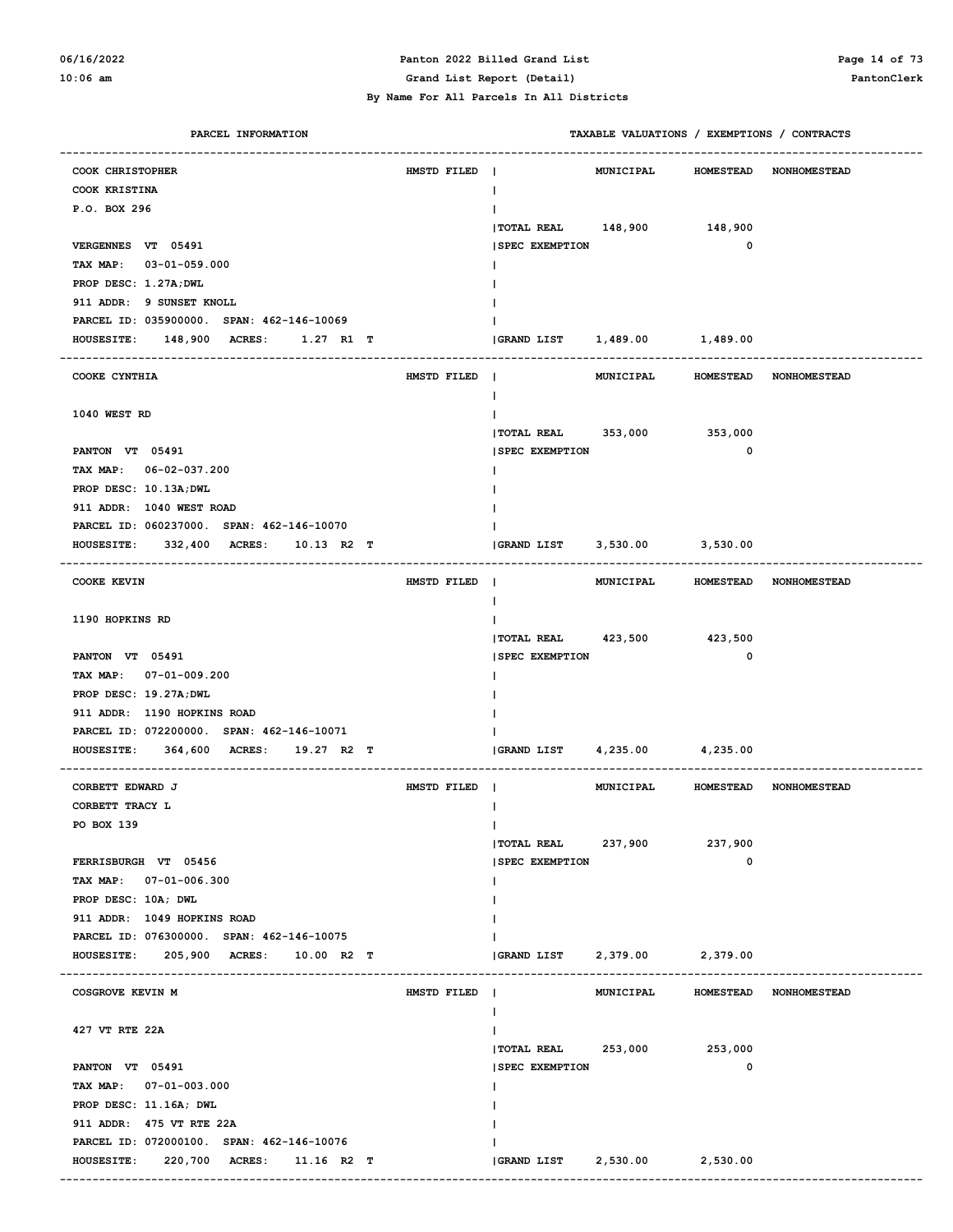**Panton 2022 Billed Grand List**
**Grand List Report (Detail)**
**By Name For All Parcels In All Districts**

| PARCEL INFORMATION | | TAXABLE VALUATIONS / EXEMPTIONS / CONTRACTS | MUNICIPAL | HOMESTEAD | NONHOMESTEAD |
|---|---|---|---|---|---|
| COOK CHRISTOPHER | HMSTD FILED | | | | |
| COOK KRISTINA | | | | | |
| P.O. BOX 296 | | | | | |
| | | TOTAL REAL | 148,900 | 148,900 | |
| VERGENNES VT 05491 | | SPEC EXEMPTION | | 0 | |
| TAX MAP: 03-01-059.000 | | | | | |
| PROP DESC: 1.27A;DWL | | | | | |
| 911 ADDR: 9 SUNSET KNOLL | | | | | |
| PARCEL ID: 035900000. SPAN: 462-146-10069 | | | | | |
| HOUSESITE: 148,900 ACRES: 1.27 R1 T | | GRAND LIST | 1,489.00 | 1,489.00 | |
| COOKE CYNTHIA | HMSTD FILED | | | | |
| 1040 WEST RD | | | | | |
| | | TOTAL REAL | 353,000 | 353,000 | |
| PANTON VT 05491 | | SPEC EXEMPTION | | 0 | |
| TAX MAP: 06-02-037.200 | | | | | |
| PROP DESC: 10.13A;DWL | | | | | |
| 911 ADDR: 1040 WEST ROAD | | | | | |
| PARCEL ID: 060237000. SPAN: 462-146-10070 | | | | | |
| HOUSESITE: 332,400 ACRES: 10.13 R2 T | | GRAND LIST | 3,530.00 | 3,530.00 | |
| COOKE KEVIN | HMSTD FILED | | | | |
| 1190 HOPKINS RD | | | | | |
| | | TOTAL REAL | 423,500 | 423,500 | |
| PANTON VT 05491 | | SPEC EXEMPTION | | 0 | |
| TAX MAP: 07-01-009.200 | | | | | |
| PROP DESC: 19.27A;DWL | | | | | |
| 911 ADDR: 1190 HOPKINS ROAD | | | | | |
| PARCEL ID: 072200000. SPAN: 462-146-10071 | | | | | |
| HOUSESITE: 364,600 ACRES: 19.27 R2 T | | GRAND LIST | 4,235.00 | 4,235.00 | |
| CORBETT EDWARD J | HMSTD FILED | | | | |
| CORBETT TRACY L | | | | | |
| PO BOX 139 | | | | | |
| | | TOTAL REAL | 237,900 | 237,900 | |
| FERRISBURGH VT 05456 | | SPEC EXEMPTION | | 0 | |
| TAX MAP: 07-01-006.300 | | | | | |
| PROP DESC: 10A; DWL | | | | | |
| 911 ADDR: 1049 HOPKINS ROAD | | | | | |
| PARCEL ID: 076300000. SPAN: 462-146-10075 | | | | | |
| HOUSESITE: 205,900 ACRES: 10.00 R2 T | | GRAND LIST | 2,379.00 | 2,379.00 | |
| COSGROVE KEVIN M | HMSTD FILED | | | | |
| 427 VT RTE 22A | | | | | |
| | | TOTAL REAL | 253,000 | 253,000 | |
| PANTON VT 05491 | | SPEC EXEMPTION | | 0 | |
| TAX MAP: 07-01-003.000 | | | | | |
| PROP DESC: 11.16A; DWL | | | | | |
| 911 ADDR: 475 VT RTE 22A | | | | | |
| PARCEL ID: 072000100. SPAN: 462-146-10076 | | | | | |
| HOUSESITE: 220,700 ACRES: 11.16 R2 T | | GRAND LIST | 2,530.00 | 2,530.00 | |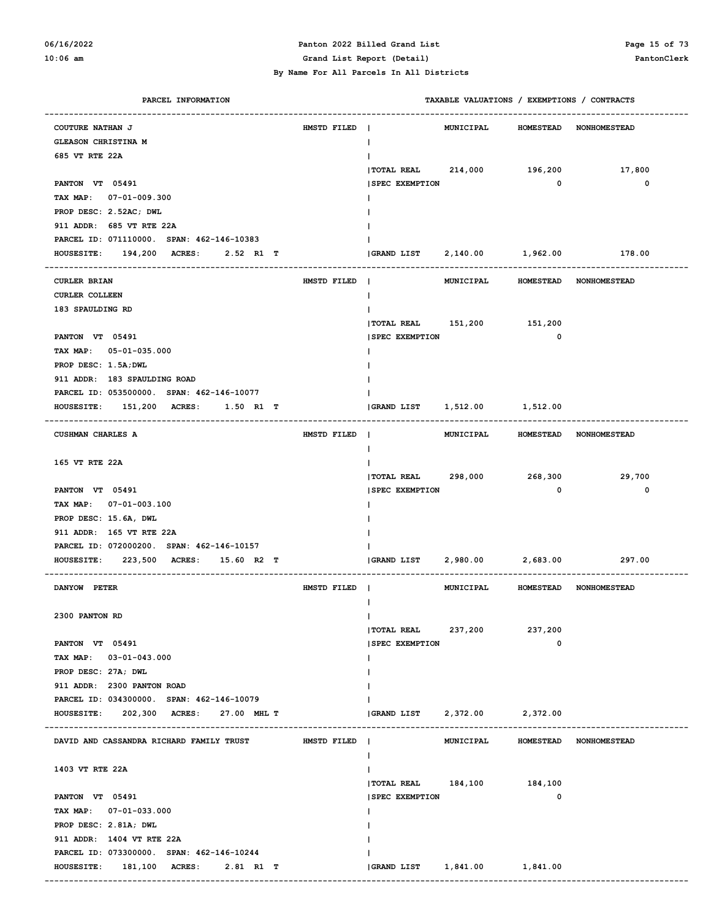Panton 2022 Billed Grand List

Grand List Report (Detail)

By Name For All Parcels In All Districts

| PARCEL INFORMATION | | TAXABLE VALUATIONS / EXEMPTIONS / CONTRACTS | | | |
|---|---|---|---|---|---|
| COUTURE NATHAN J | HMSTD FILED | | MUNICIPAL | HOMESTEAD | NONHOMESTEAD |
| GLEASON CHRISTINA M | | | | | |
| 685 VT RTE 22A | | | | | |
| | | TOTAL REAL | 214,000 | 196,200 | 17,800 |
| PANTON VT 05491 | | SPEC EXEMPTION | | 0 | 0 |
| TAX MAP: 07-01-009.300 | | | | | |
| PROP DESC: 2.52AC; DWL | | | | | |
| 911 ADDR: 685 VT RTE 22A | | | | | |
| PARCEL ID: 071110000. SPAN: 462-146-10383 | | | | | |
| HOUSESITE: 194,200 ACRES: 2.52 R1 T | | GRAND LIST | 2,140.00 | 1,962.00 | 178.00 |
| CURLER BRIAN | HMSTD FILED | | MUNICIPAL | HOMESTEAD | NONHOMESTEAD |
| CURLER COLLEEN | | | | | |
| 183 SPAULDING RD | | | | | |
| | | TOTAL REAL | 151,200 | 151,200 | |
| PANTON VT 05491 | | SPEC EXEMPTION | | 0 | |
| TAX MAP: 05-01-035.000 | | | | | |
| PROP DESC: 1.5A;DWL | | | | | |
| 911 ADDR: 183 SPAULDING ROAD | | | | | |
| PARCEL ID: 053500000. SPAN: 462-146-10077 | | | | | |
| HOUSESITE: 151,200 ACRES: 1.50 R1 T | | GRAND LIST | 1,512.00 | 1,512.00 | |
| CUSHMAN CHARLES A | HMSTD FILED | | MUNICIPAL | HOMESTEAD | NONHOMESTEAD |
| 165 VT RTE 22A | | | | | |
| | | TOTAL REAL | 298,000 | 268,300 | 29,700 |
| PANTON VT 05491 | | SPEC EXEMPTION | | 0 | 0 |
| TAX MAP: 07-01-003.100 | | | | | |
| PROP DESC: 15.6A, DWL | | | | | |
| 911 ADDR: 165 VT RTE 22A | | | | | |
| PARCEL ID: 072000200. SPAN: 462-146-10157 | | | | | |
| HOUSESITE: 223,500 ACRES: 15.60 R2 T | | GRAND LIST | 2,980.00 | 2,683.00 | 297.00 |
| DANYOW PETER | HMSTD FILED | | MUNICIPAL | HOMESTEAD | NONHOMESTEAD |
| 2300 PANTON RD | | | | | |
| | | TOTAL REAL | 237,200 | 237,200 | |
| PANTON VT 05491 | | SPEC EXEMPTION | | 0 | |
| TAX MAP: 03-01-043.000 | | | | | |
| PROP DESC: 27A; DWL | | | | | |
| 911 ADDR: 2300 PANTON ROAD | | | | | |
| PARCEL ID: 034300000. SPAN: 462-146-10079 | | | | | |
| HOUSESITE: 202,300 ACRES: 27.00 MHL T | | GRAND LIST | 2,372.00 | 2,372.00 | |
| DAVID AND CASSANDRA RICHARD FAMILY TRUST | HMSTD FILED | | MUNICIPAL | HOMESTEAD | NONHOMESTEAD |
| 1403 VT RTE 22A | | | | | |
| | | TOTAL REAL | 184,100 | 184,100 | |
| PANTON VT 05491 | | SPEC EXEMPTION | | 0 | |
| TAX MAP: 07-01-033.000 | | | | | |
| PROP DESC: 2.81A; DWL | | | | | |
| 911 ADDR: 1404 VT RTE 22A | | | | | |
| PARCEL ID: 073300000. SPAN: 462-146-10244 | | | | | |
| HOUSESITE: 181,100 ACRES: 2.81 R1 T | | GRAND LIST | 1,841.00 | 1,841.00 | |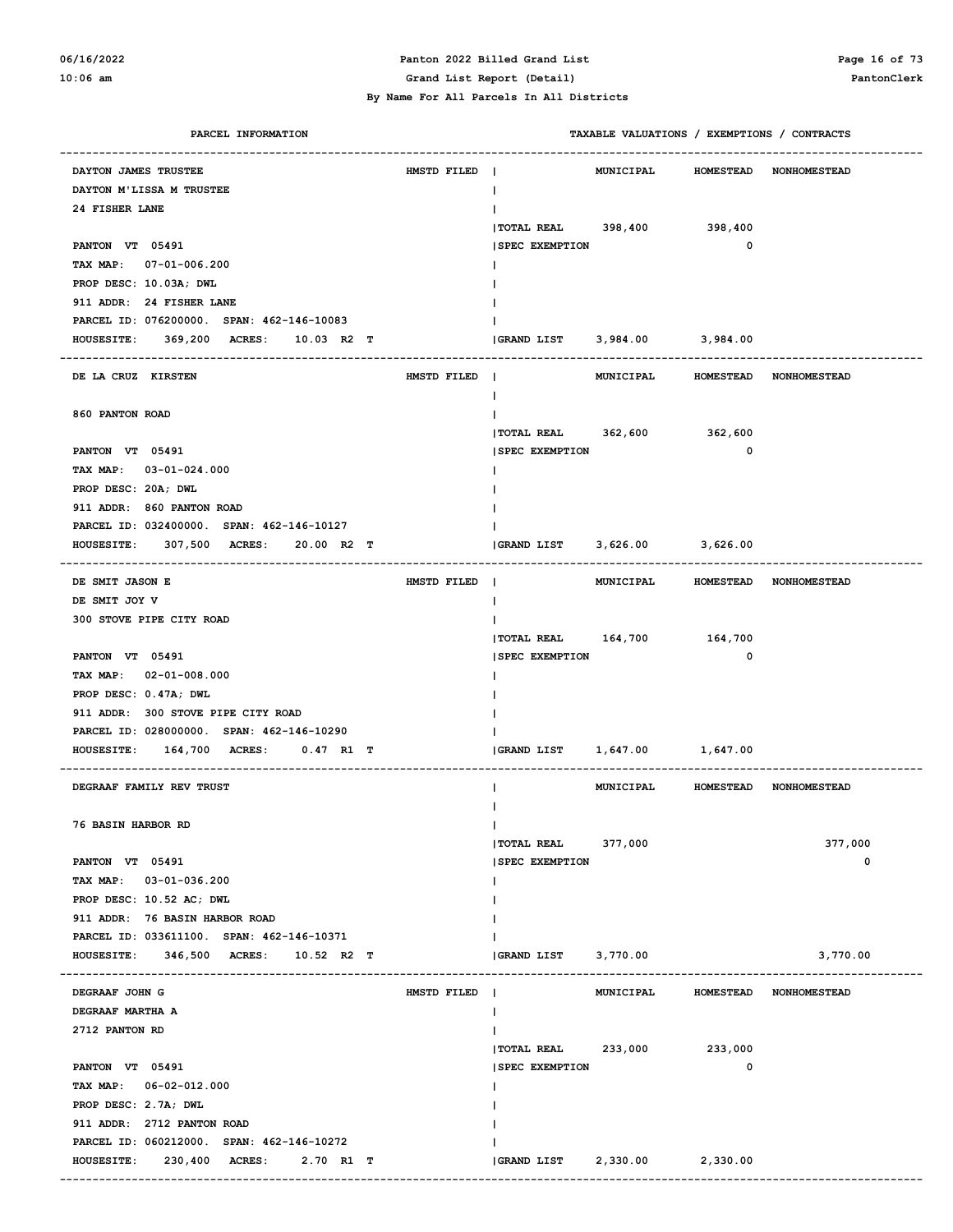**By Name For All Parcels In All Districts**

| PARCEL INFORMATION | | | MUNICIPAL | HOMESTEAD | NONHOMESTEAD |
|---|---|---|---|---|---|
| DAYTON JAMES TRUSTEE | HMSTD FILED | | | | |
| DAYTON M'LISSA M TRUSTEE | | | | | |
| 24 FISHER LANE | | | | | |
| | | TOTAL REAL | 398,400 | 398,400 | |
| PANTON VT 05491 | | SPEC EXEMPTION | | 0 | |
| TAX MAP: 07-01-006.200 | | | | | |
| PROP DESC: 10.03A; DWL | | | | | |
| 911 ADDR: 24 FISHER LANE | | | | | |
| PARCEL ID: 076200000. SPAN: 462-146-10083 | | | | | |
| HOUSESITE: 369,200 ACRES: 10.03 R2 T | | GRAND LIST | 3,984.00 | 3,984.00 | |
| DE LA CRUZ KIRSTEN | HMSTD FILED | | | | |
| 860 PANTON ROAD | | | | | |
| | | TOTAL REAL | 362,600 | 362,600 | |
| PANTON VT 05491 | | SPEC EXEMPTION | | 0 | |
| TAX MAP: 03-01-024.000 | | | | | |
| PROP DESC: 20A; DWL | | | | | |
| 911 ADDR: 860 PANTON ROAD | | | | | |
| PARCEL ID: 032400000. SPAN: 462-146-10127 | | | | | |
| HOUSESITE: 307,500 ACRES: 20.00 R2 T | | GRAND LIST | 3,626.00 | 3,626.00 | |
| DE SMIT JASON E | HMSTD FILED | | | | |
| DE SMIT JOY V | | | | | |
| 300 STOVE PIPE CITY ROAD | | | | | |
| | | TOTAL REAL | 164,700 | 164,700 | |
| PANTON VT 05491 | | SPEC EXEMPTION | | 0 | |
| TAX MAP: 02-01-008.000 | | | | | |
| PROP DESC: 0.47A; DWL | | | | | |
| 911 ADDR: 300 STOVE PIPE CITY ROAD | | | | | |
| PARCEL ID: 028000000. SPAN: 462-146-10290 | | | | | |
| HOUSESITE: 164,700 ACRES: 0.47 R1 T | | GRAND LIST | 1,647.00 | 1,647.00 | |
| DEGRAAF FAMILY REV TRUST | | | | | |
| 76 BASIN HARBOR RD | | | | | |
| | | TOTAL REAL | 377,000 | | 377,000 |
| PANTON VT 05491 | | SPEC EXEMPTION | | | 0 |
| TAX MAP: 03-01-036.200 | | | | | |
| PROP DESC: 10.52 AC; DWL | | | | | |
| 911 ADDR: 76 BASIN HARBOR ROAD | | | | | |
| PARCEL ID: 033611100. SPAN: 462-146-10371 | | | | | |
| HOUSESITE: 346,500 ACRES: 10.52 R2 T | | GRAND LIST | 3,770.00 | | 3,770.00 |
| DEGRAAF JOHN G | HMSTD FILED | | | | |
| DEGRAAF MARTHA A | | | | | |
| 2712 PANTON RD | | | | | |
| | | TOTAL REAL | 233,000 | 233,000 | |
| PANTON VT 05491 | | SPEC EXEMPTION | | 0 | |
| TAX MAP: 06-02-012.000 | | | | | |
| PROP DESC: 2.7A; DWL | | | | | |
| 911 ADDR: 2712 PANTON ROAD | | | | | |
| PARCEL ID: 060212000. SPAN: 462-146-10272 | | | | | |
| HOUSESITE: 230,400 ACRES: 2.70 R1 T | | GRAND LIST | 2,330.00 | 2,330.00 | |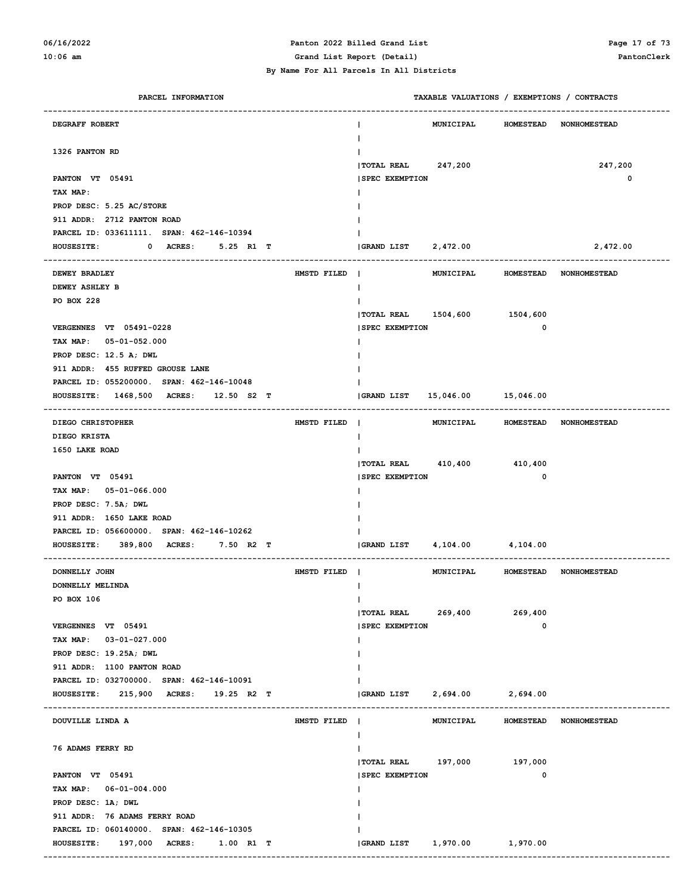**Panton 2022 Billed Grand List**

**Grand List Report (Detail)**

**By Name For All Parcels In All Districts**

| PARCEL INFORMATION | | | TAXABLE VALUATIONS / EXEMPTIONS / CONTRACTS | | |
|---|---|---|---|---|---|
| | | | MUNICIPAL | HOMESTEAD | NONHOMESTEAD |
| DEGRAFF ROBERT | | | | | |
| 1326 PANTON RD | | | | | |
| | | TOTAL REAL | 247,200 | | 247,200 |
| PANTON VT 05491 | | SPEC EXEMPTION | | | 0 |
| TAX MAP: | | | | | |
| PROP DESC: 5.25 AC/STORE | | | | | |
| 911 ADDR: 2712 PANTON ROAD | | | | | |
| PARCEL ID: 033611111. SPAN: 462-146-10394 | | | | | |
| HOUSESITE: 0 ACRES: 5.25 R1 T | | GRAND LIST | 2,472.00 | | 2,472.00 |
| DEWEY BRADLEY | HMSTD FILED | | | | |
| DEWEY ASHLEY B | | | | | |
| PO BOX 228 | | | | | |
| | | TOTAL REAL | 1504,600 | 1504,600 | |
| VERGENNES VT 05491-0228 | | SPEC EXEMPTION | | 0 | |
| TAX MAP: 05-01-052.000 | | | | | |
| PROP DESC: 12.5 A; DWL | | | | | |
| 911 ADDR: 455 RUFFED GROUSE LANE | | | | | |
| PARCEL ID: 055200000. SPAN: 462-146-10048 | | | | | |
| HOUSESITE: 1468,500 ACRES: 12.50 S2 T | | GRAND LIST | 15,046.00 | 15,046.00 | |
| DIEGO CHRISTOPHER | HMSTD FILED | | | | |
| DIEGO KRISTA | | | | | |
| 1650 LAKE ROAD | | | | | |
| | | TOTAL REAL | 410,400 | 410,400 | |
| PANTON VT 05491 | | SPEC EXEMPTION | | 0 | |
| TAX MAP: 05-01-066.000 | | | | | |
| PROP DESC: 7.5A; DWL | | | | | |
| 911 ADDR: 1650 LAKE ROAD | | | | | |
| PARCEL ID: 056600000. SPAN: 462-146-10262 | | | | | |
| HOUSESITE: 389,800 ACRES: 7.50 R2 T | | GRAND LIST | 4,104.00 | 4,104.00 | |
| DONNELLY JOHN | HMSTD FILED | | | | |
| DONNELLY MELINDA | | | | | |
| PO BOX 106 | | | | | |
| | | TOTAL REAL | 269,400 | 269,400 | |
| VERGENNES VT 05491 | | SPEC EXEMPTION | | 0 | |
| TAX MAP: 03-01-027.000 | | | | | |
| PROP DESC: 19.25A; DWL | | | | | |
| 911 ADDR: 1100 PANTON ROAD | | | | | |
| PARCEL ID: 032700000. SPAN: 462-146-10091 | | | | | |
| HOUSESITE: 215,900 ACRES: 19.25 R2 T | | GRAND LIST | 2,694.00 | 2,694.00 | |
| DOUVILLE LINDA A | HMSTD FILED | | | | |
| 76 ADAMS FERRY RD | | | | | |
| | | TOTAL REAL | 197,000 | 197,000 | |
| PANTON VT 05491 | | SPEC EXEMPTION | | 0 | |
| TAX MAP: 06-01-004.000 | | | | | |
| PROP DESC: 1A; DWL | | | | | |
| 911 ADDR: 76 ADAMS FERRY ROAD | | | | | |
| PARCEL ID: 060140000. SPAN: 462-146-10305 | | | | | |
| HOUSESITE: 197,000 ACRES: 1.00 R1 T | | GRAND LIST | 1,970.00 | 1,970.00 | |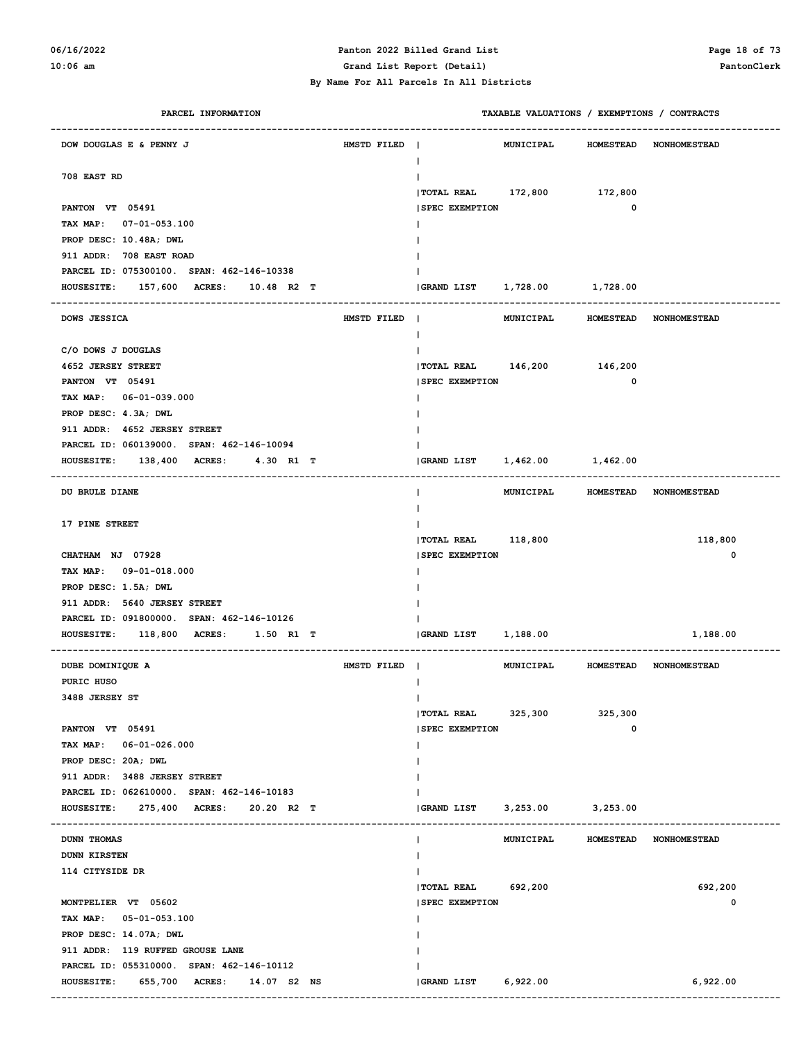**Panton 2022 Billed Grand List**

**Grand List Report (Detail)**

**By Name For All Parcels In All Districts**

| PARCEL INFORMATION | | TAXABLE VALUATIONS / EXEMPTIONS / CONTRACTS | MUNICIPAL | HOMESTEAD | NONHOMESTEAD |
|---|---|---|---|---|---|
| DOW DOUGLAS E & PENNY J | HMSTD FILED | | | | |
| 708 EAST RD | | | | | |
| PANTON VT 05491 | | TOTAL REAL | 172,800 | 172,800 | |
| TAX MAP: 07-01-053.100 | | SPEC EXEMPTION | | 0 | |
| PROP DESC: 10.48A; DWL | | | | | |
| 911 ADDR: 708 EAST ROAD | | | | | |
| PARCEL ID: 075300100. SPAN: 462-146-10338 | | | | | |
| HOUSESITE: 157,600 ACRES: 10.48 R2 T | | GRAND LIST | 1,728.00 | 1,728.00 | |
| DOWS JESSICA | HMSTD FILED | | | | |
| C/O DOWS J DOUGLAS | | | | | |
| 4652 JERSEY STREET | | TOTAL REAL | 146,200 | 146,200 | |
| PANTON VT 05491 | | SPEC EXEMPTION | | 0 | |
| TAX MAP: 06-01-039.000 | | | | | |
| PROP DESC: 4.3A; DWL | | | | | |
| 911 ADDR: 4652 JERSEY STREET | | | | | |
| PARCEL ID: 060139000. SPAN: 462-146-10094 | | | | | |
| HOUSESITE: 138,400 ACRES: 4.30 R1 T | | GRAND LIST | 1,462.00 | 1,462.00 | |
| DU BRULE DIANE | | | | | |
| 17 PINE STREET | | | | | |
| CHATHAM NJ 07928 | | TOTAL REAL | 118,800 | | 118,800 |
| TAX MAP: 09-01-018.000 | | SPEC EXEMPTION | | | 0 |
| PROP DESC: 1.5A; DWL | | | | | |
| 911 ADDR: 5640 JERSEY STREET | | | | | |
| PARCEL ID: 091800000. SPAN: 462-146-10126 | | | | | |
| HOUSESITE: 118,800 ACRES: 1.50 R1 T | | GRAND LIST | 1,188.00 | | 1,188.00 |
| DUBE DOMINIQUE A | HMSTD FILED | | | | |
| PURIC HUSO | | | | | |
| 3488 JERSEY ST | | | | | |
| PANTON VT 05491 | | TOTAL REAL | 325,300 | 325,300 | |
| TAX MAP: 06-01-026.000 | | SPEC EXEMPTION | | 0 | |
| PROP DESC: 20A; DWL | | | | | |
| 911 ADDR: 3488 JERSEY STREET | | | | | |
| PARCEL ID: 062610000. SPAN: 462-146-10183 | | | | | |
| HOUSESITE: 275,400 ACRES: 20.20 R2 T | | GRAND LIST | 3,253.00 | 3,253.00 | |
| DUNN THOMAS | | | | | |
| DUNN KIRSTEN | | | | | |
| 114 CITYSIDE DR | | | | | |
| MONTPELIER VT 05602 | | TOTAL REAL | 692,200 | | 692,200 |
| TAX MAP: 05-01-053.100 | | SPEC EXEMPTION | | | 0 |
| PROP DESC: 14.07A; DWL | | | | | |
| 911 ADDR: 119 RUFFED GROUSE LANE | | | | | |
| PARCEL ID: 055310000. SPAN: 462-146-10112 | | | | | |
| HOUSESITE: 655,700 ACRES: 14.07 S2 NS | | GRAND LIST | 6,922.00 | | 6,922.00 |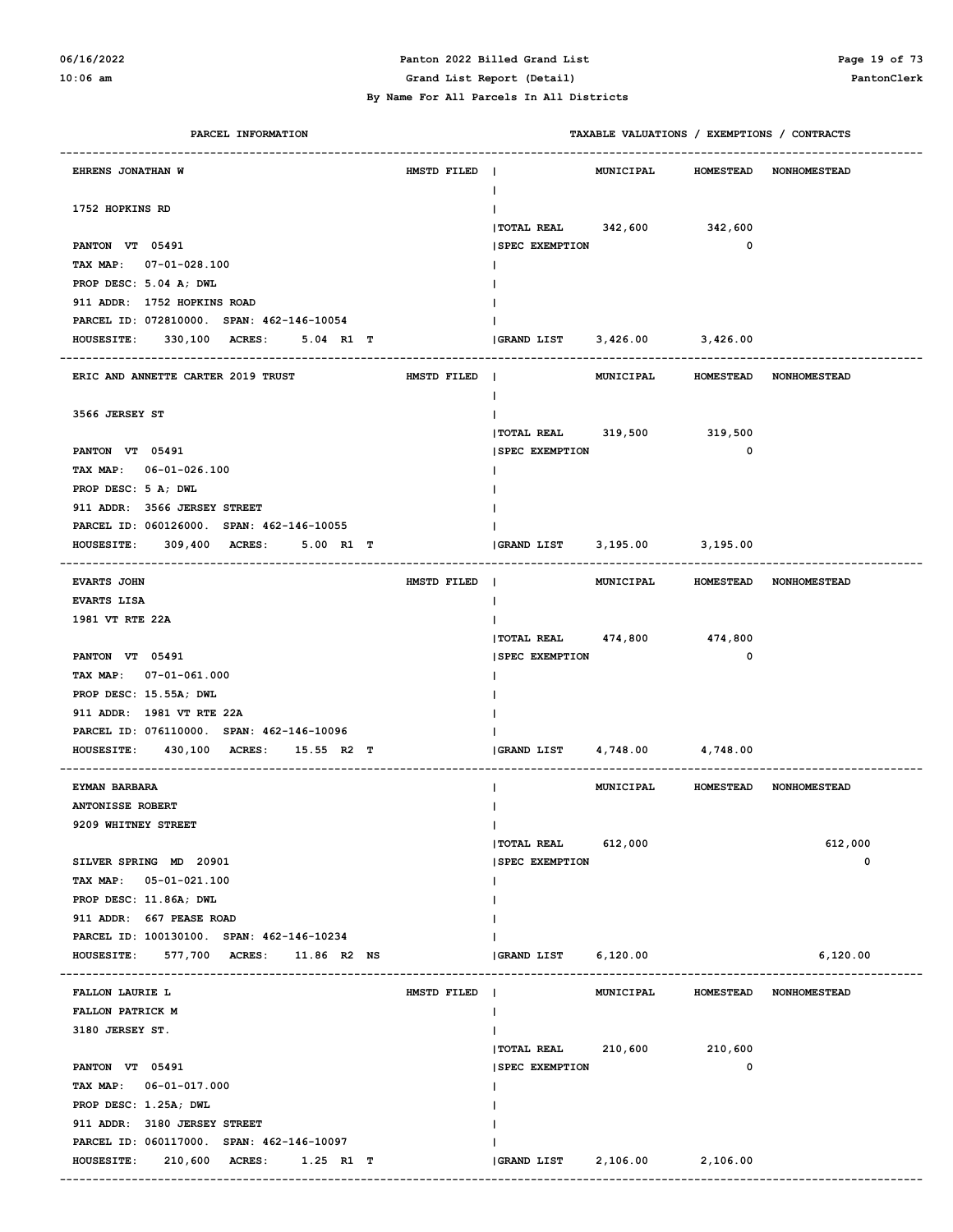| PARCEL INFORMATION | | TAXABLE VALUATIONS / EXEMPTIONS / CONTRACTS | MUNICIPAL | HOMESTEAD | NONHOMESTEAD |
|---|---|---|---|---|---|
| EHRENS JONATHAN W | HMSTD FILED | | MUNICIPAL | HOMESTEAD | NONHOMESTEAD |
| 1752 HOPKINS RD | | | | | |
| | | TOTAL REAL | 342,600 | 342,600 | |
| PANTON VT 05491 | | SPEC EXEMPTION | | 0 | |
| TAX MAP: 07-01-028.100 | | | | | |
| PROP DESC: 5.04 A; DWL | | | | | |
| 911 ADDR: 1752 HOPKINS ROAD | | | | | |
| PARCEL ID: 072810000. SPAN: 462-146-10054 | | | | | |
| HOUSESITE: 330,100 ACRES: 5.04 R1 T | | GRAND LIST | 3,426.00 | 3,426.00 | |
| ERIC AND ANNETTE CARTER 2019 TRUST | HMSTD FILED | | MUNICIPAL | HOMESTEAD | NONHOMESTEAD |
| 3566 JERSEY ST | | | | | |
| | | TOTAL REAL | 319,500 | 319,500 | |
| PANTON VT 05491 | | SPEC EXEMPTION | | 0 | |
| TAX MAP: 06-01-026.100 | | | | | |
| PROP DESC: 5 A; DWL | | | | | |
| 911 ADDR: 3566 JERSEY STREET | | | | | |
| PARCEL ID: 060126000. SPAN: 462-146-10055 | | | | | |
| HOUSESITE: 309,400 ACRES: 5.00 R1 T | | GRAND LIST | 3,195.00 | 3,195.00 | |
| EVARTS JOHN | HMSTD FILED | | MUNICIPAL | HOMESTEAD | NONHOMESTEAD |
| EVARTS LISA | | | | | |
| 1981 VT RTE 22A | | | | | |
| | | TOTAL REAL | 474,800 | 474,800 | |
| PANTON VT 05491 | | SPEC EXEMPTION | | 0 | |
| TAX MAP: 07-01-061.000 | | | | | |
| PROP DESC: 15.55A; DWL | | | | | |
| 911 ADDR: 1981 VT RTE 22A | | | | | |
| PARCEL ID: 076110000. SPAN: 462-146-10096 | | | | | |
| HOUSESITE: 430,100 ACRES: 15.55 R2 T | | GRAND LIST | 4,748.00 | 4,748.00 | |
| EYMAN BARBARA | | | MUNICIPAL | HOMESTEAD | NONHOMESTEAD |
| ANTONISSE ROBERT | | | | | |
| 9209 WHITNEY STREET | | | | | |
| | | TOTAL REAL | 612,000 | | 612,000 |
| SILVER SPRING MD 20901 | | SPEC EXEMPTION | | | 0 |
| TAX MAP: 05-01-021.100 | | | | | |
| PROP DESC: 11.86A; DWL | | | | | |
| 911 ADDR: 667 PEASE ROAD | | | | | |
| PARCEL ID: 100130100. SPAN: 462-146-10234 | | | | | |
| HOUSESITE: 577,700 ACRES: 11.86 R2 NS | | GRAND LIST | 6,120.00 | | 6,120.00 |
| FALLON LAURIE L | HMSTD FILED | | MUNICIPAL | HOMESTEAD | NONHOMESTEAD |
| FALLON PATRICK M | | | | | |
| 3180 JERSEY ST. | | | | | |
| | | TOTAL REAL | 210,600 | 210,600 | |
| PANTON VT 05491 | | SPEC EXEMPTION | | 0 | |
| TAX MAP: 06-01-017.000 | | | | | |
| PROP DESC: 1.25A; DWL | | | | | |
| 911 ADDR: 3180 JERSEY STREET | | | | | |
| PARCEL ID: 060117000. SPAN: 462-146-10097 | | | | | |
| HOUSESITE: 210,600 ACRES: 1.25 R1 T | | GRAND LIST | 2,106.00 | 2,106.00 | |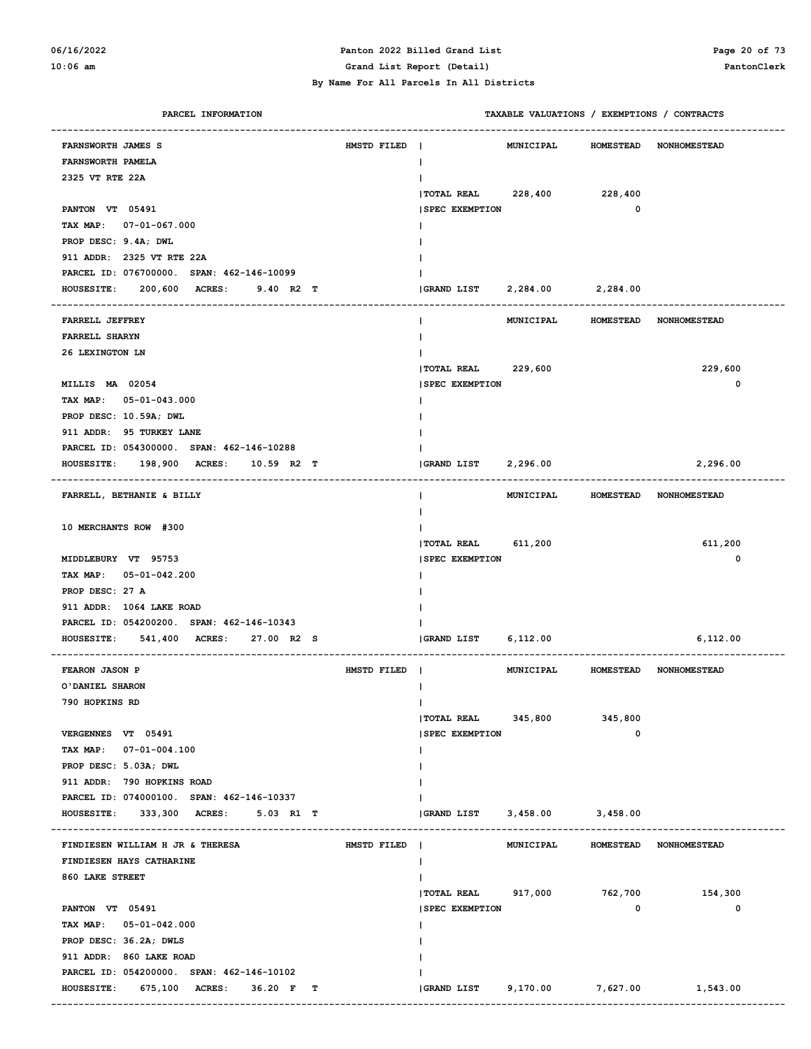**By Name For All Parcels In All Districts**

| PARCEL INFORMATION | | TAXABLE VALUATIONS / EXEMPTIONS / CONTRACTS | MUNICIPAL | HOMESTEAD | NONHOMESTEAD |
|---|---|---|---|---|---|
| FARNSWORTH JAMES S<br>FARNSWORTH PAMELA<br>2325 VT RTE 22A<br><br>PANTON VT 05491<br>TAX MAP: 07-01-067.000<br>PROP DESC: 9.4A; DWL<br>911 ADDR: 2325 VT RTE 22A<br>PARCEL ID: 076700000. SPAN: 462-146-10099<br>HOUSESITE: 200,600 ACRES: 9.40 R2 T | HMSTD FILED | TOTAL REAL | 228,400 | 228,400 | |
| | | SPEC EXEMPTION | | 0 | |
| | | GRAND LIST | 2,284.00 | 2,284.00 | |
| FARRELL JEFFREY<br>FARRELL SHARYN<br>26 LEXINGTON LN<br><br>MILLIS MA 02054<br>TAX MAP: 05-01-043.000<br>PROP DESC: 10.59A; DWL<br>911 ADDR: 95 TURKEY LANE<br>PARCEL ID: 054300000. SPAN: 462-146-10288<br>HOUSESITE: 198,900 ACRES: 10.59 R2 T | | TOTAL REAL | 229,600 | | 229,600 |
| | | SPEC EXEMPTION | | | 0 |
| | | GRAND LIST | 2,296.00 | | 2,296.00 |
| FARRELL, BETHANIE & BILLY<br><br>10 MERCHANTS ROW #300<br><br>MIDDLEBURY VT 95753<br>TAX MAP: 05-01-042.200<br>PROP DESC: 27 A<br>911 ADDR: 1064 LAKE ROAD<br>PARCEL ID: 054200200. SPAN: 462-146-10343<br>HOUSESITE: 541,400 ACRES: 27.00 R2 S | | TOTAL REAL | 611,200 | | 611,200 |
| | | SPEC EXEMPTION | | | 0 |
| | | GRAND LIST | 6,112.00 | | 6,112.00 |
| FEARON JASON P<br>O'DANIEL SHARON<br>790 HOPKINS RD<br><br>VERGENNES VT 05491<br>TAX MAP: 07-01-004.100<br>PROP DESC: 5.03A; DWL<br>911 ADDR: 790 HOPKINS ROAD<br>PARCEL ID: 074000100. SPAN: 462-146-10337<br>HOUSESITE: 333,300 ACRES: 5.03 R1 T | HMSTD FILED | TOTAL REAL | 345,800 | 345,800 | |
| | | SPEC EXEMPTION | | 0 | |
| | | GRAND LIST | 3,458.00 | 3,458.00 | |
| FINDIESEN WILLIAM H JR & THERESA<br>FINDIESEN HAYS CATHARINE<br>860 LAKE STREET<br><br>PANTON VT 05491<br>TAX MAP: 05-01-042.000<br>PROP DESC: 36.2A; DWLS<br>911 ADDR: 860 LAKE ROAD<br>PARCEL ID: 054200000. SPAN: 462-146-10102<br>HOUSESITE: 675,100 ACRES: 36.20 F T | HMSTD FILED | TOTAL REAL | 917,000 | 762,700 | 154,300 |
| | | SPEC EXEMPTION | | 0 | 0 |
| | | GRAND LIST | 9,170.00 | 7,627.00 | 1,543.00 |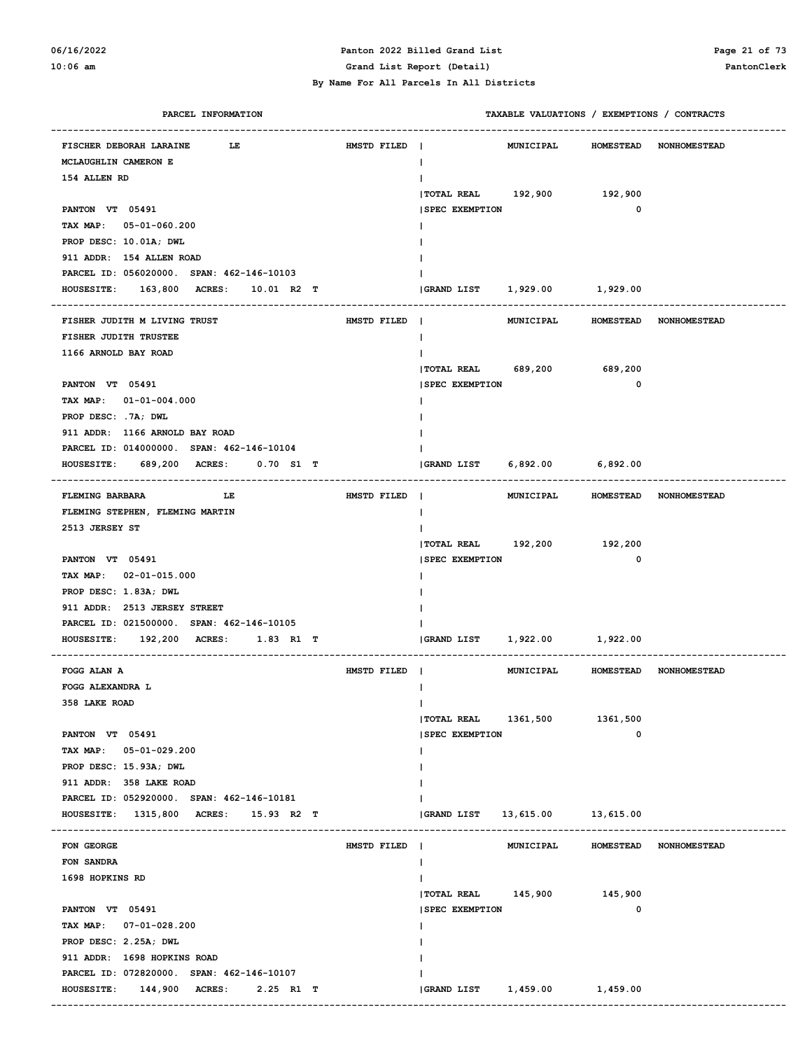Panton 2022 Billed Grand List

Grand List Report (Detail)

By Name For All Parcels In All Districts

| PARCEL INFORMATION | | TAXABLE VALUATIONS / EXEMPTIONS / CONTRACTS | MUNICIPAL | HOMESTEAD | NONHOMESTEAD |
|---|---|---|---|---|---|
| FISCHER DEBORAH LARAINE LE | HMSTD FILED | | | | |
| MCLAUGHLIN CAMERON E | | | | | |
| 154 ALLEN RD | | | | | |
| | | TOTAL REAL | 192,900 | 192,900 | |
| PANTON VT 05491 | | SPEC EXEMPTION | | 0 | |
| TAX MAP: 05-01-060.200 | | | | | |
| PROP DESC: 10.01A; DWL | | | | | |
| 911 ADDR: 154 ALLEN ROAD | | | | | |
| PARCEL ID: 056020000. SPAN: 462-146-10103 | | | | | |
| HOUSESITE: 163,800 ACRES: 10.01 R2 T | | GRAND LIST | 1,929.00 | 1,929.00 | |
| FISHER JUDITH M LIVING TRUST | HMSTD FILED | | | | |
| FISHER JUDITH TRUSTEE | | | | | |
| 1166 ARNOLD BAY ROAD | | | | | |
| | | TOTAL REAL | 689,200 | 689,200 | |
| PANTON VT 05491 | | SPEC EXEMPTION | | 0 | |
| TAX MAP: 01-01-004.000 | | | | | |
| PROP DESC: .7A; DWL | | | | | |
| 911 ADDR: 1166 ARNOLD BAY ROAD | | | | | |
| PARCEL ID: 014000000. SPAN: 462-146-10104 | | | | | |
| HOUSESITE: 689,200 ACRES: 0.70 S1 T | | GRAND LIST | 6,892.00 | 6,892.00 | |
| FLEMING BARBARA LE | HMSTD FILED | | | | |
| FLEMING STEPHEN, FLEMING MARTIN | | | | | |
| 2513 JERSEY ST | | | | | |
| | | TOTAL REAL | 192,200 | 192,200 | |
| PANTON VT 05491 | | SPEC EXEMPTION | | 0 | |
| TAX MAP: 02-01-015.000 | | | | | |
| PROP DESC: 1.83A; DWL | | | | | |
| 911 ADDR: 2513 JERSEY STREET | | | | | |
| PARCEL ID: 021500000. SPAN: 462-146-10105 | | | | | |
| HOUSESITE: 192,200 ACRES: 1.83 R1 T | | GRAND LIST | 1,922.00 | 1,922.00 | |
| FOGG ALAN A | HMSTD FILED | | | | |
| FOGG ALEXANDRA L | | | | | |
| 358 LAKE ROAD | | | | | |
| | | TOTAL REAL | 1361,500 | 1361,500 | |
| PANTON VT 05491 | | SPEC EXEMPTION | | 0 | |
| TAX MAP: 05-01-029.200 | | | | | |
| PROP DESC: 15.93A; DWL | | | | | |
| 911 ADDR: 358 LAKE ROAD | | | | | |
| PARCEL ID: 052920000. SPAN: 462-146-10181 | | | | | |
| HOUSESITE: 1315,800 ACRES: 15.93 R2 T | | GRAND LIST | 13,615.00 | 13,615.00 | |
| FON GEORGE | HMSTD FILED | | | | |
| FON SANDRA | | | | | |
| 1698 HOPKINS RD | | | | | |
| | | TOTAL REAL | 145,900 | 145,900 | |
| PANTON VT 05491 | | SPEC EXEMPTION | | 0 | |
| TAX MAP: 07-01-028.200 | | | | | |
| PROP DESC: 2.25A; DWL | | | | | |
| 911 ADDR: 1698 HOPKINS ROAD | | | | | |
| PARCEL ID: 072820000. SPAN: 462-146-10107 | | | | | |
| HOUSESITE: 144,900 ACRES: 2.25 R1 T | | GRAND LIST | 1,459.00 | 1,459.00 | |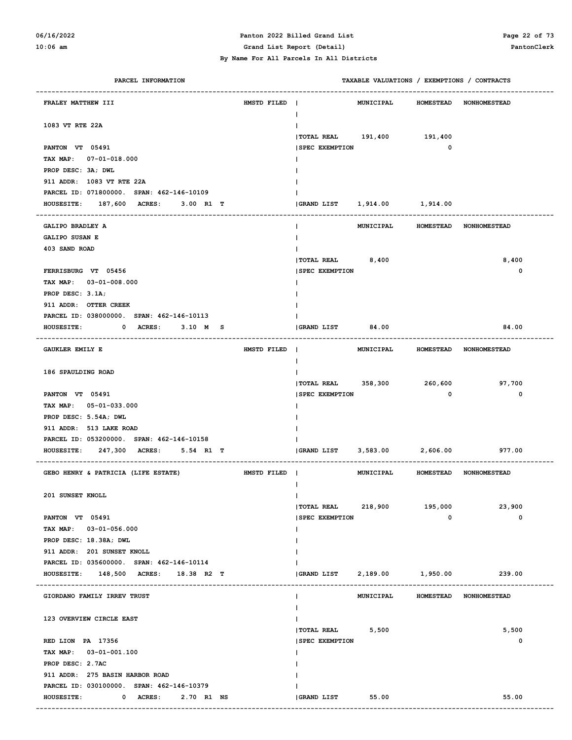By Name For All Parcels In All Districts

| PARCEL INFORMATION | | | TAXABLE VALUATIONS / EXEMPTIONS / CONTRACTS | MUNICIPAL | HOMESTEAD | NONHOMESTEAD |
|---|---|---|---|---|---|---|
| FRALEY MATTHEW III | HMSTD FILED | | | MUNICIPAL | HOMESTEAD | NONHOMESTEAD |
| 1083 VT RTE 22A | | | | | | |
| PANTON VT 05491 | | | TOTAL REAL | 191,400 | 191,400 | |
| TAX MAP: 07-01-018.000 | | | SPEC EXEMPTION | | 0 | |
| PROP DESC: 3A; DWL | | | | | | |
| 911 ADDR: 1083 VT RTE 22A | | | | | | |
| PARCEL ID: 071800000. SPAN: 462-146-10109 | | | | | | |
| HOUSESITE: 187,600 ACRES: 3.00 R1 T | | | GRAND LIST | 1,914.00 | 1,914.00 | |
| GALIPO BRADLEY A | | | | MUNICIPAL | HOMESTEAD | NONHOMESTEAD |
| GALIPO SUSAN E | | | | | | |
| 403 SAND ROAD | | | | | | |
| FERRISBURG VT 05456 | | | TOTAL REAL | 8,400 | | 8,400 |
| TAX MAP: 03-01-008.000 | | | SPEC EXEMPTION | | | 0 |
| PROP DESC: 3.1A; | | | | | | |
| 911 ADDR: OTTER CREEK | | | | | | |
| PARCEL ID: 038000000. SPAN: 462-146-10113 | | | | | | |
| HOUSESITE: 0 ACRES: 3.10 M S | | | GRAND LIST | 84.00 | | 84.00 |
| GAUKLER EMILY E | HMSTD FILED | | | MUNICIPAL | HOMESTEAD | NONHOMESTEAD |
| 186 SPAULDING ROAD | | | | | | |
| PANTON VT 05491 | | | TOTAL REAL | 358,300 | 260,600 | 97,700 |
| TAX MAP: 05-01-033.000 | | | SPEC EXEMPTION | | 0 | 0 |
| PROP DESC: 5.54A; DWL | | | | | | |
| 911 ADDR: 513 LAKE ROAD | | | | | | |
| PARCEL ID: 053200000. SPAN: 462-146-10158 | | | | | | |
| HOUSESITE: 247,300 ACRES: 5.54 R1 T | | | GRAND LIST | 3,583.00 | 2,606.00 | 977.00 |
| GEBO HENRY & PATRICIA (LIFE ESTATE) | HMSTD FILED | | | MUNICIPAL | HOMESTEAD | NONHOMESTEAD |
| 201 SUNSET KNOLL | | | | | | |
| PANTON VT 05491 | | | TOTAL REAL | 218,900 | 195,000 | 23,900 |
| TAX MAP: 03-01-056.000 | | | SPEC EXEMPTION | | 0 | 0 |
| PROP DESC: 18.38A; DWL | | | | | | |
| 911 ADDR: 201 SUNSET KNOLL | | | | | | |
| PARCEL ID: 035600000. SPAN: 462-146-10114 | | | | | | |
| HOUSESITE: 148,500 ACRES: 18.38 R2 T | | | GRAND LIST | 2,189.00 | 1,950.00 | 239.00 |
| GIORDANO FAMILY IRREV TRUST | | | | MUNICIPAL | HOMESTEAD | NONHOMESTEAD |
| 123 OVERVIEW CIRCLE EAST | | | | | | |
| RED LION PA 17356 | | | TOTAL REAL | 5,500 | | 5,500 |
| TAX MAP: 03-01-001.100 | | | SPEC EXEMPTION | | | 0 |
| PROP DESC: 2.7AC | | | | | | |
| 911 ADDR: 275 BASIN HARBOR ROAD | | | | | | |
| PARCEL ID: 030100000. SPAN: 462-146-10379 | | | | | | |
| HOUSESITE: 0 ACRES: 2.70 R1 NS | | | GRAND LIST | 55.00 | | 55.00 |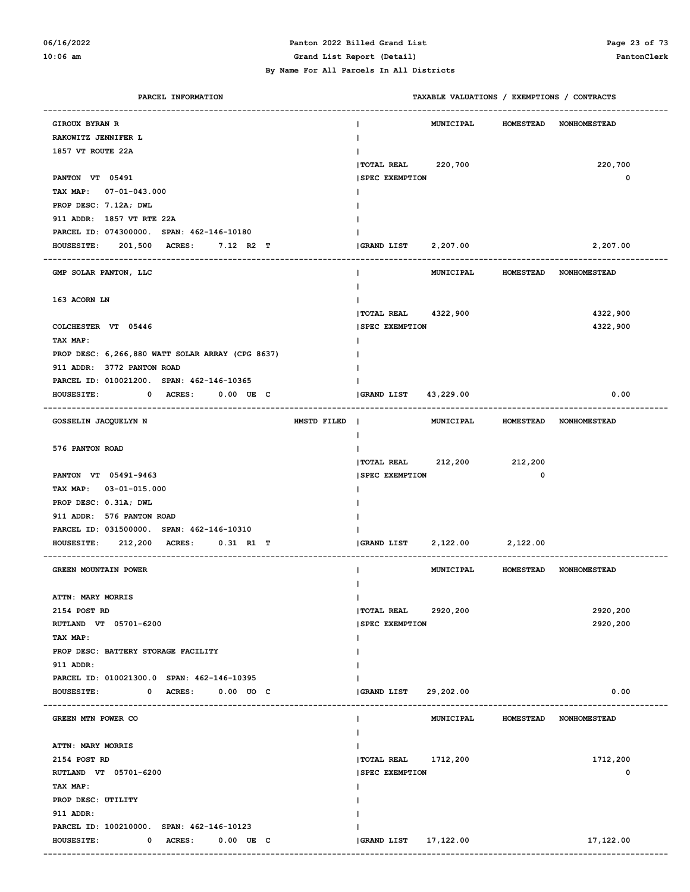**Panton 2022 Billed Grand List**

**Grand List Report (Detail)**

**By Name For All Parcels In All Districts**

| PARCEL INFORMATION | | TAXABLE VALUATIONS / EXEMPTIONS / CONTRACTS | MUNICIPAL | HOMESTEAD | NONHOMESTEAD |
|---|---|---|---|---|---|
| GIROUX BYRAN R<br>RAKOWITZ JENNIFER L<br>1857 VT ROUTE 22A<br><br>PANTON VT 05491<br>TAX MAP: 07-01-043.000<br>PROP DESC: 7.12A; DWL<br>911 ADDR: 1857 VT RTE 22A<br>PARCEL ID: 074300000. SPAN: 462-146-10180<br>HOUSESITE: 201,500 ACRES: 7.12 R2 T | | TOTAL REAL<br>SPEC EXEMPTION<br><br>GRAND LIST | 220,700<br><br><br>2,207.00 | | 220,700<br>0<br><br>2,207.00 |
| GMP SOLAR PANTON, LLC<br><br>163 ACORN LN<br><br>COLCHESTER VT 05446<br>TAX MAP:<br>PROP DESC: 6,266,880 WATT SOLAR ARRAY (CPG 8637)<br>911 ADDR: 3772 PANTON ROAD<br>PARCEL ID: 010021200. SPAN: 462-146-10365<br>HOUSESITE: 0 ACRES: 0.00 UE C | | TOTAL REAL<br>SPEC EXEMPTION<br><br>GRAND LIST | 4322,900<br><br><br>43,229.00 | | 4322,900<br>4322,900<br><br>0.00 |
| GOSSELIN JACQUELYN N<br><br>576 PANTON ROAD<br><br>PANTON VT 05491-9463<br>TAX MAP: 03-01-015.000<br>PROP DESC: 0.31A; DWL<br>911 ADDR: 576 PANTON ROAD<br>PARCEL ID: 031500000. SPAN: 462-146-10310<br>HOUSESITE: 212,200 ACRES: 0.31 R1 T | HMSTD FILED | TOTAL REAL<br>SPEC EXEMPTION<br><br>GRAND LIST | 212,200<br><br><br>2,122.00 | 212,200<br>0<br><br>2,122.00 | |
| GREEN MOUNTAIN POWER<br><br>ATTN: MARY MORRIS<br>2154 POST RD<br>RUTLAND VT 05701-6200<br>TAX MAP:<br>PROP DESC: BATTERY STORAGE FACILITY<br>911 ADDR:<br>PARCEL ID: 010021300.0 SPAN: 462-146-10395<br>HOUSESITE: 0 ACRES: 0.00 UO C | | TOTAL REAL<br>SPEC EXEMPTION<br><br>GRAND LIST | 2920,200<br><br><br>29,202.00 | | 2920,200<br>2920,200<br><br>0.00 |
| GREEN MTN POWER CO<br><br>ATTN: MARY MORRIS<br>2154 POST RD<br>RUTLAND VT 05701-6200<br>TAX MAP:<br>PROP DESC: UTILITY<br>911 ADDR:<br>PARCEL ID: 100210000. SPAN: 462-146-10123<br>HOUSESITE: 0 ACRES: 0.00 UE C | | TOTAL REAL<br>SPEC EXEMPTION<br><br>GRAND LIST | 1712,200<br><br><br>17,122.00 | | 1712,200<br>0<br><br>17,122.00 |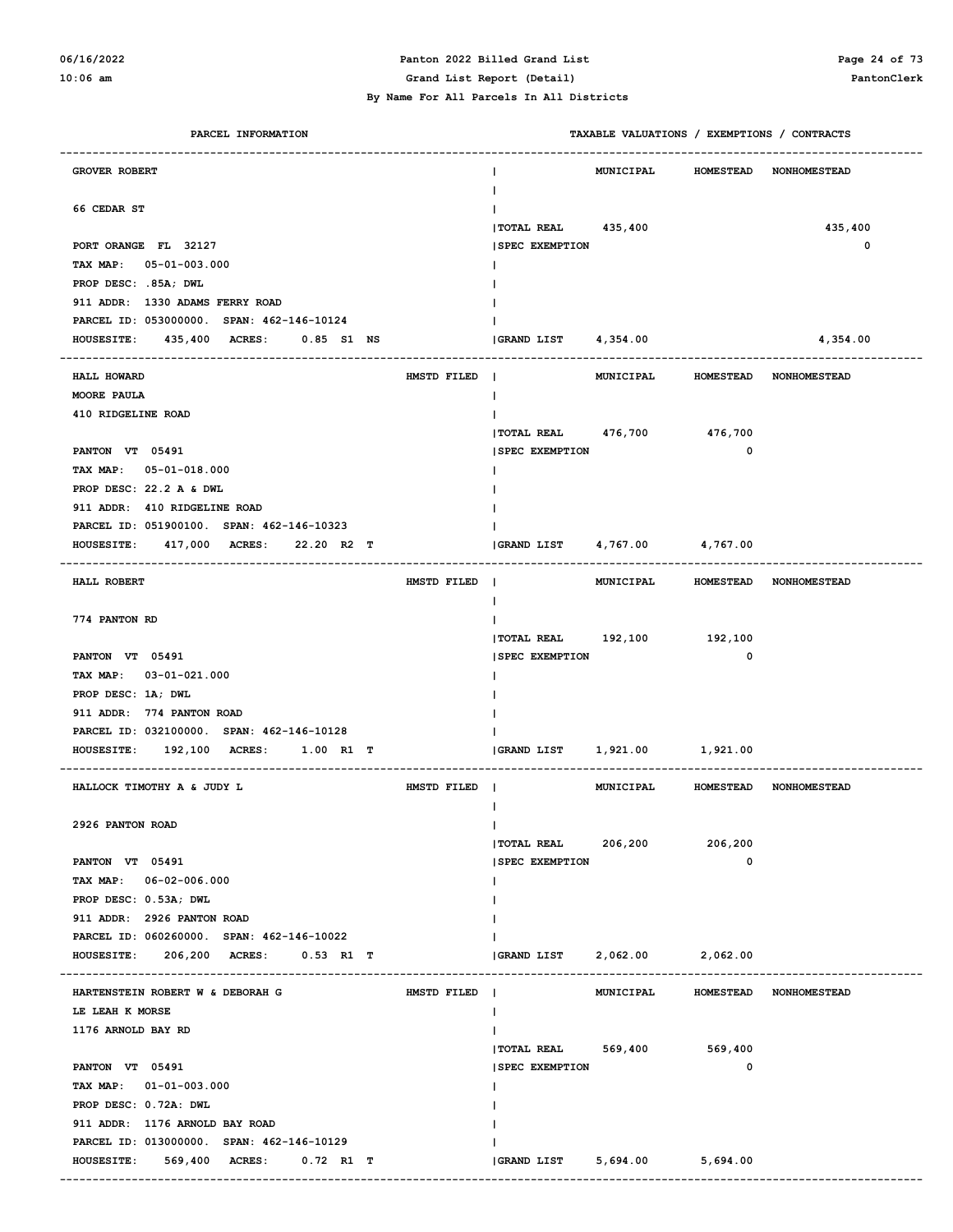**Panton 2022 Billed Grand List**

**Grand List Report (Detail)**

**By Name For All Parcels In All Districts**

| PARCEL INFORMATION | | TAXABLE VALUATIONS / EXEMPTIONS / CONTRACTS | MUNICIPAL | HOMESTEAD | NONHOMESTEAD |
|---|---|---|---|---|---|
| GROVER ROBERT | | | | | |
| 66 CEDAR ST | | | | | |
| PORT ORANGE FL 32127 | | TOTAL REAL | 435,400 | | 435,400 |
| TAX MAP: 05-01-003.000 | | SPEC EXEMPTION | | | 0 |
| PROP DESC: .85A; DWL | | | | | |
| 911 ADDR: 1330 ADAMS FERRY ROAD | | | | | |
| PARCEL ID: 053000000. SPAN: 462-146-10124 | | | | | |
| HOUSESITE: 435,400 ACRES: 0.85 S1 NS | | GRAND LIST | 4,354.00 | | 4,354.00 |
| HALL HOWARD | HMSTD FILED | | | | |
| MOORE PAULA | | | | | |
| 410 RIDGELINE ROAD | | | | | |
| PANTON VT 05491 | | TOTAL REAL | 476,700 | 476,700 | |
| TAX MAP: 05-01-018.000 | | SPEC EXEMPTION | | 0 | |
| PROP DESC: 22.2 A & DWL | | | | | |
| 911 ADDR: 410 RIDGELINE ROAD | | | | | |
| PARCEL ID: 051900100. SPAN: 462-146-10323 | | | | | |
| HOUSESITE: 417,000 ACRES: 22.20 R2 T | | GRAND LIST | 4,767.00 | 4,767.00 | |
| HALL ROBERT | HMSTD FILED | | | | |
| 774 PANTON RD | | | | | |
| PANTON VT 05491 | | TOTAL REAL | 192,100 | 192,100 | |
| TAX MAP: 03-01-021.000 | | SPEC EXEMPTION | | 0 | |
| PROP DESC: 1A; DWL | | | | | |
| 911 ADDR: 774 PANTON ROAD | | | | | |
| PARCEL ID: 032100000. SPAN: 462-146-10128 | | | | | |
| HOUSESITE: 192,100 ACRES: 1.00 R1 T | | GRAND LIST | 1,921.00 | 1,921.00 | |
| HALLOCK TIMOTHY A & JUDY L | HMSTD FILED | | | | |
| 2926 PANTON ROAD | | | | | |
| PANTON VT 05491 | | TOTAL REAL | 206,200 | 206,200 | |
| TAX MAP: 06-02-006.000 | | SPEC EXEMPTION | | 0 | |
| PROP DESC: 0.53A; DWL | | | | | |
| 911 ADDR: 2926 PANTON ROAD | | | | | |
| PARCEL ID: 060260000. SPAN: 462-146-10022 | | | | | |
| HOUSESITE: 206,200 ACRES: 0.53 R1 T | | GRAND LIST | 2,062.00 | 2,062.00 | |
| HARTENSTEIN ROBERT W & DEBORAH G | HMSTD FILED | | | | |
| LE LEAH K MORSE | | | | | |
| 1176 ARNOLD BAY RD | | | | | |
| PANTON VT 05491 | | TOTAL REAL | 569,400 | 569,400 | |
| TAX MAP: 01-01-003.000 | | SPEC EXEMPTION | | 0 | |
| PROP DESC: 0.72A: DWL | | | | | |
| 911 ADDR: 1176 ARNOLD BAY ROAD | | | | | |
| PARCEL ID: 013000000. SPAN: 462-146-10129 | | | | | |
| HOUSESITE: 569,400 ACRES: 0.72 R1 T | | GRAND LIST | 5,694.00 | 5,694.00 | |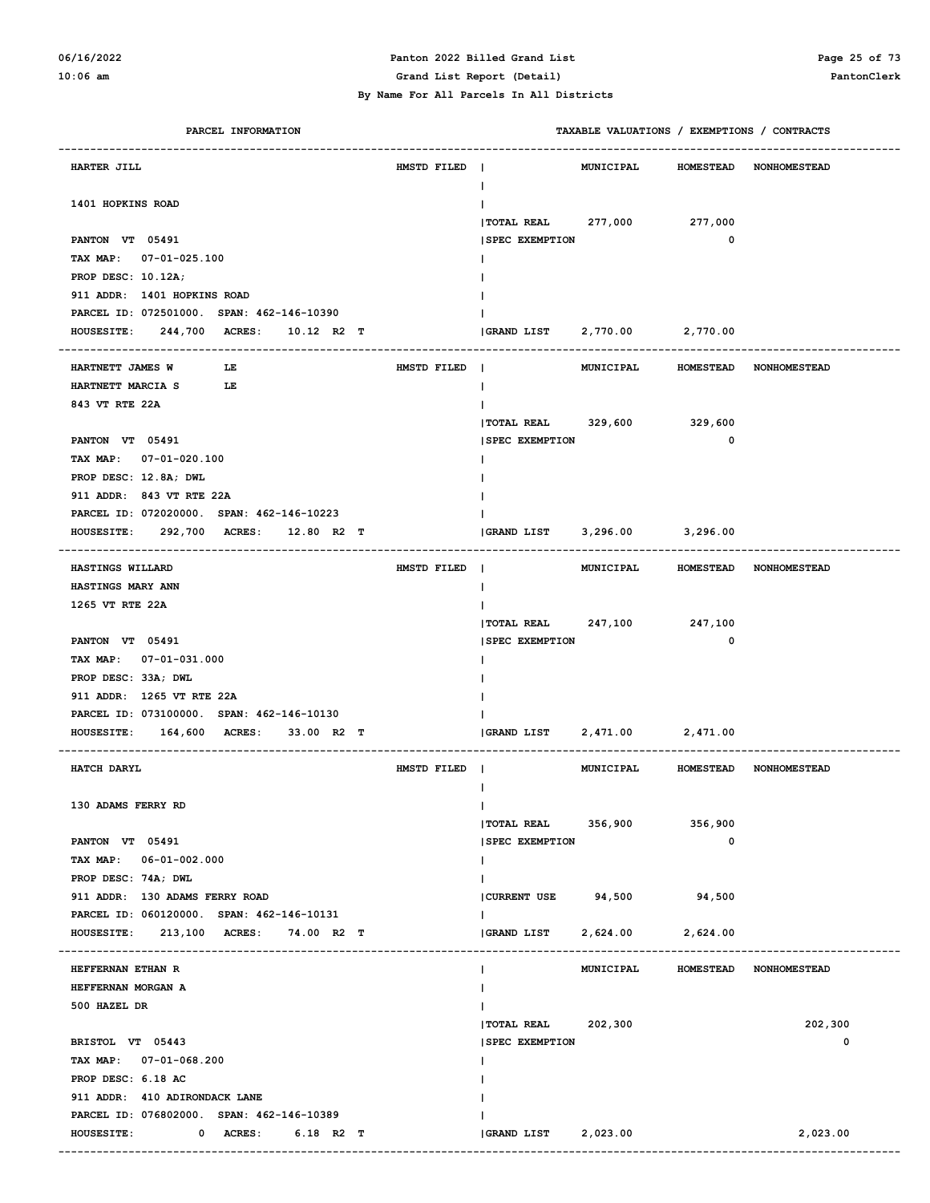# Panton 2022 Billed Grand List

## Grand List Report (Detail)

### By Name For All Parcels In All Districts

| PARCEL INFORMATION | | TAXABLE VALUATIONS / EXEMPTIONS / CONTRACTS | MUNICIPAL | HOMESTEAD | NONHOMESTEAD |
|---|---|---|---|---|---|
| **HARTER JILL** | HMSTD FILED | | | | |
| 1401 HOPKINS ROAD | | TOTAL REAL | 277,000 | 277,000 | |
| PANTON VT 05491 | | SPEC EXEMPTION | | 0 | |
| TAX MAP: 07-01-025.100 | | | | | |
| PROP DESC: 10.12A; | | | | | |
| 911 ADDR: 1401 HOPKINS ROAD | | | | | |
| PARCEL ID: 072501000. SPAN: 462-146-10390 | | | | | |
| HOUSESITE: 244,700 ACRES: 10.12 R2 T | | GRAND LIST | 2,770.00 | 2,770.00 | |
| **HARTNETT JAMES W LE** | HMSTD FILED | | | | |
| HARTNETT MARCIA S LE | | | | | |
| 843 VT RTE 22A | | TOTAL REAL | 329,600 | 329,600 | |
| PANTON VT 05491 | | SPEC EXEMPTION | | 0 | |
| TAX MAP: 07-01-020.100 | | | | | |
| PROP DESC: 12.8A; DWL | | | | | |
| 911 ADDR: 843 VT RTE 22A | | | | | |
| PARCEL ID: 072020000. SPAN: 462-146-10223 | | | | | |
| HOUSESITE: 292,700 ACRES: 12.80 R2 T | | GRAND LIST | 3,296.00 | 3,296.00 | |
| **HASTINGS WILLARD** | HMSTD FILED | | | | |
| HASTINGS MARY ANN | | | | | |
| 1265 VT RTE 22A | | TOTAL REAL | 247,100 | 247,100 | |
| PANTON VT 05491 | | SPEC EXEMPTION | | 0 | |
| TAX MAP: 07-01-031.000 | | | | | |
| PROP DESC: 33A; DWL | | | | | |
| 911 ADDR: 1265 VT RTE 22A | | | | | |
| PARCEL ID: 073100000. SPAN: 462-146-10130 | | | | | |
| HOUSESITE: 164,600 ACRES: 33.00 R2 T | | GRAND LIST | 2,471.00 | 2,471.00 | |
| **HATCH DARYL** | HMSTD FILED | | | | |
| 130 ADAMS FERRY RD | | TOTAL REAL | 356,900 | 356,900 | |
| PANTON VT 05491 | | SPEC EXEMPTION | | 0 | |
| TAX MAP: 06-01-002.000 | | | | | |
| PROP DESC: 74A; DWL | | | | | |
| 911 ADDR: 130 ADAMS FERRY ROAD | | CURRENT USE | 94,500 | 94,500 | |
| PARCEL ID: 060120000. SPAN: 462-146-10131 | | | | | |
| HOUSESITE: 213,100 ACRES: 74.00 R2 T | | GRAND LIST | 2,624.00 | 2,624.00 | |
| **HEFFERNAN ETHAN R** | | | | | |
| HEFFERNAN MORGAN A | | | | | |
| 500 HAZEL DR | | TOTAL REAL | 202,300 | | 202,300 |
| BRISTOL VT 05443 | | SPEC EXEMPTION | | | 0 |
| TAX MAP: 07-01-068.200 | | | | | |
| PROP DESC: 6.18 AC | | | | | |
| 911 ADDR: 410 ADIRONDACK LANE | | | | | |
| PARCEL ID: 076802000. SPAN: 462-146-10389 | | | | | |
| HOUSESITE: 0 ACRES: 6.18 R2 T | | GRAND LIST | 2,023.00 | | 2,023.00 |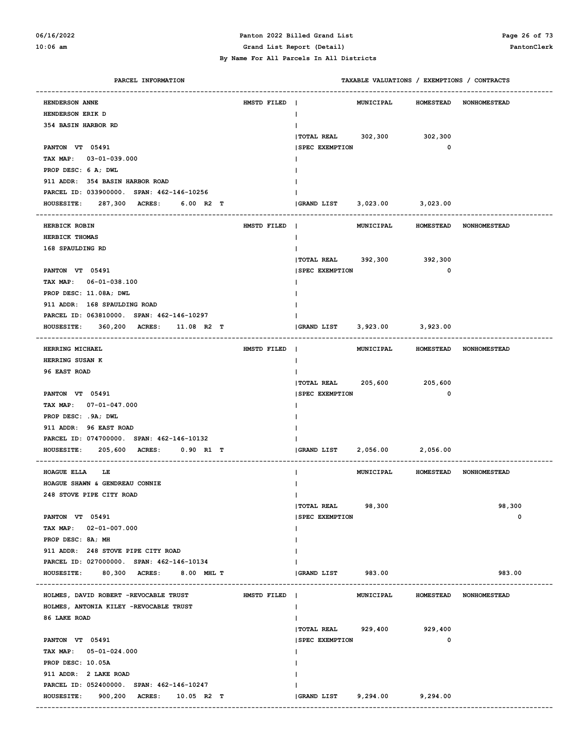# Panton 2022 Billed Grand List

## Grand List Report (Detail)

### By Name For All Parcels In All Districts

| PARCEL INFORMATION | | TAXABLE VALUATIONS / EXEMPTIONS / CONTRACTS | MUNICIPAL | HOMESTEAD | NONHOMESTEAD |
|---|---|---|---|---|---|
| HENDERSON ANNE | HMSTD FILED | | | | |
| HENDERSON ERIK D | | | | | |
| 354 BASIN HARBOR RD | | | | | |
| | | TOTAL REAL | 302,300 | 302,300 | |
| PANTON VT 05491 | | SPEC EXEMPTION | | 0 | |
| TAX MAP: 03-01-039.000 | | | | | |
| PROP DESC: 6 A; DWL | | | | | |
| 911 ADDR: 354 BASIN HARBOR ROAD | | | | | |
| PARCEL ID: 033900000. SPAN: 462-146-10256 | | | | | |
| HOUSESITE: 287,300 ACRES: 6.00 R2 T | | GRAND LIST | 3,023.00 | 3,023.00 | |
| HERBICK ROBIN | HMSTD FILED | | | | |
| HERBICK THOMAS | | | | | |
| 168 SPAULDING RD | | | | | |
| | | TOTAL REAL | 392,300 | 392,300 | |
| PANTON VT 05491 | | SPEC EXEMPTION | | 0 | |
| TAX MAP: 06-01-038.100 | | | | | |
| PROP DESC: 11.08A; DWL | | | | | |
| 911 ADDR: 168 SPAULDING ROAD | | | | | |
| PARCEL ID: 063810000. SPAN: 462-146-10297 | | | | | |
| HOUSESITE: 360,200 ACRES: 11.08 R2 T | | GRAND LIST | 3,923.00 | 3,923.00 | |
| HERRING MICHAEL | HMSTD FILED | | | | |
| HERRING SUSAN K | | | | | |
| 96 EAST ROAD | | | | | |
| | | TOTAL REAL | 205,600 | 205,600 | |
| PANTON VT 05491 | | SPEC EXEMPTION | | 0 | |
| TAX MAP: 07-01-047.000 | | | | | |
| PROP DESC: .9A; DWL | | | | | |
| 911 ADDR: 96 EAST ROAD | | | | | |
| PARCEL ID: 074700000. SPAN: 462-146-10132 | | | | | |
| HOUSESITE: 205,600 ACRES: 0.90 R1 T | | GRAND LIST | 2,056.00 | 2,056.00 | |
| HOAGUE ELLA LE | | | | | |
| HOAGUE SHAWN & GENDREAU CONNIE | | | | | |
| 248 STOVE PIPE CITY ROAD | | | | | |
| | | TOTAL REAL | 98,300 | | 98,300 |
| PANTON VT 05491 | | SPEC EXEMPTION | | | 0 |
| TAX MAP: 02-01-007.000 | | | | | |
| PROP DESC: 8A; MH | | | | | |
| 911 ADDR: 248 STOVE PIPE CITY ROAD | | | | | |
| PARCEL ID: 027000000. SPAN: 462-146-10134 | | | | | |
| HOUSESITE: 80,300 ACRES: 8.00 MHL T | | GRAND LIST | 983.00 | | 983.00 |
| HOLMES, DAVID ROBERT -REVOCABLE TRUST | HMSTD FILED | | | | |
| HOLMES, ANTONIA KILEY -REVOCABLE TRUST | | | | | |
| 86 LAKE ROAD | | | | | |
| | | TOTAL REAL | 929,400 | 929,400 | |
| PANTON VT 05491 | | SPEC EXEMPTION | | 0 | |
| TAX MAP: 05-01-024.000 | | | | | |
| PROP DESC: 10.05A | | | | | |
| 911 ADDR: 2 LAKE ROAD | | | | | |
| PARCEL ID: 052400000. SPAN: 462-146-10247 | | | | | |
| HOUSESITE: 900,200 ACRES: 10.05 R2 T | | GRAND LIST | 9,294.00 | 9,294.00 | |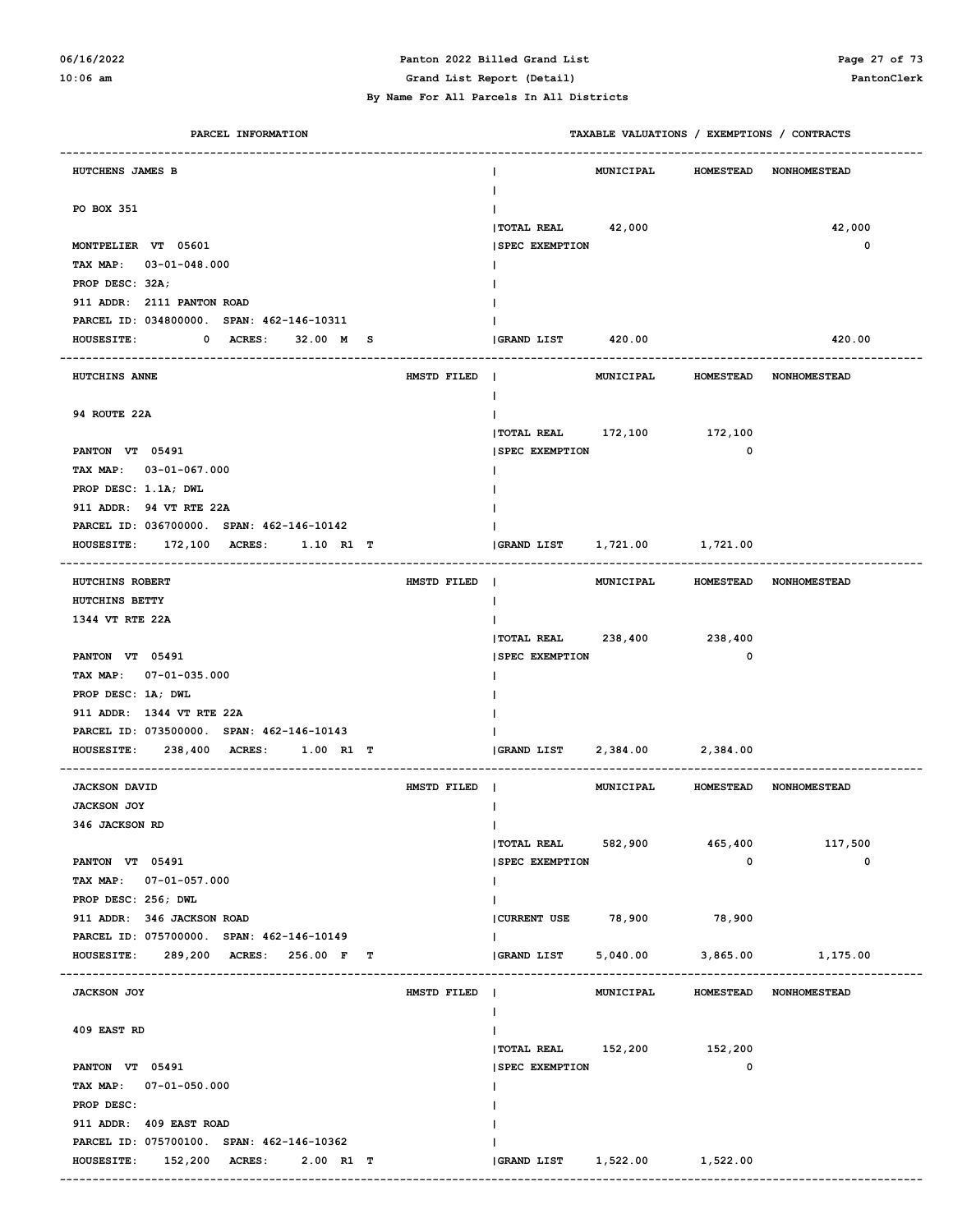**Panton 2022 Billed Grand List**

**Grand List Report (Detail)**

**By Name For All Parcels In All Districts**

| PARCEL INFORMATION | | TAXABLE VALUATIONS / EXEMPTIONS / CONTRACTS | MUNICIPAL | HOMESTEAD | NONHOMESTEAD |
|---|---|---|---|---|---|
| HUTCHENS JAMES B | | | | | |
| PO BOX 351 | | TOTAL REAL | 42,000 | | 42,000 |
| MONTPELIER VT 05601 | | SPEC EXEMPTION | | | 0 |
| TAX MAP: 03-01-048.000 | | | | | |
| PROP DESC: 32A; | | | | | |
| 911 ADDR: 2111 PANTON ROAD | | | | | |
| PARCEL ID: 034800000. SPAN: 462-146-10311 | | | | | |
| HOUSESITE: 0 ACRES: 32.00 M S | | GRAND LIST | 420.00 | | 420.00 |
| HUTCHINS ANNE | HMSTD FILED | | | | |
| 94 ROUTE 22A | | TOTAL REAL | 172,100 | 172,100 | |
| PANTON VT 05491 | | SPEC EXEMPTION | | 0 | |
| TAX MAP: 03-01-067.000 | | | | | |
| PROP DESC: 1.1A; DWL | | | | | |
| 911 ADDR: 94 VT RTE 22A | | | | | |
| PARCEL ID: 036700000. SPAN: 462-146-10142 | | | | | |
| HOUSESITE: 172,100 ACRES: 1.10 R1 T | | GRAND LIST | 1,721.00 | 1,721.00 | |
| HUTCHINS ROBERT | HMSTD FILED | | | | |
| HUTCHINS BETTY | | | | | |
| 1344 VT RTE 22A | | TOTAL REAL | 238,400 | 238,400 | |
| PANTON VT 05491 | | SPEC EXEMPTION | | 0 | |
| TAX MAP: 07-01-035.000 | | | | | |
| PROP DESC: 1A; DWL | | | | | |
| 911 ADDR: 1344 VT RTE 22A | | | | | |
| PARCEL ID: 073500000. SPAN: 462-146-10143 | | | | | |
| HOUSESITE: 238,400 ACRES: 1.00 R1 T | | GRAND LIST | 2,384.00 | 2,384.00 | |
| JACKSON DAVID | HMSTD FILED | | | | |
| JACKSON JOY | | | | | |
| 346 JACKSON RD | | TOTAL REAL | 582,900 | 465,400 | 117,500 |
| PANTON VT 05491 | | SPEC EXEMPTION | | 0 | 0 |
| TAX MAP: 07-01-057.000 | | | | | |
| PROP DESC: 256; DWL | | | | | |
| 911 ADDR: 346 JACKSON ROAD | | CURRENT USE | 78,900 | 78,900 | |
| PARCEL ID: 075700000. SPAN: 462-146-10149 | | | | | |
| HOUSESITE: 289,200 ACRES: 256.00 F T | | GRAND LIST | 5,040.00 | 3,865.00 | 1,175.00 |
| JACKSON JOY | HMSTD FILED | | | | |
| 409 EAST RD | | TOTAL REAL | 152,200 | 152,200 | |
| PANTON VT 05491 | | SPEC EXEMPTION | | 0 | |
| TAX MAP: 07-01-050.000 | | | | | |
| PROP DESC: | | | | | |
| 911 ADDR: 409 EAST ROAD | | | | | |
| PARCEL ID: 075700100. SPAN: 462-146-10362 | | | | | |
| HOUSESITE: 152,200 ACRES: 2.00 R1 T | | GRAND LIST | 1,522.00 | 1,522.00 | |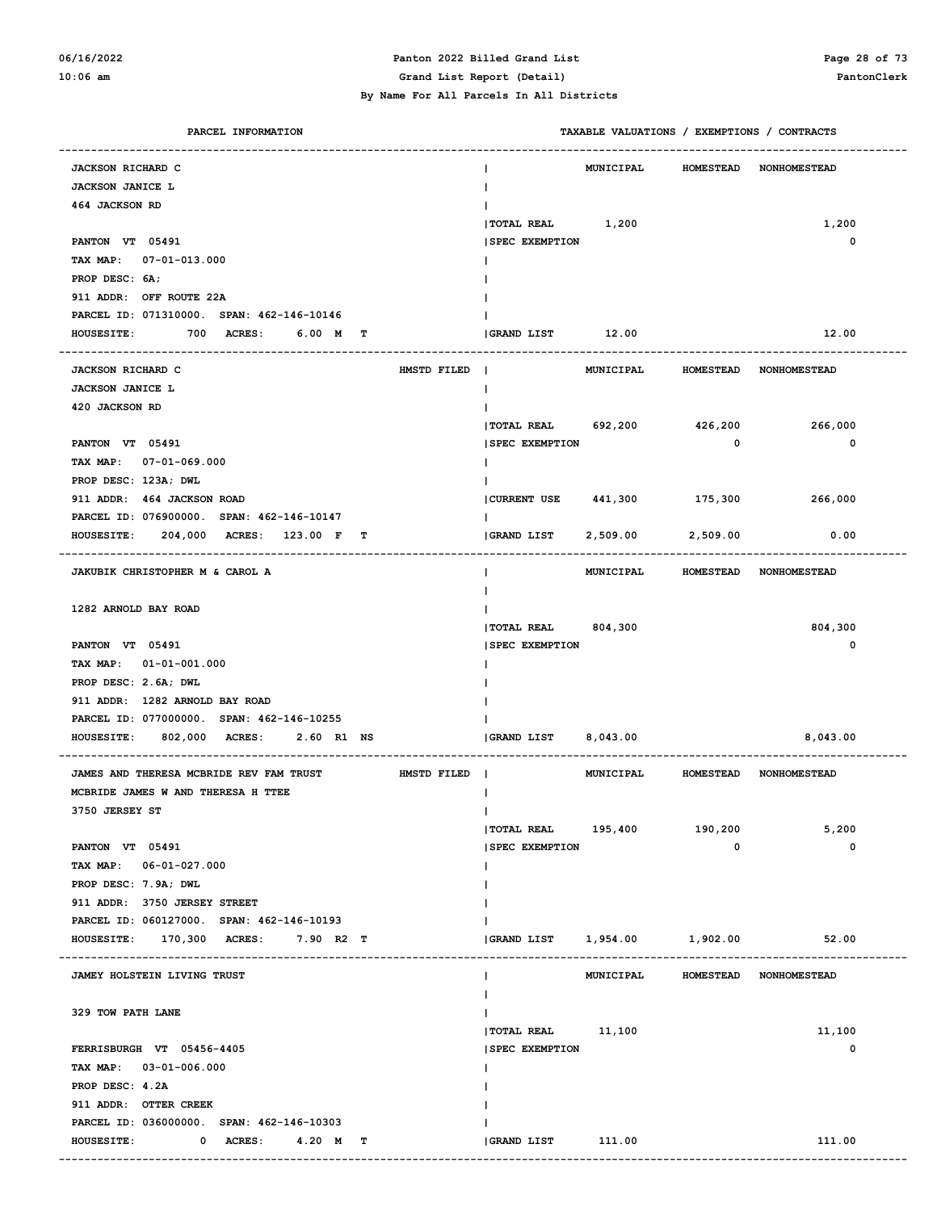**Panton 2022 Billed Grand List**
**Grand List Report (Detail)**
**By Name For All Parcels In All Districts**

| PARCEL INFORMATION | TAXABLE VALUATIONS / EXEMPTIONS / CONTRACTS | MUNICIPAL | HOMESTEAD | NONHOMESTEAD |
|---|---|---|---|---|
| JACKSON RICHARD C | | | | |
| JACKSON JANICE L | | | | |
| 464 JACKSON RD | | | | |
| | TOTAL REAL | 1,200 | | 1,200 |
| PANTON VT 05491 | SPEC EXEMPTION | | | 0 |
| TAX MAP: 07-01-013.000 | | | | |
| PROP DESC: 6A; | | | | |
| 911 ADDR: OFF ROUTE 22A | | | | |
| PARCEL ID: 071310000. SPAN: 462-146-10146 | | | | |
| HOUSESITE: 700 ACRES: 6.00 M T | GRAND LIST | 12.00 | | 12.00 |

| PARCEL INFORMATION | TAXABLE VALUATIONS / EXEMPTIONS / CONTRACTS | MUNICIPAL | HOMESTEAD | NONHOMESTEAD |
|---|---|---|---|---|
| JACKSON RICHARD C (HMSTD FILED) | | | | |
| JACKSON JANICE L | | | | |
| 420 JACKSON RD | | | | |
| | TOTAL REAL | 692,200 | 426,200 | 266,000 |
| PANTON VT 05491 | SPEC EXEMPTION | | 0 | 0 |
| TAX MAP: 07-01-069.000 | | | | |
| PROP DESC: 123A; DWL | | | | |
| 911 ADDR: 464 JACKSON ROAD | CURRENT USE | 441,300 | 175,300 | 266,000 |
| PARCEL ID: 076900000. SPAN: 462-146-10147 | | | | |
| HOUSESITE: 204,000 ACRES: 123.00 F T | GRAND LIST | 2,509.00 | 2,509.00 | 0.00 |

| PARCEL INFORMATION | TAXABLE VALUATIONS / EXEMPTIONS / CONTRACTS | MUNICIPAL | HOMESTEAD | NONHOMESTEAD |
|---|---|---|---|---|
| JAKUBIK CHRISTOPHER M & CAROL A | | | | |
| 1282 ARNOLD BAY ROAD | | | | |
| | TOTAL REAL | 804,300 | | 804,300 |
| PANTON VT 05491 | SPEC EXEMPTION | | | 0 |
| TAX MAP: 01-01-001.000 | | | | |
| PROP DESC: 2.6A; DWL | | | | |
| 911 ADDR: 1282 ARNOLD BAY ROAD | | | | |
| PARCEL ID: 077000000. SPAN: 462-146-10255 | | | | |
| HOUSESITE: 802,000 ACRES: 2.60 R1 NS | GRAND LIST | 8,043.00 | | 8,043.00 |

| PARCEL INFORMATION | TAXABLE VALUATIONS / EXEMPTIONS / CONTRACTS | MUNICIPAL | HOMESTEAD | NONHOMESTEAD |
|---|---|---|---|---|
| JAMES AND THERESA MCBRIDE REV FAM TRUST (HMSTD FILED) | | | | |
| MCBRIDE JAMES W AND THERESA H TTEE | | | | |
| 3750 JERSEY ST | | | | |
| | TOTAL REAL | 195,400 | 190,200 | 5,200 |
| PANTON VT 05491 | SPEC EXEMPTION | | 0 | 0 |
| TAX MAP: 06-01-027.000 | | | | |
| PROP DESC: 7.9A; DWL | | | | |
| 911 ADDR: 3750 JERSEY STREET | | | | |
| PARCEL ID: 060127000. SPAN: 462-146-10193 | | | | |
| HOUSESITE: 170,300 ACRES: 7.90 R2 T | GRAND LIST | 1,954.00 | 1,902.00 | 52.00 |

| PARCEL INFORMATION | TAXABLE VALUATIONS / EXEMPTIONS / CONTRACTS | MUNICIPAL | HOMESTEAD | NONHOMESTEAD |
|---|---|---|---|---|
| JAMEY HOLSTEIN LIVING TRUST | | | | |
| 329 TOW PATH LANE | | | | |
| | TOTAL REAL | 11,100 | | 11,100 |
| FERRISBURGH VT 05456-4405 | SPEC EXEMPTION | | | 0 |
| TAX MAP: 03-01-006.000 | | | | |
| PROP DESC: 4.2A | | | | |
| 911 ADDR: OTTER CREEK | | | | |
| PARCEL ID: 036000000. SPAN: 462-146-10303 | | | | |
| HOUSESITE: 0 ACRES: 4.20 M T | GRAND LIST | 111.00 | | 111.00 |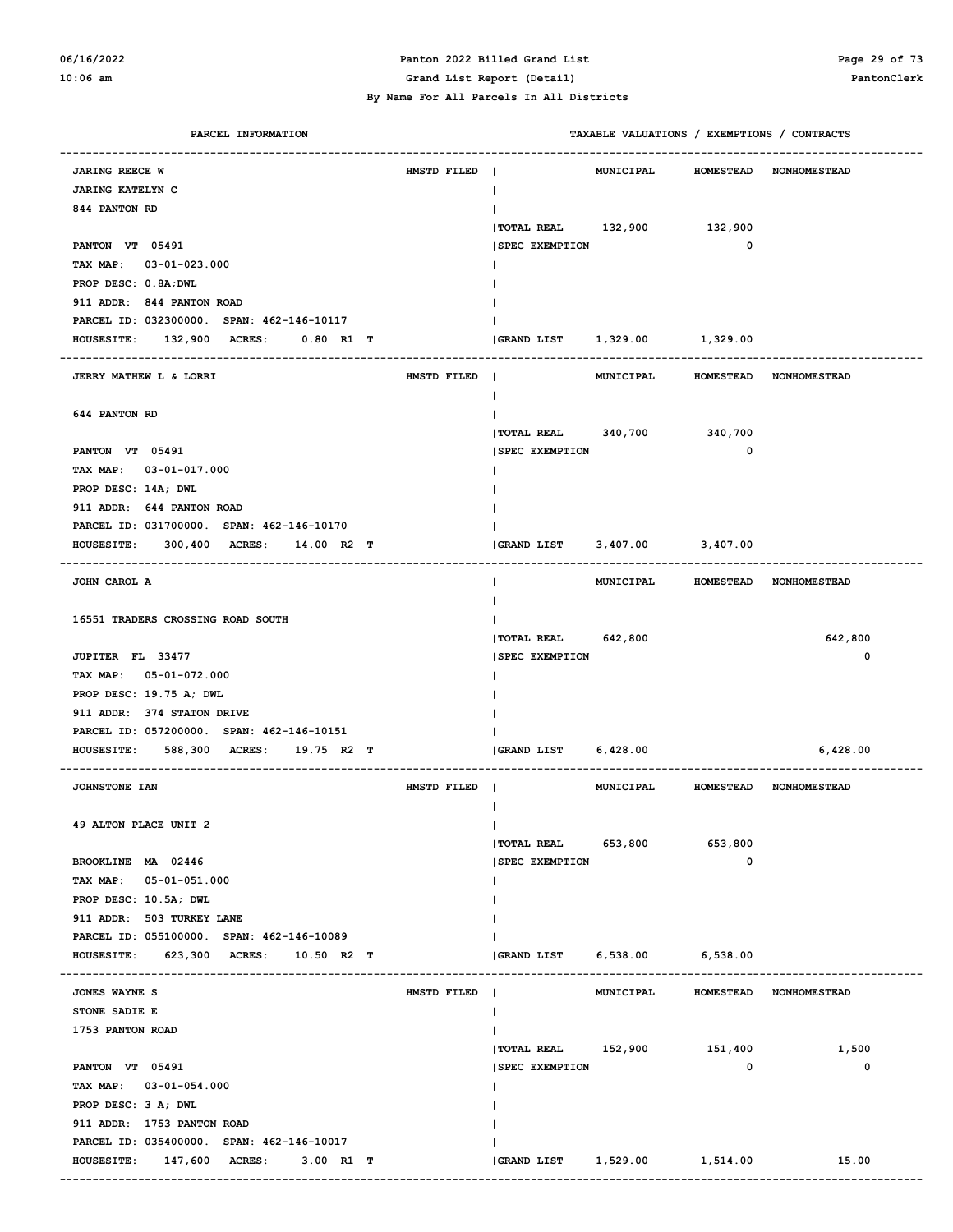By Name For All Parcels In All Districts

| PARCEL INFORMATION | | TAXABLE VALUATIONS / EXEMPTIONS / CONTRACTS | MUNICIPAL | HOMESTEAD | NONHOMESTEAD |
|---|---|---|---|---|---|
| JARING REECE W | HMSTD FILED | | MUNICIPAL | HOMESTEAD | NONHOMESTEAD |
| JARING KATELYN C | | | | | |
| 844 PANTON RD | | | | | |
| | | TOTAL REAL | 132,900 | 132,900 | |
| PANTON VT 05491 | | SPEC EXEMPTION | | 0 | |
| TAX MAP: 03-01-023.000 | | | | | |
| PROP DESC: 0.8A;DWL | | | | | |
| 911 ADDR: 844 PANTON ROAD | | | | | |
| PARCEL ID: 032300000. SPAN: 462-146-10117 | | | | | |
| HOUSESITE: 132,900 ACRES: 0.80 R1 T | | GRAND LIST | 1,329.00 | 1,329.00 | |
| JERRY MATHEW L & LORRI | HMSTD FILED | | MUNICIPAL | HOMESTEAD | NONHOMESTEAD |
| 644 PANTON RD | | | | | |
| | | TOTAL REAL | 340,700 | 340,700 | |
| PANTON VT 05491 | | SPEC EXEMPTION | | 0 | |
| TAX MAP: 03-01-017.000 | | | | | |
| PROP DESC: 14A; DWL | | | | | |
| 911 ADDR: 644 PANTON ROAD | | | | | |
| PARCEL ID: 031700000. SPAN: 462-146-10170 | | | | | |
| HOUSESITE: 300,400 ACRES: 14.00 R2 T | | GRAND LIST | 3,407.00 | 3,407.00 | |
| JOHN CAROL A | | | MUNICIPAL | HOMESTEAD | NONHOMESTEAD |
| 16551 TRADERS CROSSING ROAD SOUTH | | | | | |
| | | TOTAL REAL | 642,800 | | 642,800 |
| JUPITER FL 33477 | | SPEC EXEMPTION | | | 0 |
| TAX MAP: 05-01-072.000 | | | | | |
| PROP DESC: 19.75 A; DWL | | | | | |
| 911 ADDR: 374 STATON DRIVE | | | | | |
| PARCEL ID: 057200000. SPAN: 462-146-10151 | | | | | |
| HOUSESITE: 588,300 ACRES: 19.75 R2 T | | GRAND LIST | 6,428.00 | | 6,428.00 |
| JOHNSTONE IAN | HMSTD FILED | | MUNICIPAL | HOMESTEAD | NONHOMESTEAD |
| 49 ALTON PLACE UNIT 2 | | | | | |
| | | TOTAL REAL | 653,800 | 653,800 | |
| BROOKLINE MA 02446 | | SPEC EXEMPTION | | 0 | |
| TAX MAP: 05-01-051.000 | | | | | |
| PROP DESC: 10.5A; DWL | | | | | |
| 911 ADDR: 503 TURKEY LANE | | | | | |
| PARCEL ID: 055100000. SPAN: 462-146-10089 | | | | | |
| HOUSESITE: 623,300 ACRES: 10.50 R2 T | | GRAND LIST | 6,538.00 | 6,538.00 | |
| JONES WAYNE S | HMSTD FILED | | MUNICIPAL | HOMESTEAD | NONHOMESTEAD |
| STONE SADIE E | | | | | |
| 1753 PANTON ROAD | | | | | |
| | | TOTAL REAL | 152,900 | 151,400 | 1,500 |
| PANTON VT 05491 | | SPEC EXEMPTION | | 0 | 0 |
| TAX MAP: 03-01-054.000 | | | | | |
| PROP DESC: 3 A; DWL | | | | | |
| 911 ADDR: 1753 PANTON ROAD | | | | | |
| PARCEL ID: 035400000. SPAN: 462-146-10017 | | | | | |
| HOUSESITE: 147,600 ACRES: 3.00 R1 T | | GRAND LIST | 1,529.00 | 1,514.00 | 15.00 |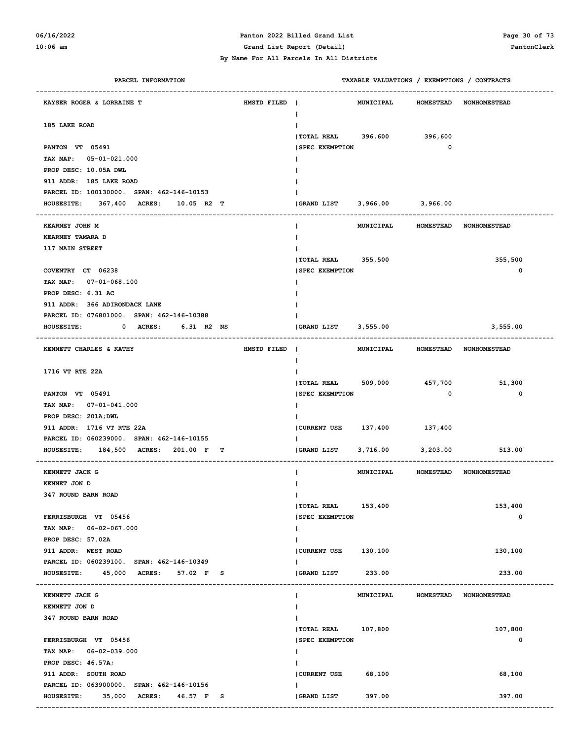Panton 2022 Billed Grand List

Grand List Report (Detail)

By Name For All Parcels In All Districts

| PARCEL INFORMATION | | TAXABLE VALUATIONS / EXEMPTIONS / CONTRACTS | MUNICIPAL | HOMESTEAD | NONHOMESTEAD |
|---|---|---|---|---|---|
| KAYSER ROGER & LORRAINE T | HMSTD FILED | | MUNICIPAL | HOMESTEAD | NONHOMESTEAD |
| 185 LAKE ROAD | | | | | |
| PANTON VT 05491 | | TOTAL REAL | 396,600 | 396,600 | |
| TAX MAP: 05-01-021.000 | | SPEC EXEMPTION | | 0 | |
| PROP DESC: 10.05A DWL | | | | | |
| 911 ADDR: 185 LAKE ROAD | | | | | |
| PARCEL ID: 100130000. SPAN: 462-146-10153 | | | | | |
| HOUSESITE: 367,400 ACRES: 10.05 R2 T | | GRAND LIST | 3,966.00 | 3,966.00 | |
| KEARNEY JOHN M | | | MUNICIPAL | HOMESTEAD | NONHOMESTEAD |
| KEARNEY TAMARA D | | | | | |
| 117 MAIN STREET | | | | | |
| COVENTRY CT 06238 | | TOTAL REAL | 355,500 | | 355,500 |
| TAX MAP: 07-01-068.100 | | SPEC EXEMPTION | | | 0 |
| PROP DESC: 6.31 AC | | | | | |
| 911 ADDR: 366 ADIRONDACK LANE | | | | | |
| PARCEL ID: 076801000. SPAN: 462-146-10388 | | | | | |
| HOUSESITE: 0 ACRES: 6.31 R2 NS | | GRAND LIST | 3,555.00 | | 3,555.00 |
| KENNETT CHARLES & KATHY | HMSTD FILED | | MUNICIPAL | HOMESTEAD | NONHOMESTEAD |
| 1716 VT RTE 22A | | | | | |
| PANTON VT 05491 | | TOTAL REAL | 509,000 | 457,700 | 51,300 |
| TAX MAP: 07-01-041.000 | | SPEC EXEMPTION | | 0 | 0 |
| PROP DESC: 201A;DWL | | | | | |
| 911 ADDR: 1716 VT RTE 22A | | CURRENT USE | 137,400 | 137,400 | |
| PARCEL ID: 060239000. SPAN: 462-146-10155 | | | | | |
| HOUSESITE: 184,500 ACRES: 201.00 F T | | GRAND LIST | 3,716.00 | 3,203.00 | 513.00 |
| KENNETT JACK G | | | MUNICIPAL | HOMESTEAD | NONHOMESTEAD |
| KENNET JON D | | | | | |
| 347 ROUND BARN ROAD | | | | | |
| FERRISBURGH VT 05456 | | TOTAL REAL | 153,400 | | 153,400 |
| TAX MAP: 06-02-067.000 | | SPEC EXEMPTION | | | 0 |
| PROP DESC: 57.02A | | | | | |
| 911 ADDR: WEST ROAD | | CURRENT USE | 130,100 | | 130,100 |
| PARCEL ID: 060239100. SPAN: 462-146-10349 | | | | | |
| HOUSESITE: 45,000 ACRES: 57.02 F S | | GRAND LIST | 233.00 | | 233.00 |
| KENNETT JACK G | | | MUNICIPAL | HOMESTEAD | NONHOMESTEAD |
| KENNETT JON D | | | | | |
| 347 ROUND BARN ROAD | | | | | |
| FERRISBURGH VT 05456 | | TOTAL REAL | 107,800 | | 107,800 |
| TAX MAP: 06-02-039.000 | | SPEC EXEMPTION | | | 0 |
| PROP DESC: 46.57A; | | | | | |
| 911 ADDR: SOUTH ROAD | | CURRENT USE | 68,100 | | 68,100 |
| PARCEL ID: 063900000. SPAN: 462-146-10156 | | | | | |
| HOUSESITE: 35,000 ACRES: 46.57 F S | | GRAND LIST | 397.00 | | 397.00 |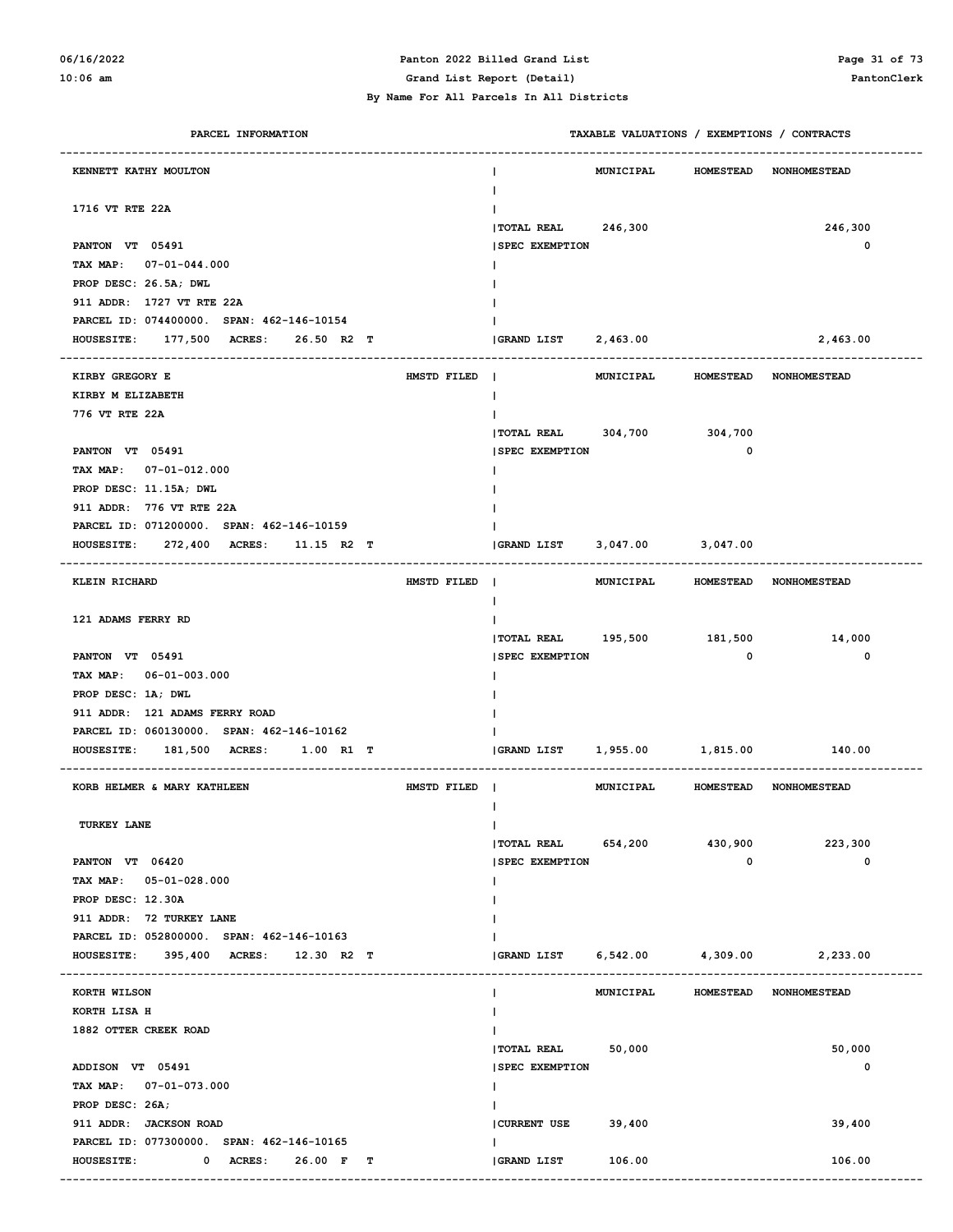By Name For All Parcels In All Districts

| PARCEL INFORMATION | | TAXABLE VALUATIONS / EXEMPTIONS / CONTRACTS | MUNICIPAL | HOMESTEAD | NONHOMESTEAD |
|---|---|---|---|---|---|
| KENNETT KATHY MOULTON | | | MUNICIPAL | HOMESTEAD | NONHOMESTEAD |
| 1716 VT RTE 22A | | TOTAL REAL | 246,300 | | 246,300 |
| PANTON VT 05491 | | SPEC EXEMPTION | | | 0 |
| TAX MAP: 07-01-044.000 | | | | | |
| PROP DESC: 26.5A; DWL | | | | | |
| 911 ADDR: 1727 VT RTE 22A | | | | | |
| PARCEL ID: 074400000. SPAN: 462-146-10154 | | | | | |
| HOUSESITE: 177,500 ACRES: 26.50 R2 T | | GRAND LIST | 2,463.00 | | 2,463.00 |
| KIRBY GREGORY E | HMSTD FILED | | MUNICIPAL | HOMESTEAD | NONHOMESTEAD |
| KIRBY M ELIZABETH | | | | | |
| 776 VT RTE 22A | | TOTAL REAL | 304,700 | 304,700 | |
| PANTON VT 05491 | | SPEC EXEMPTION | | 0 | |
| TAX MAP: 07-01-012.000 | | | | | |
| PROP DESC: 11.15A; DWL | | | | | |
| 911 ADDR: 776 VT RTE 22A | | | | | |
| PARCEL ID: 071200000. SPAN: 462-146-10159 | | | | | |
| HOUSESITE: 272,400 ACRES: 11.15 R2 T | | GRAND LIST | 3,047.00 | 3,047.00 | |
| KLEIN RICHARD | HMSTD FILED | | MUNICIPAL | HOMESTEAD | NONHOMESTEAD |
| 121 ADAMS FERRY RD | | TOTAL REAL | 195,500 | 181,500 | 14,000 |
| PANTON VT 05491 | | SPEC EXEMPTION | | 0 | 0 |
| TAX MAP: 06-01-003.000 | | | | | |
| PROP DESC: 1A; DWL | | | | | |
| 911 ADDR: 121 ADAMS FERRY ROAD | | | | | |
| PARCEL ID: 060130000. SPAN: 462-146-10162 | | | | | |
| HOUSESITE: 181,500 ACRES: 1.00 R1 T | | GRAND LIST | 1,955.00 | 1,815.00 | 140.00 |
| KORB HELMER & MARY KATHLEEN | HMSTD FILED | | MUNICIPAL | HOMESTEAD | NONHOMESTEAD |
| TURKEY LANE | | TOTAL REAL | 654,200 | 430,900 | 223,300 |
| PANTON VT 06420 | | SPEC EXEMPTION | | 0 | 0 |
| TAX MAP: 05-01-028.000 | | | | | |
| PROP DESC: 12.30A | | | | | |
| 911 ADDR: 72 TURKEY LANE | | | | | |
| PARCEL ID: 052800000. SPAN: 462-146-10163 | | | | | |
| HOUSESITE: 395,400 ACRES: 12.30 R2 T | | GRAND LIST | 6,542.00 | 4,309.00 | 2,233.00 |
| KORTH WILSON | | | MUNICIPAL | HOMESTEAD | NONHOMESTEAD |
| KORTH LISA H | | | | | |
| 1882 OTTER CREEK ROAD | | TOTAL REAL | 50,000 | | 50,000 |
| ADDISON VT 05491 | | SPEC EXEMPTION | | | 0 |
| TAX MAP: 07-01-073.000 | | | | | |
| PROP DESC: 26A; | | | | | |
| 911 ADDR: JACKSON ROAD | | CURRENT USE | 39,400 | | 39,400 |
| PARCEL ID: 077300000. SPAN: 462-146-10165 | | | | | |
| HOUSESITE: 0 ACRES: 26.00 F T | | GRAND LIST | 106.00 | | 106.00 |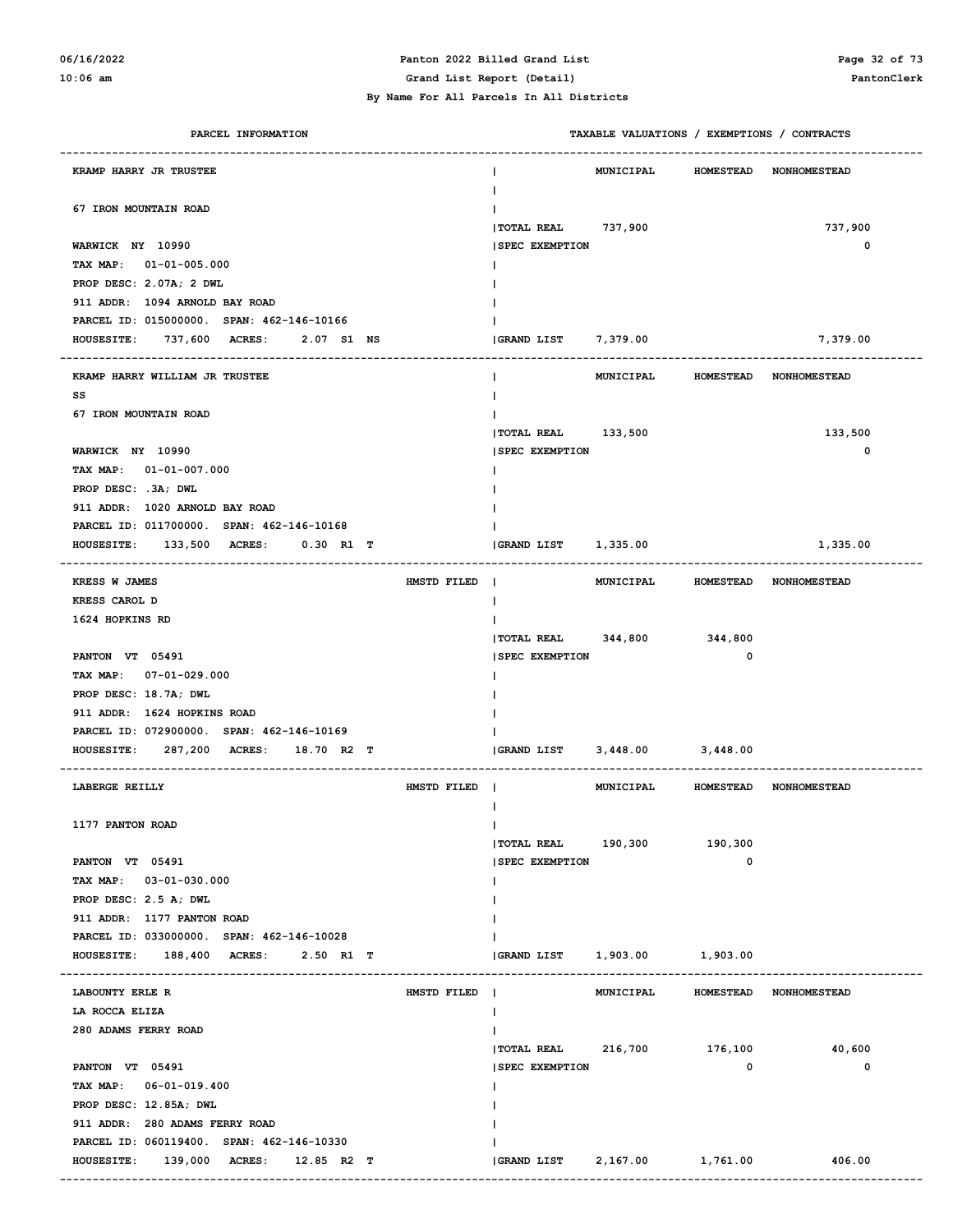## Panton 2022 Billed Grand List

### Grand List Report (Detail)

By Name For All Parcels In All Districts

| PARCEL INFORMATION | TAXABLE VALUATIONS / EXEMPTIONS / CONTRACTS | MUNICIPAL | HOMESTEAD | NONHOMESTEAD |
|---|---|---|---|---|
| **KRAMP HARRY JR TRUSTEE** | | | | |
| 67 IRON MOUNTAIN ROAD | TOTAL REAL | 737,900 | | 737,900 |
| WARWICK NY 10990 | SPEC EXEMPTION | | | 0 |
| TAX MAP: 01-01-005.000 | | | | |
| PROP DESC: 2.07A; 2 DWL | | | | |
| 911 ADDR: 1094 ARNOLD BAY ROAD | | | | |
| PARCEL ID: 015000000. SPAN: 462-146-10166 | | | | |
| HOUSESITE: 737,600 ACRES: 2.07 S1 NS | GRAND LIST | 7,379.00 | | 7,379.00 |
| **KRAMP HARRY WILLIAM JR TRUSTEE** | | | | |
| SS | | | | |
| 67 IRON MOUNTAIN ROAD | TOTAL REAL | 133,500 | | 133,500 |
| WARWICK NY 10990 | SPEC EXEMPTION | | | 0 |
| TAX MAP: 01-01-007.000 | | | | |
| PROP DESC: .3A; DWL | | | | |
| 911 ADDR: 1020 ARNOLD BAY ROAD | | | | |
| PARCEL ID: 011700000. SPAN: 462-146-10168 | | | | |
| HOUSESITE: 133,500 ACRES: 0.30 R1 T | GRAND LIST | 1,335.00 | | 1,335.00 |
| **KRESS W JAMES** HMSTD FILED | | | | |
| KRESS CAROL D | | | | |
| 1624 HOPKINS RD | TOTAL REAL | 344,800 | 344,800 | |
| PANTON VT 05491 | SPEC EXEMPTION | | 0 | |
| TAX MAP: 07-01-029.000 | | | | |
| PROP DESC: 18.7A; DWL | | | | |
| 911 ADDR: 1624 HOPKINS ROAD | | | | |
| PARCEL ID: 072900000. SPAN: 462-146-10169 | | | | |
| HOUSESITE: 287,200 ACRES: 18.70 R2 T | GRAND LIST | 3,448.00 | 3,448.00 | |
| **LABERGE REILLY** HMSTD FILED | | | | |
| 1177 PANTON ROAD | TOTAL REAL | 190,300 | 190,300 | |
| PANTON VT 05491 | SPEC EXEMPTION | | 0 | |
| TAX MAP: 03-01-030.000 | | | | |
| PROP DESC: 2.5 A; DWL | | | | |
| 911 ADDR: 1177 PANTON ROAD | | | | |
| PARCEL ID: 033000000. SPAN: 462-146-10028 | | | | |
| HOUSESITE: 188,400 ACRES: 2.50 R1 T | GRAND LIST | 1,903.00 | 1,903.00 | |
| **LABOUNTY ERLE R** HMSTD FILED | | | | |
| LA ROCCA ELIZA | | | | |
| 280 ADAMS FERRY ROAD | TOTAL REAL | 216,700 | 176,100 | 40,600 |
| PANTON VT 05491 | SPEC EXEMPTION | | 0 | 0 |
| TAX MAP: 06-01-019.400 | | | | |
| PROP DESC: 12.85A; DWL | | | | |
| 911 ADDR: 280 ADAMS FERRY ROAD | | | | |
| PARCEL ID: 060119400. SPAN: 462-146-10330 | | | | |
| HOUSESITE: 139,000 ACRES: 12.85 R2 T | GRAND LIST | 2,167.00 | 1,761.00 | 406.00 |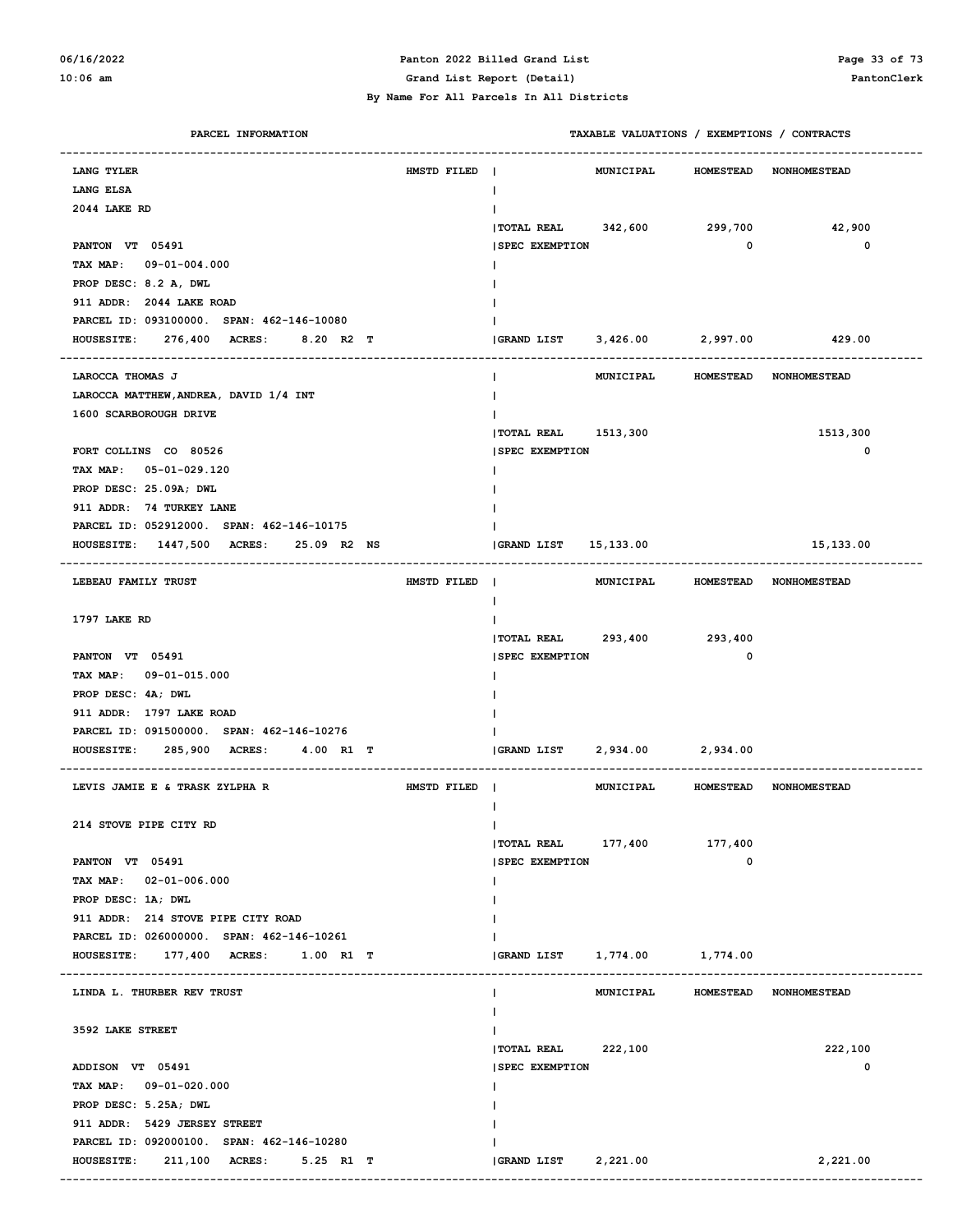**Panton 2022 Billed Grand List**

**Grand List Report (Detail)**

**By Name For All Parcels In All Districts**

| PARCEL INFORMATION | | TAXABLE VALUATIONS / EXEMPTIONS / CONTRACTS | MUNICIPAL | HOMESTEAD | NONHOMESTEAD |
|---|---|---|---|---|---|
| LANG TYLER | HMSTD FILED | | MUNICIPAL | HOMESTEAD | NONHOMESTEAD |
| LANG ELSA | | | | | |
| 2044 LAKE RD | | | | | |
| | | TOTAL REAL | 342,600 | 299,700 | 42,900 |
| PANTON VT 05491 | | SPEC EXEMPTION | | 0 | 0 |
| TAX MAP: 09-01-004.000 | | | | | |
| PROP DESC: 8.2 A, DWL | | | | | |
| 911 ADDR: 2044 LAKE ROAD | | | | | |
| PARCEL ID: 093100000. SPAN: 462-146-10080 | | | | | |
| HOUSESITE: 276,400 ACRES: 8.20 R2 T | | GRAND LIST | 3,426.00 | 2,997.00 | 429.00 |
| LAROCCA THOMAS J | | | MUNICIPAL | HOMESTEAD | NONHOMESTEAD |
| LAROCCA MATTHEW,ANDREA, DAVID 1/4 INT | | | | | |
| 1600 SCARBOROUGH DRIVE | | | | | |
| | | TOTAL REAL | 1513,300 | | 1513,300 |
| FORT COLLINS CO 80526 | | SPEC EXEMPTION | | | 0 |
| TAX MAP: 05-01-029.120 | | | | | |
| PROP DESC: 25.09A; DWL | | | | | |
| 911 ADDR: 74 TURKEY LANE | | | | | |
| PARCEL ID: 052912000. SPAN: 462-146-10175 | | | | | |
| HOUSESITE: 1447,500 ACRES: 25.09 R2 NS | | GRAND LIST | 15,133.00 | | 15,133.00 |
| LEBEAU FAMILY TRUST | HMSTD FILED | | MUNICIPAL | HOMESTEAD | NONHOMESTEAD |
| 1797 LAKE RD | | | | | |
| | | TOTAL REAL | 293,400 | 293,400 | |
| PANTON VT 05491 | | SPEC EXEMPTION | | 0 | |
| TAX MAP: 09-01-015.000 | | | | | |
| PROP DESC: 4A; DWL | | | | | |
| 911 ADDR: 1797 LAKE ROAD | | | | | |
| PARCEL ID: 091500000. SPAN: 462-146-10276 | | | | | |
| HOUSESITE: 285,900 ACRES: 4.00 R1 T | | GRAND LIST | 2,934.00 | 2,934.00 | |
| LEVIS JAMIE E & TRASK ZYLPHA R | HMSTD FILED | | MUNICIPAL | HOMESTEAD | NONHOMESTEAD |
| 214 STOVE PIPE CITY RD | | | | | |
| | | TOTAL REAL | 177,400 | 177,400 | |
| PANTON VT 05491 | | SPEC EXEMPTION | | 0 | |
| TAX MAP: 02-01-006.000 | | | | | |
| PROP DESC: 1A; DWL | | | | | |
| 911 ADDR: 214 STOVE PIPE CITY ROAD | | | | | |
| PARCEL ID: 026000000. SPAN: 462-146-10261 | | | | | |
| HOUSESITE: 177,400 ACRES: 1.00 R1 T | | GRAND LIST | 1,774.00 | 1,774.00 | |
| LINDA L. THURBER REV TRUST | | | MUNICIPAL | HOMESTEAD | NONHOMESTEAD |
| 3592 LAKE STREET | | | | | |
| | | TOTAL REAL | 222,100 | | 222,100 |
| ADDISON VT 05491 | | SPEC EXEMPTION | | | 0 |
| TAX MAP: 09-01-020.000 | | | | | |
| PROP DESC: 5.25A; DWL | | | | | |
| 911 ADDR: 5429 JERSEY STREET | | | | | |
| PARCEL ID: 092000100. SPAN: 462-146-10280 | | | | | |
| HOUSESITE: 211,100 ACRES: 5.25 R1 T | | GRAND LIST | 2,221.00 | | 2,221.00 |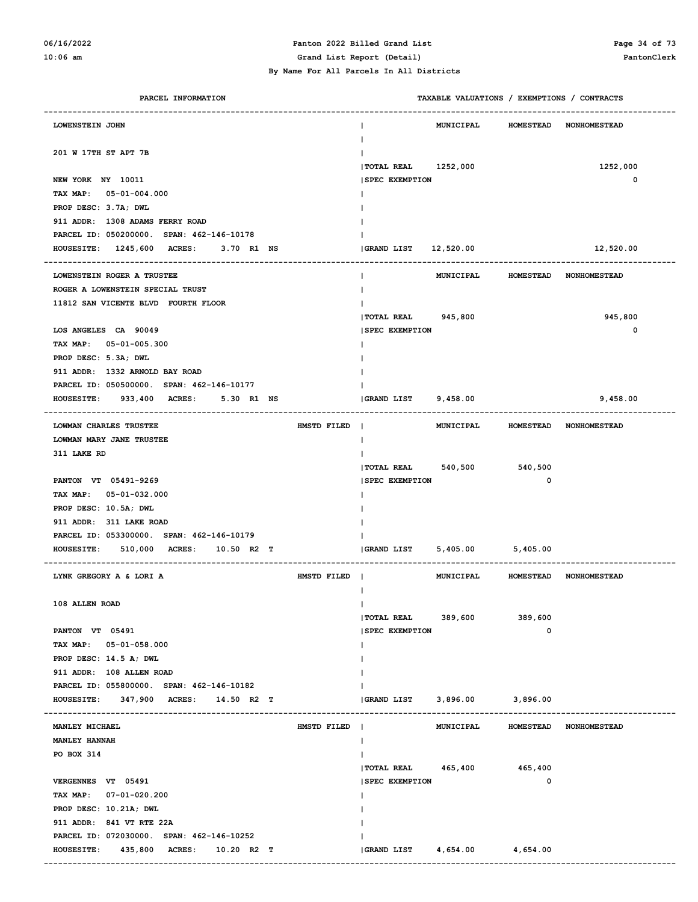By Name For All Parcels In All Districts

| PARCEL INFORMATION | | TAXABLE VALUATIONS / EXEMPTIONS / CONTRACTS | MUNICIPAL | HOMESTEAD | NONHOMESTEAD |
|---|---|---|---|---|---|
| **LOWENSTEIN JOHN** | | | MUNICIPAL | HOMESTEAD | NONHOMESTEAD |
| 201 W 17TH ST APT 7B | | TOTAL REAL | 1252,000 | | 1252,000 |
| NEW YORK NY 10011 | | SPEC EXEMPTION | | | 0 |
| TAX MAP: 05-01-004.000 | | | | | |
| PROP DESC: 3.7A; DWL | | | | | |
| 911 ADDR: 1308 ADAMS FERRY ROAD | | | | | |
| PARCEL ID: 050200000. SPAN: 462-146-10178 | | | | | |
| HOUSESITE: 1245,600 ACRES: 3.70 R1 NS | | GRAND LIST | 12,520.00 | | 12,520.00 |
| **LOWENSTEIN ROGER A TRUSTEE** | | | MUNICIPAL | HOMESTEAD | NONHOMESTEAD |
| ROGER A LOWENSTEIN SPECIAL TRUST | | | | | |
| 11812 SAN VICENTE BLVD FOURTH FLOOR | | TOTAL REAL | 945,800 | | 945,800 |
| LOS ANGELES CA 90049 | | SPEC EXEMPTION | | | 0 |
| TAX MAP: 05-01-005.300 | | | | | |
| PROP DESC: 5.3A; DWL | | | | | |
| 911 ADDR: 1332 ARNOLD BAY ROAD | | | | | |
| PARCEL ID: 050500000. SPAN: 462-146-10177 | | | | | |
| HOUSESITE: 933,400 ACRES: 5.30 R1 NS | | GRAND LIST | 9,458.00 | | 9,458.00 |
| **LOWMAN CHARLES TRUSTEE** | HMSTD FILED | | MUNICIPAL | HOMESTEAD | NONHOMESTEAD |
| LOWMAN MARY JANE TRUSTEE | | | | | |
| 311 LAKE RD | | TOTAL REAL | 540,500 | 540,500 | |
| PANTON VT 05491-9269 | | SPEC EXEMPTION | | 0 | |
| TAX MAP: 05-01-032.000 | | | | | |
| PROP DESC: 10.5A; DWL | | | | | |
| 911 ADDR: 311 LAKE ROAD | | | | | |
| PARCEL ID: 053300000. SPAN: 462-146-10179 | | | | | |
| HOUSESITE: 510,000 ACRES: 10.50 R2 T | | GRAND LIST | 5,405.00 | 5,405.00 | |
| **LYNK GREGORY A & LORI A** | HMSTD FILED | | MUNICIPAL | HOMESTEAD | NONHOMESTEAD |
| 108 ALLEN ROAD | | TOTAL REAL | 389,600 | 389,600 | |
| PANTON VT 05491 | | SPEC EXEMPTION | | 0 | |
| TAX MAP: 05-01-058.000 | | | | | |
| PROP DESC: 14.5 A; DWL | | | | | |
| 911 ADDR: 108 ALLEN ROAD | | | | | |
| PARCEL ID: 055800000. SPAN: 462-146-10182 | | | | | |
| HOUSESITE: 347,900 ACRES: 14.50 R2 T | | GRAND LIST | 3,896.00 | 3,896.00 | |
| **MANLEY MICHAEL** | HMSTD FILED | | MUNICIPAL | HOMESTEAD | NONHOMESTEAD |
| MANLEY HANNAH | | | | | |
| PO BOX 314 | | TOTAL REAL | 465,400 | 465,400 | |
| VERGENNES VT 05491 | | SPEC EXEMPTION | | 0 | |
| TAX MAP: 07-01-020.200 | | | | | |
| PROP DESC: 10.21A; DWL | | | | | |
| 911 ADDR: 841 VT RTE 22A | | | | | |
| PARCEL ID: 072030000. SPAN: 462-146-10252 | | | | | |
| HOUSESITE: 435,800 ACRES: 10.20 R2 T | | GRAND LIST | 4,654.00 | 4,654.00 | |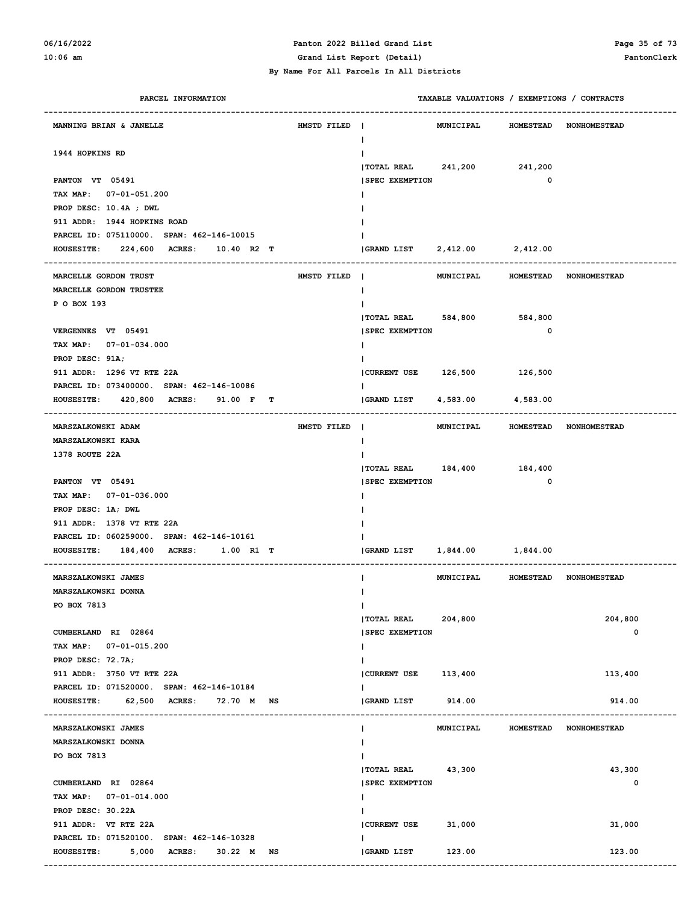# Panton 2022 Billed Grand List

Grand List Report (Detail)

By Name For All Parcels In All Districts

| PARCEL INFORMATION | | TAXABLE VALUATIONS / EXEMPTIONS / CONTRACTS | MUNICIPAL | HOMESTEAD | NONHOMESTEAD |
|---|---|---|---|---|---|
| MANNING BRIAN & JANELLE | HMSTD FILED | | | | |
| 1944 HOPKINS RD | | | | | |
| | | TOTAL REAL | 241,200 | 241,200 | |
| PANTON VT 05491 | | SPEC EXEMPTION | | 0 | |
| TAX MAP: 07-01-051.200 | | | | | |
| PROP DESC: 10.4A ; DWL | | | | | |
| 911 ADDR: 1944 HOPKINS ROAD | | | | | |
| PARCEL ID: 075110000. SPAN: 462-146-10015 | | | | | |
| HOUSESITE: 224,600 ACRES: 10.40 R2 T | | GRAND LIST | 2,412.00 | 2,412.00 | |
| MARCELLE GORDON TRUST | HMSTD FILED | | | | |
| MARCELLE GORDON TRUSTEE | | | | | |
| P O BOX 193 | | | | | |
| | | TOTAL REAL | 584,800 | 584,800 | |
| VERGENNES VT 05491 | | SPEC EXEMPTION | | 0 | |
| TAX MAP: 07-01-034.000 | | | | | |
| PROP DESC: 91A; | | | | | |
| 911 ADDR: 1296 VT RTE 22A | | CURRENT USE | 126,500 | 126,500 | |
| PARCEL ID: 073400000. SPAN: 462-146-10086 | | | | | |
| HOUSESITE: 420,800 ACRES: 91.00 F T | | GRAND LIST | 4,583.00 | 4,583.00 | |
| MARSZALKOWSKI ADAM | HMSTD FILED | | | | |
| MARSZALKOWSKI KARA | | | | | |
| 1378 ROUTE 22A | | | | | |
| | | TOTAL REAL | 184,400 | 184,400 | |
| PANTON VT 05491 | | SPEC EXEMPTION | | 0 | |
| TAX MAP: 07-01-036.000 | | | | | |
| PROP DESC: 1A; DWL | | | | | |
| 911 ADDR: 1378 VT RTE 22A | | | | | |
| PARCEL ID: 060259000. SPAN: 462-146-10161 | | | | | |
| HOUSESITE: 184,400 ACRES: 1.00 R1 T | | GRAND LIST | 1,844.00 | 1,844.00 | |
| MARSZALKOWSKI JAMES | | | | | |
| MARSZALKOWSKI DONNA | | | | | |
| PO BOX 7813 | | | | | |
| | | TOTAL REAL | 204,800 | | 204,800 |
| CUMBERLAND RI 02864 | | SPEC EXEMPTION | | | 0 |
| TAX MAP: 07-01-015.200 | | | | | |
| PROP DESC: 72.7A; | | | | | |
| 911 ADDR: 3750 VT RTE 22A | | CURRENT USE | 113,400 | | 113,400 |
| PARCEL ID: 071520000. SPAN: 462-146-10184 | | | | | |
| HOUSESITE: 62,500 ACRES: 72.70 M NS | | GRAND LIST | 914.00 | | 914.00 |
| MARSZALKOWSKI JAMES | | | | | |
| MARSZALKOWSKI DONNA | | | | | |
| PO BOX 7813 | | | | | |
| | | TOTAL REAL | 43,300 | | 43,300 |
| CUMBERLAND RI 02864 | | SPEC EXEMPTION | | | 0 |
| TAX MAP: 07-01-014.000 | | | | | |
| PROP DESC: 30.22A | | | | | |
| 911 ADDR: VT RTE 22A | | CURRENT USE | 31,000 | | 31,000 |
| PARCEL ID: 071520100. SPAN: 462-146-10328 | | | | | |
| HOUSESITE: 5,000 ACRES: 30.22 M NS | | GRAND LIST | 123.00 | | 123.00 |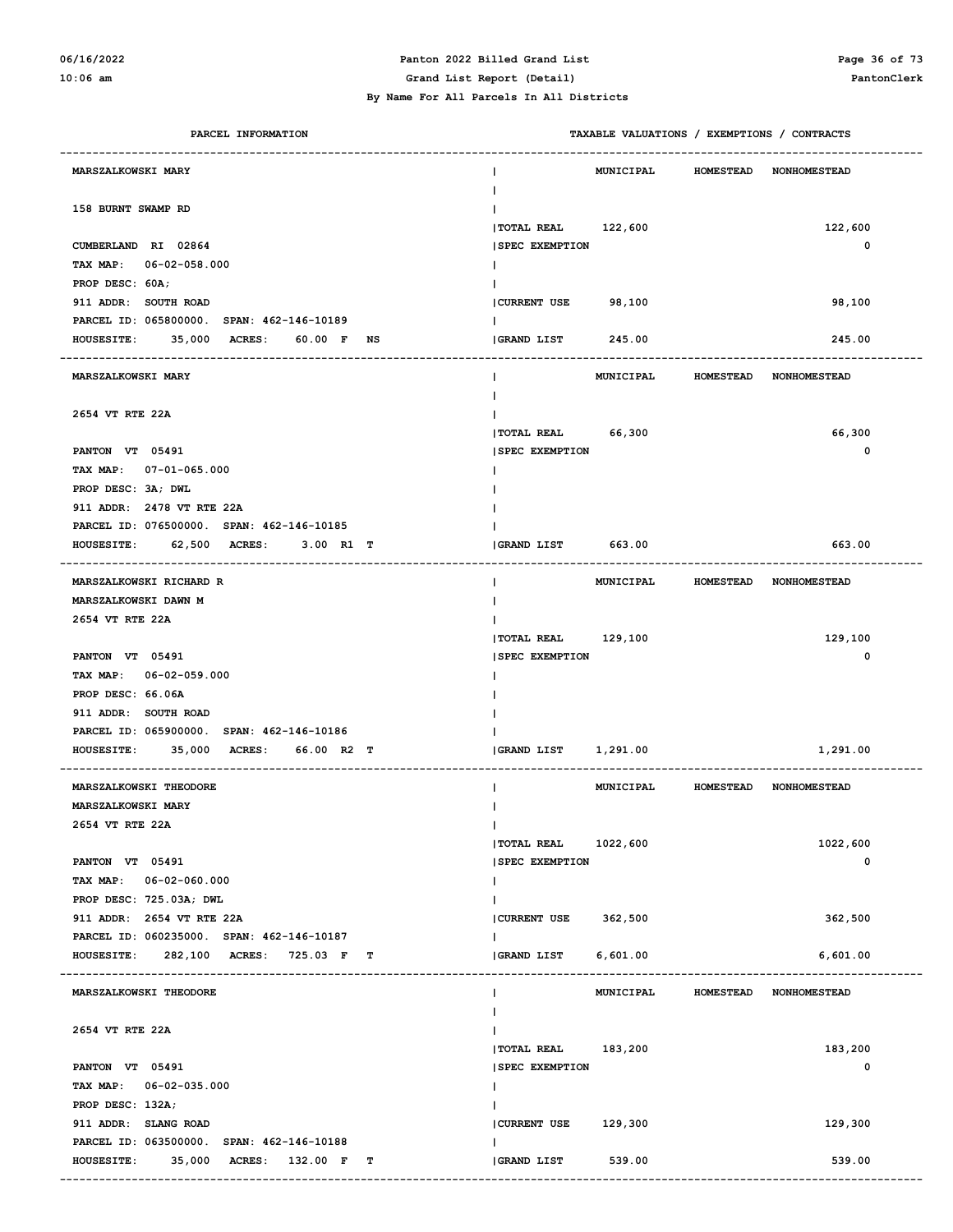By Name For All Parcels In All Districts

| PARCEL INFORMATION | | MUNICIPAL | HOMESTEAD | NONHOMESTEAD |
|---|---|---|---|---|
| **MARSZALKOWSKI MARY**<br>158 BURNT SWAMP RD<br>CUMBERLAND RI 02864<br>TAX MAP: 06-02-058.000<br>PROP DESC: 60A;<br>911 ADDR: SOUTH ROAD<br>PARCEL ID: 065800000. SPAN: 462-146-10189<br>HOUSESITE: 35,000 ACRES: 60.00 F NS | TOTAL REAL | 122,600 | | 122,600 |
| | SPEC EXEMPTION | | | 0 |
| | CURRENT USE | 98,100 | | 98,100 |
| | GRAND LIST | 245.00 | | 245.00 |
| **MARSZALKOWSKI MARY**<br>2654 VT RTE 22A<br>PANTON VT 05491<br>TAX MAP: 07-01-065.000<br>PROP DESC: 3A; DWL<br>911 ADDR: 2478 VT RTE 22A<br>PARCEL ID: 076500000. SPAN: 462-146-10185<br>HOUSESITE: 62,500 ACRES: 3.00 R1 T | TOTAL REAL | 66,300 | | 66,300 |
| | SPEC EXEMPTION | | | 0 |
| | GRAND LIST | 663.00 | | 663.00 |
| **MARSZALKOWSKI RICHARD R**<br>MARSZALKOWSKI DAWN M<br>2654 VT RTE 22A<br>PANTON VT 05491<br>TAX MAP: 06-02-059.000<br>PROP DESC: 66.06A<br>911 ADDR: SOUTH ROAD<br>PARCEL ID: 065900000. SPAN: 462-146-10186<br>HOUSESITE: 35,000 ACRES: 66.00 R2 T | TOTAL REAL | 129,100 | | 129,100 |
| | SPEC EXEMPTION | | | 0 |
| | GRAND LIST | 1,291.00 | | 1,291.00 |
| **MARSZALKOWSKI THEODORE**<br>MARSZALKOWSKI MARY<br>2654 VT RTE 22A<br>PANTON VT 05491<br>TAX MAP: 06-02-060.000<br>PROP DESC: 725.03A; DWL<br>911 ADDR: 2654 VT RTE 22A<br>PARCEL ID: 060235000. SPAN: 462-146-10187<br>HOUSESITE: 282,100 ACRES: 725.03 F T | TOTAL REAL | 1022,600 | | 1022,600 |
| | SPEC EXEMPTION | | | 0 |
| | CURRENT USE | 362,500 | | 362,500 |
| | GRAND LIST | 6,601.00 | | 6,601.00 |
| **MARSZALKOWSKI THEODORE**<br>2654 VT RTE 22A<br>PANTON VT 05491<br>TAX MAP: 06-02-035.000<br>PROP DESC: 132A;<br>911 ADDR: SLANG ROAD<br>PARCEL ID: 063500000. SPAN: 462-146-10188<br>HOUSESITE: 35,000 ACRES: 132.00 F T | TOTAL REAL | 183,200 | | 183,200 |
| | SPEC EXEMPTION | | | 0 |
| | CURRENT USE | 129,300 | | 129,300 |
| | GRAND LIST | 539.00 | | 539.00 |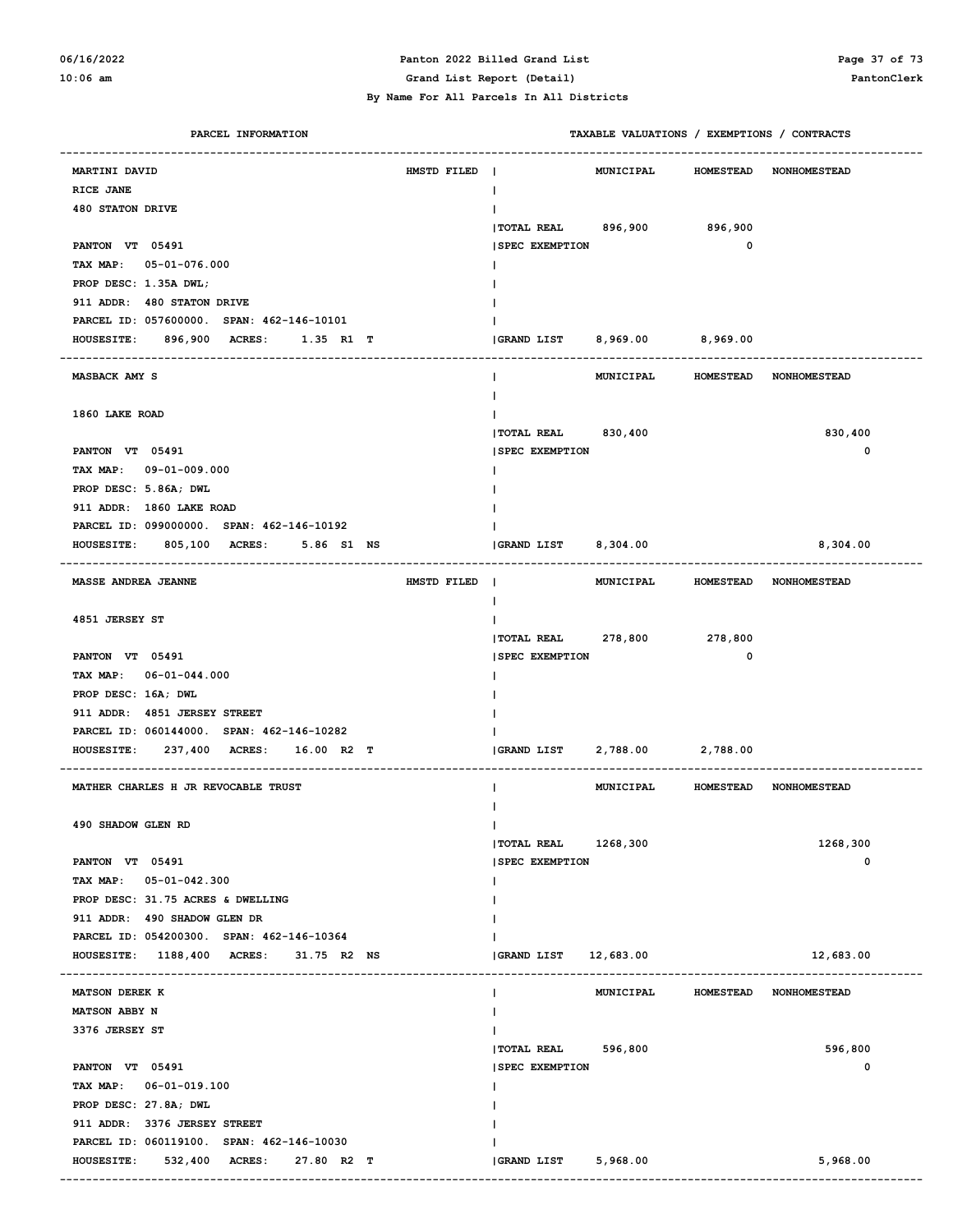**Panton 2022 Billed Grand List**

**Grand List Report (Detail)**

**By Name For All Parcels In All Districts**

| PARCEL INFORMATION | | TAXABLE VALUATIONS / EXEMPTIONS / CONTRACTS | MUNICIPAL | HOMESTEAD | NONHOMESTEAD |
|---|---|---|---|---|---|
| MARTINI DAVID<br>RICE JANE<br>480 STATON DRIVE<br><br>PANTON VT 05491<br>TAX MAP: 05-01-076.000<br>PROP DESC: 1.35A DWL;<br>911 ADDR: 480 STATON DRIVE<br>PARCEL ID: 057600000. SPAN: 462-146-10101<br>HOUSESITE: 896,900 ACRES: 1.35 R1 T | HMSTD FILED | TOTAL REAL | 896,900 | 896,900 | |
| | | SPEC EXEMPTION | | 0 | |
| | | GRAND LIST | 8,969.00 | 8,969.00 | |
| MASBACK AMY S<br><br>1860 LAKE ROAD<br><br>PANTON VT 05491<br>TAX MAP: 09-01-009.000<br>PROP DESC: 5.86A; DWL<br>911 ADDR: 1860 LAKE ROAD<br>PARCEL ID: 099000000. SPAN: 462-146-10192<br>HOUSESITE: 805,100 ACRES: 5.86 S1 NS | | TOTAL REAL | 830,400 | | 830,400 |
| | | SPEC EXEMPTION | | | 0 |
| | | GRAND LIST | 8,304.00 | | 8,304.00 |
| MASSE ANDREA JEANNE<br><br>4851 JERSEY ST<br><br>PANTON VT 05491<br>TAX MAP: 06-01-044.000<br>PROP DESC: 16A; DWL<br>911 ADDR: 4851 JERSEY STREET<br>PARCEL ID: 060144000. SPAN: 462-146-10282<br>HOUSESITE: 237,400 ACRES: 16.00 R2 T | HMSTD FILED | TOTAL REAL | 278,800 | 278,800 | |
| | | SPEC EXEMPTION | | 0 | |
| | | GRAND LIST | 2,788.00 | 2,788.00 | |
| MATHER CHARLES H JR REVOCABLE TRUST<br><br>490 SHADOW GLEN RD<br><br>PANTON VT 05491<br>TAX MAP: 05-01-042.300<br>PROP DESC: 31.75 ACRES & DWELLING<br>911 ADDR: 490 SHADOW GLEN DR<br>PARCEL ID: 054200300. SPAN: 462-146-10364<br>HOUSESITE: 1188,400 ACRES: 31.75 R2 NS | | TOTAL REAL | 1268,300 | | 1268,300 |
| | | SPEC EXEMPTION | | | 0 |
| | | GRAND LIST | 12,683.00 | | 12,683.00 |
| MATSON DEREK K<br>MATSON ABBY N<br>3376 JERSEY ST<br><br>PANTON VT 05491<br>TAX MAP: 06-01-019.100<br>PROP DESC: 27.8A; DWL<br>911 ADDR: 3376 JERSEY STREET<br>PARCEL ID: 060119100. SPAN: 462-146-10030<br>HOUSESITE: 532,400 ACRES: 27.80 R2 T | | TOTAL REAL | 596,800 | | 596,800 |
| | | SPEC EXEMPTION | | | 0 |
| | | GRAND LIST | 5,968.00 | | 5,968.00 |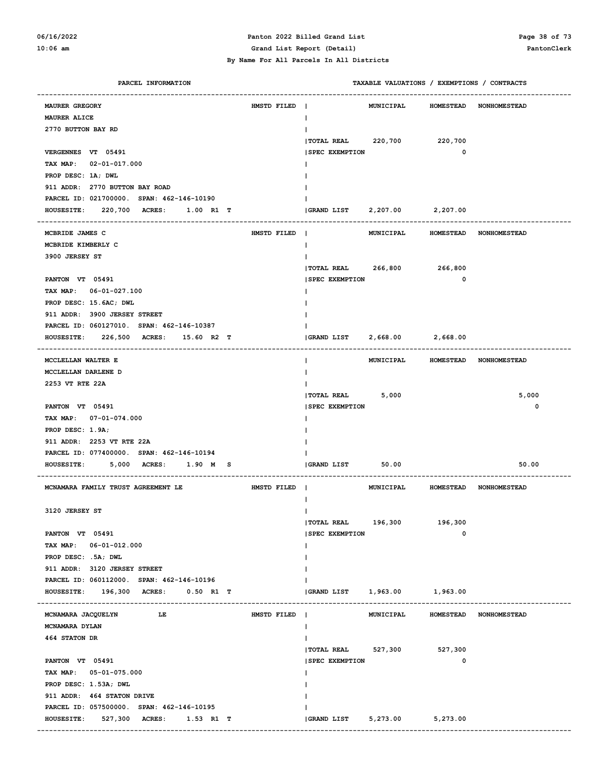**Panton 2022 Billed Grand List**

**Grand List Report (Detail)**

**By Name For All Parcels In All Districts**

| PARCEL INFORMATION | | TAXABLE VALUATIONS / EXEMPTIONS / CONTRACTS | MUNICIPAL | HOMESTEAD | NONHOMESTEAD |
|---|---|---|---|---|---|
| MAURER GREGORY<br>MAURER ALICE<br>2770 BUTTON BAY RD<br><br>VERGENNES VT 05491<br>TAX MAP: 02-01-017.000<br>PROP DESC: 1A; DWL<br>911 ADDR: 2770 BUTTON BAY ROAD<br>PARCEL ID: 021700000. SPAN: 462-146-10190<br>HOUSESITE: 220,700 ACRES: 1.00 R1 T | HMSTD FILED | TOTAL REAL<br>SPEC EXEMPTION<br>GRAND LIST | 220,700<br><br>2,207.00 | 220,700<br>0<br>2,207.00 | |
| MCBRIDE JAMES C<br>MCBRIDE KIMBERLY C<br>3900 JERSEY ST<br><br>PANTON VT 05491<br>TAX MAP: 06-01-027.100<br>PROP DESC: 15.6AC; DWL<br>911 ADDR: 3900 JERSEY STREET<br>PARCEL ID: 060127010. SPAN: 462-146-10387<br>HOUSESITE: 226,500 ACRES: 15.60 R2 T | HMSTD FILED | TOTAL REAL<br>SPEC EXEMPTION<br>GRAND LIST | 266,800<br><br>2,668.00 | 266,800<br>0<br>2,668.00 | |
| MCCLELLAN WALTER E<br>MCCLELLAN DARLENE D<br>2253 VT RTE 22A<br><br>PANTON VT 05491<br>TAX MAP: 07-01-074.000<br>PROP DESC: 1.9A;<br>911 ADDR: 2253 VT RTE 22A<br>PARCEL ID: 077400000. SPAN: 462-146-10194<br>HOUSESITE: 5,000 ACRES: 1.90 M S | | TOTAL REAL<br>SPEC EXEMPTION<br>GRAND LIST | 5,000<br><br>50.00 | | 5,000<br>0<br>50.00 |
| MCNAMARA FAMILY TRUST AGREEMENT LE<br><br>3120 JERSEY ST<br><br>PANTON VT 05491<br>TAX MAP: 06-01-012.000<br>PROP DESC: .5A; DWL<br>911 ADDR: 3120 JERSEY STREET<br>PARCEL ID: 060112000. SPAN: 462-146-10196<br>HOUSESITE: 196,300 ACRES: 0.50 R1 T | HMSTD FILED | TOTAL REAL<br>SPEC EXEMPTION<br>GRAND LIST | 196,300<br><br>1,963.00 | 196,300<br>0<br>1,963.00 | |
| MCNAMARA JACQUELYN LE<br>MCNAMARA DYLAN<br>464 STATON DR<br><br>PANTON VT 05491<br>TAX MAP: 05-01-075.000<br>PROP DESC: 1.53A; DWL<br>911 ADDR: 464 STATON DRIVE<br>PARCEL ID: 057500000. SPAN: 462-146-10195<br>HOUSESITE: 527,300 ACRES: 1.53 R1 T | HMSTD FILED | TOTAL REAL<br>SPEC EXEMPTION<br>GRAND LIST | 527,300<br><br>5,273.00 | 527,300<br>0<br>5,273.00 | |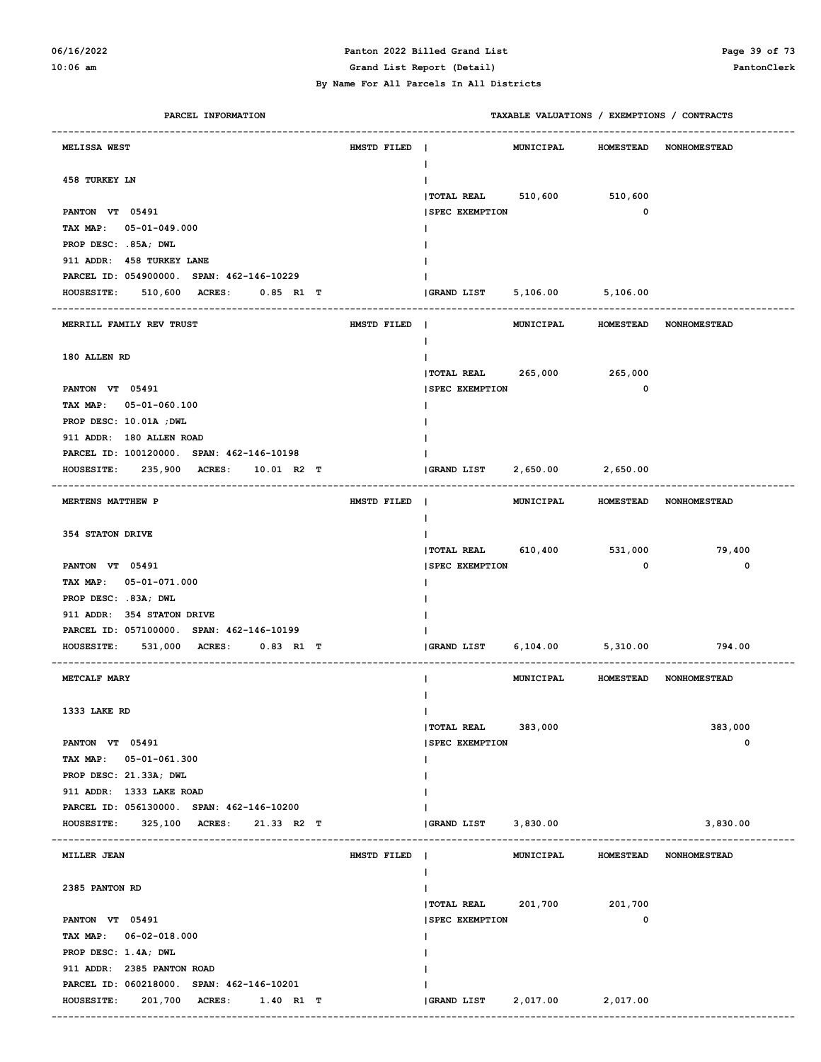## Panton 2022 Billed Grand List

### Grand List Report (Detail)

### By Name For All Parcels In All Districts

| PARCEL INFORMATION | | TAXABLE VALUATIONS / EXEMPTIONS / CONTRACTS | MUNICIPAL | HOMESTEAD | NONHOMESTEAD |
|---|---|---|---|---|---|
| MELISSA WEST | HMSTD FILED | | MUNICIPAL | HOMESTEAD | NONHOMESTEAD |
| 458 TURKEY LN | | | | | |
| | | TOTAL REAL | 510,600 | 510,600 | |
| PANTON VT 05491 | | SPEC EXEMPTION | | 0 | |
| TAX MAP: 05-01-049.000 | | | | | |
| PROP DESC: .85A; DWL | | | | | |
| 911 ADDR: 458 TURKEY LANE | | | | | |
| PARCEL ID: 054900000. SPAN: 462-146-10229 | | | | | |
| HOUSESITE: 510,600 ACRES: 0.85 R1 T | | GRAND LIST | 5,106.00 | 5,106.00 | |
| MERRILL FAMILY REV TRUST | HMSTD FILED | | MUNICIPAL | HOMESTEAD | NONHOMESTEAD |
| 180 ALLEN RD | | | | | |
| | | TOTAL REAL | 265,000 | 265,000 | |
| PANTON VT 05491 | | SPEC EXEMPTION | | 0 | |
| TAX MAP: 05-01-060.100 | | | | | |
| PROP DESC: 10.01A ;DWL | | | | | |
| 911 ADDR: 180 ALLEN ROAD | | | | | |
| PARCEL ID: 100120000. SPAN: 462-146-10198 | | | | | |
| HOUSESITE: 235,900 ACRES: 10.01 R2 T | | GRAND LIST | 2,650.00 | 2,650.00 | |
| MERTENS MATTHEW P | HMSTD FILED | | MUNICIPAL | HOMESTEAD | NONHOMESTEAD |
| 354 STATON DRIVE | | | | | |
| | | TOTAL REAL | 610,400 | 531,000 | 79,400 |
| PANTON VT 05491 | | SPEC EXEMPTION | | 0 | 0 |
| TAX MAP: 05-01-071.000 | | | | | |
| PROP DESC: .83A; DWL | | | | | |
| 911 ADDR: 354 STATON DRIVE | | | | | |
| PARCEL ID: 057100000. SPAN: 462-146-10199 | | | | | |
| HOUSESITE: 531,000 ACRES: 0.83 R1 T | | GRAND LIST | 6,104.00 | 5,310.00 | 794.00 |
| METCALF MARY | | | MUNICIPAL | HOMESTEAD | NONHOMESTEAD |
| 1333 LAKE RD | | | | | |
| | | TOTAL REAL | 383,000 | | 383,000 |
| PANTON VT 05491 | | SPEC EXEMPTION | | | 0 |
| TAX MAP: 05-01-061.300 | | | | | |
| PROP DESC: 21.33A; DWL | | | | | |
| 911 ADDR: 1333 LAKE ROAD | | | | | |
| PARCEL ID: 056130000. SPAN: 462-146-10200 | | | | | |
| HOUSESITE: 325,100 ACRES: 21.33 R2 T | | GRAND LIST | 3,830.00 | | 3,830.00 |
| MILLER JEAN | HMSTD FILED | | MUNICIPAL | HOMESTEAD | NONHOMESTEAD |
| 2385 PANTON RD | | | | | |
| | | TOTAL REAL | 201,700 | 201,700 | |
| PANTON VT 05491 | | SPEC EXEMPTION | | 0 | |
| TAX MAP: 06-02-018.000 | | | | | |
| PROP DESC: 1.4A; DWL | | | | | |
| 911 ADDR: 2385 PANTON ROAD | | | | | |
| PARCEL ID: 060218000. SPAN: 462-146-10201 | | | | | |
| HOUSESITE: 201,700 ACRES: 1.40 R1 T | | GRAND LIST | 2,017.00 | 2,017.00 | |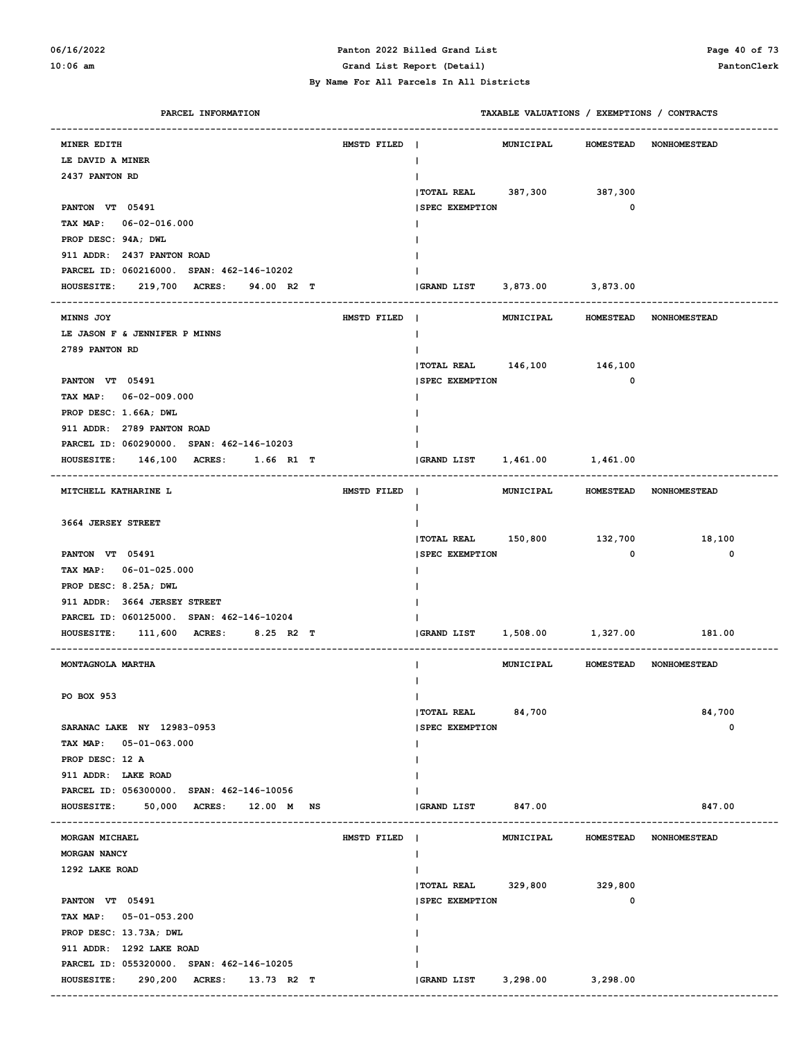# Panton 2022 Billed Grand List

## Grand List Report (Detail)

### By Name For All Parcels In All Districts

| PARCEL INFORMATION | | TAXABLE VALUATIONS / EXEMPTIONS / CONTRACTS | MUNICIPAL | HOMESTEAD | NONHOMESTEAD |
|---|---|---|---|---|---|
| MINER EDITH | HMSTD FILED | | | | |
| LE DAVID A MINER | | | | | |
| 2437 PANTON RD | | | | | |
| | | TOTAL REAL | 387,300 | 387,300 | |
| PANTON VT 05491 | | SPEC EXEMPTION | | 0 | |
| TAX MAP: 06-02-016.000 | | | | | |
| PROP DESC: 94A; DWL | | | | | |
| 911 ADDR: 2437 PANTON ROAD | | | | | |
| PARCEL ID: 060216000. SPAN: 462-146-10202 | | | | | |
| HOUSESITE: 219,700 ACRES: 94.00 R2 T | | GRAND LIST | 3,873.00 | 3,873.00 | |
| MINNS JOY | HMSTD FILED | | | | |
| LE JASON F & JENNIFER P MINNS | | | | | |
| 2789 PANTON RD | | | | | |
| | | TOTAL REAL | 146,100 | 146,100 | |
| PANTON VT 05491 | | SPEC EXEMPTION | | 0 | |
| TAX MAP: 06-02-009.000 | | | | | |
| PROP DESC: 1.66A; DWL | | | | | |
| 911 ADDR: 2789 PANTON ROAD | | | | | |
| PARCEL ID: 060290000. SPAN: 462-146-10203 | | | | | |
| HOUSESITE: 146,100 ACRES: 1.66 R1 T | | GRAND LIST | 1,461.00 | 1,461.00 | |
| MITCHELL KATHARINE L | HMSTD FILED | | | | |
| 3664 JERSEY STREET | | | | | |
| | | TOTAL REAL | 150,800 | 132,700 | 18,100 |
| PANTON VT 05491 | | SPEC EXEMPTION | | 0 | 0 |
| TAX MAP: 06-01-025.000 | | | | | |
| PROP DESC: 8.25A; DWL | | | | | |
| 911 ADDR: 3664 JERSEY STREET | | | | | |
| PARCEL ID: 060125000. SPAN: 462-146-10204 | | | | | |
| HOUSESITE: 111,600 ACRES: 8.25 R2 T | | GRAND LIST | 1,508.00 | 1,327.00 | 181.00 |
| MONTAGNOLA MARTHA | | | | | |
| PO BOX 953 | | | | | |
| | | TOTAL REAL | 84,700 | | 84,700 |
| SARANAC LAKE NY 12983-0953 | | SPEC EXEMPTION | | | 0 |
| TAX MAP: 05-01-063.000 | | | | | |
| PROP DESC: 12 A | | | | | |
| 911 ADDR: LAKE ROAD | | | | | |
| PARCEL ID: 056300000. SPAN: 462-146-10056 | | | | | |
| HOUSESITE: 50,000 ACRES: 12.00 M NS | | GRAND LIST | 847.00 | | 847.00 |
| MORGAN MICHAEL | HMSTD FILED | | | | |
| MORGAN NANCY | | | | | |
| 1292 LAKE ROAD | | | | | |
| | | TOTAL REAL | 329,800 | 329,800 | |
| PANTON VT 05491 | | SPEC EXEMPTION | | 0 | |
| TAX MAP: 05-01-053.200 | | | | | |
| PROP DESC: 13.73A; DWL | | | | | |
| 911 ADDR: 1292 LAKE ROAD | | | | | |
| PARCEL ID: 055320000. SPAN: 462-146-10205 | | | | | |
| HOUSESITE: 290,200 ACRES: 13.73 R2 T | | GRAND LIST | 3,298.00 | 3,298.00 | |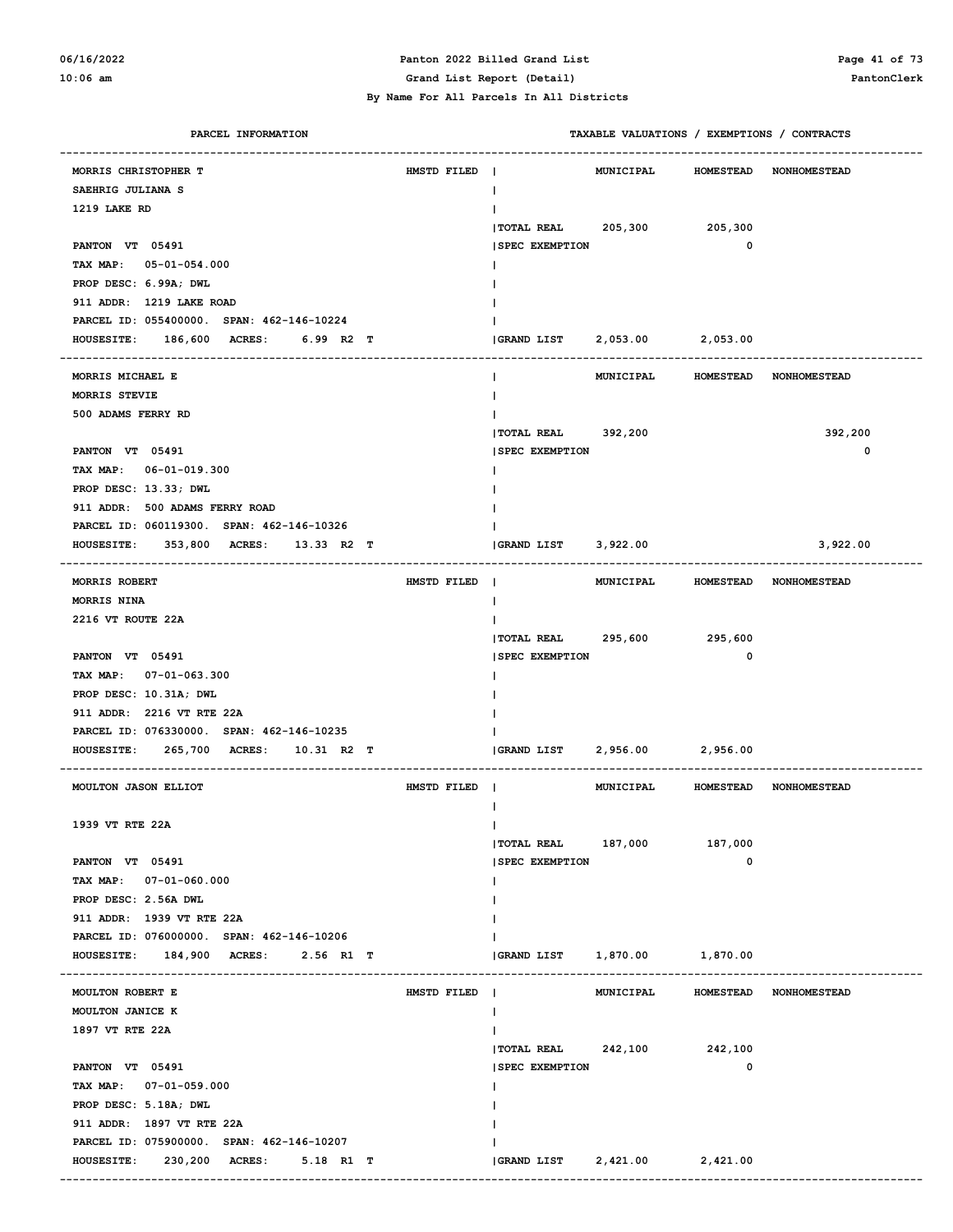Panton 2022 Billed Grand List

Grand List Report (Detail)

By Name For All Parcels In All Districts

| PARCEL INFORMATION | | TAXABLE VALUATIONS / EXEMPTIONS / CONTRACTS | MUNICIPAL | HOMESTEAD | NONHOMESTEAD |
|---|---|---|---|---|---|
| MORRIS CHRISTOPHER T | HMSTD FILED | | | | |
| SAEHRIG JULIANA S | | | | | |
| 1219 LAKE RD | | | | | |
| | | TOTAL REAL | 205,300 | 205,300 | |
| PANTON VT 05491 | | SPEC EXEMPTION | | 0 | |
| TAX MAP: 05-01-054.000 | | | | | |
| PROP DESC: 6.99A; DWL | | | | | |
| 911 ADDR: 1219 LAKE ROAD | | | | | |
| PARCEL ID: 055400000. SPAN: 462-146-10224 | | | | | |
| HOUSESITE: 186,600 ACRES: 6.99 R2 T | | GRAND LIST | 2,053.00 | 2,053.00 | |
| MORRIS MICHAEL E | | | | | |
| MORRIS STEVIE | | | | | |
| 500 ADAMS FERRY RD | | | | | |
| | | TOTAL REAL | 392,200 | | 392,200 |
| PANTON VT 05491 | | SPEC EXEMPTION | | | 0 |
| TAX MAP: 06-01-019.300 | | | | | |
| PROP DESC: 13.33; DWL | | | | | |
| 911 ADDR: 500 ADAMS FERRY ROAD | | | | | |
| PARCEL ID: 060119300. SPAN: 462-146-10326 | | | | | |
| HOUSESITE: 353,800 ACRES: 13.33 R2 T | | GRAND LIST | 3,922.00 | | 3,922.00 |
| MORRIS ROBERT | HMSTD FILED | | | | |
| MORRIS NINA | | | | | |
| 2216 VT ROUTE 22A | | | | | |
| | | TOTAL REAL | 295,600 | 295,600 | |
| PANTON VT 05491 | | SPEC EXEMPTION | | 0 | |
| TAX MAP: 07-01-063.300 | | | | | |
| PROP DESC: 10.31A; DWL | | | | | |
| 911 ADDR: 2216 VT RTE 22A | | | | | |
| PARCEL ID: 076330000. SPAN: 462-146-10235 | | | | | |
| HOUSESITE: 265,700 ACRES: 10.31 R2 T | | GRAND LIST | 2,956.00 | 2,956.00 | |
| MOULTON JASON ELLIOT | HMSTD FILED | | | | |
| 1939 VT RTE 22A | | | | | |
| | | TOTAL REAL | 187,000 | 187,000 | |
| PANTON VT 05491 | | SPEC EXEMPTION | | 0 | |
| TAX MAP: 07-01-060.000 | | | | | |
| PROP DESC: 2.56A DWL | | | | | |
| 911 ADDR: 1939 VT RTE 22A | | | | | |
| PARCEL ID: 076000000. SPAN: 462-146-10206 | | | | | |
| HOUSESITE: 184,900 ACRES: 2.56 R1 T | | GRAND LIST | 1,870.00 | 1,870.00 | |
| MOULTON ROBERT E | HMSTD FILED | | | | |
| MOULTON JANICE K | | | | | |
| 1897 VT RTE 22A | | | | | |
| | | TOTAL REAL | 242,100 | 242,100 | |
| PANTON VT 05491 | | SPEC EXEMPTION | | 0 | |
| TAX MAP: 07-01-059.000 | | | | | |
| PROP DESC: 5.18A; DWL | | | | | |
| 911 ADDR: 1897 VT RTE 22A | | | | | |
| PARCEL ID: 075900000. SPAN: 462-146-10207 | | | | | |
| HOUSESITE: 230,200 ACRES: 5.18 R1 T | | GRAND LIST | 2,421.00 | 2,421.00 | |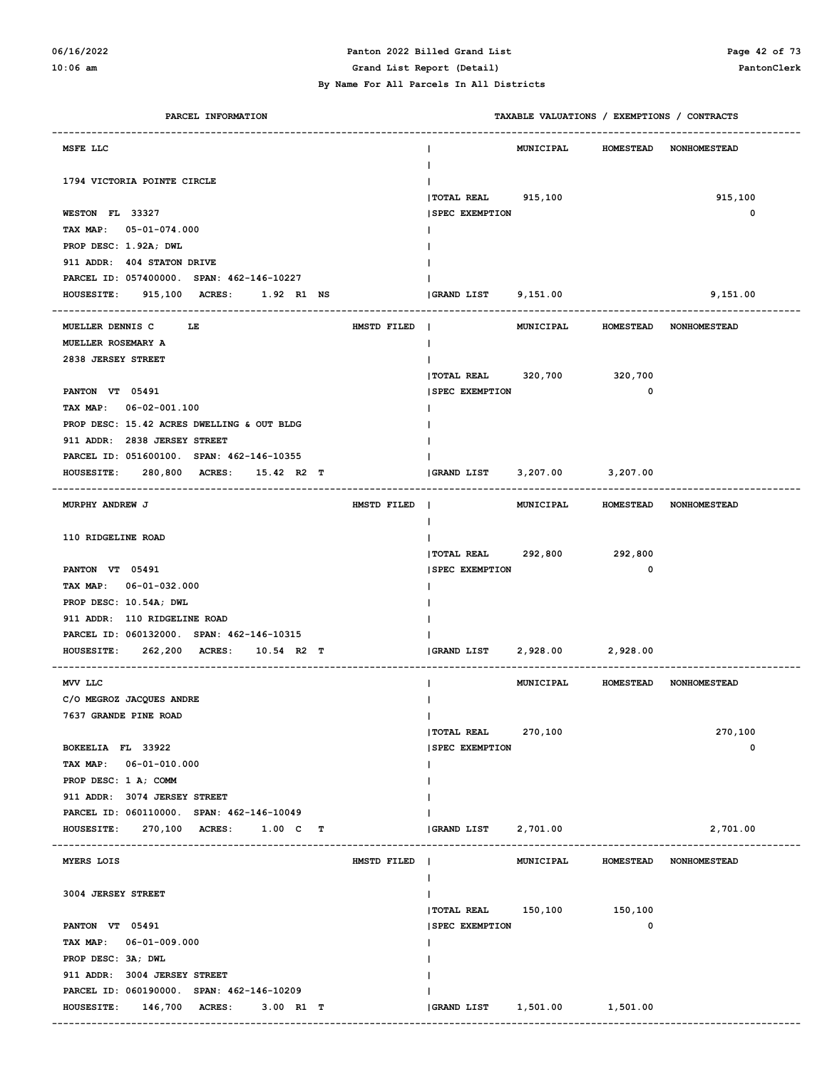**Panton 2022 Billed Grand List**
**Grand List Report (Detail)**
**By Name For All Parcels In All Districts**

| PARCEL INFORMATION | | TAXABLE VALUATIONS / EXEMPTIONS / CONTRACTS | MUNICIPAL | HOMESTEAD | NONHOMESTEAD |
|---|---|---|---|---|---|
| MSFE LLC | | | | | |
| 1794 VICTORIA POINTE CIRCLE | | | | | |
| WESTON FL 33327 | | TOTAL REAL | 915,100 | | 915,100 |
| TAX MAP: 05-01-074.000 | | SPEC EXEMPTION | | | 0 |
| PROP DESC: 1.92A; DWL | | | | | |
| 911 ADDR: 404 STATON DRIVE | | | | | |
| PARCEL ID: 057400000. SPAN: 462-146-10227 | | | | | |
| HOUSESITE: 915,100 ACRES: 1.92 R1 NS | | GRAND LIST | 9,151.00 | | 9,151.00 |
| MUELLER DENNIS C LE | HMSTD FILED | | | | |
| MUELLER ROSEMARY A | | | | | |
| 2838 JERSEY STREET | | | | | |
| PANTON VT 05491 | | TOTAL REAL | 320,700 | 320,700 | |
| TAX MAP: 06-02-001.100 | | SPEC EXEMPTION | | 0 | |
| PROP DESC: 15.42 ACRES DWELLING & OUT BLDG | | | | | |
| 911 ADDR: 2838 JERSEY STREET | | | | | |
| PARCEL ID: 051600100. SPAN: 462-146-10355 | | | | | |
| HOUSESITE: 280,800 ACRES: 15.42 R2 T | | GRAND LIST | 3,207.00 | 3,207.00 | |
| MURPHY ANDREW J | HMSTD FILED | | | | |
| 110 RIDGELINE ROAD | | | | | |
| PANTON VT 05491 | | TOTAL REAL | 292,800 | 292,800 | |
| TAX MAP: 06-01-032.000 | | SPEC EXEMPTION | | 0 | |
| PROP DESC: 10.54A; DWL | | | | | |
| 911 ADDR: 110 RIDGELINE ROAD | | | | | |
| PARCEL ID: 060132000. SPAN: 462-146-10315 | | | | | |
| HOUSESITE: 262,200 ACRES: 10.54 R2 T | | GRAND LIST | 2,928.00 | 2,928.00 | |
| MVV LLC | | | | | |
| C/O MEGROZ JACQUES ANDRE | | | | | |
| 7637 GRANDE PINE ROAD | | | | | |
| BOKEELIA FL 33922 | | TOTAL REAL | 270,100 | | 270,100 |
| TAX MAP: 06-01-010.000 | | SPEC EXEMPTION | | | 0 |
| PROP DESC: 1 A; COMM | | | | | |
| 911 ADDR: 3074 JERSEY STREET | | | | | |
| PARCEL ID: 060110000. SPAN: 462-146-10049 | | | | | |
| HOUSESITE: 270,100 ACRES: 1.00 C T | | GRAND LIST | 2,701.00 | | 2,701.00 |
| MYERS LOIS | HMSTD FILED | | | | |
| 3004 JERSEY STREET | | | | | |
| PANTON VT 05491 | | TOTAL REAL | 150,100 | 150,100 | |
| TAX MAP: 06-01-009.000 | | SPEC EXEMPTION | | 0 | |
| PROP DESC: 3A; DWL | | | | | |
| 911 ADDR: 3004 JERSEY STREET | | | | | |
| PARCEL ID: 060190000. SPAN: 462-146-10209 | | | | | |
| HOUSESITE: 146,700 ACRES: 3.00 R1 T | | GRAND LIST | 1,501.00 | 1,501.00 | |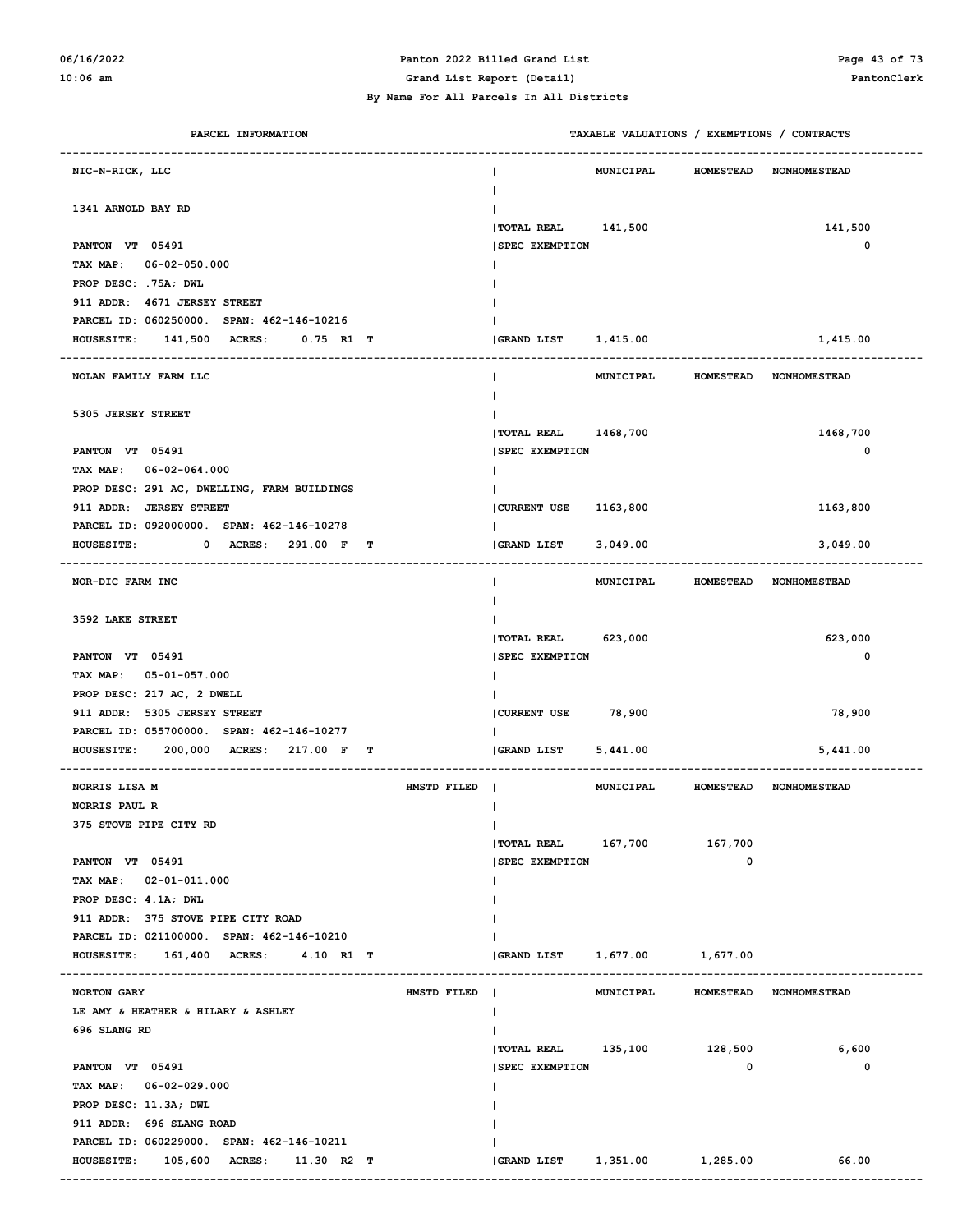By Name For All Parcels In All Districts

| PARCEL INFORMATION | | TAXABLE VALUATIONS / EXEMPTIONS / CONTRACTS | | | |
|---|---|---|---|---|---|
| | | | MUNICIPAL | HOMESTEAD | NONHOMESTEAD |
| NIC-N-RICK, LLC | | | | | |
| 1341 ARNOLD BAY RD | | | | | |
| PANTON VT 05491 | | TOTAL REAL | 141,500 | | 141,500 |
| TAX MAP: 06-02-050.000 | | SPEC EXEMPTION | | | 0 |
| PROP DESC: .75A; DWL | | | | | |
| 911 ADDR: 4671 JERSEY STREET | | | | | |
| PARCEL ID: 060250000. SPAN: 462-146-10216 | | | | | |
| HOUSESITE: 141,500 ACRES: 0.75 R1 T | | GRAND LIST | 1,415.00 | | 1,415.00 |
| NOLAN FAMILY FARM LLC | | | | | |
| 5305 JERSEY STREET | | | | | |
| PANTON VT 05491 | | TOTAL REAL | 1468,700 | | 1468,700 |
| TAX MAP: 06-02-064.000 | | SPEC EXEMPTION | | | 0 |
| PROP DESC: 291 AC, DWELLING, FARM BUILDINGS | | | | | |
| 911 ADDR: JERSEY STREET | | CURRENT USE | 1163,800 | | 1163,800 |
| PARCEL ID: 092000000. SPAN: 462-146-10278 | | | | | |
| HOUSESITE: 0 ACRES: 291.00 F T | | GRAND LIST | 3,049.00 | | 3,049.00 |
| NOR-DIC FARM INC | | | | | |
| 3592 LAKE STREET | | | | | |
| PANTON VT 05491 | | TOTAL REAL | 623,000 | | 623,000 |
| TAX MAP: 05-01-057.000 | | SPEC EXEMPTION | | | 0 |
| PROP DESC: 217 AC, 2 DWELL | | | | | |
| 911 ADDR: 5305 JERSEY STREET | | CURRENT USE | 78,900 | | 78,900 |
| PARCEL ID: 055700000. SPAN: 462-146-10277 | | | | | |
| HOUSESITE: 200,000 ACRES: 217.00 F T | | GRAND LIST | 5,441.00 | | 5,441.00 |
| NORRIS LISA M | HMSTD FILED | | | | |
| NORRIS PAUL R | | | | | |
| 375 STOVE PIPE CITY RD | | | | | |
| PANTON VT 05491 | | TOTAL REAL | 167,700 | 167,700 | |
| TAX MAP: 02-01-011.000 | | SPEC EXEMPTION | | 0 | |
| PROP DESC: 4.1A; DWL | | | | | |
| 911 ADDR: 375 STOVE PIPE CITY ROAD | | | | | |
| PARCEL ID: 021100000. SPAN: 462-146-10210 | | | | | |
| HOUSESITE: 161,400 ACRES: 4.10 R1 T | | GRAND LIST | 1,677.00 | 1,677.00 | |
| NORTON GARY | HMSTD FILED | | | | |
| LE AMY & HEATHER & HILARY & ASHLEY | | | | | |
| 696 SLANG RD | | | | | |
| PANTON VT 05491 | | TOTAL REAL | 135,100 | 128,500 | 6,600 |
| TAX MAP: 06-02-029.000 | | SPEC EXEMPTION | | 0 | 0 |
| PROP DESC: 11.3A; DWL | | | | | |
| 911 ADDR: 696 SLANG ROAD | | | | | |
| PARCEL ID: 060229000. SPAN: 462-146-10211 | | | | | |
| HOUSESITE: 105,600 ACRES: 11.30 R2 T | | GRAND LIST | 1,351.00 | 1,285.00 | 66.00 |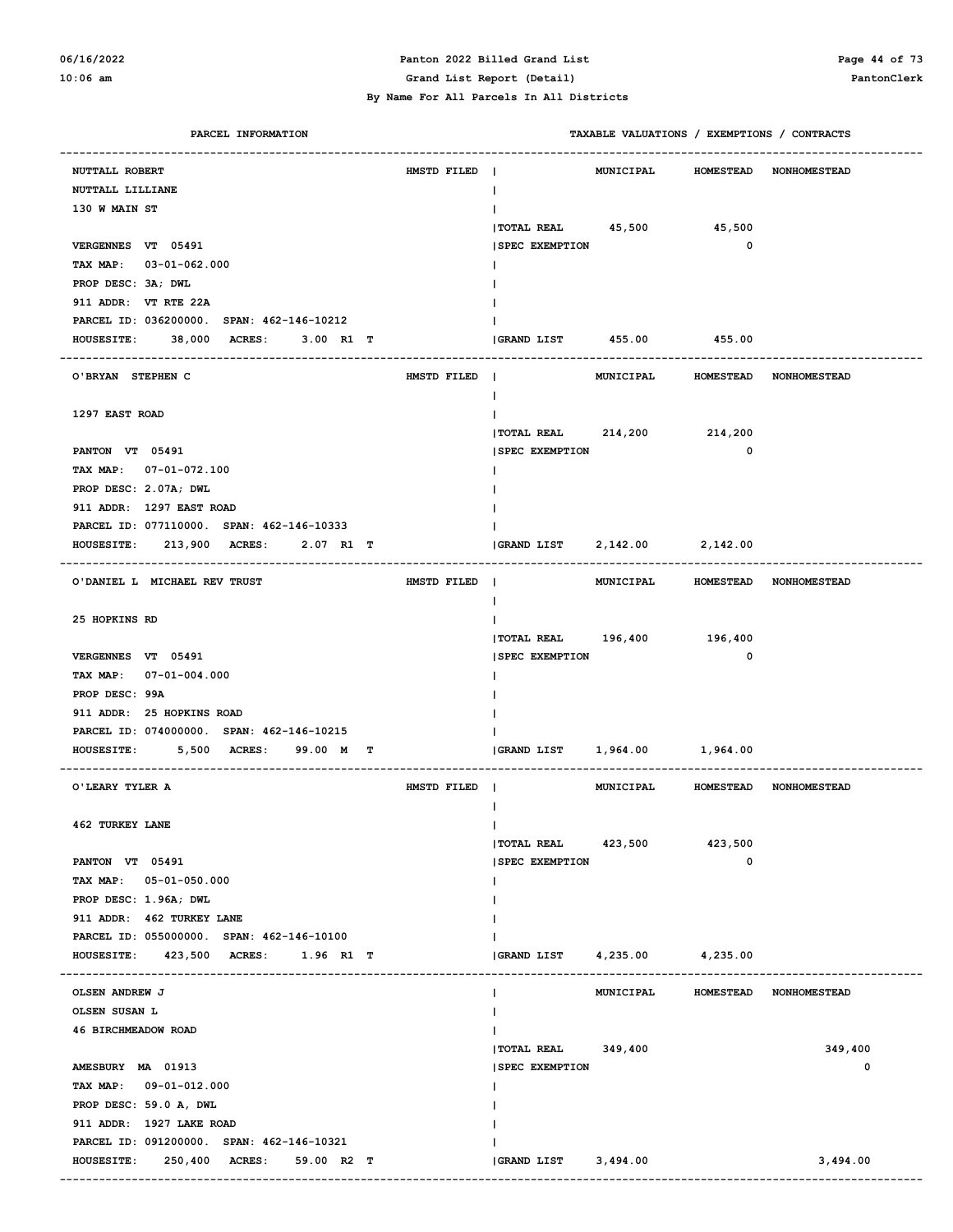**Panton 2022 Billed Grand List**
**Grand List Report (Detail)**
**By Name For All Parcels In All Districts**

| PARCEL INFORMATION | | TAXABLE VALUATIONS / EXEMPTIONS / CONTRACTS | MUNICIPAL | HOMESTEAD | NONHOMESTEAD |
|---|---|---|---|---|---|
| NUTTALL ROBERT | HMSTD FILED | | MUNICIPAL | HOMESTEAD | NONHOMESTEAD |
| NUTTALL LILLIANE | | | | | |
| 130 W MAIN ST | | | | | |
| | | TOTAL REAL | 45,500 | 45,500 | |
| VERGENNES VT 05491 | | SPEC EXEMPTION | | 0 | |
| TAX MAP: 03-01-062.000 | | | | | |
| PROP DESC: 3A; DWL | | | | | |
| 911 ADDR: VT RTE 22A | | | | | |
| PARCEL ID: 036200000. SPAN: 462-146-10212 | | | | | |
| HOUSESITE: 38,000 ACRES: 3.00 R1 T | | GRAND LIST | 455.00 | 455.00 | |
| O'BRYAN STEPHEN C | HMSTD FILED | | MUNICIPAL | HOMESTEAD | NONHOMESTEAD |
| 1297 EAST ROAD | | | | | |
| | | TOTAL REAL | 214,200 | 214,200 | |
| PANTON VT 05491 | | SPEC EXEMPTION | | 0 | |
| TAX MAP: 07-01-072.100 | | | | | |
| PROP DESC: 2.07A; DWL | | | | | |
| 911 ADDR: 1297 EAST ROAD | | | | | |
| PARCEL ID: 077110000. SPAN: 462-146-10333 | | | | | |
| HOUSESITE: 213,900 ACRES: 2.07 R1 T | | GRAND LIST | 2,142.00 | 2,142.00 | |
| O'DANIEL L MICHAEL REV TRUST | HMSTD FILED | | MUNICIPAL | HOMESTEAD | NONHOMESTEAD |
| 25 HOPKINS RD | | | | | |
| | | TOTAL REAL | 196,400 | 196,400 | |
| VERGENNES VT 05491 | | SPEC EXEMPTION | | 0 | |
| TAX MAP: 07-01-004.000 | | | | | |
| PROP DESC: 99A | | | | | |
| 911 ADDR: 25 HOPKINS ROAD | | | | | |
| PARCEL ID: 074000000. SPAN: 462-146-10215 | | | | | |
| HOUSESITE: 5,500 ACRES: 99.00 M T | | GRAND LIST | 1,964.00 | 1,964.00 | |
| O'LEARY TYLER A | HMSTD FILED | | MUNICIPAL | HOMESTEAD | NONHOMESTEAD |
| 462 TURKEY LANE | | | | | |
| | | TOTAL REAL | 423,500 | 423,500 | |
| PANTON VT 05491 | | SPEC EXEMPTION | | 0 | |
| TAX MAP: 05-01-050.000 | | | | | |
| PROP DESC: 1.96A; DWL | | | | | |
| 911 ADDR: 462 TURKEY LANE | | | | | |
| PARCEL ID: 055000000. SPAN: 462-146-10100 | | | | | |
| HOUSESITE: 423,500 ACRES: 1.96 R1 T | | GRAND LIST | 4,235.00 | 4,235.00 | |
| OLSEN ANDREW J | | | MUNICIPAL | HOMESTEAD | NONHOMESTEAD |
| OLSEN SUSAN L | | | | | |
| 46 BIRCHMEADOW ROAD | | | | | |
| | | TOTAL REAL | 349,400 | | 349,400 |
| AMESBURY MA 01913 | | SPEC EXEMPTION | | | 0 |
| TAX MAP: 09-01-012.000 | | | | | |
| PROP DESC: 59.0 A, DWL | | | | | |
| 911 ADDR: 1927 LAKE ROAD | | | | | |
| PARCEL ID: 091200000. SPAN: 462-146-10321 | | | | | |
| HOUSESITE: 250,400 ACRES: 59.00 R2 T | | GRAND LIST | 3,494.00 | | 3,494.00 |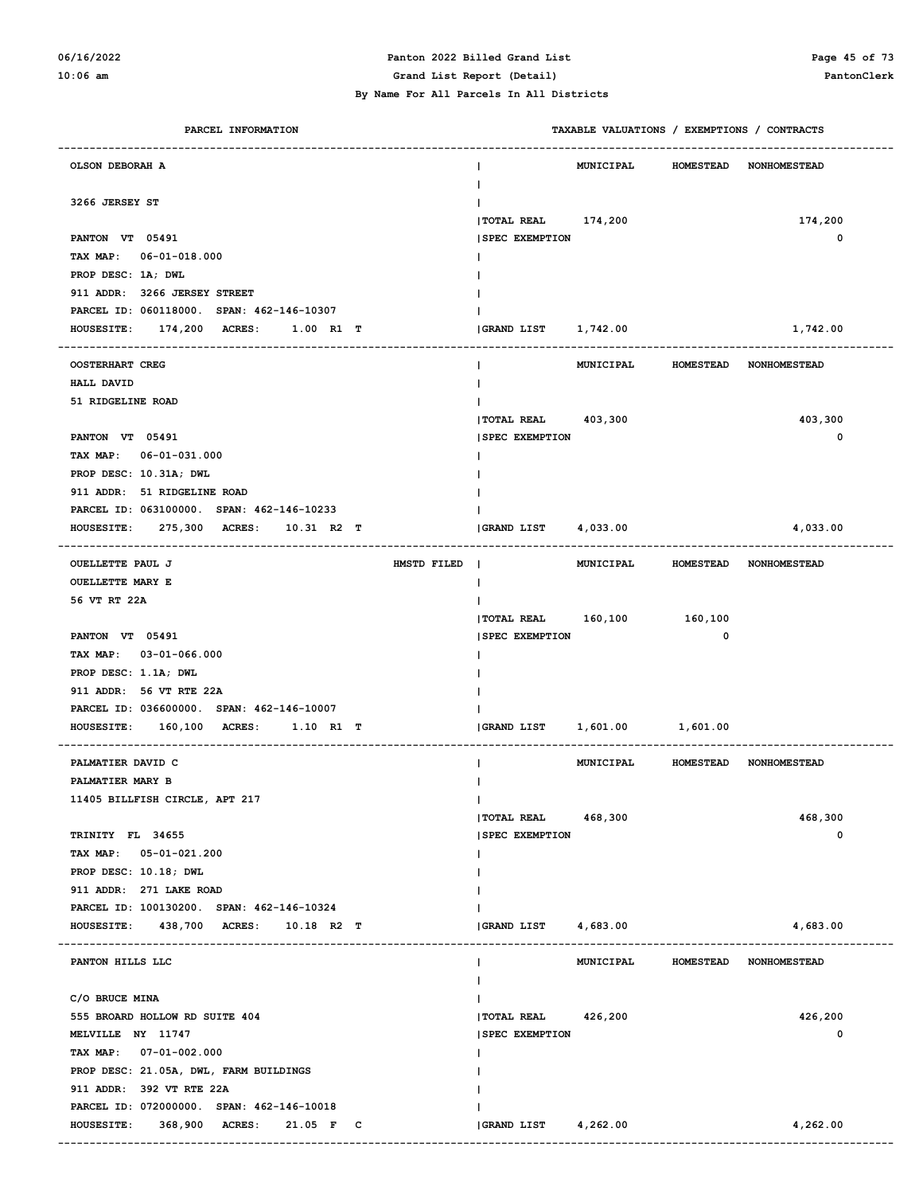Panton 2022 Billed Grand List

Grand List Report (Detail)

By Name For All Parcels In All Districts

| PARCEL INFORMATION | | TAXABLE VALUATIONS / EXEMPTIONS / CONTRACTS | MUNICIPAL | HOMESTEAD | NONHOMESTEAD |
|---|---|---|---|---|---|
| OLSON DEBORAH A<br>3266 JERSEY ST<br>PANTON VT 05491<br>TAX MAP: 06-01-018.000<br>PROP DESC: 1A; DWL<br>911 ADDR: 3266 JERSEY STREET<br>PARCEL ID: 060118000. SPAN: 462-146-10307<br>HOUSESITE: 174,200 ACRES: 1.00 R1 T | | TOTAL REAL | 174,200 | | 174,200 |
| | | SPEC EXEMPTION | | | 0 |
| | | GRAND LIST | 1,742.00 | | 1,742.00 |
| OOSTERHART CREG<br>HALL DAVID<br>51 RIDGELINE ROAD<br>PANTON VT 05491<br>TAX MAP: 06-01-031.000<br>PROP DESC: 10.31A; DWL<br>911 ADDR: 51 RIDGELINE ROAD<br>PARCEL ID: 063100000. SPAN: 462-146-10233<br>HOUSESITE: 275,300 ACRES: 10.31 R2 T | | TOTAL REAL | 403,300 | | 403,300 |
| | | SPEC EXEMPTION | | | 0 |
| | | GRAND LIST | 4,033.00 | | 4,033.00 |
| OUELLETTE PAUL J<br>OUELLETTE MARY E<br>56 VT RT 22A<br>PANTON VT 05491<br>TAX MAP: 03-01-066.000<br>PROP DESC: 1.1A; DWL<br>911 ADDR: 56 VT RTE 22A<br>PARCEL ID: 036600000. SPAN: 462-146-10007<br>HOUSESITE: 160,100 ACRES: 1.10 R1 T | HMSTD FILED | TOTAL REAL | 160,100 | 160,100 | |
| | | SPEC EXEMPTION | | 0 | |
| | | GRAND LIST | 1,601.00 | 1,601.00 | |
| PALMATIER DAVID C<br>PALMATIER MARY B<br>11405 BILLFISH CIRCLE, APT 217<br>TRINITY FL 34655<br>TAX MAP: 05-01-021.200<br>PROP DESC: 10.18; DWL<br>911 ADDR: 271 LAKE ROAD<br>PARCEL ID: 100130200. SPAN: 462-146-10324<br>HOUSESITE: 438,700 ACRES: 10.18 R2 T | | TOTAL REAL | 468,300 | | 468,300 |
| | | SPEC EXEMPTION | | | 0 |
| | | GRAND LIST | 4,683.00 | | 4,683.00 |
| PANTON HILLS LLC<br>C/O BRUCE MINA<br>555 BROARD HOLLOW RD SUITE 404<br>MELVILLE NY 11747<br>TAX MAP: 07-01-002.000<br>PROP DESC: 21.05A, DWL, FARM BUILDINGS<br>911 ADDR: 392 VT RTE 22A<br>PARCEL ID: 072000000. SPAN: 462-146-10018<br>HOUSESITE: 368,900 ACRES: 21.05 F C | | TOTAL REAL | 426,200 | | 426,200 |
| | | SPEC EXEMPTION | | | 0 |
| | | GRAND LIST | 4,262.00 | | 4,262.00 |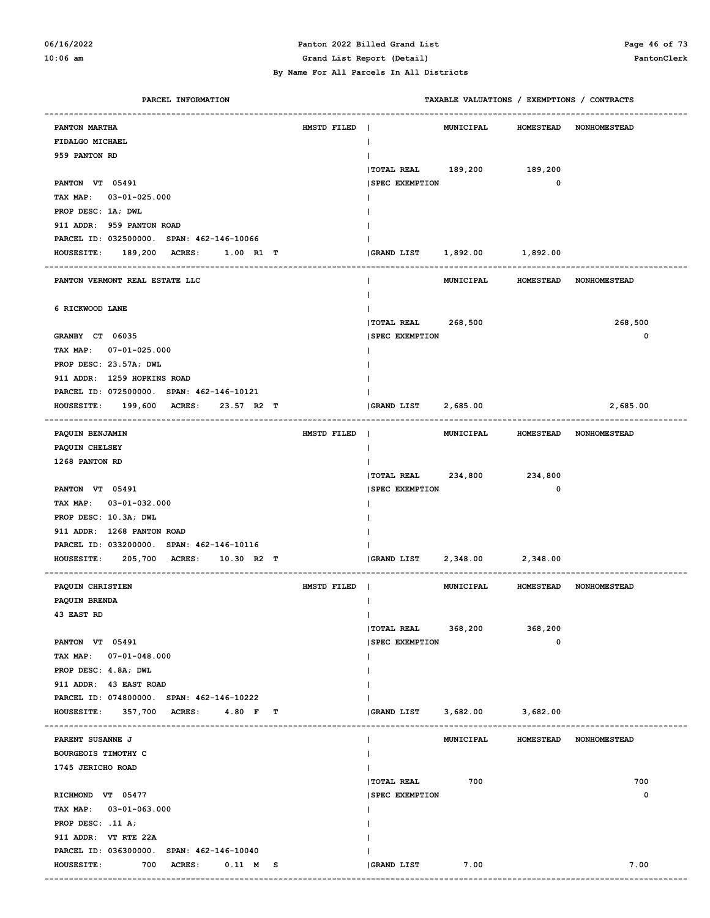## Panton 2022 Billed Grand List

### Grand List Report (Detail)

### By Name For All Parcels In All Districts

| PARCEL INFORMATION | | TAXABLE VALUATIONS / EXEMPTIONS / CONTRACTS | MUNICIPAL | HOMESTEAD | NONHOMESTEAD |
|---|---|---|---|---|---|
| PANTON MARTHA<br>FIDALGO MICHAEL<br>959 PANTON RD<br>PANTON VT 05491<br>TAX MAP: 03-01-025.000<br>PROP DESC: 1A; DWL<br>911 ADDR: 959 PANTON ROAD<br>PARCEL ID: 032500000. SPAN: 462-146-10066<br>HOUSESITE: 189,200 ACRES: 1.00 R1 T | HMSTD FILED | TOTAL REAL | 189,200 | 189,200 | |
| | | SPEC EXEMPTION | | 0 | |
| | | GRAND LIST | 1,892.00 | 1,892.00 | |
| PANTON VERMONT REAL ESTATE LLC<br>6 RICKWOOD LANE<br>GRANBY CT 06035<br>TAX MAP: 07-01-025.000<br>PROP DESC: 23.57A; DWL<br>911 ADDR: 1259 HOPKINS ROAD<br>PARCEL ID: 072500000. SPAN: 462-146-10121<br>HOUSESITE: 199,600 ACRES: 23.57 R2 T | | TOTAL REAL | 268,500 | | 268,500 |
| | | SPEC EXEMPTION | | | 0 |
| | | GRAND LIST | 2,685.00 | | 2,685.00 |
| PAQUIN BENJAMIN<br>PAQUIN CHELSEY<br>1268 PANTON RD<br>PANTON VT 05491<br>TAX MAP: 03-01-032.000<br>PROP DESC: 10.3A; DWL<br>911 ADDR: 1268 PANTON ROAD<br>PARCEL ID: 033200000. SPAN: 462-146-10116<br>HOUSESITE: 205,700 ACRES: 10.30 R2 T | HMSTD FILED | TOTAL REAL | 234,800 | 234,800 | |
| | | SPEC EXEMPTION | | 0 | |
| | | GRAND LIST | 2,348.00 | 2,348.00 | |
| PAQUIN CHRISTIEN<br>PAQUIN BRENDA<br>43 EAST RD<br>PANTON VT 05491<br>TAX MAP: 07-01-048.000<br>PROP DESC: 4.8A; DWL<br>911 ADDR: 43 EAST ROAD<br>PARCEL ID: 074800000. SPAN: 462-146-10222<br>HOUSESITE: 357,700 ACRES: 4.80 F T | HMSTD FILED | TOTAL REAL | 368,200 | 368,200 | |
| | | SPEC EXEMPTION | | 0 | |
| | | GRAND LIST | 3,682.00 | 3,682.00 | |
| PARENT SUSANNE J<br>BOURGEOIS TIMOTHY C<br>1745 JERICHO ROAD<br>RICHMOND VT 05477<br>TAX MAP: 03-01-063.000<br>PROP DESC: .11 A;<br>911 ADDR: VT RTE 22A<br>PARCEL ID: 036300000. SPAN: 462-146-10040<br>HOUSESITE: 700 ACRES: 0.11 M S | | TOTAL REAL | 700 | | 700 |
| | | SPEC EXEMPTION | | | 0 |
| | | GRAND LIST | 7.00 | | 7.00 |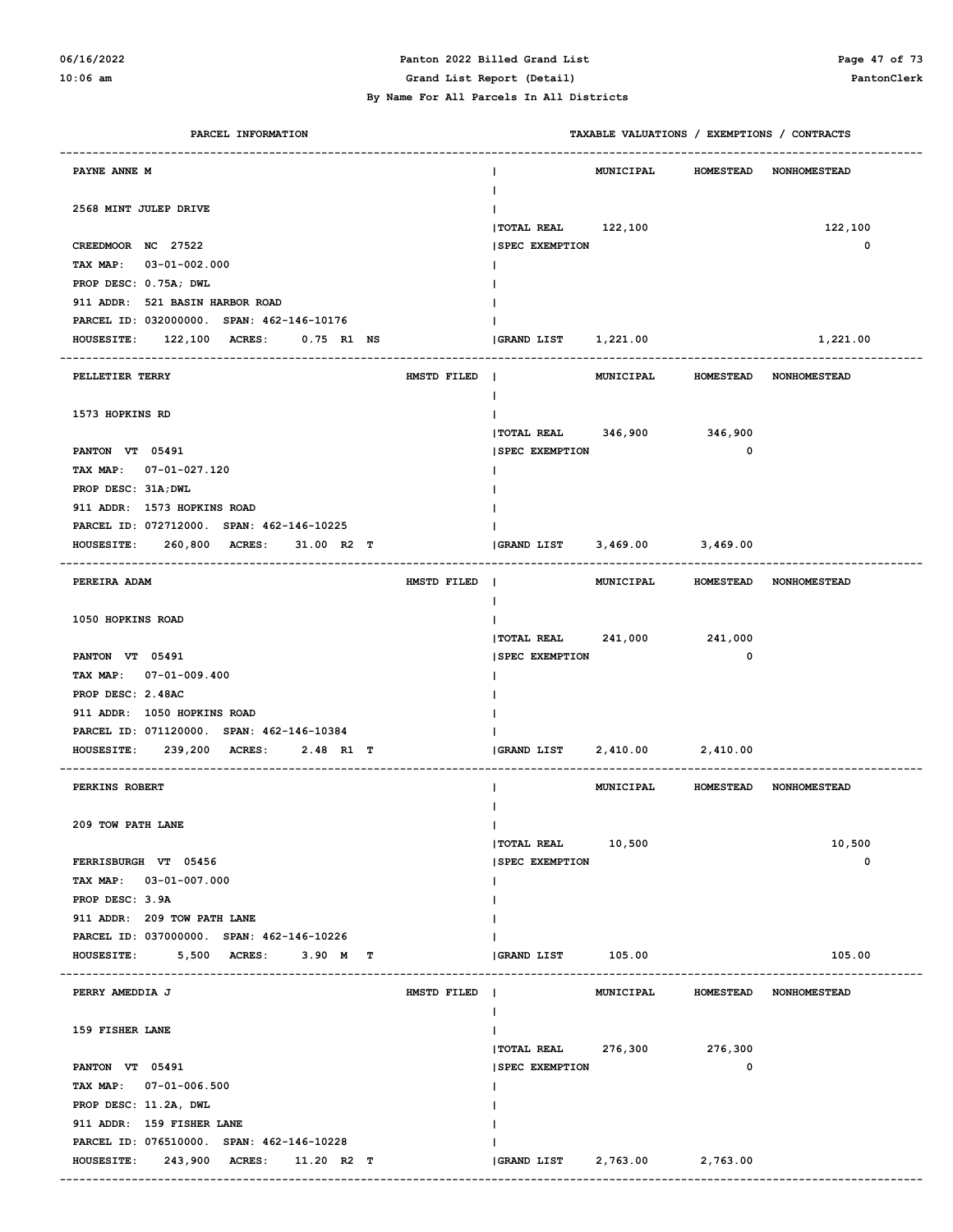**Panton 2022 Billed Grand List**

**Grand List Report (Detail)**

**By Name For All Parcels In All Districts**

| PARCEL INFORMATION | | TAXABLE VALUATIONS / EXEMPTIONS / CONTRACTS | MUNICIPAL | HOMESTEAD | NONHOMESTEAD |
|---|---|---|---|---|---|
| PAYNE ANNE M | | | | | |
| 2568 MINT JULEP DRIVE | | TOTAL REAL | 122,100 | | 122,100 |
| CREEDMOOR NC 27522 | | SPEC EXEMPTION | | | 0 |
| TAX MAP: 03-01-002.000 | | | | | |
| PROP DESC: 0.75A; DWL | | | | | |
| 911 ADDR: 521 BASIN HARBOR ROAD | | | | | |
| PARCEL ID: 032000000. SPAN: 462-146-10176 | | | | | |
| HOUSESITE: 122,100 ACRES: 0.75 R1 NS | | GRAND LIST | 1,221.00 | | 1,221.00 |
| PELLETIER TERRY | HMSTD FILED | | | | |
| 1573 HOPKINS RD | | TOTAL REAL | 346,900 | 346,900 | |
| PANTON VT 05491 | | SPEC EXEMPTION | | 0 | |
| TAX MAP: 07-01-027.120 | | | | | |
| PROP DESC: 31A;DWL | | | | | |
| 911 ADDR: 1573 HOPKINS ROAD | | | | | |
| PARCEL ID: 072712000. SPAN: 462-146-10225 | | | | | |
| HOUSESITE: 260,800 ACRES: 31.00 R2 T | | GRAND LIST | 3,469.00 | 3,469.00 | |
| PEREIRA ADAM | HMSTD FILED | | | | |
| 1050 HOPKINS ROAD | | TOTAL REAL | 241,000 | 241,000 | |
| PANTON VT 05491 | | SPEC EXEMPTION | | 0 | |
| TAX MAP: 07-01-009.400 | | | | | |
| PROP DESC: 2.48AC | | | | | |
| 911 ADDR: 1050 HOPKINS ROAD | | | | | |
| PARCEL ID: 071120000. SPAN: 462-146-10384 | | | | | |
| HOUSESITE: 239,200 ACRES: 2.48 R1 T | | GRAND LIST | 2,410.00 | 2,410.00 | |
| PERKINS ROBERT | | | | | |
| 209 TOW PATH LANE | | TOTAL REAL | 10,500 | | 10,500 |
| FERRISBURGH VT 05456 | | SPEC EXEMPTION | | | 0 |
| TAX MAP: 03-01-007.000 | | | | | |
| PROP DESC: 3.9A | | | | | |
| 911 ADDR: 209 TOW PATH LANE | | | | | |
| PARCEL ID: 037000000. SPAN: 462-146-10226 | | | | | |
| HOUSESITE: 5,500 ACRES: 3.90 M T | | GRAND LIST | 105.00 | | 105.00 |
| PERRY AMEDDIA J | HMSTD FILED | | | | |
| 159 FISHER LANE | | TOTAL REAL | 276,300 | 276,300 | |
| PANTON VT 05491 | | SPEC EXEMPTION | | 0 | |
| TAX MAP: 07-01-006.500 | | | | | |
| PROP DESC: 11.2A, DWL | | | | | |
| 911 ADDR: 159 FISHER LANE | | | | | |
| PARCEL ID: 076510000. SPAN: 462-146-10228 | | | | | |
| HOUSESITE: 243,900 ACRES: 11.20 R2 T | | GRAND LIST | 2,763.00 | 2,763.00 | |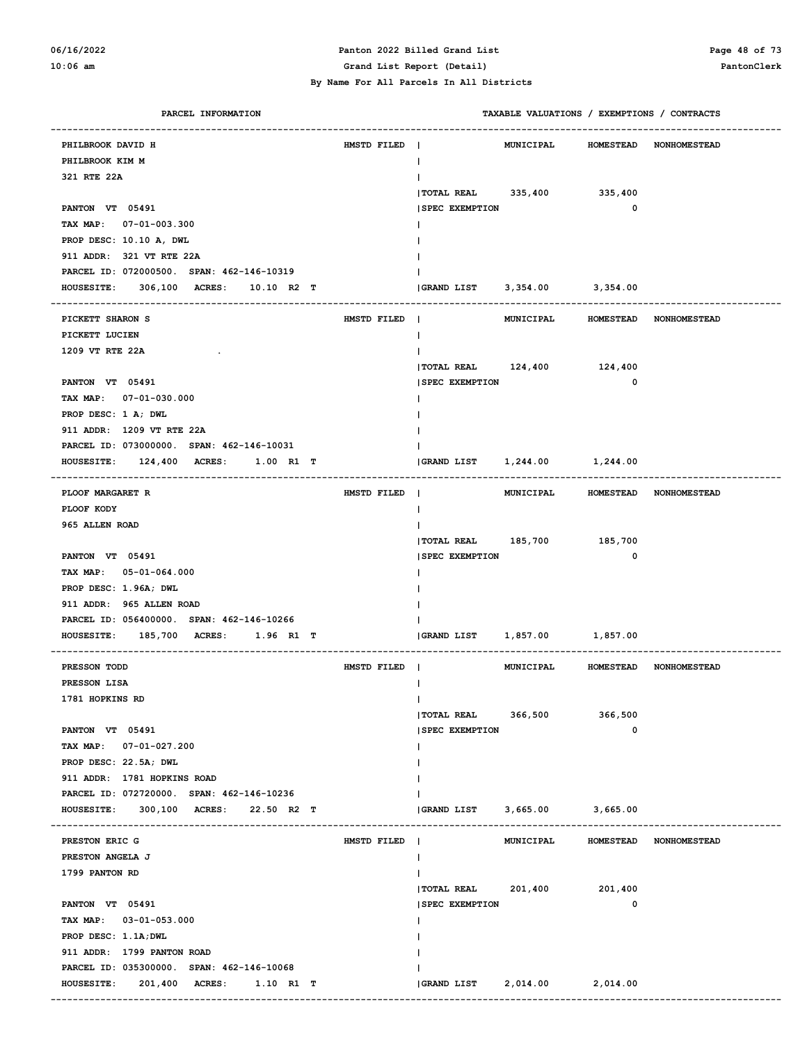**Panton 2022 Billed Grand List**

**Grand List Report (Detail)**

**By Name For All Parcels In All Districts**

| PARCEL INFORMATION | | | TAXABLE VALUATIONS / EXEMPTIONS / CONTRACTS | MUNICIPAL | HOMESTEAD | NONHOMESTEAD |
|---|---|---|---|---|---|---|
| PHILBROOK DAVID H | HMSTD FILED | | | MUNICIPAL | HOMESTEAD | NONHOMESTEAD |
| PHILBROOK KIM M | | | | | | |
| 321 RTE 22A | | | | | | |
| | | | TOTAL REAL | 335,400 | 335,400 | |
| PANTON VT 05491 | | | SPEC EXEMPTION | | 0 | |
| TAX MAP: 07-01-003.300 | | | | | | |
| PROP DESC: 10.10 A, DWL | | | | | | |
| 911 ADDR: 321 VT RTE 22A | | | | | | |
| PARCEL ID: 072000500. SPAN: 462-146-10319 | | | | | | |
| HOUSESITE: 306,100 | ACRES: 10.10 | R2 T | GRAND LIST | 3,354.00 | 3,354.00 | |
| PICKETT SHARON S | HMSTD FILED | | | MUNICIPAL | HOMESTEAD | NONHOMESTEAD |
| PICKETT LUCIEN | | | | | | |
| 1209 VT RTE 22A . | | | | | | |
| | | | TOTAL REAL | 124,400 | 124,400 | |
| PANTON VT 05491 | | | SPEC EXEMPTION | | 0 | |
| TAX MAP: 07-01-030.000 | | | | | | |
| PROP DESC: 1 A; DWL | | | | | | |
| 911 ADDR: 1209 VT RTE 22A | | | | | | |
| PARCEL ID: 073000000. SPAN: 462-146-10031 | | | | | | |
| HOUSESITE: 124,400 | ACRES: 1.00 | R1 T | GRAND LIST | 1,244.00 | 1,244.00 | |
| PLOOF MARGARET R | HMSTD FILED | | | MUNICIPAL | HOMESTEAD | NONHOMESTEAD |
| PLOOF KODY | | | | | | |
| 965 ALLEN ROAD | | | | | | |
| | | | TOTAL REAL | 185,700 | 185,700 | |
| PANTON VT 05491 | | | SPEC EXEMPTION | | 0 | |
| TAX MAP: 05-01-064.000 | | | | | | |
| PROP DESC: 1.96A; DWL | | | | | | |
| 911 ADDR: 965 ALLEN ROAD | | | | | | |
| PARCEL ID: 056400000. SPAN: 462-146-10266 | | | | | | |
| HOUSESITE: 185,700 | ACRES: 1.96 | R1 T | GRAND LIST | 1,857.00 | 1,857.00 | |
| PRESSON TODD | HMSTD FILED | | | MUNICIPAL | HOMESTEAD | NONHOMESTEAD |
| PRESSON LISA | | | | | | |
| 1781 HOPKINS RD | | | | | | |
| | | | TOTAL REAL | 366,500 | 366,500 | |
| PANTON VT 05491 | | | SPEC EXEMPTION | | 0 | |
| TAX MAP: 07-01-027.200 | | | | | | |
| PROP DESC: 22.5A; DWL | | | | | | |
| 911 ADDR: 1781 HOPKINS ROAD | | | | | | |
| PARCEL ID: 072720000. SPAN: 462-146-10236 | | | | | | |
| HOUSESITE: 300,100 | ACRES: 22.50 | R2 T | GRAND LIST | 3,665.00 | 3,665.00 | |
| PRESTON ERIC G | HMSTD FILED | | | MUNICIPAL | HOMESTEAD | NONHOMESTEAD |
| PRESTON ANGELA J | | | | | | |
| 1799 PANTON RD | | | | | | |
| | | | TOTAL REAL | 201,400 | 201,400 | |
| PANTON VT 05491 | | | SPEC EXEMPTION | | 0 | |
| TAX MAP: 03-01-053.000 | | | | | | |
| PROP DESC: 1.1A;DWL | | | | | | |
| 911 ADDR: 1799 PANTON ROAD | | | | | | |
| PARCEL ID: 035300000. SPAN: 462-146-10068 | | | | | | |
| HOUSESITE: 201,400 | ACRES: 1.10 | R1 T | GRAND LIST | 2,014.00 | 2,014.00 | |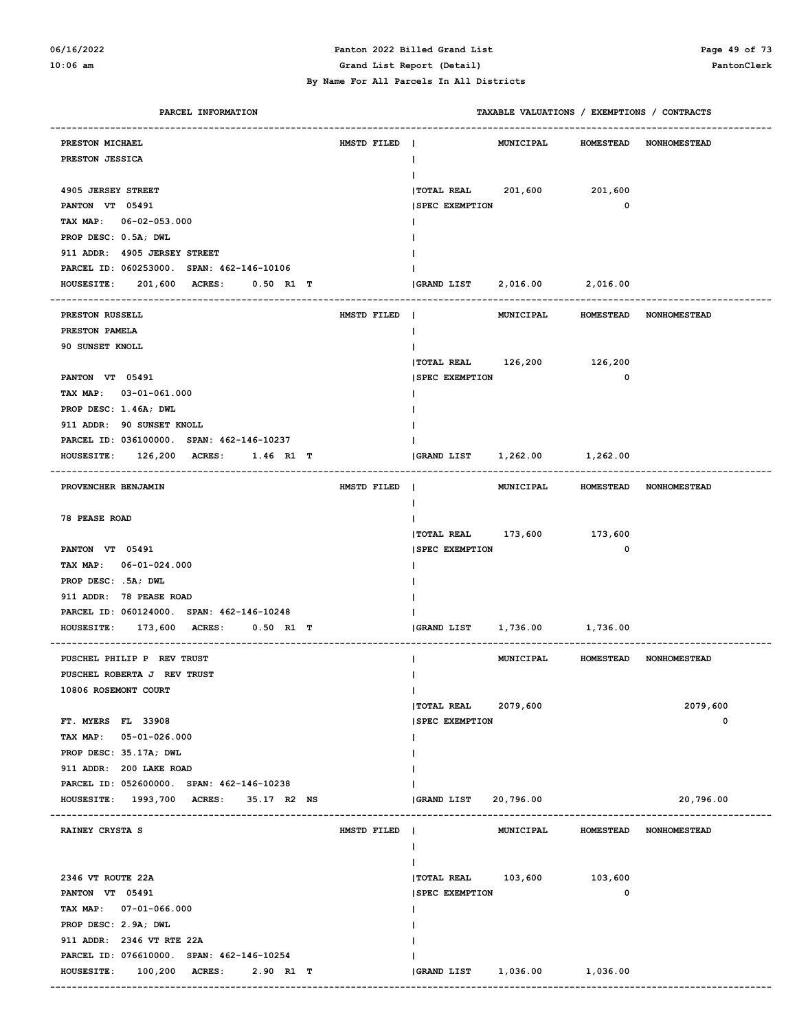**By Name For All Parcels In All Districts**

| PARCEL INFORMATION | | TAXABLE VALUATIONS / EXEMPTIONS / CONTRACTS | MUNICIPAL | HOMESTEAD | NONHOMESTEAD |
|---|---|---|---|---|---|
| PRESTON MICHAEL | HMSTD FILED | | | | |
| PRESTON JESSICA | | | | | |
| 4905 JERSEY STREET | | TOTAL REAL | 201,600 | 201,600 | |
| PANTON VT 05491 | | SPEC EXEMPTION | | 0 | |
| TAX MAP: 06-02-053.000 | | | | | |
| PROP DESC: 0.5A; DWL | | | | | |
| 911 ADDR: 4905 JERSEY STREET | | | | | |
| PARCEL ID: 060253000. SPAN: 462-146-10106 | | | | | |
| HOUSESITE: 201,600 ACRES: 0.50 R1 T | | GRAND LIST | 2,016.00 | 2,016.00 | |
| PRESTON RUSSELL | HMSTD FILED | | | | |
| PRESTON PAMELA | | | | | |
| 90 SUNSET KNOLL | | | | | |
| | | TOTAL REAL | 126,200 | 126,200 | |
| PANTON VT 05491 | | SPEC EXEMPTION | | 0 | |
| TAX MAP: 03-01-061.000 | | | | | |
| PROP DESC: 1.46A; DWL | | | | | |
| 911 ADDR: 90 SUNSET KNOLL | | | | | |
| PARCEL ID: 036100000. SPAN: 462-146-10237 | | | | | |
| HOUSESITE: 126,200 ACRES: 1.46 R1 T | | GRAND LIST | 1,262.00 | 1,262.00 | |
| PROVENCHER BENJAMIN | HMSTD FILED | | | | |
| 78 PEASE ROAD | | | | | |
| | | TOTAL REAL | 173,600 | 173,600 | |
| PANTON VT 05491 | | SPEC EXEMPTION | | 0 | |
| TAX MAP: 06-01-024.000 | | | | | |
| PROP DESC: .5A; DWL | | | | | |
| 911 ADDR: 78 PEASE ROAD | | | | | |
| PARCEL ID: 060124000. SPAN: 462-146-10248 | | | | | |
| HOUSESITE: 173,600 ACRES: 0.50 R1 T | | GRAND LIST | 1,736.00 | 1,736.00 | |
| PUSCHEL PHILIP P REV TRUST | | | | | |
| PUSCHEL ROBERTA J REV TRUST | | | | | |
| 10806 ROSEMONT COURT | | | | | |
| | | TOTAL REAL | 2079,600 | | 2079,600 |
| FT. MYERS FL 33908 | | SPEC EXEMPTION | | | 0 |
| TAX MAP: 05-01-026.000 | | | | | |
| PROP DESC: 35.17A; DWL | | | | | |
| 911 ADDR: 200 LAKE ROAD | | | | | |
| PARCEL ID: 052600000. SPAN: 462-146-10238 | | | | | |
| HOUSESITE: 1993,700 ACRES: 35.17 R2 NS | | GRAND LIST | 20,796.00 | | 20,796.00 |
| RAINEY CRYSTA S | HMSTD FILED | | | | |
| 2346 VT ROUTE 22A | | TOTAL REAL | 103,600 | 103,600 | |
| PANTON VT 05491 | | SPEC EXEMPTION | | 0 | |
| TAX MAP: 07-01-066.000 | | | | | |
| PROP DESC: 2.9A; DWL | | | | | |
| 911 ADDR: 2346 VT RTE 22A | | | | | |
| PARCEL ID: 076610000. SPAN: 462-146-10254 | | | | | |
| HOUSESITE: 100,200 ACRES: 2.90 R1 T | | GRAND LIST | 1,036.00 | 1,036.00 | |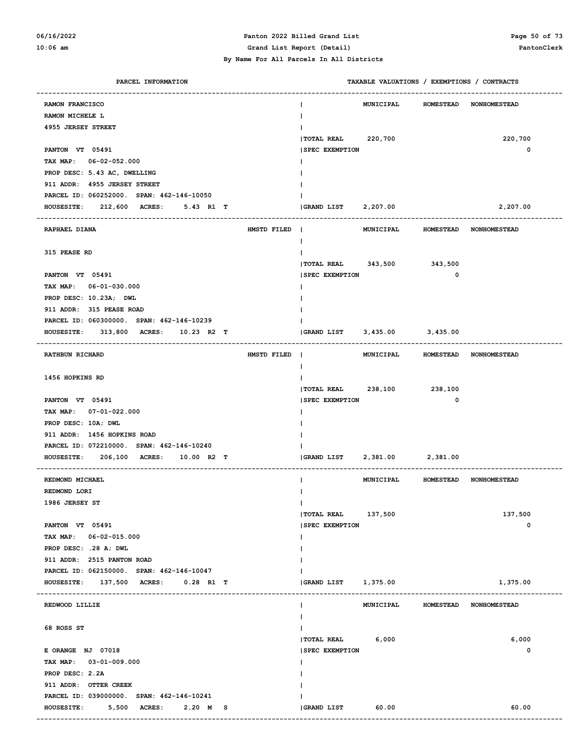Panton 2022 Billed Grand List

Grand List Report (Detail)

By Name For All Parcels In All Districts

| PARCEL INFORMATION | | | TAXABLE VALUATIONS / EXEMPTIONS / CONTRACTS | | |
|---|---|---|---|---|---|
| | | | MUNICIPAL | HOMESTEAD | NONHOMESTEAD |
| RAMON FRANCISCO<br>RAMON MICHELE L<br>4955 JERSEY STREET<br><br>PANTON VT 05491<br>TAX MAP: 06-02-052.000<br>PROP DESC: 5.43 AC, DWELLING<br>911 ADDR: 4955 JERSEY STREET<br>PARCEL ID: 060252000. SPAN: 462-146-10050<br>HOUSESITE: 212,600 ACRES: 5.43 R1 T | | TOTAL REAL | 220,700 | | 220,700 |
| | | SPEC EXEMPTION | | | 0 |
| | | GRAND LIST | 2,207.00 | | 2,207.00 |
| RAPHAEL DIANA<br><br>315 PEASE RD<br><br>PANTON VT 05491<br>TAX MAP: 06-01-030.000<br>PROP DESC: 10.23A; DWL<br>911 ADDR: 315 PEASE ROAD<br>PARCEL ID: 060300000. SPAN: 462-146-10239<br>HOUSESITE: 313,800 ACRES: 10.23 R2 T | HMSTD FILED | TOTAL REAL | 343,500 | 343,500 | |
| | | SPEC EXEMPTION | | 0 | |
| | | GRAND LIST | 3,435.00 | 3,435.00 | |
| RATHBUN RICHARD<br><br>1456 HOPKINS RD<br><br>PANTON VT 05491<br>TAX MAP: 07-01-022.000<br>PROP DESC: 10A; DWL<br>911 ADDR: 1456 HOPKINS ROAD<br>PARCEL ID: 072210000. SPAN: 462-146-10240<br>HOUSESITE: 206,100 ACRES: 10.00 R2 T | HMSTD FILED | TOTAL REAL | 238,100 | 238,100 | |
| | | SPEC EXEMPTION | | 0 | |
| | | GRAND LIST | 2,381.00 | 2,381.00 | |
| REDMOND MICHAEL<br>REDMOND LORI<br>1986 JERSEY ST<br><br>PANTON VT 05491<br>TAX MAP: 06-02-015.000<br>PROP DESC: .28 A; DWL<br>911 ADDR: 2515 PANTON ROAD<br>PARCEL ID: 062150000. SPAN: 462-146-10047<br>HOUSESITE: 137,500 ACRES: 0.28 R1 T | | TOTAL REAL | 137,500 | | 137,500 |
| | | SPEC EXEMPTION | | | 0 |
| | | GRAND LIST | 1,375.00 | | 1,375.00 |
| REDWOOD LILLIE<br><br>68 ROSS ST<br><br>E ORANGE NJ 07018<br>TAX MAP: 03-01-009.000<br>PROP DESC: 2.2A<br>911 ADDR: OTTER CREEK<br>PARCEL ID: 039000000. SPAN: 462-146-10241<br>HOUSESITE: 5,500 ACRES: 2.20 M S | | TOTAL REAL | 6,000 | | 6,000 |
| | | SPEC EXEMPTION | | | 0 |
| | | GRAND LIST | 60.00 | | 60.00 |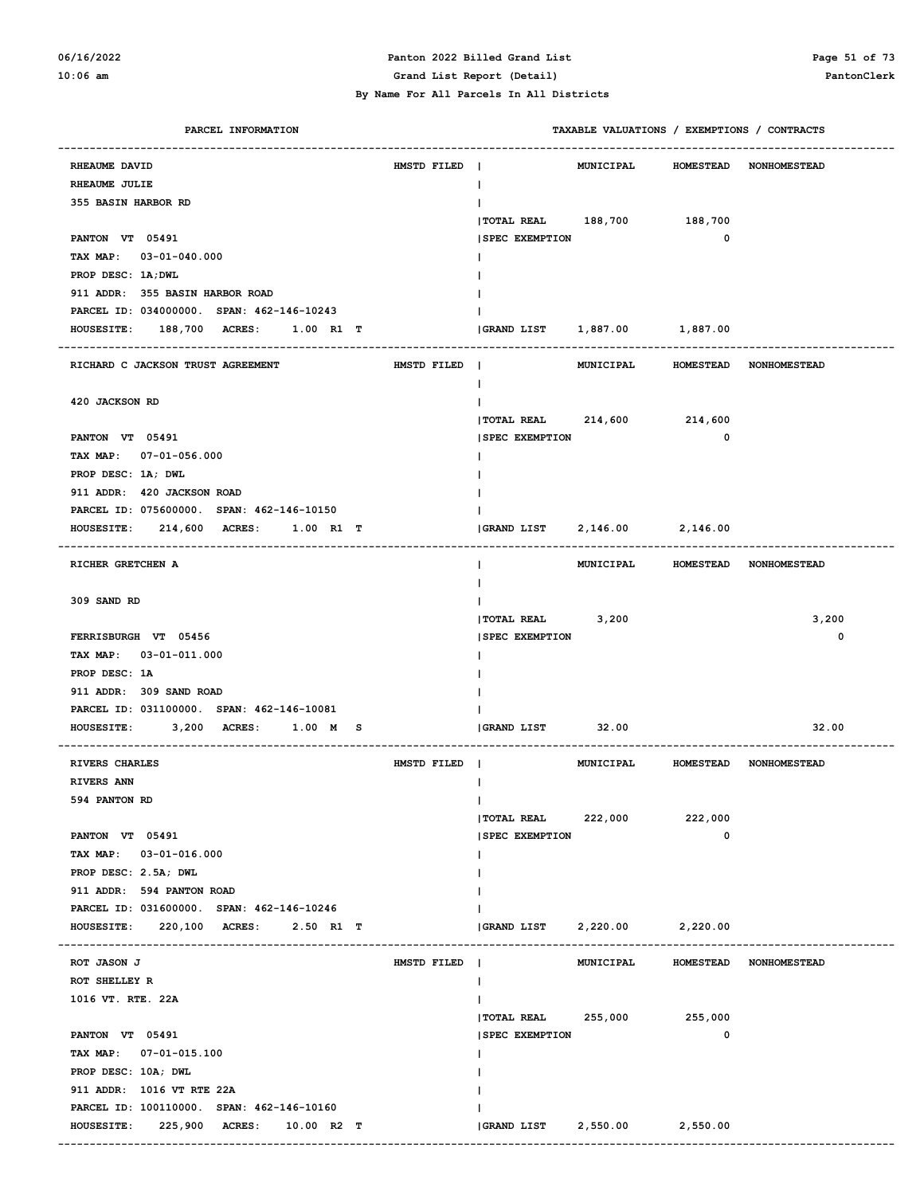| PARCEL INFORMATION | | TAXABLE VALUATIONS / EXEMPTIONS / CONTRACTS | MUNICIPAL | HOMESTEAD | NONHOMESTEAD |
|---|---|---|---|---|---|
| RHEAUME DAVID | HMSTD FILED | | | | |
| RHEAUME JULIE | | | | | |
| 355 BASIN HARBOR RD | | | | | |
| | | TOTAL REAL | 188,700 | 188,700 | |
| PANTON VT 05491 | | SPEC EXEMPTION | | 0 | |
| TAX MAP: 03-01-040.000 | | | | | |
| PROP DESC: 1A;DWL | | | | | |
| 911 ADDR: 355 BASIN HARBOR ROAD | | | | | |
| PARCEL ID: 034000000. SPAN: 462-146-10243 | | | | | |
| HOUSESITE: 188,700 ACRES: 1.00 R1 T | | GRAND LIST | 1,887.00 | 1,887.00 | |
| RICHARD C JACKSON TRUST AGREEMENT | HMSTD FILED | | | | |
| 420 JACKSON RD | | | | | |
| | | TOTAL REAL | 214,600 | 214,600 | |
| PANTON VT 05491 | | SPEC EXEMPTION | | 0 | |
| TAX MAP: 07-01-056.000 | | | | | |
| PROP DESC: 1A; DWL | | | | | |
| 911 ADDR: 420 JACKSON ROAD | | | | | |
| PARCEL ID: 075600000. SPAN: 462-146-10150 | | | | | |
| HOUSESITE: 214,600 ACRES: 1.00 R1 T | | GRAND LIST | 2,146.00 | 2,146.00 | |
| RICHER GRETCHEN A | | | | | |
| 309 SAND RD | | | | | |
| | | TOTAL REAL | 3,200 | | 3,200 |
| FERRISBURGH VT 05456 | | SPEC EXEMPTION | | | 0 |
| TAX MAP: 03-01-011.000 | | | | | |
| PROP DESC: 1A | | | | | |
| 911 ADDR: 309 SAND ROAD | | | | | |
| PARCEL ID: 031100000. SPAN: 462-146-10081 | | | | | |
| HOUSESITE: 3,200 ACRES: 1.00 M S | | GRAND LIST | 32.00 | | 32.00 |
| RIVERS CHARLES | HMSTD FILED | | | | |
| RIVERS ANN | | | | | |
| 594 PANTON RD | | | | | |
| | | TOTAL REAL | 222,000 | 222,000 | |
| PANTON VT 05491 | | SPEC EXEMPTION | | 0 | |
| TAX MAP: 03-01-016.000 | | | | | |
| PROP DESC: 2.5A; DWL | | | | | |
| 911 ADDR: 594 PANTON ROAD | | | | | |
| PARCEL ID: 031600000. SPAN: 462-146-10246 | | | | | |
| HOUSESITE: 220,100 ACRES: 2.50 R1 T | | GRAND LIST | 2,220.00 | 2,220.00 | |
| ROT JASON J | HMSTD FILED | | | | |
| ROT SHELLEY R | | | | | |
| 1016 VT. RTE. 22A | | | | | |
| | | TOTAL REAL | 255,000 | 255,000 | |
| PANTON VT 05491 | | SPEC EXEMPTION | | 0 | |
| TAX MAP: 07-01-015.100 | | | | | |
| PROP DESC: 10A; DWL | | | | | |
| 911 ADDR: 1016 VT RTE 22A | | | | | |
| PARCEL ID: 100110000. SPAN: 462-146-10160 | | | | | |
| HOUSESITE: 225,900 ACRES: 10.00 R2 T | | GRAND LIST | 2,550.00 | 2,550.00 | |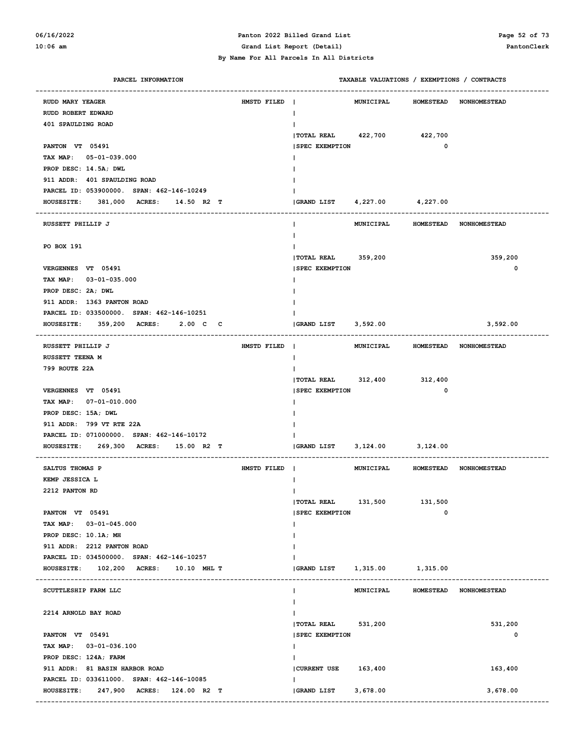## Panton 2022 Billed Grand List

Grand List Report (Detail)

By Name For All Parcels In All Districts

| PARCEL INFORMATION | | TAXABLE VALUATIONS / EXEMPTIONS / CONTRACTS | MUNICIPAL | HOMESTEAD | NONHOMESTEAD |
|---|---|---|---|---|---|
| RUDD MARY YEAGER | HMSTD FILED | | | | |
| RUDD ROBERT EDWARD | | | | | |
| 401 SPAULDING ROAD | | | | | |
| | | TOTAL REAL | 422,700 | 422,700 | |
| PANTON VT 05491 | | SPEC EXEMPTION | | 0 | |
| TAX MAP: 05-01-039.000 | | | | | |
| PROP DESC: 14.5A; DWL | | | | | |
| 911 ADDR: 401 SPAULDING ROAD | | | | | |
| PARCEL ID: 053900000. SPAN: 462-146-10249 | | | | | |
| HOUSESITE: 381,000 ACRES: 14.50 R2 T | | GRAND LIST | 4,227.00 | 4,227.00 | |
| RUSSETT PHILLIP J | | | | | |
| PO BOX 191 | | | | | |
| | | TOTAL REAL | 359,200 | | 359,200 |
| VERGENNES VT 05491 | | SPEC EXEMPTION | | | 0 |
| TAX MAP: 03-01-035.000 | | | | | |
| PROP DESC: 2A; DWL | | | | | |
| 911 ADDR: 1363 PANTON ROAD | | | | | |
| PARCEL ID: 033500000. SPAN: 462-146-10251 | | | | | |
| HOUSESITE: 359,200 ACRES: 2.00 C C | | GRAND LIST | 3,592.00 | | 3,592.00 |
| RUSSETT PHILLIP J | HMSTD FILED | | | | |
| RUSSETT TEENA M | | | | | |
| 799 ROUTE 22A | | | | | |
| | | TOTAL REAL | 312,400 | 312,400 | |
| VERGENNES VT 05491 | | SPEC EXEMPTION | | 0 | |
| TAX MAP: 07-01-010.000 | | | | | |
| PROP DESC: 15A; DWL | | | | | |
| 911 ADDR: 799 VT RTE 22A | | | | | |
| PARCEL ID: 071000000. SPAN: 462-146-10172 | | | | | |
| HOUSESITE: 269,300 ACRES: 15.00 R2 T | | GRAND LIST | 3,124.00 | 3,124.00 | |
| SALTUS THOMAS P | HMSTD FILED | | | | |
| KEMP JESSICA L | | | | | |
| 2212 PANTON RD | | | | | |
| | | TOTAL REAL | 131,500 | 131,500 | |
| PANTON VT 05491 | | SPEC EXEMPTION | | 0 | |
| TAX MAP: 03-01-045.000 | | | | | |
| PROP DESC: 10.1A; MH | | | | | |
| 911 ADDR: 2212 PANTON ROAD | | | | | |
| PARCEL ID: 034500000. SPAN: 462-146-10257 | | | | | |
| HOUSESITE: 102,200 ACRES: 10.10 MHL T | | GRAND LIST | 1,315.00 | 1,315.00 | |
| SCUTTLESHIP FARM LLC | | | | | |
| 2214 ARNOLD BAY ROAD | | | | | |
| | | TOTAL REAL | 531,200 | | 531,200 |
| PANTON VT 05491 | | SPEC EXEMPTION | | | 0 |
| TAX MAP: 03-01-036.100 | | | | | |
| PROP DESC: 124A; FARM | | | | | |
| 911 ADDR: 81 BASIN HARBOR ROAD | | CURRENT USE | 163,400 | | 163,400 |
| PARCEL ID: 033611000. SPAN: 462-146-10085 | | | | | |
| HOUSESITE: 247,900 ACRES: 124.00 R2 T | | GRAND LIST | 3,678.00 | | 3,678.00 |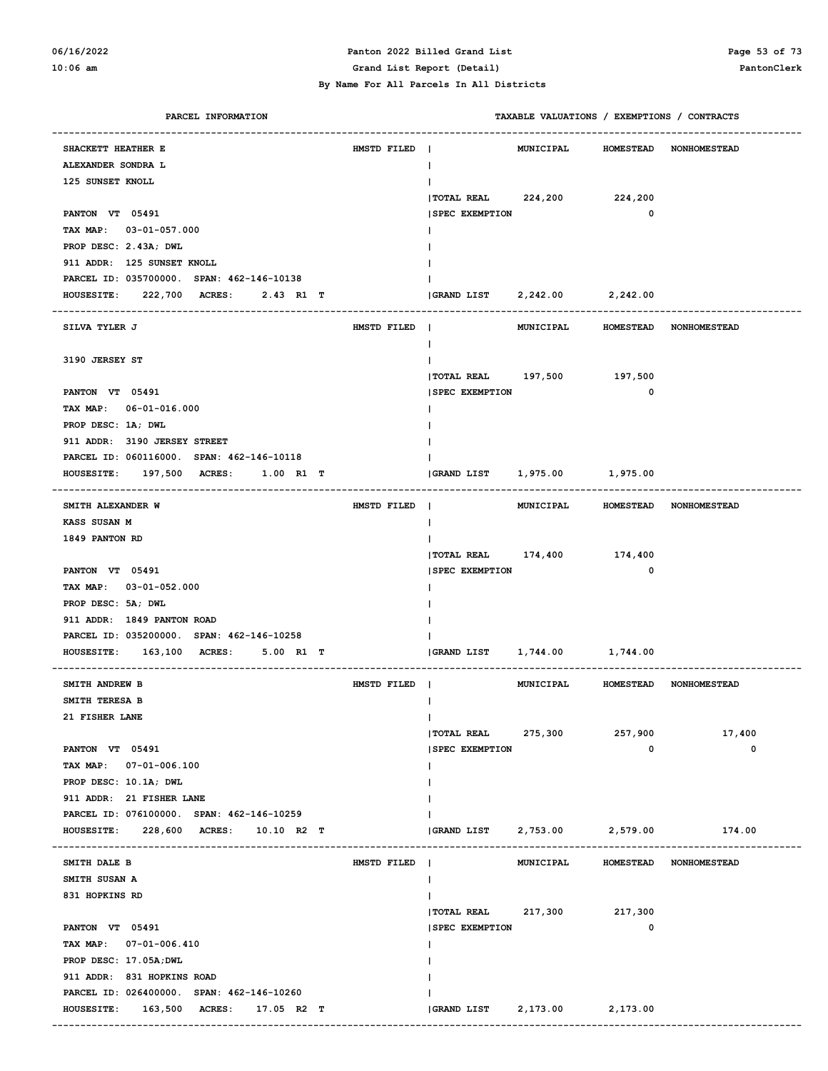Panton 2022 Billed Grand List

Grand List Report (Detail)

By Name For All Parcels In All Districts

| PARCEL INFORMATION | | TAXABLE VALUATIONS / EXEMPTIONS / CONTRACTS | MUNICIPAL | HOMESTEAD | NONHOMESTEAD |
|---|---|---|---|---|---|
| SHACKETT HEATHER E | HMSTD FILED | | MUNICIPAL | HOMESTEAD | NONHOMESTEAD |
| ALEXANDER SONDRA L | | | | | |
| 125 SUNSET KNOLL | | | | | |
| | | TOTAL REAL | 224,200 | 224,200 | |
| PANTON VT 05491 | | SPEC EXEMPTION | | 0 | |
| TAX MAP: 03-01-057.000 | | | | | |
| PROP DESC: 2.43A; DWL | | | | | |
| 911 ADDR: 125 SUNSET KNOLL | | | | | |
| PARCEL ID: 035700000. SPAN: 462-146-10138 | | | | | |
| HOUSESITE: 222,700 ACRES: 2.43 R1 T | | GRAND LIST | 2,242.00 | 2,242.00 | |
| SILVA TYLER J | HMSTD FILED | | MUNICIPAL | HOMESTEAD | NONHOMESTEAD |
| 3190 JERSEY ST | | | | | |
| | | TOTAL REAL | 197,500 | 197,500 | |
| PANTON VT 05491 | | SPEC EXEMPTION | | 0 | |
| TAX MAP: 06-01-016.000 | | | | | |
| PROP DESC: 1A; DWL | | | | | |
| 911 ADDR: 3190 JERSEY STREET | | | | | |
| PARCEL ID: 060116000. SPAN: 462-146-10118 | | | | | |
| HOUSESITE: 197,500 ACRES: 1.00 R1 T | | GRAND LIST | 1,975.00 | 1,975.00 | |
| SMITH ALEXANDER W | HMSTD FILED | | MUNICIPAL | HOMESTEAD | NONHOMESTEAD |
| KASS SUSAN M | | | | | |
| 1849 PANTON RD | | | | | |
| | | TOTAL REAL | 174,400 | 174,400 | |
| PANTON VT 05491 | | SPEC EXEMPTION | | 0 | |
| TAX MAP: 03-01-052.000 | | | | | |
| PROP DESC: 5A; DWL | | | | | |
| 911 ADDR: 1849 PANTON ROAD | | | | | |
| PARCEL ID: 035200000. SPAN: 462-146-10258 | | | | | |
| HOUSESITE: 163,100 ACRES: 5.00 R1 T | | GRAND LIST | 1,744.00 | 1,744.00 | |
| SMITH ANDREW B | HMSTD FILED | | MUNICIPAL | HOMESTEAD | NONHOMESTEAD |
| SMITH TERESA B | | | | | |
| 21 FISHER LANE | | | | | |
| | | TOTAL REAL | 275,300 | 257,900 | 17,400 |
| PANTON VT 05491 | | SPEC EXEMPTION | | 0 | 0 |
| TAX MAP: 07-01-006.100 | | | | | |
| PROP DESC: 10.1A; DWL | | | | | |
| 911 ADDR: 21 FISHER LANE | | | | | |
| PARCEL ID: 076100000. SPAN: 462-146-10259 | | | | | |
| HOUSESITE: 228,600 ACRES: 10.10 R2 T | | GRAND LIST | 2,753.00 | 2,579.00 | 174.00 |
| SMITH DALE B | HMSTD FILED | | MUNICIPAL | HOMESTEAD | NONHOMESTEAD |
| SMITH SUSAN A | | | | | |
| 831 HOPKINS RD | | | | | |
| | | TOTAL REAL | 217,300 | 217,300 | |
| PANTON VT 05491 | | SPEC EXEMPTION | | 0 | |
| TAX MAP: 07-01-006.410 | | | | | |
| PROP DESC: 17.05A;DWL | | | | | |
| 911 ADDR: 831 HOPKINS ROAD | | | | | |
| PARCEL ID: 026400000. SPAN: 462-146-10260 | | | | | |
| HOUSESITE: 163,500 ACRES: 17.05 R2 T | | GRAND LIST | 2,173.00 | 2,173.00 | |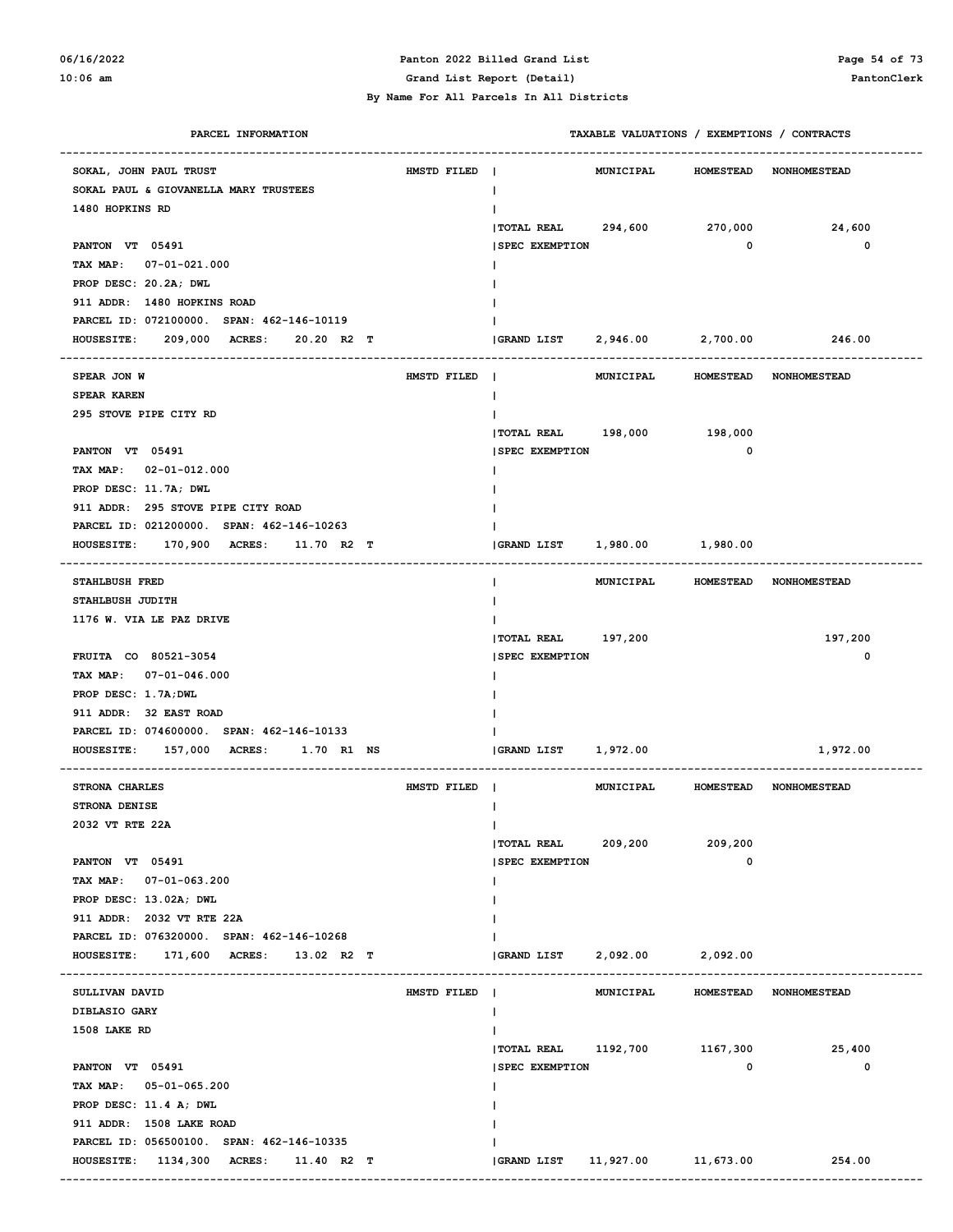Panton 2022 Billed Grand List

Grand List Report (Detail)

By Name For All Parcels In All Districts

| PARCEL INFORMATION | | TAXABLE VALUATIONS / EXEMPTIONS / CONTRACTS | MUNICIPAL | HOMESTEAD | NONHOMESTEAD |
|---|---|---|---|---|---|
| SOKAL, JOHN PAUL TRUST<br>SOKAL PAUL & GIOVANELLA MARY TRUSTEES<br>1480 HOPKINS RD<br>PANTON VT 05491<br>TAX MAP: 07-01-021.000<br>PROP DESC: 20.2A; DWL<br>911 ADDR: 1480 HOPKINS ROAD<br>PARCEL ID: 072100000. SPAN: 462-146-10119<br>HOUSESITE: 209,000 ACRES: 20.20 R2 T | HMSTD FILED | TOTAL REAL | 294,600 | 270,000 | 24,600 |
| | | SPEC EXEMPTION | | 0 | 0 |
| | | GRAND LIST | 2,946.00 | 2,700.00 | 246.00 |
| SPEAR JON W<br>SPEAR KAREN<br>295 STOVE PIPE CITY RD<br>PANTON VT 05491<br>TAX MAP: 02-01-012.000<br>PROP DESC: 11.7A; DWL<br>911 ADDR: 295 STOVE PIPE CITY ROAD<br>PARCEL ID: 021200000. SPAN: 462-146-10263<br>HOUSESITE: 170,900 ACRES: 11.70 R2 T | HMSTD FILED | TOTAL REAL | 198,000 | 198,000 | |
| | | SPEC EXEMPTION | | 0 | |
| | | GRAND LIST | 1,980.00 | 1,980.00 | |
| STAHLBUSH FRED<br>STAHLBUSH JUDITH<br>1176 W. VIA LE PAZ DRIVE<br>FRUITA CO 80521-3054<br>TAX MAP: 07-01-046.000<br>PROP DESC: 1.7A;DWL<br>911 ADDR: 32 EAST ROAD<br>PARCEL ID: 074600000. SPAN: 462-146-10133<br>HOUSESITE: 157,000 ACRES: 1.70 R1 NS | | TOTAL REAL | 197,200 | | 197,200 |
| | | SPEC EXEMPTION | | | 0 |
| | | GRAND LIST | 1,972.00 | | 1,972.00 |
| STRONA CHARLES<br>STRONA DENISE<br>2032 VT RTE 22A<br>PANTON VT 05491<br>TAX MAP: 07-01-063.200<br>PROP DESC: 13.02A; DWL<br>911 ADDR: 2032 VT RTE 22A<br>PARCEL ID: 076320000. SPAN: 462-146-10268<br>HOUSESITE: 171,600 ACRES: 13.02 R2 T | HMSTD FILED | TOTAL REAL | 209,200 | 209,200 | |
| | | SPEC EXEMPTION | | 0 | |
| | | GRAND LIST | 2,092.00 | 2,092.00 | |
| SULLIVAN DAVID<br>DIBLASIO GARY<br>1508 LAKE RD<br>PANTON VT 05491<br>TAX MAP: 05-01-065.200<br>PROP DESC: 11.4 A; DWL<br>911 ADDR: 1508 LAKE ROAD<br>PARCEL ID: 056500100. SPAN: 462-146-10335<br>HOUSESITE: 1134,300 ACRES: 11.40 R2 T | HMSTD FILED | TOTAL REAL | 1192,700 | 1167,300 | 25,400 |
| | | SPEC EXEMPTION | | 0 | 0 |
| | | GRAND LIST | 11,927.00 | 11,673.00 | 254.00 |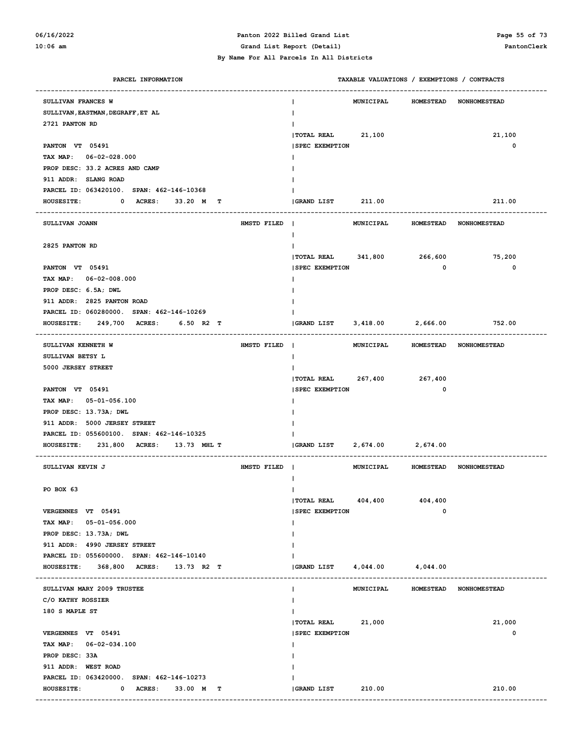**Panton 2022 Billed Grand List**
**Grand List Report (Detail)**
**By Name For All Parcels In All Districts**

| PARCEL INFORMATION | | TAXABLE VALUATIONS / EXEMPTIONS / CONTRACTS | MUNICIPAL | HOMESTEAD | NONHOMESTEAD |
|---|---|---|---|---|---|
| SULLIVAN FRANCES W | | | | | |
| SULLIVAN,EASTMAN,DEGRAFF,ET AL | | | | | |
| 2721 PANTON RD | | | | | |
| | | TOTAL REAL | 21,100 | | 21,100 |
| PANTON VT 05491 | | SPEC EXEMPTION | | | 0 |
| TAX MAP: 06-02-028.000 | | | | | |
| PROP DESC: 33.2 ACRES AND CAMP | | | | | |
| 911 ADDR: SLANG ROAD | | | | | |
| PARCEL ID: 063420100. SPAN: 462-146-10368 | | | | | |
| HOUSESITE: 0 ACRES: 33.20 M T | | GRAND LIST | 211.00 | | 211.00 |

| PARCEL INFORMATION | | TAXABLE VALUATIONS / EXEMPTIONS / CONTRACTS | MUNICIPAL | HOMESTEAD | NONHOMESTEAD |
|---|---|---|---|---|---|
| SULLIVAN JOANN | HMSTD FILED | | | | |
| 2825 PANTON RD | | | | | |
| | | TOTAL REAL | 341,800 | 266,600 | 75,200 |
| PANTON VT 05491 | | SPEC EXEMPTION | | 0 | 0 |
| TAX MAP: 06-02-008.000 | | | | | |
| PROP DESC: 6.5A; DWL | | | | | |
| 911 ADDR: 2825 PANTON ROAD | | | | | |
| PARCEL ID: 060280000. SPAN: 462-146-10269 | | | | | |
| HOUSESITE: 249,700 ACRES: 6.50 R2 T | | GRAND LIST | 3,418.00 | 2,666.00 | 752.00 |

| PARCEL INFORMATION | | TAXABLE VALUATIONS / EXEMPTIONS / CONTRACTS | MUNICIPAL | HOMESTEAD | NONHOMESTEAD |
|---|---|---|---|---|---|
| SULLIVAN KENNETH W | HMSTD FILED | | | | |
| SULLIVAN BETSY L | | | | | |
| 5000 JERSEY STREET | | | | | |
| | | TOTAL REAL | 267,400 | 267,400 | |
| PANTON VT 05491 | | SPEC EXEMPTION | | 0 | |
| TAX MAP: 05-01-056.100 | | | | | |
| PROP DESC: 13.73A; DWL | | | | | |
| 911 ADDR: 5000 JERSEY STREET | | | | | |
| PARCEL ID: 055600100. SPAN: 462-146-10325 | | | | | |
| HOUSESITE: 231,800 ACRES: 13.73 MHL T | | GRAND LIST | 2,674.00 | 2,674.00 | |

| PARCEL INFORMATION | | TAXABLE VALUATIONS / EXEMPTIONS / CONTRACTS | MUNICIPAL | HOMESTEAD | NONHOMESTEAD |
|---|---|---|---|---|---|
| SULLIVAN KEVIN J | HMSTD FILED | | | | |
| PO BOX 63 | | | | | |
| | | TOTAL REAL | 404,400 | 404,400 | |
| VERGENNES VT 05491 | | SPEC EXEMPTION | | 0 | |
| TAX MAP: 05-01-056.000 | | | | | |
| PROP DESC: 13.73A; DWL | | | | | |
| 911 ADDR: 4990 JERSEY STREET | | | | | |
| PARCEL ID: 055600000. SPAN: 462-146-10140 | | | | | |
| HOUSESITE: 368,800 ACRES: 13.73 R2 T | | GRAND LIST | 4,044.00 | 4,044.00 | |

| PARCEL INFORMATION | | TAXABLE VALUATIONS / EXEMPTIONS / CONTRACTS | MUNICIPAL | HOMESTEAD | NONHOMESTEAD |
|---|---|---|---|---|---|
| SULLIVAN MARY 2009 TRUSTEE | | | | | |
| C/O KATHY ROSSIER | | | | | |
| 180 S MAPLE ST | | | | | |
| | | TOTAL REAL | 21,000 | | 21,000 |
| VERGENNES VT 05491 | | SPEC EXEMPTION | | | 0 |
| TAX MAP: 06-02-034.100 | | | | | |
| PROP DESC: 33A | | | | | |
| 911 ADDR: WEST ROAD | | | | | |
| PARCEL ID: 063420000. SPAN: 462-146-10273 | | | | | |
| HOUSESITE: 0 ACRES: 33.00 M T | | GRAND LIST | 210.00 | | 210.00 |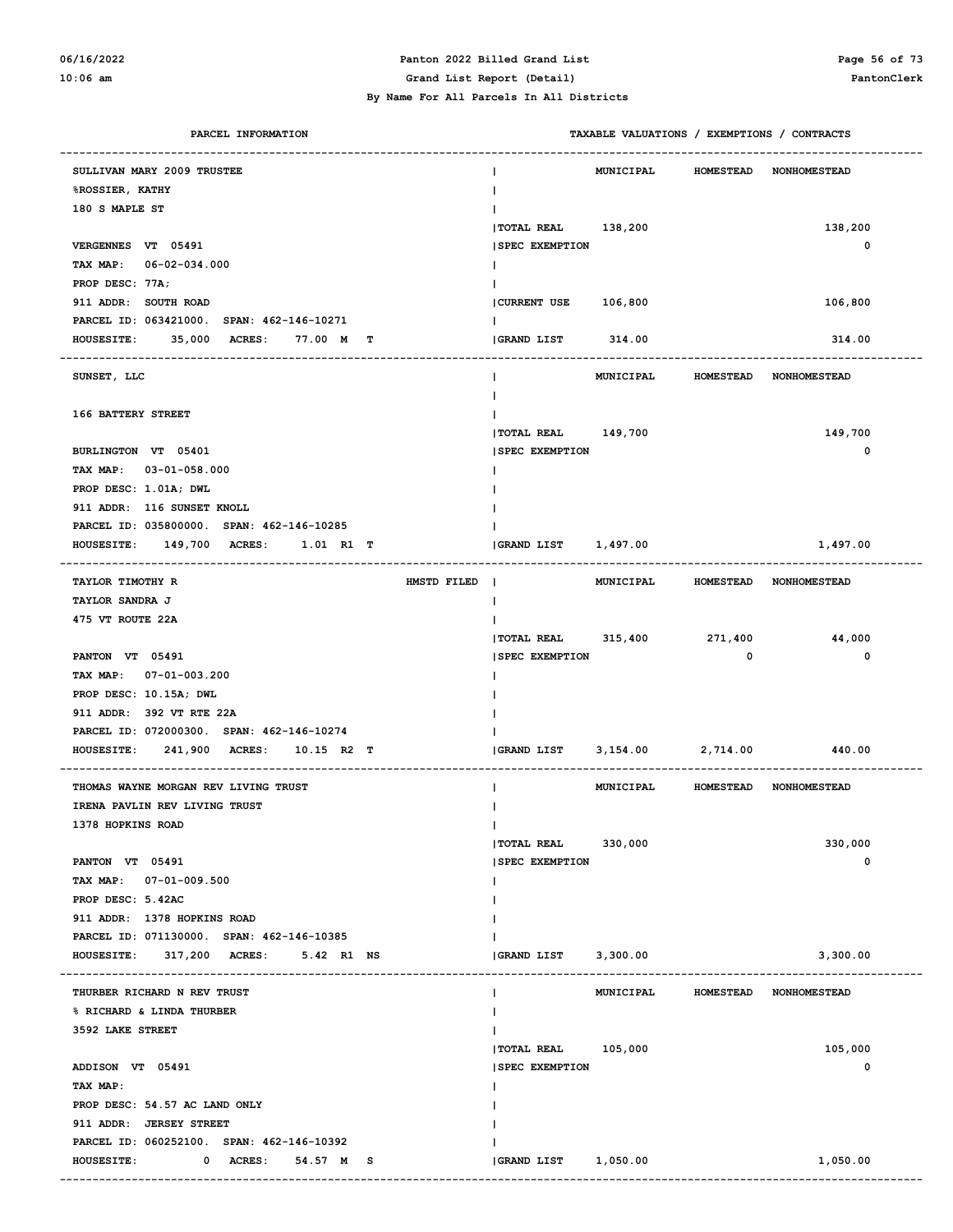| PARCEL INFORMATION | | TAXABLE VALUATIONS / EXEMPTIONS / CONTRACTS | MUNICIPAL | HOMESTEAD | NONHOMESTEAD |
|---|---|---|---|---|---|
| SULLIVAN MARY 2009 TRUSTEE | | | MUNICIPAL | HOMESTEAD | NONHOMESTEAD |
| %ROSSIER, KATHY | | | | | |
| 180 S MAPLE ST | | | | | |
| | | TOTAL REAL | 138,200 | | 138,200 |
| VERGENNES VT 05491 | | SPEC EXEMPTION | | | 0 |
| TAX MAP: 06-02-034.000 | | | | | |
| PROP DESC: 77A; | | | | | |
| 911 ADDR: SOUTH ROAD | | CURRENT USE | 106,800 | | 106,800 |
| PARCEL ID: 063421000. SPAN: 462-146-10271 | | | | | |
| HOUSESITE: 35,000 ACRES: 77.00 M T | | GRAND LIST | 314.00 | | 314.00 |
| SUNSET, LLC | | | MUNICIPAL | HOMESTEAD | NONHOMESTEAD |
| 166 BATTERY STREET | | | | | |
| | | TOTAL REAL | 149,700 | | 149,700 |
| BURLINGTON VT 05401 | | SPEC EXEMPTION | | | 0 |
| TAX MAP: 03-01-058.000 | | | | | |
| PROP DESC: 1.01A; DWL | | | | | |
| 911 ADDR: 116 SUNSET KNOLL | | | | | |
| PARCEL ID: 035800000. SPAN: 462-146-10285 | | | | | |
| HOUSESITE: 149,700 ACRES: 1.01 R1 T | | GRAND LIST | 1,497.00 | | 1,497.00 |
| TAYLOR TIMOTHY R | HMSTD FILED | | MUNICIPAL | HOMESTEAD | NONHOMESTEAD |
| TAYLOR SANDRA J | | | | | |
| 475 VT ROUTE 22A | | | | | |
| | | TOTAL REAL | 315,400 | 271,400 | 44,000 |
| PANTON VT 05491 | | SPEC EXEMPTION | | 0 | 0 |
| TAX MAP: 07-01-003.200 | | | | | |
| PROP DESC: 10.15A; DWL | | | | | |
| 911 ADDR: 392 VT RTE 22A | | | | | |
| PARCEL ID: 072000300. SPAN: 462-146-10274 | | | | | |
| HOUSESITE: 241,900 ACRES: 10.15 R2 T | | GRAND LIST | 3,154.00 | 2,714.00 | 440.00 |
| THOMAS WAYNE MORGAN REV LIVING TRUST | | | MUNICIPAL | HOMESTEAD | NONHOMESTEAD |
| IRENA PAVLIN REV LIVING TRUST | | | | | |
| 1378 HOPKINS ROAD | | | | | |
| | | TOTAL REAL | 330,000 | | 330,000 |
| PANTON VT 05491 | | SPEC EXEMPTION | | | 0 |
| TAX MAP: 07-01-009.500 | | | | | |
| PROP DESC: 5.42AC | | | | | |
| 911 ADDR: 1378 HOPKINS ROAD | | | | | |
| PARCEL ID: 071130000. SPAN: 462-146-10385 | | | | | |
| HOUSESITE: 317,200 ACRES: 5.42 R1 NS | | GRAND LIST | 3,300.00 | | 3,300.00 |
| THURBER RICHARD N REV TRUST | | | MUNICIPAL | HOMESTEAD | NONHOMESTEAD |
| % RICHARD & LINDA THURBER | | | | | |
| 3592 LAKE STREET | | | | | |
| | | TOTAL REAL | 105,000 | | 105,000 |
| ADDISON VT 05491 | | SPEC EXEMPTION | | | 0 |
| TAX MAP: | | | | | |
| PROP DESC: 54.57 AC LAND ONLY | | | | | |
| 911 ADDR: JERSEY STREET | | | | | |
| PARCEL ID: 060252100. SPAN: 462-146-10392 | | | | | |
| HOUSESITE: 0 ACRES: 54.57 M S | | GRAND LIST | 1,050.00 | | 1,050.00 |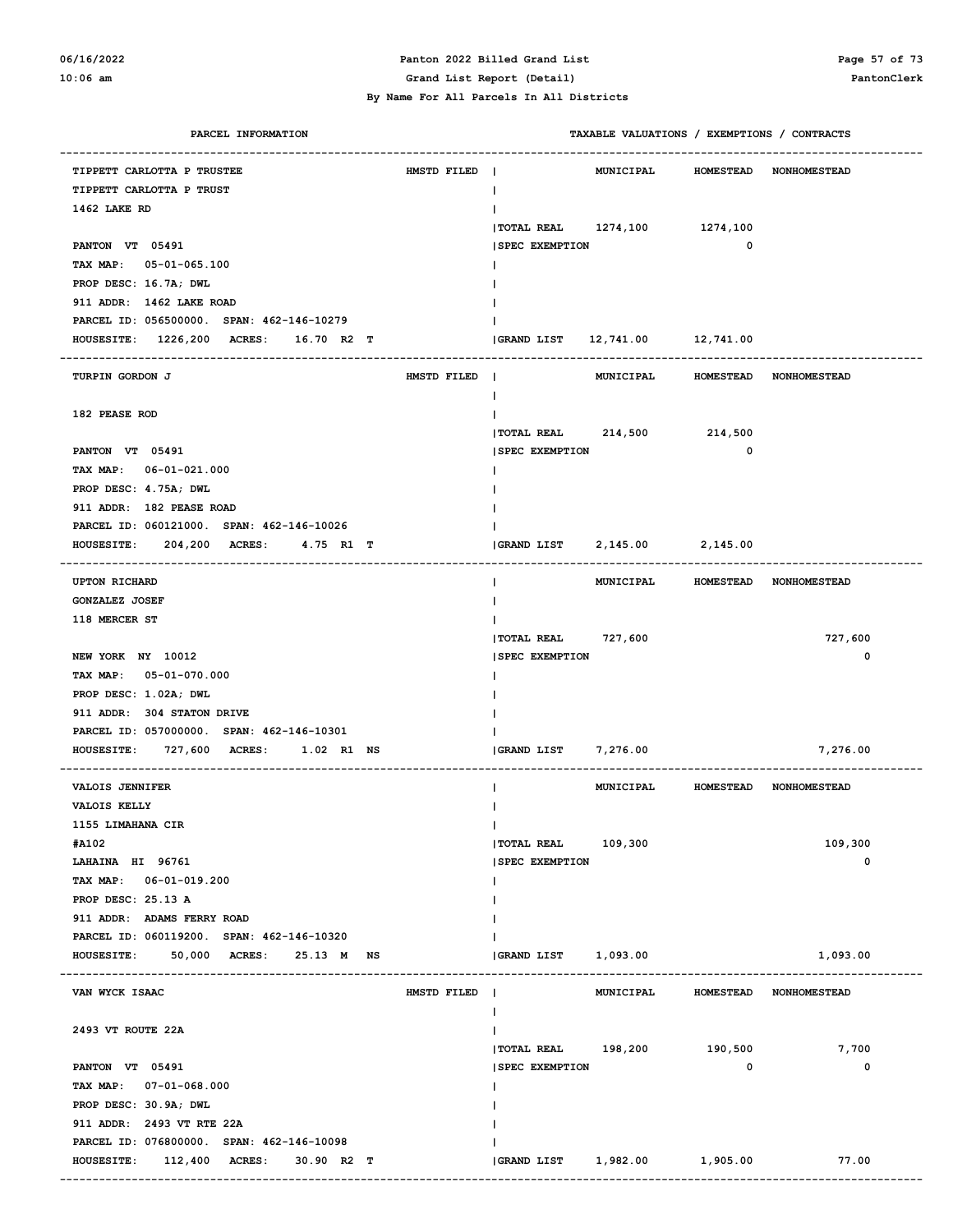**By Name For All Parcels In All Districts**

| PARCEL INFORMATION | | TAXABLE VALUATIONS / EXEMPTIONS / CONTRACTS | MUNICIPAL | HOMESTEAD | NONHOMESTEAD |
|---|---|---|---|---|---|
| TIPPETT CARLOTTA P TRUSTEE | HMSTD FILED | | | | |
| TIPPETT CARLOTTA P TRUST | | | | | |
| 1462 LAKE RD | | TOTAL REAL | 1274,100 | 1274,100 | |
| PANTON VT 05491 | | SPEC EXEMPTION | | 0 | |
| TAX MAP: 05-01-065.100 | | | | | |
| PROP DESC: 16.7A; DWL | | | | | |
| 911 ADDR: 1462 LAKE ROAD | | | | | |
| PARCEL ID: 056500000. SPAN: 462-146-10279 | | | | | |
| HOUSESITE: 1226,200 ACRES: 16.70 R2 T | | GRAND LIST | 12,741.00 | 12,741.00 | |
| TURPIN GORDON J | HMSTD FILED | | | | |
| 182 PEASE ROD | | TOTAL REAL | 214,500 | 214,500 | |
| PANTON VT 05491 | | SPEC EXEMPTION | | 0 | |
| TAX MAP: 06-01-021.000 | | | | | |
| PROP DESC: 4.75A; DWL | | | | | |
| 911 ADDR: 182 PEASE ROAD | | | | | |
| PARCEL ID: 060121000. SPAN: 462-146-10026 | | | | | |
| HOUSESITE: 204,200 ACRES: 4.75 R1 T | | GRAND LIST | 2,145.00 | 2,145.00 | |
| UPTON RICHARD | | | | | |
| GONZALEZ JOSEF | | | | | |
| 118 MERCER ST | | TOTAL REAL | 727,600 | | 727,600 |
| NEW YORK NY 10012 | | SPEC EXEMPTION | | | 0 |
| TAX MAP: 05-01-070.000 | | | | | |
| PROP DESC: 1.02A; DWL | | | | | |
| 911 ADDR: 304 STATON DRIVE | | | | | |
| PARCEL ID: 057000000. SPAN: 462-146-10301 | | | | | |
| HOUSESITE: 727,600 ACRES: 1.02 R1 NS | | GRAND LIST | 7,276.00 | | 7,276.00 |
| VALOIS JENNIFER | | | | | |
| VALOIS KELLY | | | | | |
| 1155 LIMAHANA CIR | | | | | |
| #A102 | | TOTAL REAL | 109,300 | | 109,300 |
| LAHAINA HI 96761 | | SPEC EXEMPTION | | | 0 |
| TAX MAP: 06-01-019.200 | | | | | |
| PROP DESC: 25.13 A | | | | | |
| 911 ADDR: ADAMS FERRY ROAD | | | | | |
| PARCEL ID: 060119200. SPAN: 462-146-10320 | | | | | |
| HOUSESITE: 50,000 ACRES: 25.13 M NS | | GRAND LIST | 1,093.00 | | 1,093.00 |
| VAN WYCK ISAAC | HMSTD FILED | | | | |
| 2493 VT ROUTE 22A | | TOTAL REAL | 198,200 | 190,500 | 7,700 |
| PANTON VT 05491 | | SPEC EXEMPTION | | 0 | 0 |
| TAX MAP: 07-01-068.000 | | | | | |
| PROP DESC: 30.9A; DWL | | | | | |
| 911 ADDR: 2493 VT RTE 22A | | | | | |
| PARCEL ID: 076800000. SPAN: 462-146-10098 | | | | | |
| HOUSESITE: 112,400 ACRES: 30.90 R2 T | | GRAND LIST | 1,982.00 | 1,905.00 | 77.00 |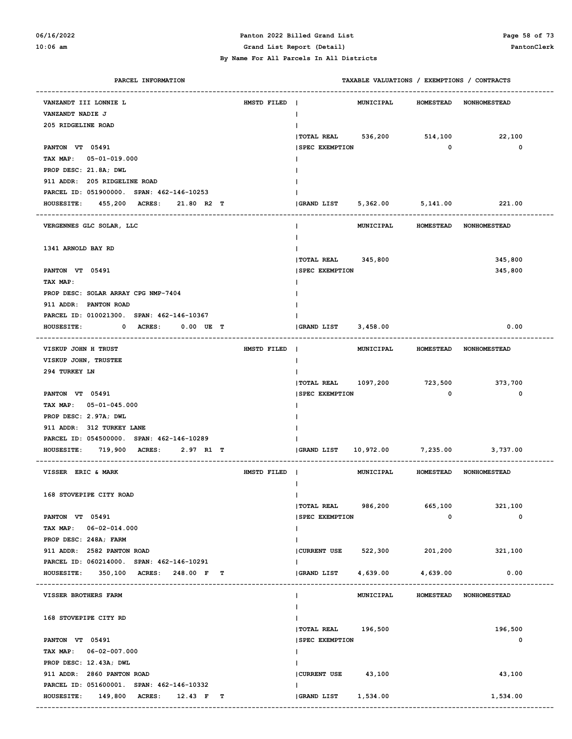By Name For All Parcels In All Districts

| PARCEL INFORMATION | | TAXABLE VALUATIONS / EXEMPTIONS / CONTRACTS | MUNICIPAL | HOMESTEAD | NONHOMESTEAD |
|---|---|---|---|---|---|
| VANZANDT III LONNIE L | HMSTD FILED | | MUNICIPAL | HOMESTEAD | NONHOMESTEAD |
| VANZANDT NADIE J | | | | | |
| 205 RIDGELINE ROAD | | | | | |
| | | TOTAL REAL | 536,200 | 514,100 | 22,100 |
| PANTON VT 05491 | | SPEC EXEMPTION | | 0 | 0 |
| TAX MAP: 05-01-019.000 | | | | | |
| PROP DESC: 21.8A; DWL | | | | | |
| 911 ADDR: 205 RIDGELINE ROAD | | | | | |
| PARCEL ID: 051900000. SPAN: 462-146-10253 | | | | | |
| HOUSESITE: 455,200 ACRES: 21.80 R2 T | | GRAND LIST | 5,362.00 | 5,141.00 | 221.00 |
| VERGENNES GLC SOLAR, LLC | | | MUNICIPAL | HOMESTEAD | NONHOMESTEAD |
| 1341 ARNOLD BAY RD | | | | | |
| | | TOTAL REAL | 345,800 | | 345,800 |
| PANTON VT 05491 | | SPEC EXEMPTION | | | 345,800 |
| TAX MAP: | | | | | |
| PROP DESC: SOLAR ARRAY CPG NMP-7404 | | | | | |
| 911 ADDR: PANTON ROAD | | | | | |
| PARCEL ID: 010021300. SPAN: 462-146-10367 | | | | | |
| HOUSESITE: 0 ACRES: 0.00 UE T | | GRAND LIST | 3,458.00 | | 0.00 |
| VISKUP JOHN H TRUST | HMSTD FILED | | MUNICIPAL | HOMESTEAD | NONHOMESTEAD |
| VISKUP JOHN, TRUSTEE | | | | | |
| 294 TURKEY LN | | | | | |
| | | TOTAL REAL | 1097,200 | 723,500 | 373,700 |
| PANTON VT 05491 | | SPEC EXEMPTION | | 0 | 0 |
| TAX MAP: 05-01-045.000 | | | | | |
| PROP DESC: 2.97A; DWL | | | | | |
| 911 ADDR: 312 TURKEY LANE | | | | | |
| PARCEL ID: 054500000. SPAN: 462-146-10289 | | | | | |
| HOUSESITE: 719,900 ACRES: 2.97 R1 T | | GRAND LIST | 10,972.00 | 7,235.00 | 3,737.00 |
| VISSER ERIC & MARK | HMSTD FILED | | MUNICIPAL | HOMESTEAD | NONHOMESTEAD |
| 168 STOVEPIPE CITY ROAD | | | | | |
| | | TOTAL REAL | 986,200 | 665,100 | 321,100 |
| PANTON VT 05491 | | SPEC EXEMPTION | | 0 | 0 |
| TAX MAP: 06-02-014.000 | | | | | |
| PROP DESC: 248A; FARM | | | | | |
| 911 ADDR: 2582 PANTON ROAD | | CURRENT USE | 522,300 | 201,200 | 321,100 |
| PARCEL ID: 060214000. SPAN: 462-146-10291 | | | | | |
| HOUSESITE: 350,100 ACRES: 248.00 F T | | GRAND LIST | 4,639.00 | 4,639.00 | 0.00 |
| VISSER BROTHERS FARM | | | MUNICIPAL | HOMESTEAD | NONHOMESTEAD |
| 168 STOVEPIPE CITY RD | | | | | |
| | | TOTAL REAL | 196,500 | | 196,500 |
| PANTON VT 05491 | | SPEC EXEMPTION | | | 0 |
| TAX MAP: 06-02-007.000 | | | | | |
| PROP DESC: 12.43A; DWL | | | | | |
| 911 ADDR: 2860 PANTON ROAD | | CURRENT USE | 43,100 | | 43,100 |
| PARCEL ID: 051600001. SPAN: 462-146-10332 | | | | | |
| HOUSESITE: 149,800 ACRES: 12.43 F T | | GRAND LIST | 1,534.00 | | 1,534.00 |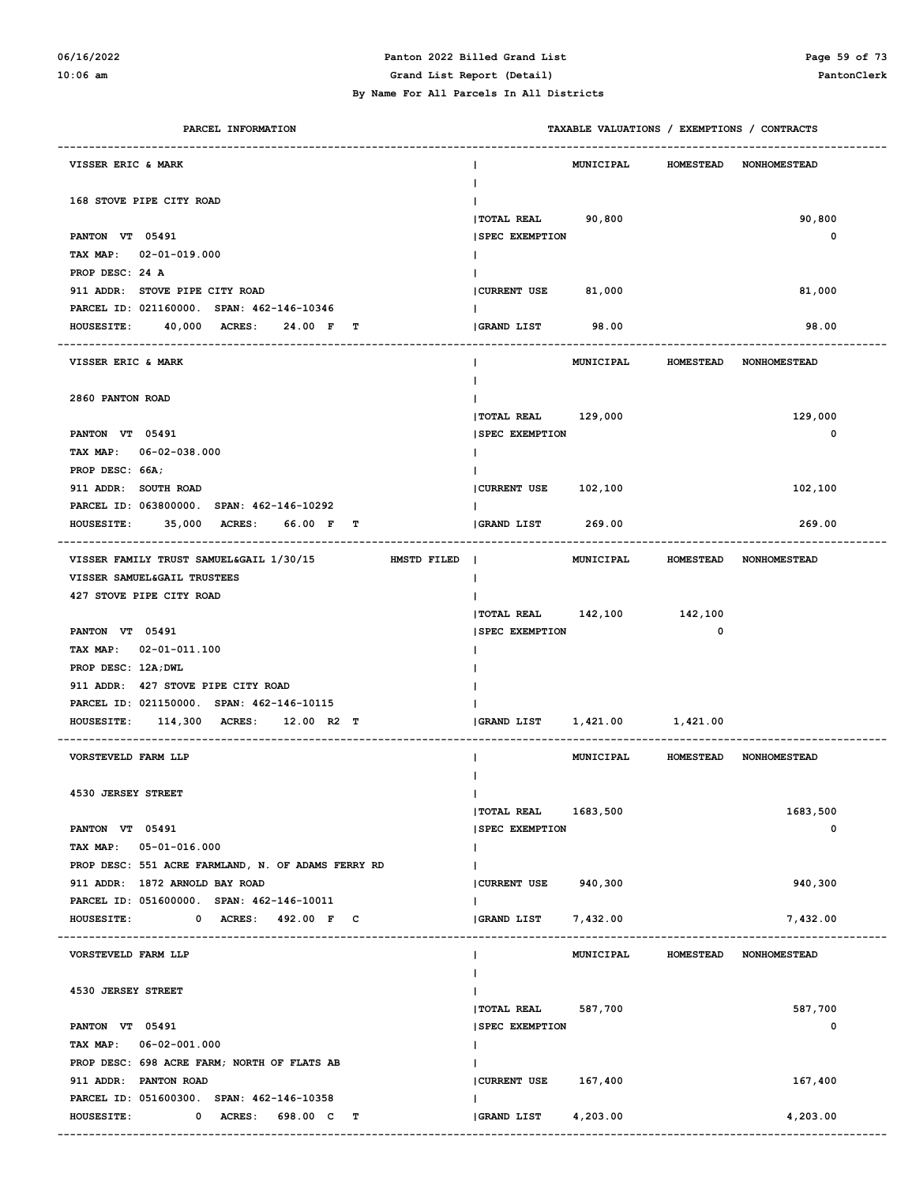**Panton 2022 Billed Grand List**
**Grand List Report (Detail)**
**By Name For All Parcels In All Districts**

| PARCEL INFORMATION | TAXABLE VALUATIONS / EXEMPTIONS / CONTRACTS | MUNICIPAL | HOMESTEAD | NONHOMESTEAD |
|---|---|---|---|---|
| VISSER ERIC & MARK | | | | |
| 168 STOVE PIPE CITY ROAD | | | | |
| | TOTAL REAL | 90,800 | | 90,800 |
| PANTON VT 05491 | SPEC EXEMPTION | | | 0 |
| TAX MAP: 02-01-019.000 | | | | |
| PROP DESC: 24 A | | | | |
| 911 ADDR: STOVE PIPE CITY ROAD | CURRENT USE | 81,000 | | 81,000 |
| PARCEL ID: 021160000. SPAN: 462-146-10346 | | | | |
| HOUSESITE: 40,000 ACRES: 24.00 F T | GRAND LIST | 98.00 | | 98.00 |
| VISSER ERIC & MARK | | | | |
| 2860 PANTON ROAD | | | | |
| | TOTAL REAL | 129,000 | | 129,000 |
| PANTON VT 05491 | SPEC EXEMPTION | | | 0 |
| TAX MAP: 06-02-038.000 | | | | |
| PROP DESC: 66A; | | | | |
| 911 ADDR: SOUTH ROAD | CURRENT USE | 102,100 | | 102,100 |
| PARCEL ID: 063800000. SPAN: 462-146-10292 | | | | |
| HOUSESITE: 35,000 ACRES: 66.00 F T | GRAND LIST | 269.00 | | 269.00 |
| VISSER FAMILY TRUST SAMUEL&GAIL 1/30/15 HMSTD FILED | | | | |
| VISSER SAMUEL&GAIL TRUSTEES | | | | |
| 427 STOVE PIPE CITY ROAD | | | | |
| | TOTAL REAL | 142,100 | 142,100 | |
| PANTON VT 05491 | SPEC EXEMPTION | | 0 | |
| TAX MAP: 02-01-011.100 | | | | |
| PROP DESC: 12A;DWL | | | | |
| 911 ADDR: 427 STOVE PIPE CITY ROAD | | | | |
| PARCEL ID: 021150000. SPAN: 462-146-10115 | | | | |
| HOUSESITE: 114,300 ACRES: 12.00 R2 T | GRAND LIST | 1,421.00 | 1,421.00 | |
| VORSTEVELD FARM LLP | | | | |
| 4530 JERSEY STREET | | | | |
| | TOTAL REAL | 1683,500 | | 1683,500 |
| PANTON VT 05491 | SPEC EXEMPTION | | | 0 |
| TAX MAP: 05-01-016.000 | | | | |
| PROP DESC: 551 ACRE FARMLAND, N. OF ADAMS FERRY RD | | | | |
| 911 ADDR: 1872 ARNOLD BAY ROAD | CURRENT USE | 940,300 | | 940,300 |
| PARCEL ID: 051600000. SPAN: 462-146-10011 | | | | |
| HOUSESITE: 0 ACRES: 492.00 F C | GRAND LIST | 7,432.00 | | 7,432.00 |
| VORSTEVELD FARM LLP | | | | |
| 4530 JERSEY STREET | | | | |
| | TOTAL REAL | 587,700 | | 587,700 |
| PANTON VT 05491 | SPEC EXEMPTION | | | 0 |
| TAX MAP: 06-02-001.000 | | | | |
| PROP DESC: 698 ACRE FARM; NORTH OF FLATS AB | | | | |
| 911 ADDR: PANTON ROAD | CURRENT USE | 167,400 | | 167,400 |
| PARCEL ID: 051600300. SPAN: 462-146-10358 | | | | |
| HOUSESITE: 0 ACRES: 698.00 C T | GRAND LIST | 4,203.00 | | 4,203.00 |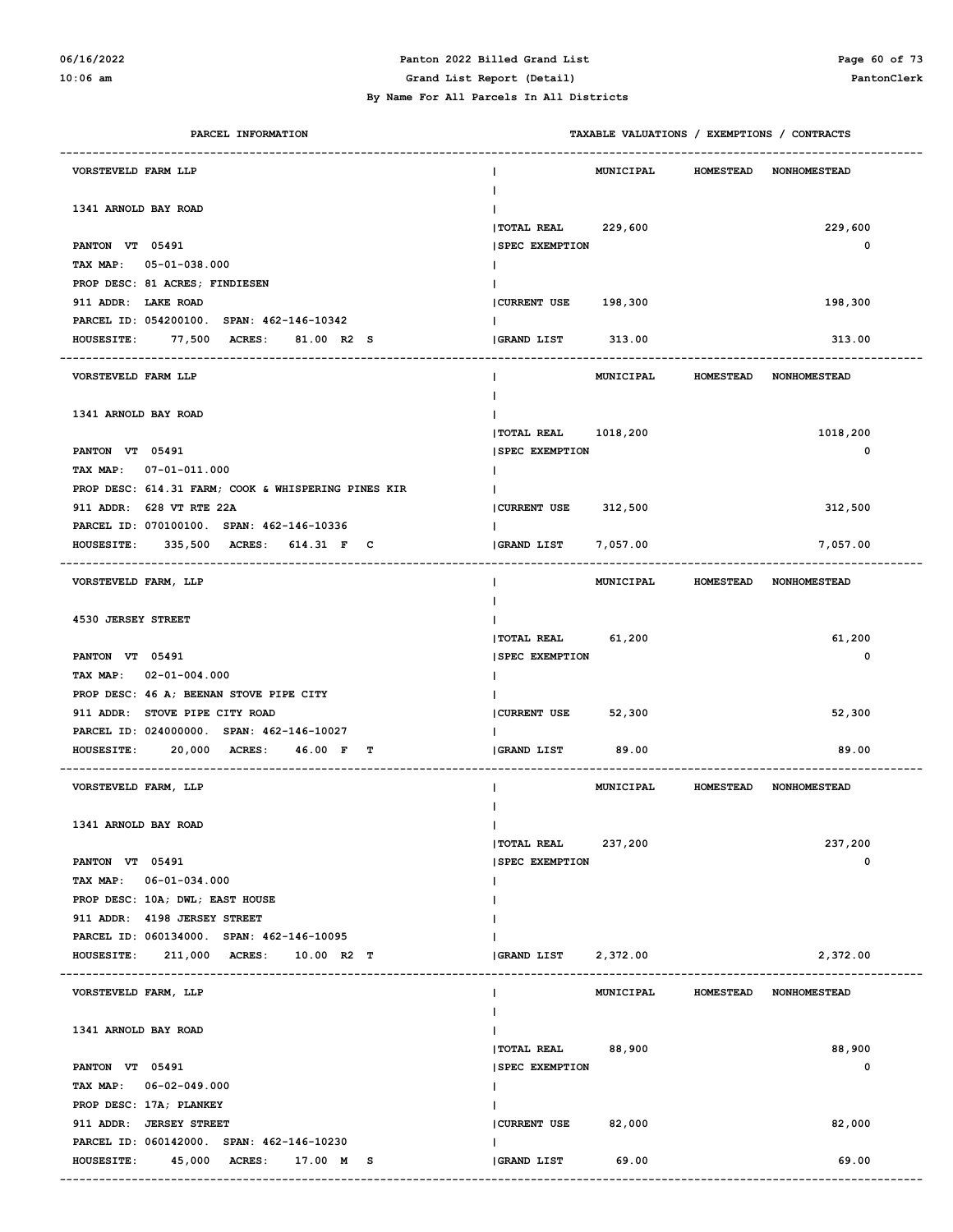By Name For All Parcels In All Districts

| PARCEL INFORMATION | TAXABLE VALUATIONS / EXEMPTIONS / CONTRACTS | | | |
|---|---|---|---|---|
| | | MUNICIPAL | HOMESTEAD | NONHOMESTEAD |
| **VORSTEVELD FARM LLP** | | | | |
| 1341 ARNOLD BAY ROAD | | | | |
| | TOTAL REAL | 229,600 | | 229,600 |
| PANTON VT 05491 | SPEC EXEMPTION | | | 0 |
| TAX MAP: 05-01-038.000 | | | | |
| PROP DESC: 81 ACRES; FINDIESEN | | | | |
| 911 ADDR: LAKE ROAD | CURRENT USE | 198,300 | | 198,300 |
| PARCEL ID: 054200100. SPAN: 462-146-10342 | | | | |
| HOUSESITE: 77,500 ACRES: 81.00 R2 S | GRAND LIST | 313.00 | | 313.00 |
| **VORSTEVELD FARM LLP** | | | | |
| 1341 ARNOLD BAY ROAD | | | | |
| | TOTAL REAL | 1018,200 | | 1018,200 |
| PANTON VT 05491 | SPEC EXEMPTION | | | 0 |
| TAX MAP: 07-01-011.000 | | | | |
| PROP DESC: 614.31 FARM; COOK & WHISPERING PINES KIR | | | | |
| 911 ADDR: 628 VT RTE 22A | CURRENT USE | 312,500 | | 312,500 |
| PARCEL ID: 070100100. SPAN: 462-146-10336 | | | | |
| HOUSESITE: 335,500 ACRES: 614.31 F C | GRAND LIST | 7,057.00 | | 7,057.00 |
| **VORSTEVELD FARM, LLP** | | | | |
| 4530 JERSEY STREET | | | | |
| | TOTAL REAL | 61,200 | | 61,200 |
| PANTON VT 05491 | SPEC EXEMPTION | | | 0 |
| TAX MAP: 02-01-004.000 | | | | |
| PROP DESC: 46 A; BEENAN STOVE PIPE CITY | | | | |
| 911 ADDR: STOVE PIPE CITY ROAD | CURRENT USE | 52,300 | | 52,300 |
| PARCEL ID: 024000000. SPAN: 462-146-10027 | | | | |
| HOUSESITE: 20,000 ACRES: 46.00 F T | GRAND LIST | 89.00 | | 89.00 |
| **VORSTEVELD FARM, LLP** | | | | |
| 1341 ARNOLD BAY ROAD | | | | |
| | TOTAL REAL | 237,200 | | 237,200 |
| PANTON VT 05491 | SPEC EXEMPTION | | | 0 |
| TAX MAP: 06-01-034.000 | | | | |
| PROP DESC: 10A; DWL; EAST HOUSE | | | | |
| 911 ADDR: 4198 JERSEY STREET | | | | |
| PARCEL ID: 060134000. SPAN: 462-146-10095 | | | | |
| HOUSESITE: 211,000 ACRES: 10.00 R2 T | GRAND LIST | 2,372.00 | | 2,372.00 |
| **VORSTEVELD FARM, LLP** | | | | |
| 1341 ARNOLD BAY ROAD | | | | |
| | TOTAL REAL | 88,900 | | 88,900 |
| PANTON VT 05491 | SPEC EXEMPTION | | | 0 |
| TAX MAP: 06-02-049.000 | | | | |
| PROP DESC: 17A; PLANKEY | | | | |
| 911 ADDR: JERSEY STREET | CURRENT USE | 82,000 | | 82,000 |
| PARCEL ID: 060142000. SPAN: 462-146-10230 | | | | |
| HOUSESITE: 45,000 ACRES: 17.00 M S | GRAND LIST | 69.00 | | 69.00 |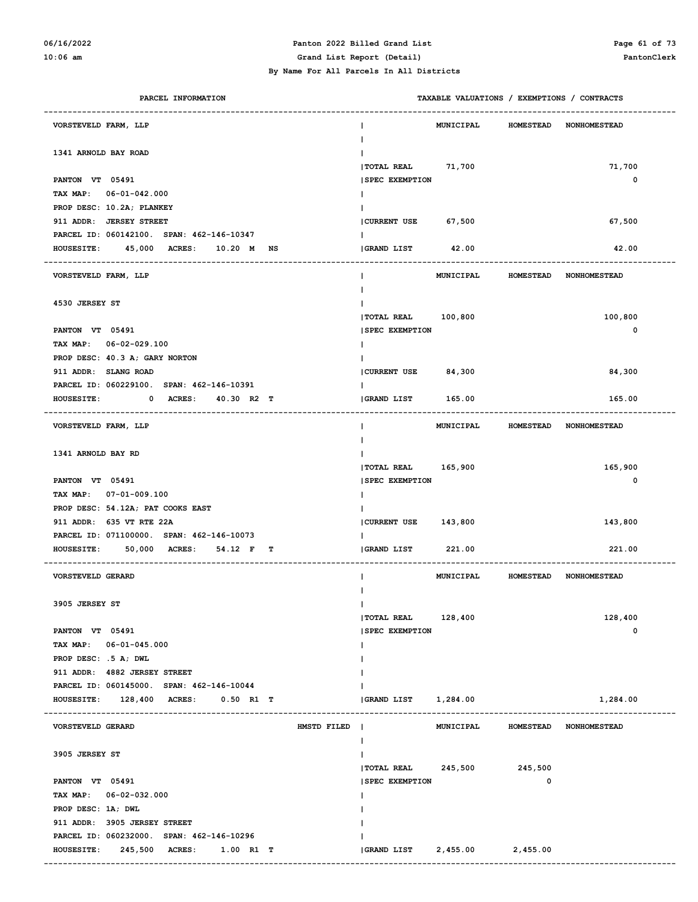# Panton 2022 Billed Grand List

## Grand List Report (Detail)

### By Name For All Parcels In All Districts

| PARCEL INFORMATION | TAXABLE VALUATIONS / EXEMPTIONS / CONTRACTS | MUNICIPAL | HOMESTEAD | NONHOMESTEAD |
|---|---|---|---|---|
| **VORSTEVELD FARM, LLP** | | MUNICIPAL | HOMESTEAD | NONHOMESTEAD |
| 1341 ARNOLD BAY ROAD | | | | |
| | TOTAL REAL | 71,700 | | 71,700 |
| PANTON VT 05491 | SPEC EXEMPTION | | | 0 |
| TAX MAP: 06-01-042.000 | | | | |
| PROP DESC: 10.2A; PLANKEY | | | | |
| 911 ADDR: JERSEY STREET | CURRENT USE | 67,500 | | 67,500 |
| PARCEL ID: 060142100. SPAN: 462-146-10347 | | | | |
| HOUSESITE: 45,000 ACRES: 10.20 M NS | GRAND LIST | 42.00 | | 42.00 |
| **VORSTEVELD FARM, LLP** | | MUNICIPAL | HOMESTEAD | NONHOMESTEAD |
| 4530 JERSEY ST | | | | |
| | TOTAL REAL | 100,800 | | 100,800 |
| PANTON VT 05491 | SPEC EXEMPTION | | | 0 |
| TAX MAP: 06-02-029.100 | | | | |
| PROP DESC: 40.3 A; GARY NORTON | | | | |
| 911 ADDR: SLANG ROAD | CURRENT USE | 84,300 | | 84,300 |
| PARCEL ID: 060229100. SPAN: 462-146-10391 | | | | |
| HOUSESITE: 0 ACRES: 40.30 R2 T | GRAND LIST | 165.00 | | 165.00 |
| **VORSTEVELD FARM, LLP** | | MUNICIPAL | HOMESTEAD | NONHOMESTEAD |
| 1341 ARNOLD BAY RD | | | | |
| | TOTAL REAL | 165,900 | | 165,900 |
| PANTON VT 05491 | SPEC EXEMPTION | | | 0 |
| TAX MAP: 07-01-009.100 | | | | |
| PROP DESC: 54.12A; PAT COOKS EAST | | | | |
| 911 ADDR: 635 VT RTE 22A | CURRENT USE | 143,800 | | 143,800 |
| PARCEL ID: 071100000. SPAN: 462-146-10073 | | | | |
| HOUSESITE: 50,000 ACRES: 54.12 F T | GRAND LIST | 221.00 | | 221.00 |
| **VORSTEVELD GERARD** | | MUNICIPAL | HOMESTEAD | NONHOMESTEAD |
| 3905 JERSEY ST | | | | |
| | TOTAL REAL | 128,400 | | 128,400 |
| PANTON VT 05491 | SPEC EXEMPTION | | | 0 |
| TAX MAP: 06-01-045.000 | | | | |
| PROP DESC: .5 A; DWL | | | | |
| 911 ADDR: 4882 JERSEY STREET | | | | |
| PARCEL ID: 060145000. SPAN: 462-146-10044 | | | | |
| HOUSESITE: 128,400 ACRES: 0.50 R1 T | GRAND LIST | 1,284.00 | | 1,284.00 |
| **VORSTEVELD GERARD** HMSTD FILED | | MUNICIPAL | HOMESTEAD | NONHOMESTEAD |
| 3905 JERSEY ST | | | | |
| | TOTAL REAL | 245,500 | 245,500 | |
| PANTON VT 05491 | SPEC EXEMPTION | | 0 | |
| TAX MAP: 06-02-032.000 | | | | |
| PROP DESC: 1A; DWL | | | | |
| 911 ADDR: 3905 JERSEY STREET | | | | |
| PARCEL ID: 060232000. SPAN: 462-146-10296 | | | | |
| HOUSESITE: 245,500 ACRES: 1.00 R1 T | GRAND LIST | 2,455.00 | 2,455.00 | |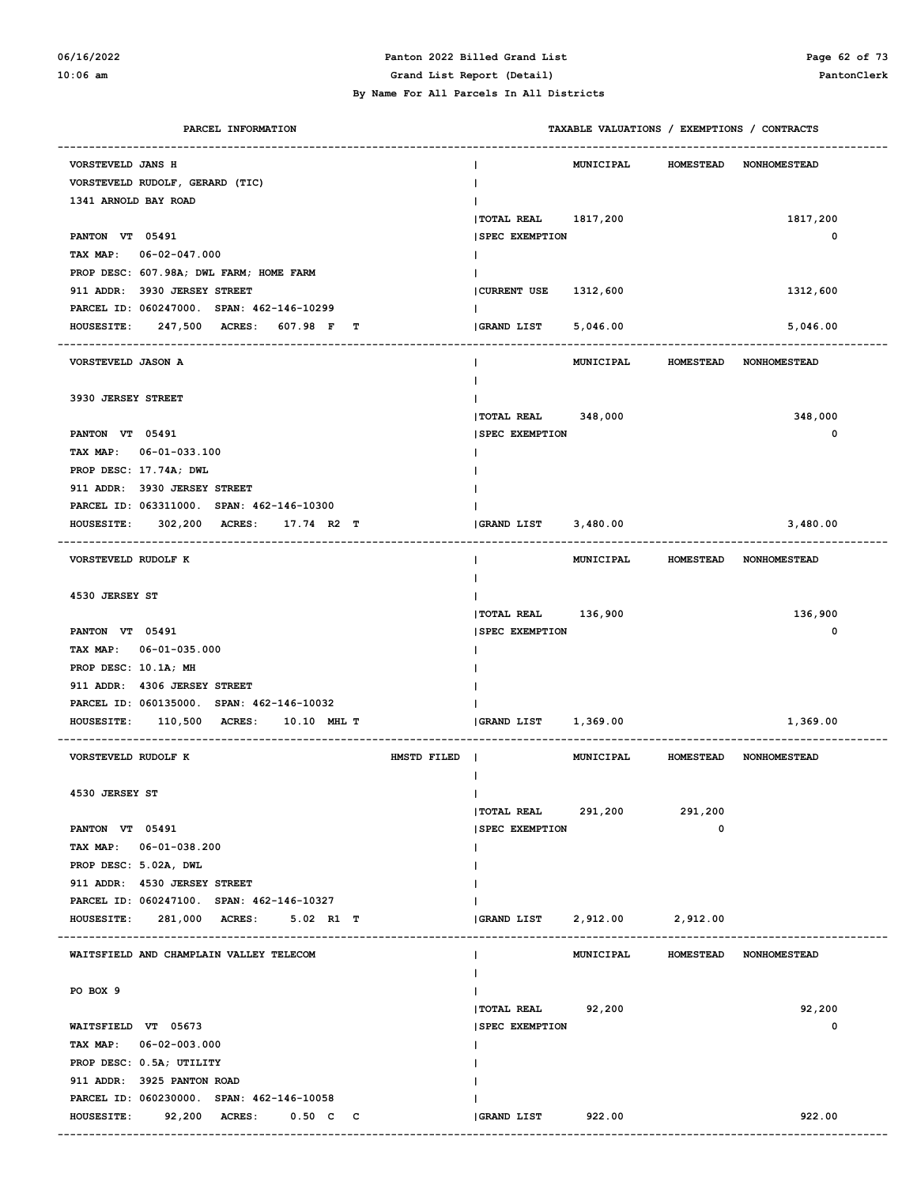| PARCEL INFORMATION | | TAXABLE VALUATIONS / EXEMPTIONS / CONTRACTS | MUNICIPAL | HOMESTEAD | NONHOMESTEAD |
|---|---|---|---|---|---|
| VORSTEVELD JANS H | | | | | |
| VORSTEVELD RUDOLF, GERARD (TIC) | | | | | |
| 1341 ARNOLD BAY ROAD | | | | | |
| | | TOTAL REAL | 1817,200 | | 1817,200 |
| PANTON VT 05491 | | SPEC EXEMPTION | | | 0 |
| TAX MAP: 06-02-047.000 | | | | | |
| PROP DESC: 607.98A; DWL FARM; HOME FARM | | | | | |
| 911 ADDR: 3930 JERSEY STREET | | CURRENT USE | 1312,600 | | 1312,600 |
| PARCEL ID: 060247000. SPAN: 462-146-10299 | | | | | |
| HOUSESITE: 247,500 ACRES: 607.98 F T | | GRAND LIST | 5,046.00 | | 5,046.00 |
| VORSTEVELD JASON A | | | | | |
| 3930 JERSEY STREET | | | | | |
| | | TOTAL REAL | 348,000 | | 348,000 |
| PANTON VT 05491 | | SPEC EXEMPTION | | | 0 |
| TAX MAP: 06-01-033.100 | | | | | |
| PROP DESC: 17.74A; DWL | | | | | |
| 911 ADDR: 3930 JERSEY STREET | | | | | |
| PARCEL ID: 063311000. SPAN: 462-146-10300 | | | | | |
| HOUSESITE: 302,200 ACRES: 17.74 R2 T | | GRAND LIST | 3,480.00 | | 3,480.00 |
| VORSTEVELD RUDOLF K | | | | | |
| 4530 JERSEY ST | | | | | |
| | | TOTAL REAL | 136,900 | | 136,900 |
| PANTON VT 05491 | | SPEC EXEMPTION | | | 0 |
| TAX MAP: 06-01-035.000 | | | | | |
| PROP DESC: 10.1A; MH | | | | | |
| 911 ADDR: 4306 JERSEY STREET | | | | | |
| PARCEL ID: 060135000. SPAN: 462-146-10032 | | | | | |
| HOUSESITE: 110,500 ACRES: 10.10 MHL T | | GRAND LIST | 1,369.00 | | 1,369.00 |
| VORSTEVELD RUDOLF K | HMSTD FILED | | | | |
| 4530 JERSEY ST | | | | | |
| | | TOTAL REAL | 291,200 | 291,200 | |
| PANTON VT 05491 | | SPEC EXEMPTION | | 0 | |
| TAX MAP: 06-01-038.200 | | | | | |
| PROP DESC: 5.02A, DWL | | | | | |
| 911 ADDR: 4530 JERSEY STREET | | | | | |
| PARCEL ID: 060247100. SPAN: 462-146-10327 | | | | | |
| HOUSESITE: 281,000 ACRES: 5.02 R1 T | | GRAND LIST | 2,912.00 | 2,912.00 | |
| WAITSFIELD AND CHAMPLAIN VALLEY TELECOM | | | | | |
| PO BOX 9 | | | | | |
| | | TOTAL REAL | 92,200 | | 92,200 |
| WAITSFIELD VT 05673 | | SPEC EXEMPTION | | | 0 |
| TAX MAP: 06-02-003.000 | | | | | |
| PROP DESC: 0.5A; UTILITY | | | | | |
| 911 ADDR: 3925 PANTON ROAD | | | | | |
| PARCEL ID: 060230000. SPAN: 462-146-10058 | | | | | |
| HOUSESITE: 92,200 ACRES: 0.50 C C | | GRAND LIST | 922.00 | | 922.00 |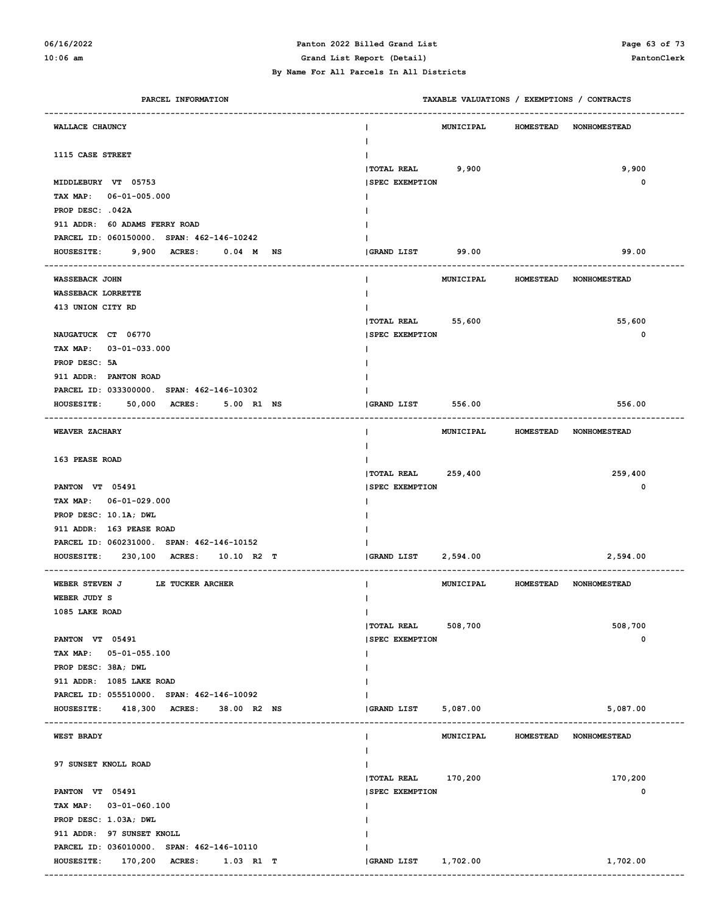**Panton 2022 Billed Grand List**

**Grand List Report (Detail)**

**By Name For All Parcels In All Districts**

| PARCEL INFORMATION | TAXABLE VALUATIONS / EXEMPTIONS / CONTRACTS | MUNICIPAL | HOMESTEAD | NONHOMESTEAD |
|---|---|---|---|---|
| WALLACE CHAUNCY | | | | |
| 1115 CASE STREET | | | | |
| MIDDLEBURY VT 05753 | TOTAL REAL | 9,900 | | 9,900 |
| TAX MAP: 06-01-005.000 | SPEC EXEMPTION | | | 0 |
| PROP DESC: .042A | | | | |
| 911 ADDR: 60 ADAMS FERRY ROAD | | | | |
| PARCEL ID: 060150000. SPAN: 462-146-10242 | | | | |
| HOUSESITE: 9,900 ACRES: 0.04 M NS | GRAND LIST | 99.00 | | 99.00 |
| WASSEBACK JOHN | | | | |
| WASSEBACK LORRETTE | | | | |
| 413 UNION CITY RD | | | | |
| NAUGATUCK CT 06770 | TOTAL REAL | 55,600 | | 55,600 |
| TAX MAP: 03-01-033.000 | SPEC EXEMPTION | | | 0 |
| PROP DESC: 5A | | | | |
| 911 ADDR: PANTON ROAD | | | | |
| PARCEL ID: 033300000. SPAN: 462-146-10302 | | | | |
| HOUSESITE: 50,000 ACRES: 5.00 R1 NS | GRAND LIST | 556.00 | | 556.00 |
| WEAVER ZACHARY | | | | |
| 163 PEASE ROAD | | | | |
| PANTON VT 05491 | TOTAL REAL | 259,400 | | 259,400 |
| TAX MAP: 06-01-029.000 | SPEC EXEMPTION | | | 0 |
| PROP DESC: 10.1A; DWL | | | | |
| 911 ADDR: 163 PEASE ROAD | | | | |
| PARCEL ID: 060231000. SPAN: 462-146-10152 | | | | |
| HOUSESITE: 230,100 ACRES: 10.10 R2 T | GRAND LIST | 2,594.00 | | 2,594.00 |
| WEBER STEVEN J LE TUCKER ARCHER | | | | |
| WEBER JUDY S | | | | |
| 1085 LAKE ROAD | | | | |
| PANTON VT 05491 | TOTAL REAL | 508,700 | | 508,700 |
| TAX MAP: 05-01-055.100 | SPEC EXEMPTION | | | 0 |
| PROP DESC: 38A; DWL | | | | |
| 911 ADDR: 1085 LAKE ROAD | | | | |
| PARCEL ID: 055510000. SPAN: 462-146-10092 | | | | |
| HOUSESITE: 418,300 ACRES: 38.00 R2 NS | GRAND LIST | 5,087.00 | | 5,087.00 |
| WEST BRADY | | | | |
| 97 SUNSET KNOLL ROAD | | | | |
| PANTON VT 05491 | TOTAL REAL | 170,200 | | 170,200 |
| TAX MAP: 03-01-060.100 | SPEC EXEMPTION | | | 0 |
| PROP DESC: 1.03A; DWL | | | | |
| 911 ADDR: 97 SUNSET KNOLL | | | | |
| PARCEL ID: 036010000. SPAN: 462-146-10110 | | | | |
| HOUSESITE: 170,200 ACRES: 1.03 R1 T | GRAND LIST | 1,702.00 | | 1,702.00 |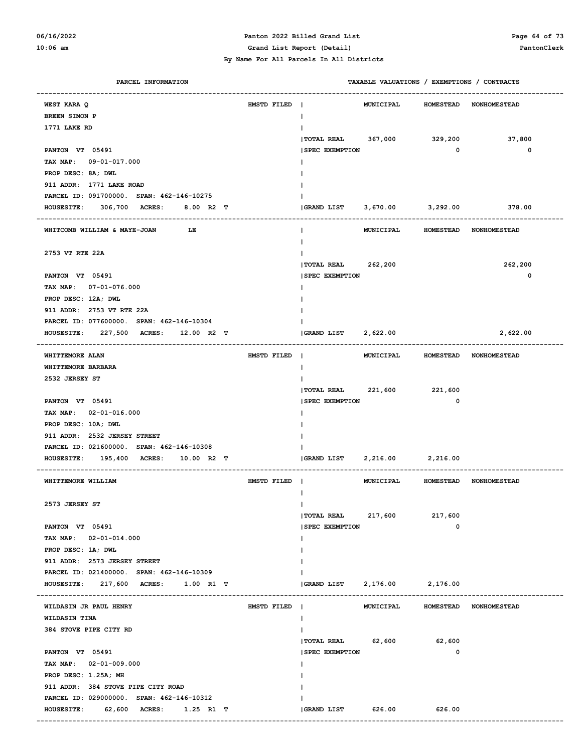Panton 2022 Billed Grand List
Grand List Report (Detail)
By Name For All Parcels In All Districts

| PARCEL INFORMATION | | TAXABLE VALUATIONS / EXEMPTIONS / CONTRACTS | | | |
|---|---|---|---|---|---|
| | | | MUNICIPAL | HOMESTEAD | NONHOMESTEAD |
| WEST KARA Q | HMSTD FILED | | | | |
| BREEN SIMON P | | | | | |
| 1771 LAKE RD | | | | | |
| | | TOTAL REAL | 367,000 | 329,200 | 37,800 |
| PANTON VT 05491 | | SPEC EXEMPTION | | 0 | 0 |
| TAX MAP: 09-01-017.000 | | | | | |
| PROP DESC: 8A; DWL | | | | | |
| 911 ADDR: 1771 LAKE ROAD | | | | | |
| PARCEL ID: 091700000. SPAN: 462-146-10275 | | | | | |
| HOUSESITE: 306,700 ACRES: 8.00 R2 T | | GRAND LIST | 3,670.00 | 3,292.00 | 378.00 |
| WHITCOMB WILLIAM & MAYE-JOAN LE | | | | | |
| 2753 VT RTE 22A | | | | | |
| | | TOTAL REAL | 262,200 | | 262,200 |
| PANTON VT 05491 | | SPEC EXEMPTION | | | 0 |
| TAX MAP: 07-01-076.000 | | | | | |
| PROP DESC: 12A; DWL | | | | | |
| 911 ADDR: 2753 VT RTE 22A | | | | | |
| PARCEL ID: 077600000. SPAN: 462-146-10304 | | | | | |
| HOUSESITE: 227,500 ACRES: 12.00 R2 T | | GRAND LIST | 2,622.00 | | 2,622.00 |
| WHITTEMORE ALAN | HMSTD FILED | | | | |
| WHITTEMORE BARBARA | | | | | |
| 2532 JERSEY ST | | | | | |
| | | TOTAL REAL | 221,600 | 221,600 | |
| PANTON VT 05491 | | SPEC EXEMPTION | | 0 | |
| TAX MAP: 02-01-016.000 | | | | | |
| PROP DESC: 10A; DWL | | | | | |
| 911 ADDR: 2532 JERSEY STREET | | | | | |
| PARCEL ID: 021600000. SPAN: 462-146-10308 | | | | | |
| HOUSESITE: 195,400 ACRES: 10.00 R2 T | | GRAND LIST | 2,216.00 | 2,216.00 | |
| WHITTEMORE WILLIAM | HMSTD FILED | | | | |
| 2573 JERSEY ST | | | | | |
| | | TOTAL REAL | 217,600 | 217,600 | |
| PANTON VT 05491 | | SPEC EXEMPTION | | 0 | |
| TAX MAP: 02-01-014.000 | | | | | |
| PROP DESC: 1A; DWL | | | | | |
| 911 ADDR: 2573 JERSEY STREET | | | | | |
| PARCEL ID: 021400000. SPAN: 462-146-10309 | | | | | |
| HOUSESITE: 217,600 ACRES: 1.00 R1 T | | GRAND LIST | 2,176.00 | 2,176.00 | |
| WILDASIN JR PAUL HENRY | HMSTD FILED | | | | |
| WILDASIN TINA | | | | | |
| 384 STOVE PIPE CITY RD | | | | | |
| | | TOTAL REAL | 62,600 | 62,600 | |
| PANTON VT 05491 | | SPEC EXEMPTION | | 0 | |
| TAX MAP: 02-01-009.000 | | | | | |
| PROP DESC: 1.25A; MH | | | | | |
| 911 ADDR: 384 STOVE PIPE CITY ROAD | | | | | |
| PARCEL ID: 029000000. SPAN: 462-146-10312 | | | | | |
| HOUSESITE: 62,600 ACRES: 1.25 R1 T | | GRAND LIST | 626.00 | 626.00 | |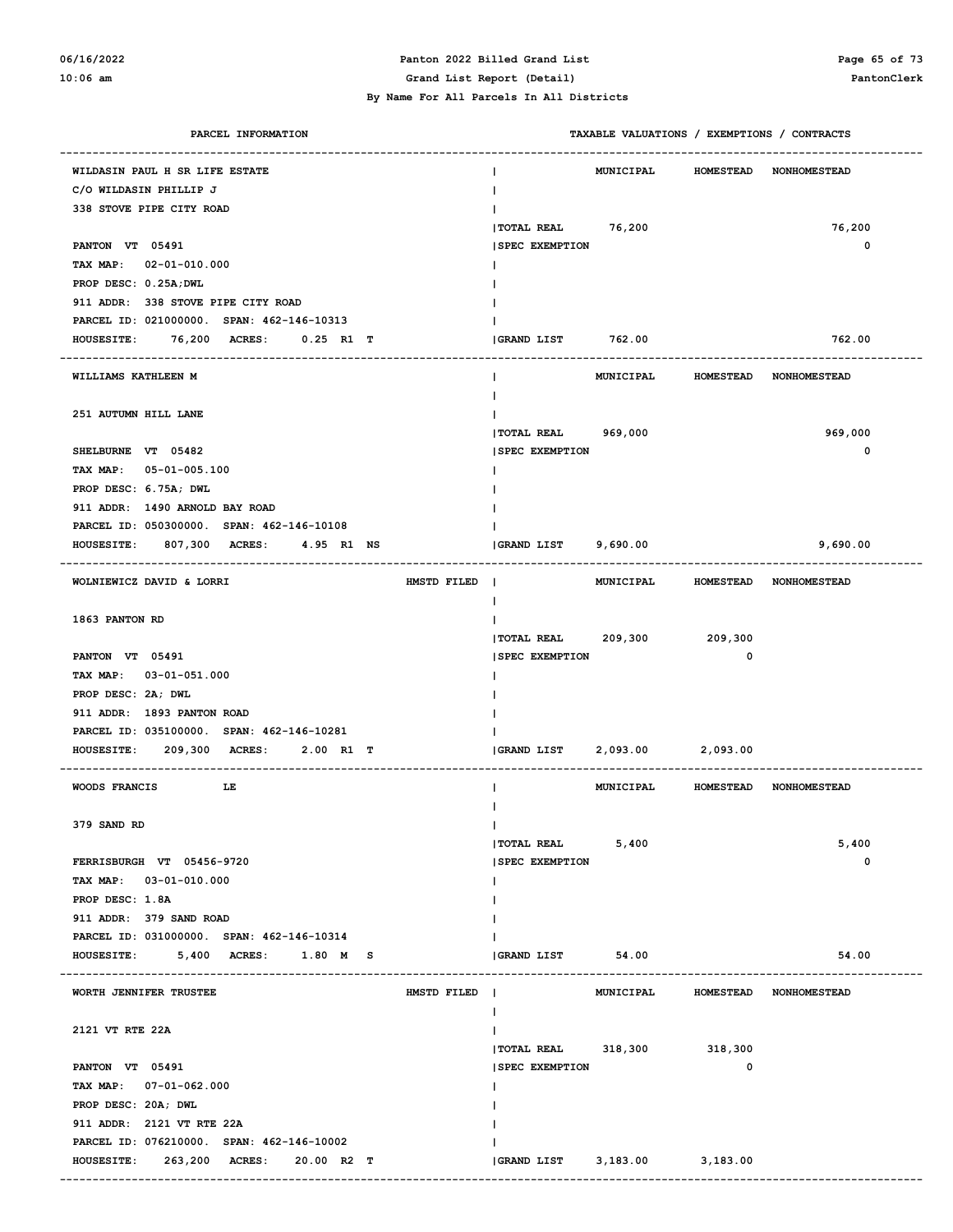| PARCEL INFORMATION | | TAXABLE VALUATIONS / EXEMPTIONS / CONTRACTS | MUNICIPAL | HOMESTEAD | NONHOMESTEAD |
|---|---|---|---|---|---|
| WILDASIN PAUL H SR LIFE ESTATE<br>C/O WILDASIN PHILLIP J<br>338 STOVE PIPE CITY ROAD<br>PANTON VT 05491<br>TAX MAP: 02-01-010.000<br>PROP DESC: 0.25A;DWL<br>911 ADDR: 338 STOVE PIPE CITY ROAD<br>PARCEL ID: 021000000. SPAN: 462-146-10313<br>HOUSESITE: 76,200 ACRES: 0.25 R1 T | | TOTAL REAL | 76,200 | | 76,200 |
| | | SPEC EXEMPTION | | | 0 |
| | | GRAND LIST | 762.00 | | 762.00 |
| WILLIAMS KATHLEEN M<br>251 AUTUMN HILL LANE<br>SHELBURNE VT 05482<br>TAX MAP: 05-01-005.100<br>PROP DESC: 6.75A; DWL<br>911 ADDR: 1490 ARNOLD BAY ROAD<br>PARCEL ID: 050300000. SPAN: 462-146-10108<br>HOUSESITE: 807,300 ACRES: 4.95 R1 NS | | TOTAL REAL | 969,000 | | 969,000 |
| | | SPEC EXEMPTION | | | 0 |
| | | GRAND LIST | 9,690.00 | | 9,690.00 |
| WOLNIEWICZ DAVID & LORRI<br>1863 PANTON RD<br>PANTON VT 05491<br>TAX MAP: 03-01-051.000<br>PROP DESC: 2A; DWL<br>911 ADDR: 1893 PANTON ROAD<br>PARCEL ID: 035100000. SPAN: 462-146-10281<br>HOUSESITE: 209,300 ACRES: 2.00 R1 T | HMSTD FILED | TOTAL REAL | 209,300 | 209,300 | |
| | | SPEC EXEMPTION | | 0 | |
| | | GRAND LIST | 2,093.00 | 2,093.00 | |
| WOODS FRANCIS LE<br>379 SAND RD<br>FERRISBURGH VT 05456-9720<br>TAX MAP: 03-01-010.000<br>PROP DESC: 1.8A<br>911 ADDR: 379 SAND ROAD<br>PARCEL ID: 031000000. SPAN: 462-146-10314<br>HOUSESITE: 5,400 ACRES: 1.80 M S | | TOTAL REAL | 5,400 | | 5,400 |
| | | SPEC EXEMPTION | | | 0 |
| | | GRAND LIST | 54.00 | | 54.00 |
| WORTH JENNIFER TRUSTEE<br>2121 VT RTE 22A<br>PANTON VT 05491<br>TAX MAP: 07-01-062.000<br>PROP DESC: 20A; DWL<br>911 ADDR: 2121 VT RTE 22A<br>PARCEL ID: 076210000. SPAN: 462-146-10002<br>HOUSESITE: 263,200 ACRES: 20.00 R2 T | HMSTD FILED | TOTAL REAL | 318,300 | 318,300 | |
| | | SPEC EXEMPTION | | 0 | |
| | | GRAND LIST | 3,183.00 | 3,183.00 | |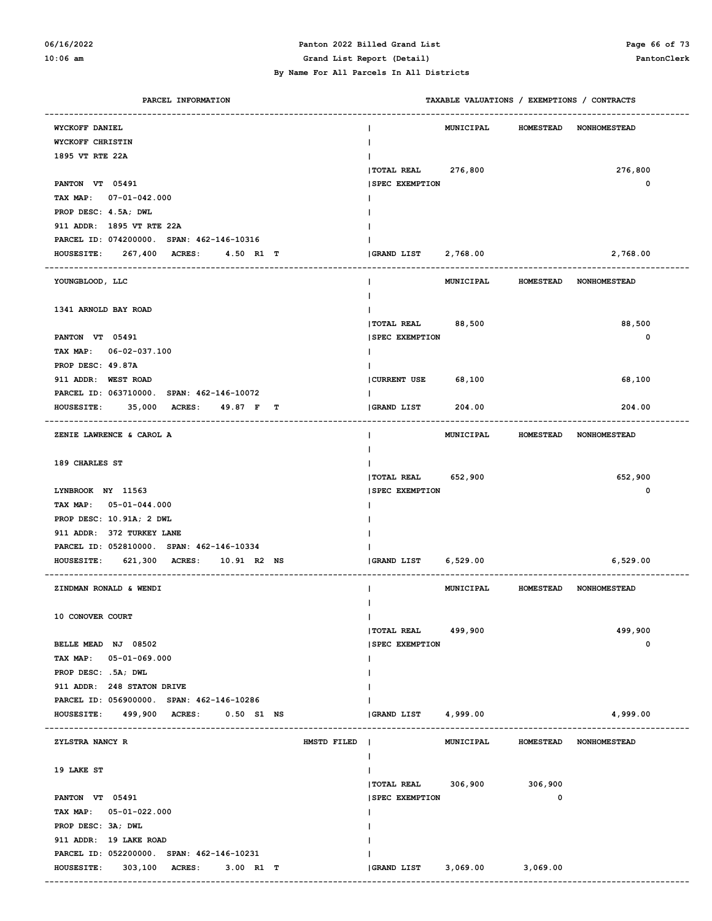By Name For All Parcels In All Districts

| PARCEL INFORMATION | | TAXABLE VALUATIONS / EXEMPTIONS / CONTRACTS | | |
|---|---|---|---|---|
| | | MUNICIPAL | HOMESTEAD | NONHOMESTEAD |
| WYCKOFF DANIEL | | | | |
| WYCKOFF CHRISTIN | | | | |
| 1895 VT RTE 22A | | | | |
| | TOTAL REAL | 276,800 | | 276,800 |
| PANTON VT 05491 | SPEC EXEMPTION | | | 0 |
| TAX MAP: 07-01-042.000 | | | | |
| PROP DESC: 4.5A; DWL | | | | |
| 911 ADDR: 1895 VT RTE 22A | | | | |
| PARCEL ID: 074200000. SPAN: 462-146-10316 | | | | |
| HOUSESITE: 267,400 ACRES: 4.50 R1 T | GRAND LIST | 2,768.00 | | 2,768.00 |

| PARCEL INFORMATION | | MUNICIPAL | HOMESTEAD | NONHOMESTEAD |
|---|---|---|---|---|
| YOUNGBLOOD, LLC | | | | |
| 1341 ARNOLD BAY ROAD | | | | |
| | TOTAL REAL | 88,500 | | 88,500 |
| PANTON VT 05491 | SPEC EXEMPTION | | | 0 |
| TAX MAP: 06-02-037.100 | | | | |
| PROP DESC: 49.87A | | | | |
| 911 ADDR: WEST ROAD | CURRENT USE | 68,100 | | 68,100 |
| PARCEL ID: 063710000. SPAN: 462-146-10072 | | | | |
| HOUSESITE: 35,000 ACRES: 49.87 F T | GRAND LIST | 204.00 | | 204.00 |

| PARCEL INFORMATION | | MUNICIPAL | HOMESTEAD | NONHOMESTEAD |
|---|---|---|---|---|
| ZENIE LAWRENCE & CAROL A | | | | |
| 189 CHARLES ST | | | | |
| | TOTAL REAL | 652,900 | | 652,900 |
| LYNBROOK NY 11563 | SPEC EXEMPTION | | | 0 |
| TAX MAP: 05-01-044.000 | | | | |
| PROP DESC: 10.91A; 2 DWL | | | | |
| 911 ADDR: 372 TURKEY LANE | | | | |
| PARCEL ID: 052810000. SPAN: 462-146-10334 | | | | |
| HOUSESITE: 621,300 ACRES: 10.91 R2 NS | GRAND LIST | 6,529.00 | | 6,529.00 |

| PARCEL INFORMATION | | MUNICIPAL | HOMESTEAD | NONHOMESTEAD |
|---|---|---|---|---|
| ZINDMAN RONALD & WENDI | | | | |
| 10 CONOVER COURT | | | | |
| | TOTAL REAL | 499,900 | | 499,900 |
| BELLE MEAD NJ 08502 | SPEC EXEMPTION | | | 0 |
| TAX MAP: 05-01-069.000 | | | | |
| PROP DESC: .5A; DWL | | | | |
| 911 ADDR: 248 STATON DRIVE | | | | |
| PARCEL ID: 056900000. SPAN: 462-146-10286 | | | | |
| HOUSESITE: 499,900 ACRES: 0.50 S1 NS | GRAND LIST | 4,999.00 | | 4,999.00 |

| PARCEL INFORMATION | | MUNICIPAL | HOMESTEAD | NONHOMESTEAD |
|---|---|---|---|---|
| ZYLSTRA NANCY R — HMSTD FILED | | | | |
| 19 LAKE ST | | | | |
| | TOTAL REAL | 306,900 | 306,900 | |
| PANTON VT 05491 | SPEC EXEMPTION | | 0 | |
| TAX MAP: 05-01-022.000 | | | | |
| PROP DESC: 3A; DWL | | | | |
| 911 ADDR: 19 LAKE ROAD | | | | |
| PARCEL ID: 052200000. SPAN: 462-146-10231 | | | | |
| HOUSESITE: 303,100 ACRES: 3.00 R1 T | GRAND LIST | 3,069.00 | 3,069.00 | |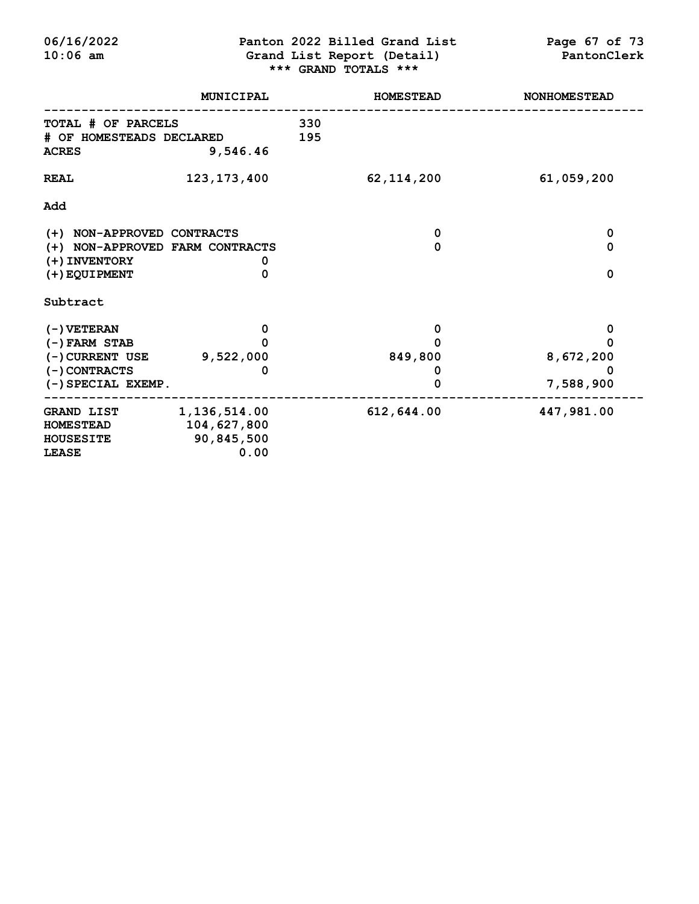# Panton 2022 Billed Grand List

## Grand List Report (Detail)

### *** GRAND TOTALS ***

| | MUNICIPAL | HOMESTEAD | NONHOMESTEAD |
|---|---|---|---|
| TOTAL # OF PARCELS | 330 | | |
| # OF HOMESTEADS DECLARED | 195 | | |
| ACRES | 9,546.46 | | |
| REAL | 123,173,400 | 62,114,200 | 61,059,200 |
| **Add** | | | |
| (+) NON-APPROVED CONTRACTS | | 0 | 0 |
| (+) NON-APPROVED FARM CONTRACTS | | 0 | 0 |
| (+) INVENTORY | 0 | | |
| (+) EQUIPMENT | 0 | | 0 |
| **Subtract** | | | |
| (-) VETERAN | 0 | 0 | 0 |
| (-) FARM STAB | 0 | 0 | 0 |
| (-) CURRENT USE | 9,522,000 | 849,800 | 8,672,200 |
| (-) CONTRACTS | 0 | 0 | 0 |
| (-) SPECIAL EXEMP. | | 0 | 7,588,900 |
| GRAND LIST | 1,136,514.00 | 612,644.00 | 447,981.00 |
| HOMESTEAD | 104,627,800 | | |
| HOUSESITE | 90,845,500 | | |
| LEASE | 0.00 | | |